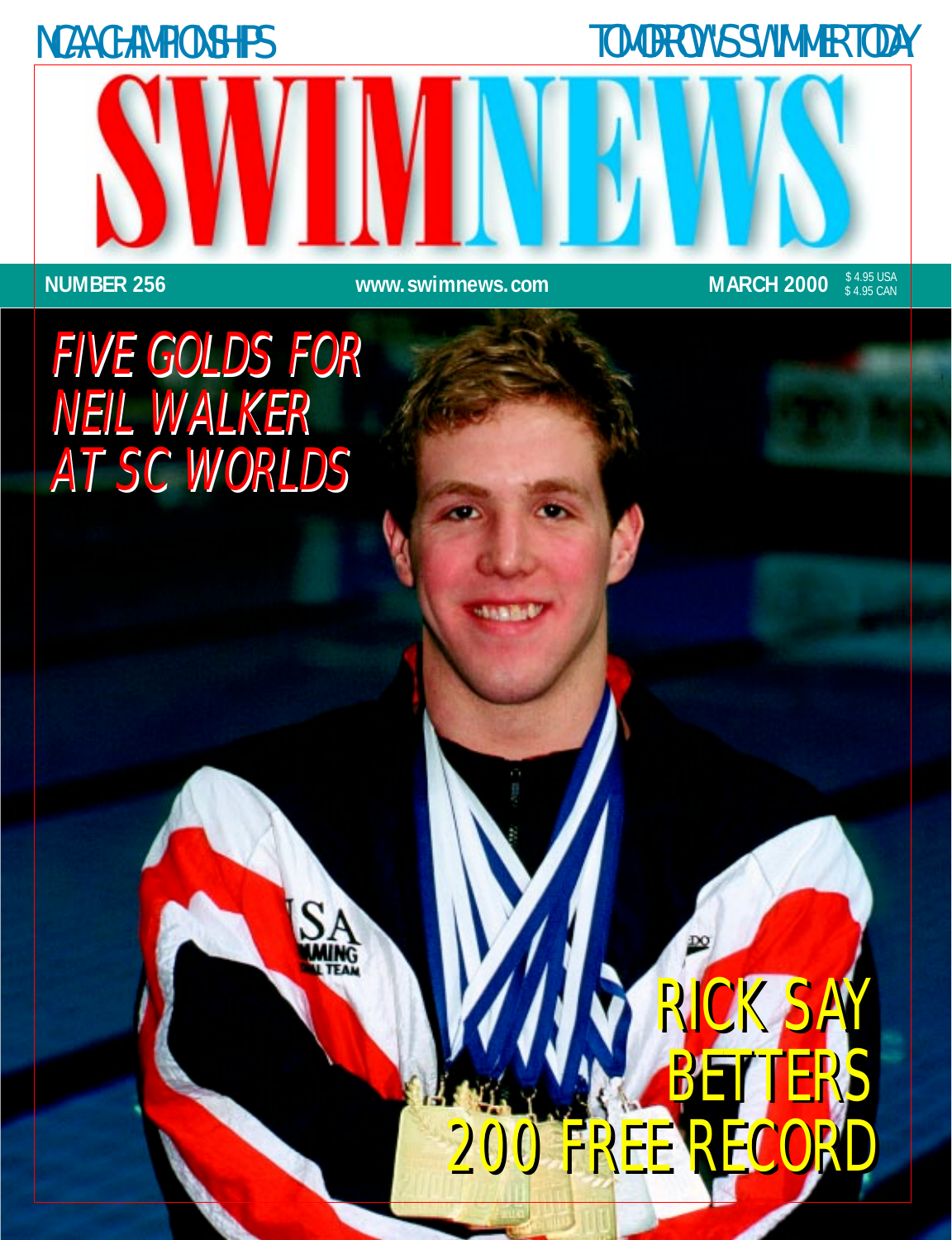NCAA CHAMPIONSHIPS

TOMORROW'S SWIMMER TODAY

# SWIMNEWS

NUMBER 256

www.swimnews.com

MARCH 2000

$ 4.95 USA
$ 4.95 CAN

## FIVE GOLDS FOR NEIL WALKER AT SC WORLDS

## RICK SAY BETTERS 200 FREE RECORD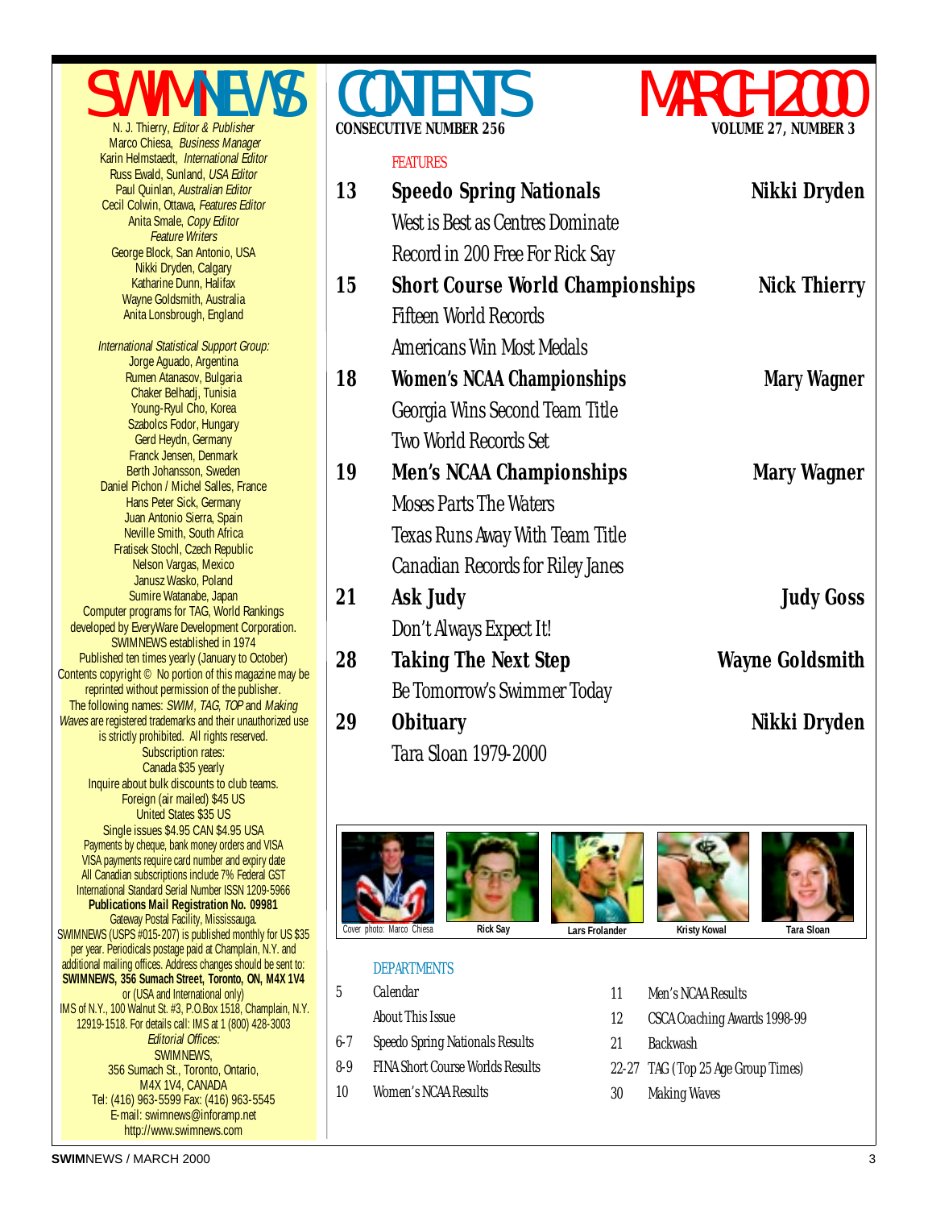# SWIMNEWS

N. J. Thierry, *Editor & Publisher*
Marco Chiesa, *Business Manager*
Karin Helmstaedt, *International Editor*
Russ Ewald, Sunland, *USA Editor*
Paul Quinlan, *Australian Editor*
Cecil Colwin, Ottawa, *Features Editor*
Anita Smale, *Copy Editor*
*Feature Writers*
George Block, San Antonio, USA
Nikki Dryden, Calgary
Katharine Dunn, Halifax
Wayne Goldsmith, Australia
Anita Lonsbrough, England

*International Statistical Support Group:*
Jorge Aguado, Argentina
Rumen Atanasov, Bulgaria
Chaker Belhadj, Tunisia
Young-Ryul Cho, Korea
Szabolcs Fodor, Hungary
Gerd Heydn, Germany
Franck Jensen, Denmark
Berth Johansson, Sweden
Daniel Pichon / Michel Salles, France
Hans Peter Sick, Germany
Juan Antonio Sierra, Spain
Neville Smith, South Africa
Fratisek Stochl, Czech Republic
Nelson Vargas, Mexico
Janusz Wasko, Poland
Sumire Watanabe, Japan
Computer programs for TAG, World Rankings developed by EveryWare Development Corporation.
SWIMNEWS established in 1974
Published ten times yearly (January to October)
Contents copyright © No portion of this magazine may be reprinted without permission of the publisher.
The following names: *SWIM, TAG, TOP* and *Making Waves* are registered trademarks and their unauthorized use is strictly prohibited. All rights reserved.
Subscription rates:
Canada $35 yearly
Inquire about bulk discounts to club teams.
Foreign (air mailed) $45 US
United States $35 US
Single issues $4.95 CAN $4.95 USA
Payments by cheque, bank money orders and VISA
VISA payments require card number and expiry date
All Canadian subscriptions include 7% Federal GST
International Standard Serial Number ISSN 1209-5966
**Publications Mail Registration No. 09981**
Gateway Postal Facility, Mississauga.
SWIMNEWS (USPS #015-207) is published monthly for US $35 per year. Periodicals postage paid at Champlain, N.Y. and additional mailing offices. Address changes should be sent to: **SWIMNEWS, 356 Sumach Street, Toronto, ON, M4X 1V4** or (USA and International only)
IMS of N.Y., 100 Walnut St. #3, P.O.Box 1518, Champlain, N.Y. 12919-1518. For details call: IMS at 1 (800) 428-3003
*Editorial Offices:*
SWIMNEWS,
356 Sumach St., Toronto, Ontario,
M4X 1V4, CANADA
Tel: (416) 963-5599 Fax: (416) 963-5545
E-mail: swimnews@inforamp.net
http://www.swimnews.com

# CONTENTS — MARCH 2000

**CONSECUTIVE NUMBER 256** — **VOLUME 27, NUMBER 3**

## FEATURES

**13 Speedo Spring Nationals** — **Nikki Dryden**
West is Best as Centres Dominate
Record in 200 Free For Rick Say

**15 Short Course World Championships** — **Nick Thierry**
Fifteen World Records
Americans Win Most Medals

**18 Women's NCAA Championships** — **Mary Wagner**
Georgia Wins Second Team Title
Two World Records Set

**19 Men's NCAA Championships** — **Mary Wagner**
Moses Parts The Waters
Texas Runs Away With Team Title
Canadian Records for Riley Janes

**21 Ask Judy** — **Judy Goss**
Don't Always Expect It!

**28 Taking The Next Step** — **Wayne Goldsmith**
Be Tomorrow's Swimmer Today

**29 Obituary** — **Nikki Dryden**
Tara Sloan 1979-2000

Cover photo: Marco Chiesa — Rick Say — Lars Frolander — Kristy Kowal — Tara Sloan

## DEPARTMENTS

- 5 Calendar
- About This Issue
- 6-7 Speedo Spring Nationals Results
- 8-9 FINA Short Course Worlds Results
- 10 Women's NCAA Results
- 11 Men's NCAA Results
- 12 CSCA Coaching Awards 1998-99
- 21 Backwash
- 22-27 TAG (Top 25 Age Group Times)
- 30 Making Waves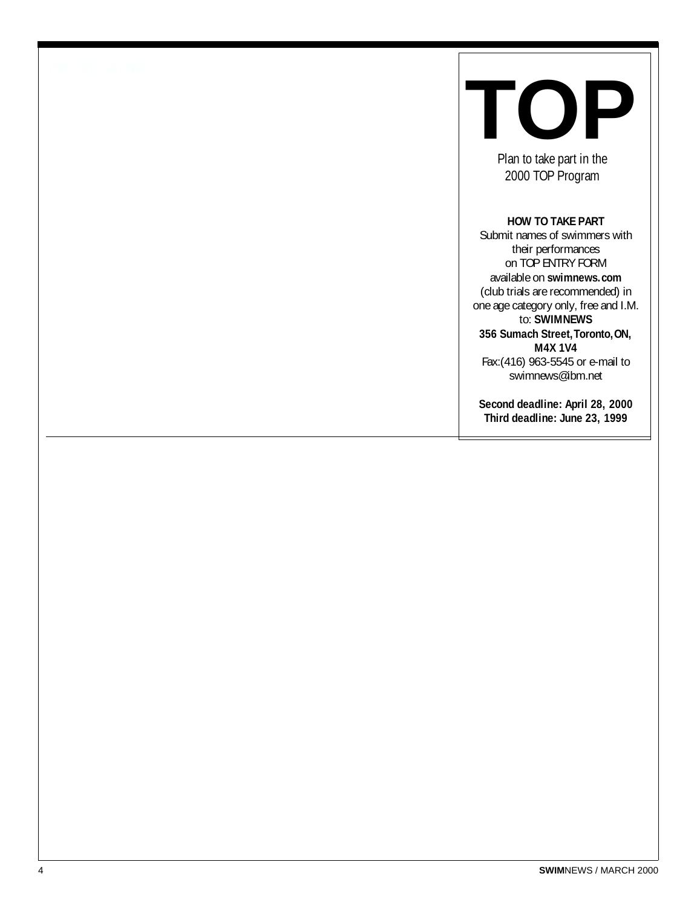# TOP

Plan to take part in the 2000 TOP Program

**HOW TO TAKE PART**

Submit names of swimmers with their performances on TOP ENTRY FORM available on **swimnews.com** (club trials are recommended) in one age category only, free and I.M. to: **SWIMNEWS**

**356 Sumach Street, Toronto, ON, M4X 1V4**

Fax:(416) 963-5545 or e-mail to swimnews@ibm.net

**Second deadline: April 28, 2000**

**Third deadline: June 23, 1999**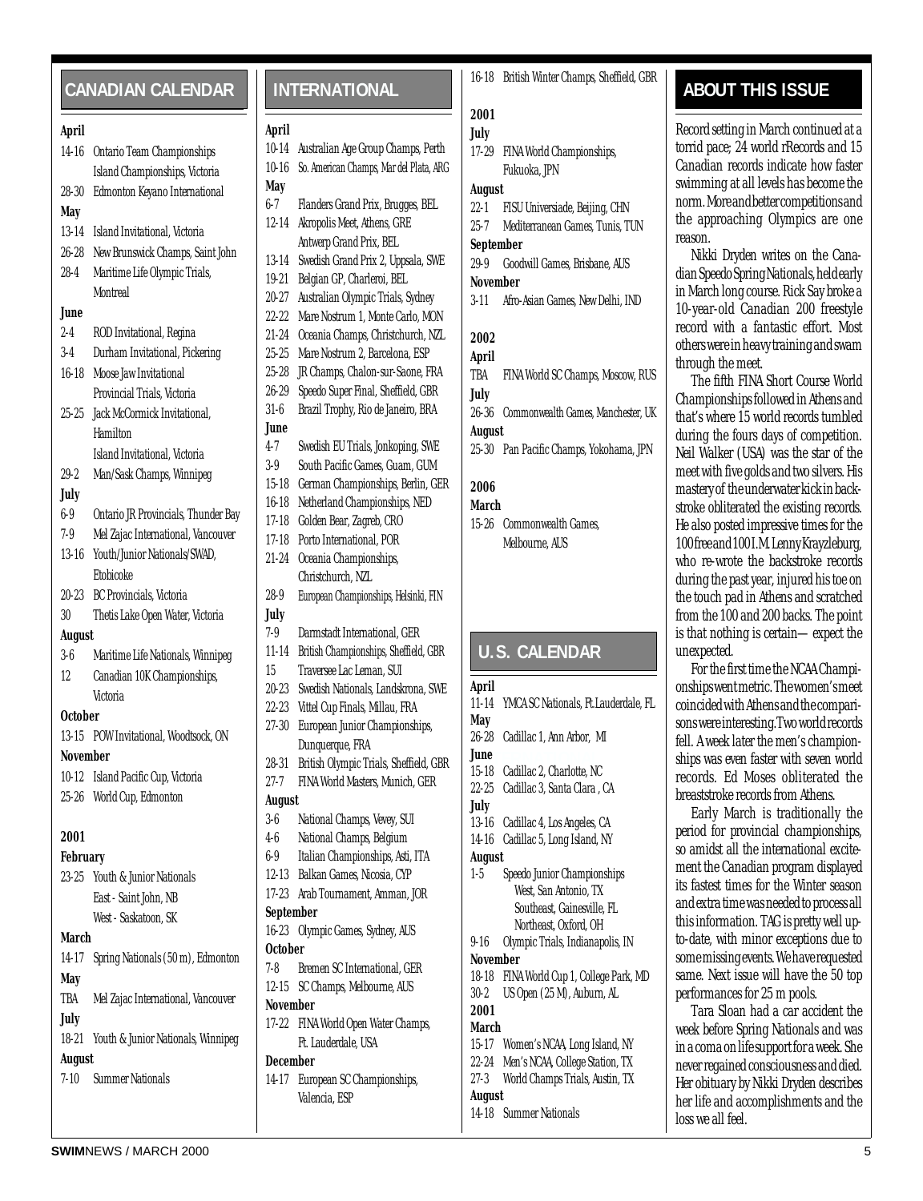## CANADIAN CALENDAR

**April**

14-16 Ontario Team Championships
Island Championships, Victoria

28-30 Edmonton Keyano International

**May**

13-14 Island Invitational, Victoria

26-28 New Brunswick Champs, Saint John

28-4 Maritime Life Olympic Trials, Montreal

**June**

2-4 ROD Invitational, Regina

3-4 Durham Invitational, Pickering

16-18 Moose Jaw Invitational
Provincial Trials, Victoria

25-25 Jack McCormick Invitational, Hamilton
Island Invitational, Victoria

29-2 Man/Sask Champs, Winnipeg

**July**

6-9 Ontario JR Provincials, Thunder Bay

7-9 Mel Zajac International, Vancouver

13-16 Youth/Junior Nationals/SWAD, Etobicoke

20-23 BC Provincials, Victoria

30 Thetis Lake Open Water, Victoria

**August**

3-6 Maritime Life Nationals, Winnipeg

12 Canadian 10K Championships, Victoria

**October**

13-15 POW Invitational, Woodtsock, ON

**November**

10-12 Island Pacific Cup, Victoria

25-26 World Cup, Edmonton

**2001**

**February**

23-25 Youth & Junior Nationals
East - Saint John, NB
West - Saskatoon, SK

**March**

14-17 Spring Nationals (50 m), Edmonton

**May**

TBA Mel Zajac International, Vancouver

**July**

18-21 Youth & Junior Nationals, Winnipeg

**August**

7-10 Summer Nationals

## INTERNATIONAL

**April**

10-14 Australian Age Group Champs, Perth

10-16 So. American Champs, Mar del Plata, ARG

**May**

6-7 Flanders Grand Prix, Brugges, BEL

12-14 Akropolis Meet, Athens, GRE
Antwerp Grand Prix, BEL

13-14 Swedish Grand Prix 2, Uppsala, SWE

19-21 Belgian GP, Charleroi, BEL

20-27 Australian Olympic Trials, Sydney

22-22 Mare Nostrum 1, Monte Carlo, MON

21-24 Oceania Champs, Christchurch, NZL

25-25 Mare Nostrum 2, Barcelona, ESP

25-28 JR Champs, Chalon-sur-Saone, FRA

26-29 Speedo Super Final, Sheffield, GBR

31-6 Brazil Trophy, Rio de Janeiro, BRA

**June**

4-7 Swedish EU Trials, Jonkoping, SWE

3-9 South Pacific Games, Guam, GUM

15-18 German Championships, Berlin, GER

16-18 Netherland Championships, NED

17-18 Golden Bear, Zagreb, CRO

17-18 Porto International, POR

21-24 Oceania Championships, Christchurch, NZL

28-9 European Championships, Helsinki, FIN

**July**

7-9 Darmstadt International, GER

11-14 British Championships, Sheffield, GBR

15 Traversee Lac Leman, SUI

20-23 Swedish Nationals, Landskrona, SWE

22-23 Vittel Cup Finals, Millau, FRA

27-30 European Junior Championships, Dunquerque, FRA

28-31 British Olympic Trials, Sheffield, GBR

27-7 FINA World Masters, Munich, GER

**August**

3-6 National Champs, Vevey, SUI

4-6 National Champs, Belgium

6-9 Italian Championships, Asti, ITA

12-13 Balkan Games, Nicosia, CYP

17-23 Arab Tournament, Amman, JOR

**September**

16-23 Olympic Games, Sydney, AUS

**October**

7-8 Bremen SC International, GER

12-15 SC Champs, Melbourne, AUS

**November**

17-22 FINA World Open Water Champs, Ft. Lauderdale, USA

**December**

14-17 European SC Championships, Valencia, ESP

16-18 British Winter Champs, Sheffield, GBR

**2001**

**July**

17-29 FINA World Championships, Fukuoka, JPN

**August**

22-1 FISU Universiade, Beijing, CHN

25-7 Mediterranean Games, Tunis, TUN

**September**

29-9 Goodwill Games, Brisbane, AUS

**November**

3-11 Afro-Asian Games, New Delhi, IND

**2002**

**April**

TBA FINA World SC Champs, Moscow, RUS

**July**

26-36 Commonwealth Games, Manchester, UK

**August**

25-30 Pan Pacific Champs, Yokohama, JPN

**2006**

**March**

15-26 Commonwealth Games, Melbourne, AUS

## U.S. CALENDAR

**April**

11-14 YMCA SC Nationals, Ft.Lauderdale, FL

**May**

26-28 Cadillac 1, Ann Arbor, MI

**June**

15-18 Cadillac 2, Charlotte, NC

22-25 Cadillac 3, Santa Clara , CA

**July**

13-16 Cadillac 4, Los Angeles, CA

14-16 Cadillac 5, Long Island, NY

**August**

1-5 Speedo Junior Championships
West, San Antonio, TX
Southeast, Gainesville, FL
Northeast, Oxford, OH

9-16 Olympic Trials, Indianapolis, IN

**November**

18-18 FINA World Cup 1, College Park, MD

30-2 US Open (25 M), Auburn, AL

**2001**

**March**

15-17 Women's NCAA, Long Island, NY

22-24 Men's NCAA, College Station, TX

27-3 World Champs Trials, Austin, TX

**August**

14-18 Summer Nationals

## ABOUT THIS ISSUE

Record setting in March continued at a torrid pace; 24 world rRecords and 15 Canadian records indicate how faster swimming at all levels has become the norm. More and better competitions and the approaching Olympics are one reason.

Nikki Dryden writes on the Canadian Speedo Spring Nationals, held early in March long course. Rick Say broke a 10-year-old Canadian 200 freestyle record with a fantastic effort. Most others were in heavy training and swam through the meet.

The fifth FINA Short Course World Championships followed in Athens and that's where 15 world records tumbled during the fours days of competition. Neil Walker (USA) was the star of the meet with five golds and two silvers. His mastery of the underwater kick in backstroke obliterated the existing records. He also posted impressive times for the 100 free and 100 I.M. Lenny Krayzleburg, who re-wrote the backstroke records during the past year, injured his toe on the touch pad in Athens and scratched from the 100 and 200 backs. The point is that nothing is certain— expect the unexpected.

For the first time the NCAA Championships went metric. The women's meet coincided with Athens and the comparisons were interesting. Two world records fell. A week later the men's championships was even faster with seven world records. Ed Moses obliterated the breaststroke records from Athens.

Early March is traditionally the period for provincial championships, so amidst all the international excitement the Canadian program displayed its fastest times for the Winter season and extra time was needed to process all this information. TAG is pretty well up-to-date, with minor exceptions due to some missing events. We have requested same. Next issue will have the 50 top performances for 25 m pools.

Tara Sloan had a car accident the week before Spring Nationals and was in a coma on life support for a week. She never regained consciousness and died. Her obituary by Nikki Dryden describes her life and accomplishments and the loss we all feel.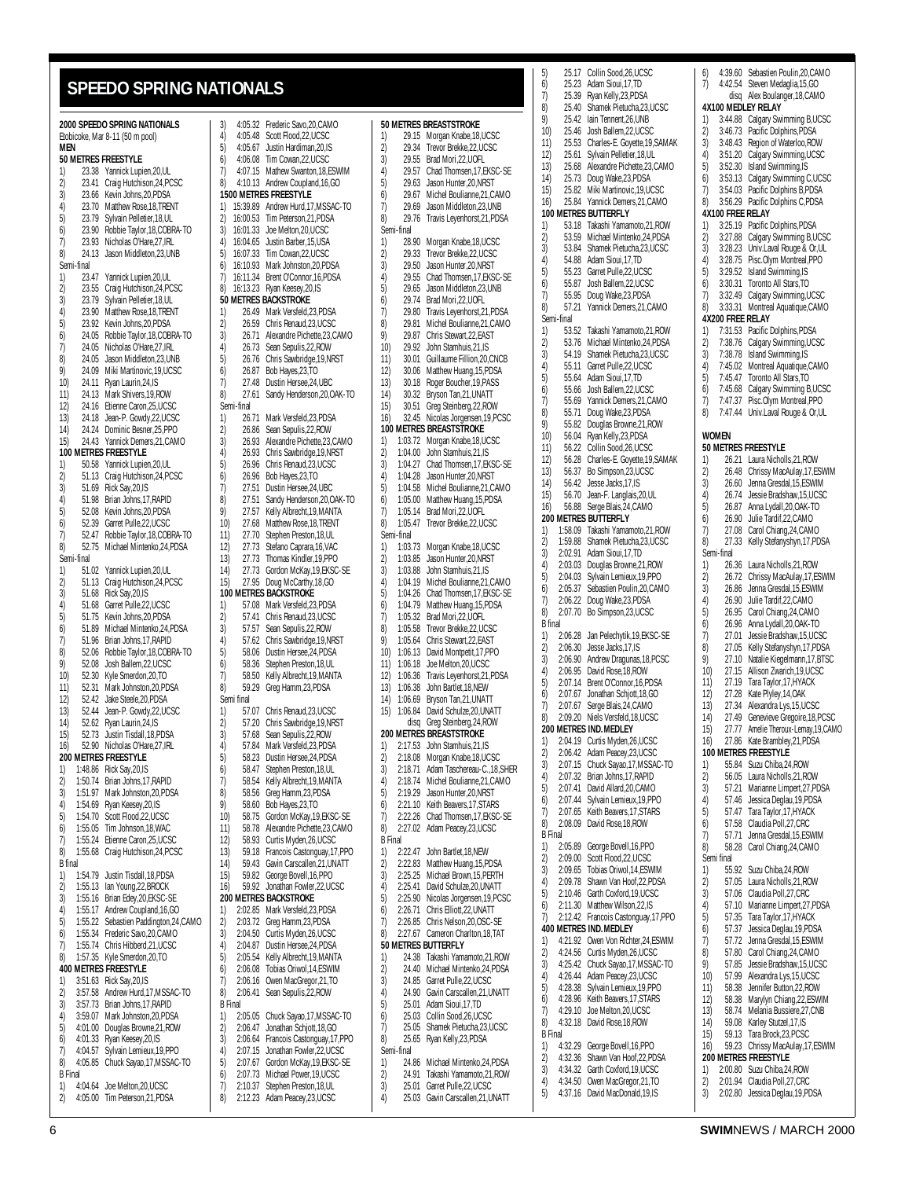# SPEEDO SPRING NATIONALS

**2000 SPEEDO SPRING NATIONALS**
Etobicoke, Mar 8-11 (50 m pool)

**MEN**

**50 METRES FREESTYLE**
1) 23.38 Yannick Lupien,20,UL
2) 23.41 Craig Hutchison,24,PCSC
3) 23.66 Kevin Johns,20,PDSA
4) 23.70 Matthew Rose,18,TRENT
5) 23.79 Sylvain Pelletier,18,UL
6) 23.90 Robbie Taylor,18,COBRA-TO
7) 23.93 Nicholas O'Hare,27,IRL
8) 24.13 Jason Middleton,23,UNB
Semi-final
1) 23.47 Yannick Lupien,20,UL
2) 23.55 Craig Hutchison,24,PCSC
3) 23.79 Sylvain Pelletier,18,UL
4) 23.90 Matthew Rose,18,TRENT
5) 23.92 Kevin Johns,20,PDSA
6) 24.05 Robbie Taylor,18,COBRA-TO
7) 24.05 Nicholas O'Hare,27,IRL
8) 24.05 Jason Middleton,23,UNB
9) 24.09 Miki Martinovic,19,UCSC
10) 24.11 Ryan Laurin,24,IS
11) 24.13 Mark Shivers,19,ROW
12) 24.16 Etienne Caron,25,UCSC
13) 24.18 Jean-P. Gowdy,22,UCSC
14) 24.24 Dominic Besner,25,PPO
15) 24.43 Yannick Demers,21,CAMO

**100 METRES FREESTYLE**
1) 50.58 Yannick Lupien,20,UL
2) 51.13 Craig Hutchison,24,PCSC
3) 51.69 Rick Say,20,IS
4) 51.98 Brian Johns,17,RAPID
5) 52.08 Kevin Johns,20,PDSA
6) 52.39 Garret Pulle,22,UCSC
7) 52.47 Robbie Taylor,18,COBRA-TO
8) 52.75 Michael Mintenko,24,PDSA
Semi-final
1) 51.02 Yannick Lupien,20,UL
2) 51.13 Craig Hutchison,24,PCSC
3) 51.68 Rick Say,20,IS
4) 51.68 Garret Pulle,22,UCSC
5) 51.75 Kevin Johns,20,PDSA
6) 51.89 Michael Mintenko,24,PDSA
7) 51.96 Brian Johns,17,RAPID
8) 52.06 Robbie Taylor,18,COBRA-TO
9) 52.08 Josh Ballem,22,UCSC
10) 52.30 Kyle Smerdon,20,TO
11) 52.31 Mark Johnston,20,PDSA
12) 52.42 Jake Steele,20,PDSA
13) 52.44 Jean-P. Gowdy,22,UCSC
14) 52.62 Ryan Laurin,24,IS
15) 52.73 Justin Tisdall,18,PDSA
16) 52.90 Nicholas O'Hare,27,IRL

**200 METRES FREESTYLE**
1) 1:48.86 Rick Say,20,IS
2) 1:50.74 Brian Johns,17,RAPID
3) 1:51.97 Mark Johnston,20,PDSA
4) 1:54.69 Ryan Keesey,20,IS
5) 1:54.70 Scott Flood,22,UCSC
6) 1:55.05 Tim Johnson,18,WAC
7) 1:55.24 Etienne Caron,25,UCSC
8) 1:55.68 Craig Hutchison,24,PCSC
B final
1) 1:54.79 Justin Tisdall,18,PDSA
2) 1:55.13 Ian Young,22,BROCK
3) 1:55.16 Brian Edey,20,EKSC-SE
4) 1:55.17 Andrew Coupland,16,GO
5) 1:55.22 Sebastien Paddington,24,CAMO
6) 1:55.34 Frederic Savo,20,CAMO
7) 1:55.74 Chris Hibberd,21,UCSC
8) 1:57.35 Kyle Smerdon,20,TO

**400 METRES FREESTYLE**
1) 3:51.63 Rick Say,20,IS
2) 3:57.58 Andrew Hurd,17,MSSAC-TO
3) 3:57.73 Brian Johns,17,RAPID
4) 3:59.07 Mark Johnston,20,PDSA
5) 4:01.00 Douglas Browne,21,ROW
6) 4:01.33 Ryan Keesey,20,IS
7) 4:04.57 Sylvain Lemieux,19,PPO
8) 4:05.85 Chuck Sayao,17,MSSAC-TO
B Final
1) 4:04.64 Joe Melton,20,UCSC
2) 4:05.00 Tim Peterson,21,PDSA
3) 4:05.32 Frederic Savo,20,CAMO
4) 4:05.48 Scott Flood,22,UCSC
5) 4:05.67 Justin Hardiman,20,IS
6) 4:06.08 Tim Cowan,22,UCSC
7) 4:07.15 Mathew Swanton,18,ESWIM
8) 4:10.13 Andrew Coupland,16,GO

**1500 METRES FREESTYLE**
1) 15:39.89 Andrew Hurd,17,MSSAC-TO
2) 16:00.53 Tim Peterson,21,PDSA
3) 16:01.33 Joe Melton,20,UCSC
4) 16:04.65 Justin Barber,15,USA
5) 16:07.33 Tim Cowan,22,UCSC
6) 16:10.93 Mark Johnston,20,PDSA
7) 16:11.34 Brent O'Connor,16,PDSA
8) 16:13.23 Ryan Keesey,20,IS

**50 METRES BACKSTROKE**
1) 26.49 Mark Versfeld,23,PDSA
2) 26.59 Chris Renaud,23,UCSC
3) 26.71 Alexandre Pichette,23,CAMO
4) 26.73 Sean Sepulis,22,ROW
5) 26.76 Chris Sawbridge,19,NRST
6) 26.87 Bob Hayes,23,TO
7) 27.48 Dustin Hersee,24,UBC
8) 27.61 Sandy Henderson,20,OAK-TO
Semi-final
1) 26.71 Mark Versfeld,23,PDSA
2) 26.86 Sean Sepulis,22,ROW
3) 26.93 Alexandre Pichette,23,CAMO
4) 26.93 Chris Sawbridge,19,NRST
5) 26.96 Chris Renaud,23,UCSC
6) 26.96 Bob Hayes,23,TO
7) 27.51 Dustin Hersee,24,UBC
8) 27.51 Sandy Henderson,20,OAK-TO
9) 27.57 Kelly Albrecht,19,MANTA
10) 27.68 Matthew Rose,18,TRENT
11) 27.70 Stephen Preston,18,UL
12) 27.73 Stefano Caprara,16,VAC
13) 27.73 Thomas Kindler,19,PPO
14) 27.73 Gordon McKay,19,EKSC-SE
15) 27.95 Doug McCarthy,18,GO

**100 METRES BACKSTROKE**
1) 57.08 Mark Versfeld,23,PDSA
2) 57.41 Chris Renaud,23,UCSC
3) 57.57 Sean Sepulis,22,ROW
4) 57.62 Chris Sawbridge,19,NRST
5) 58.06 Dustin Hersee,24,PDSA
6) 58.36 Stephen Preston,18,UL
7) 58.50 Kelly Albrecht,19,MANTA
8) 59.29 Greg Hamm,23,PDSA
Semi final
1) 57.07 Chris Renaud,23,UCSC
2) 57.20 Chris Sawbridge,19,NRST
3) 57.68 Sean Sepulis,22,ROW
4) 57.84 Mark Versfeld,23,PDSA
5) 58.23 Dustin Hersee,24,PDSA
6) 58.47 Stephen Preston,18,UL
7) 58.54 Kelly Albrecht,19,MANTA
8) 58.56 Greg Hamm,23,PDSA
9) 58.60 Bob Hayes,23,TO
10) 58.75 Gordon McKay,19,EKSC-SE
11) 58.78 Alexandre Pichette,23,CAMO
12) 58.93 Curtis Myden,26,UCSC
13) 59.18 Francois Castonguay,17,PPO
14) 59.43 Gavin Carscallen,21,UNATT
15) 59.82 George Bovell,16,PPO
16) 59.92 Jonathan Fowler,22,UCSC

**200 METRES BACKSTROKE**
1) 2:02.85 Mark Versfeld,23,PDSA
2) 2:03.72 Greg Hamm,23,PDSA
3) 2:04.50 Curtis Myden,26,UCSC
4) 2:04.87 Dustin Hersee,24,PDSA
5) 2:05.54 Kelly Albrecht,19,MANTA
6) 2:06.08 Tobias Oriwol,14,ESWIM
7) 2:06.16 Owen MacGregor,21,TO
8) 2:06.41 Sean Sepulis,22,ROW
B Final
1) 2:05.05 Chuck Sayao,17,MSSAC-TO
2) 2:06.47 Jonathan Schjott,18,GO
3) 2:06.64 Francois Castonguay,17,PPO
4) 2:07.15 Jonathan Fowler,22,UCSC
5) 2:07.67 Gordon McKay,19,EKSC-SE
6) 2:07.73 Michael Power,19,UCSC
7) 2:10.37 Stephen Preston,18,UL
8) 2:12.23 Adam Peacey,23,UCSC

**50 METRES BREASTSTROKE**
1) 29.15 Morgan Knabe,18,UCSC
2) 29.34 Trevor Brekke,22,UCSC
3) 29.55 Brad Mori,22,UOFL
4) 29.57 Chad Thomsen,17,EKSC-SE
5) 29.63 Jason Hunter,20,NRST
6) 29.67 Michel Boulianne,21,CAMO
7) 29.69 Jason Middleton,23,UNB
8) 29.76 Travis Leyenhorst,21,PDSA
Semi-final
1) 28.90 Morgan Knabe,18,UCSC
2) 29.33 Trevor Brekke,22,UCSC
3) 29.50 Jason Hunter,20,NRST
4) 29.55 Chad Thomsen,17,EKSC-SE
5) 29.65 Jason Middleton,23,UNB
6) 29.74 Brad Mori,22,UOFL
7) 29.80 Travis Leyenhorst,21,PDSA
8) 29.81 Michel Boulianne,21,CAMO
9) 29.87 Chris Stewart,22,EAST
10) 29.92 John Stamhuis,21,IS
11) 30.01 Guillaume Fillion,20,CNCB
12) 30.06 Matthew Huang,15,PDSA
13) 30.18 Roger Boucher,19,PASS
14) 30.32 Bryson Tan,21,UNATT
15) 30.51 Greg Steinberg,22,ROW
16) 32.45 Nicolas Jorgensen,19,PCSC

**100 METRES BREASTSTROKE**
1) 1:03.72 Morgan Knabe,18,UCSC
2) 1:04.00 John Stamhuis,21,IS
3) 1:04.27 Chad Thomsen,17,EKSC-SE
4) 1:04.28 Jason Hunter,20,NRST
5) 1:04.58 Michel Boulianne,21,CAMO
6) 1:05.00 Matthew Huang,15,PDSA
7) 1:05.14 Brad Mori,22,UOFL
8) 1:05.47 Trevor Brekke,22,UCSC
Semi-final
1) 1:03.73 Morgan Knabe,18,UCSC
2) 1:03.85 Jason Hunter,20,NRST
3) 1:03.88 John Stamhuis,21,IS
4) 1:04.19 Michel Boulianne,21,CAMO
5) 1:04.26 Chad Thomsen,17,EKSC-SE
6) 1:04.79 Matthew Huang,15,PDSA
7) 1:05.32 Brad Mori,22,UOFL
8) 1:05.58 Trevor Brekke,22,UCSC
9) 1:05.64 Chris Stewart,22,EAST
10) 1:06.13 David Montpetit,17,PPO
11) 1:06.18 Joe Melton,20,UCSC
12) 1:06.36 Travis Leyenhorst,21,PDSA
13) 1:06.38 John Bartlet,18,NEW
14) 1:06.69 Bryson Tan,21,UNATT
15) 1:06.84 David Schulze,20,UNATT
disq Greg Steinberg,24,ROW

**200 METRES BREASTSTROKE**
1) 2:17.53 John Stamhuis,21,IS
2) 2:18.08 Morgan Knabe,18,UCSC
3) 2:18.71 Adam Taschereau-C.,18,SHER
4) 2:18.74 Michel Boulianne,21,CAMO
5) 2:19.29 Jason Hunter,20,NRST
6) 2:21.10 Keith Beavers,17,STARS
7) 2:22.26 Chad Thomsen,17,EKSC-SE
8) 2:27.02 Adam Peacey,23,UCSC
B Final
1) 2:22.47 John Bartlet,18,NEW
2) 2:22.83 Matthew Huang,15,PDSA
3) 2:25.25 Michael Brown,15,PERTH
4) 2:25.41 David Schulze,20,UNATT
5) 2:25.90 Nicolas Jorgensen,19,PCSC
6) 2:26.71 Chris Elliott,22,UNATT
7) 2:26.85 Chris Nelson,20,OSC-SE
8) 2:27.67 Cameron Charlton,18,TAT

**50 METRES BUTTERFLY**
1) 24.38 Takashi Yamamoto,21,ROW
2) 24.40 Michael Mintenko,24,PDSA
3) 24.85 Garret Pulle,22,UCSC
4) 24.90 Gavin Carscallen,21,UNATT
5) 25.01 Adam Sioui,17,TD
6) 25.03 Collin Sood,26,UCSC
7) 25.05 Shamek Pietucha,23,UCSC
8) 25.65 Ryan Kelly,23,PDSA
Semi-final
1) 24.86 Michael Mintenko,24,PDSA
2) 24.91 Takashi Yamamoto,21,ROW
3) 25.01 Garret Pulle,22,UCSC
4) 25.03 Gavin Carscallen,21,UNATT
5) 25.17 Collin Sood,26,UCSC
6) 25.23 Adam Sioui,17,TD
7) 25.39 Ryan Kelly,23,PDSA
8) 25.40 Shamek Pietucha,23,UCSC
9) 25.42 Iain Tennent,26,UNB
10) 25.46 Josh Ballem,22,UCSC
11) 25.53 Charles-E. Goyette,19,SAMAK
12) 25.61 Sylvain Pelletier,18,UL
13) 25.68 Alexandre Pichette,23,CAMO
14) 25.73 Doug Wake,23,PDSA
15) 25.82 Miki Martinovic,19,UCSC
16) 25.84 Yannick Demers,21,CAMO

**100 METRES BUTTERFLY**
1) 53.18 Takashi Yamamoto,21,ROW
2) 53.59 Michael Mintenko,24,PDSA
3) 53.84 Shamek Pietucha,23,UCSC
4) 54.88 Adam Sioui,17,TD
5) 55.23 Garret Pulle,22,UCSC
6) 55.87 Josh Ballem,22,UCSC
7) 55.95 Doug Wake,23,PDSA
8) 57.21 Yannick Demers,21,CAMO
Semi-final
1) 53.52 Takashi Yamamoto,21,ROW
2) 53.76 Michael Mintenko,24,PDSA
3) 54.19 Shamek Pietucha,23,UCSC
4) 55.11 Garret Pulle,22,UCSC
5) 55.64 Adam Sioui,17,TD
6) 55.66 Josh Ballem,22,UCSC
7) 55.69 Yannick Demers,21,CAMO
8) 55.71 Doug Wake,23,PDSA
9) 55.82 Douglas Browne,21,ROW
10) 56.04 Ryan Kelly,23,PDSA
11) 56.22 Collin Sood,26,UCSC
12) 56.28 Charles-E. Goyette,19,SAMAK
13) 56.37 Bo Simpson,23,UCSC
14) 56.42 Jesse Jacks,17,IS
15) 56.70 Jean-F. Langlais,20,UL
16) 56.88 Serge Blais,24,CAMO

**200 METRES BUTTERFLY**
1) 1:58.09 Takashi Yamamoto,21,ROW
2) 1:59.88 Shamek Pietucha,23,UCSC
3) 2:02.91 Adam Sioui,17,TD
4) 2:03.03 Douglas Browne,21,ROW
5) 2:04.03 Sylvain Lemieux,19,PPO
6) 2:05.37 Sebastien Poulin,20,CAMO
7) 2:06.22 Doug Wake,23,PDSA
8) 2:07.70 Bo Simpson,23,UCSC
B final
1) 2:06.28 Jan Pelechytik,19,EKSC-SE
2) 2:06.30 Jesse Jacks,17,IS
3) 2:06.90 Andrew Dragunas,18,PCSC
4) 2:06.95 David Rose,18,ROW
5) 2:07.14 Brent O'Connor,16,PDSA
6) 2:07.67 Jonathan Schjott,18,GO
7) 2:07.67 Serge Blais,24,CAMO
8) 2:09.20 Niels Versfeld,18,UCSC

**200 METRES IND. MEDLEY**
1) 2:04.19 Curtis Myden,26,UCSC
2) 2:06.42 Adam Peacey,23,UCSC
3) 2:07.15 Chuck Sayao,17,MSSAC-TO
4) 2:07.32 Brian Johns,17,RAPID
5) 2:07.41 David Allard,20,CAMO
6) 2:07.44 Sylvain Lemieux,19,PPO
7) 2:07.65 Keith Beavers,17,STARS
8) 2:08.09 David Rose,18,ROW
B Final
1) 2:05.89 George Bovell,16,PPO
2) 2:09.00 Scott Flood,22,UCSC
3) 2:09.65 Tobias Oriwol,14,ESWIM
4) 2:09.78 Shawn Van Hoof,22,PDSA
5) 2:10.46 Garth Coxford,19,UCSC
6) 2:11.30 Matthew Wilson,22,IS
7) 2:12.42 Francois Castonguay,17,PPO

**400 METRES IND. MEDLEY**
1) 4:21.92 Owen Von Richter,24,ESWIM
2) 4:24.56 Curtis Myden,26,UCSC
3) 4:25.42 Chuck Sayao,17,MSSAC-TO
4) 4:26.44 Adam Peacey,23,UCSC
5) 4:28.38 Sylvain Lemieux,19,PPO
6) 4:28.96 Keith Beavers,17,STARS
7) 4:29.10 Joe Melton,20,UCSC
8) 4:32.18 David Rose,18,ROW
B Final
1) 4:32.29 George Bovell,16,PPO
2) 4:32.36 Shawn Van Hoof,22,PDSA
3) 4:34.32 Garth Coxford,19,UCSC
4) 4:34.50 Owen MacGregor,21,TO
5) 4:37.16 David MacDonald,19,IS
6) 4:39.60 Sebastien Poulin,20,CAMO
7) 4:42.54 Steven Medaglia,15,GO
disq Alex Boulanger,18,CAMO

**4X100 MEDLEY RELAY**
1) 3:44.88 Calgary Swimming B,UCSC
2) 3:46.73 Pacific Dolphins,PDSA
3) 3:48.43 Region of Waterloo,ROW
4) 3:51.20 Calgary Swimming,UCSC
5) 3:52.30 Island Swimming,IS
6) 3:53.13 Calgary Swimming C,UCSC
7) 3:54.03 Pacific Dolphins B,PDSA
8) 3:56.29 Pacific Dolphins C,PDSA

**4X100 FREE RELAY**
1) 3:25.19 Pacific Dolphins,PDSA
2) 3:27.88 Calgary Swimming B,UCSC
3) 3:28.23 Univ.Laval Rouge & Or,UL
4) 3:28.75 Pisc.Olym Montreal,PPO
5) 3:29.52 Island Swimming,IS
6) 3:30.31 Toronto All Stars,TO
7) 3:32.49 Calgary Swimming,UCSC
8) 3:33.31 Montreal Aquatique,CAMO

**4X200 FREE RELAY**
1) 7:31.53 Pacific Dolphins,PDSA
2) 7:38.76 Calgary Swimming,UCSC
3) 7:38.78 Island Swimming,IS
4) 7:45.02 Montreal Aquatique,CAMO
5) 7:45.47 Toronto All Stars,TO
6) 7:45.68 Calgary Swimming B,UCSC
7) 7:47.37 Pisc.Olym Montreal,PPO
8) 7:47.44 Univ.Laval Rouge & Or,UL

**WOMEN**

**50 METRES FREESTYLE**
1) 26.21 Laura Nicholls,21,ROW
2) 26.48 Chrissy MacAulay,17,ESWIM
3) 26.60 Jenna Gresdal,15,ESWIM
4) 26.74 Jessie Bradshaw,15,UCSC
5) 26.87 Anna Lydall,20,OAK-TO
6) 26.90 Julie Tardif,22,CAMO
7) 27.08 Carol Chiang,24,CAMO
8) 27.33 Kelly Stefanyshyn,17,PDSA
Semi-final
1) 26.36 Laura Nicholls,21,ROW
2) 26.72 Chrissy MacAulay,17,ESWIM
3) 26.86 Jenna Gresdal,15,ESWIM
4) 26.90 Julie Tardif,22,CAMO
5) 26.95 Carol Chiang,24,CAMO
6) 26.96 Anna Lydall,20,OAK-TO
7) 27.01 Jessie Bradshaw,15,UCSC
8) 27.05 Kelly Stefanyshyn,17,PDSA
9) 27.10 Natalie Kiegelmann,17,BTSC
10) 27.15 Allison Zwarich,19,UCSC
11) 27.19 Tara Taylor,17,HYACK
12) 27.28 Kate Plyley,14,OAK
13) 27.34 Alexandra Lys,15,UCSC
14) 27.49 Genevieve Gregoire,18,PCSC
15) 27.77 Amelie Theroux-Lemay,19,CAMO
16) 27.86 Kate Brambley,21,PDSA

**100 METRES FREESTYLE**
1) 55.84 Suzu Chiba,24,ROW
2) 56.05 Laura Nicholls,21,ROW
3) 57.21 Marianne Limpert,27,PDSA
4) 57.46 Jessica Deglau,19,PDSA
5) 57.47 Tara Taylor,17,HYACK
6) 57.58 Claudia Poll,27,CRC
7) 57.71 Jenna Gresdal,15,ESWIM
8) 58.28 Carol Chiang,24,CAMO
Semi final
1) 55.92 Suzu Chiba,24,ROW
2) 57.05 Laura Nicholls,21,ROW
3) 57.06 Claudia Poll,27,CRC
4) 57.10 Marianne Limpert,27,PDSA
5) 57.35 Tara Taylor,17,HYACK
6) 57.37 Jessica Deglau,19,PDSA
7) 57.72 Jenna Gresdal,15,ESWIM
8) 57.80 Carol Chiang,24,CAMO
9) 57.85 Jessie Bradshaw,15,UCSC
10) 57.99 Alexandra Lys,15,UCSC
11) 58.38 Jennifer Button,22,ROW
12) 58.38 Marylyn Chiang,22,ESWIM
13) 58.74 Melania Bussiere,27,CNB
14) 59.08 Karley Stutzel,17,IS
15) 59.13 Tara Brock,23,PCSC
16) 59.23 Chrissy MacAulay,17,ESWIM

**200 METRES FREESTYLE**
1) 2:00.80 Suzu Chiba,24,ROW
2) 2:01.94 Claudia Poll,27,CRC
3) 2:02.80 Jessica Deglau,19,PDSA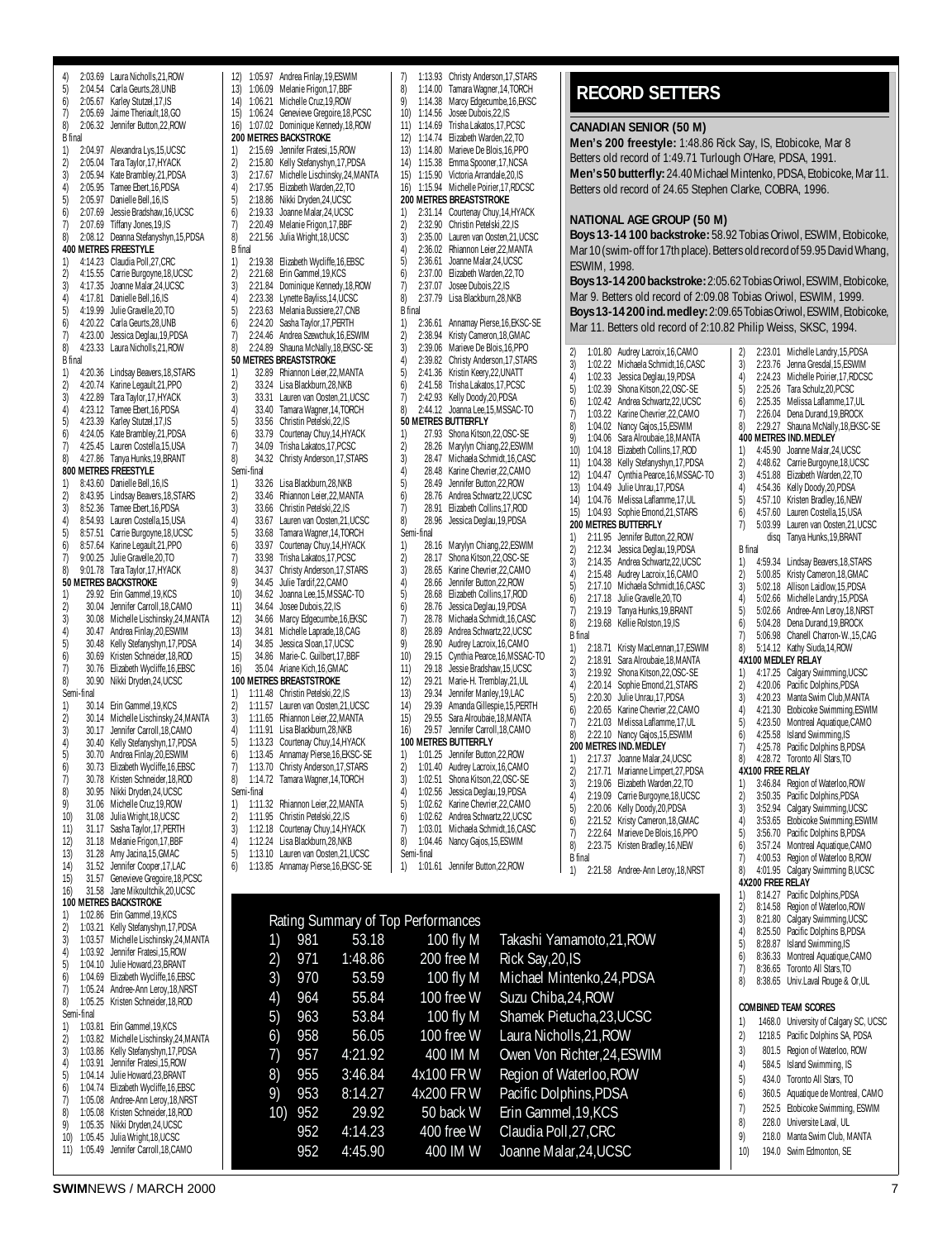4) 2:03.69 Laura Nicholls,21,ROW
5) 2:04.54 Carla Geurts,28,UNB
6) 2:05.67 Karley Stutzel,17,IS
7) 2:05.69 Jaime Theriault,18,GO
8) 2:06.32 Jennifer Button,22,ROW

B final

1) 2:04.97 Alexandra Lys,15,UCSC
2) 2:05.04 Tara Taylor,17,HYACK
3) 2:05.94 Kate Brambley,21,PDSA
4) 2:05.95 Tamee Ebert,16,PDSA
5) 2:05.97 Danielle Bell,16,IS
6) 2:07.69 Jessie Bradshaw,16,UCSC
7) 2:07.69 Tiffany Jones,19,IS
8) 2:08.12 Deanna Stefanyshyn,15,PDSA

**400 METRES FREESTYLE**

1) 4:14.23 Claudia Poll,27,CRC
2) 4:15.55 Carrie Burgoyne,18,UCSC
3) 4:17.35 Joanne Malar,24,UCSC
4) 4:17.81 Danielle Bell,16,IS
5) 4:19.99 Julie Gravelle,20,TO
6) 4:20.22 Carla Geurts,28,UNB
7) 4:23.00 Jessica Deglau,19,PDSA
8) 4:23.33 Laura Nicholls,21,ROW

B final

1) 4:20.36 Lindsay Beavers,18,STARS
2) 4:20.74 Karine Legault,21,PPO
3) 4:22.89 Tara Taylor,17,HYACK
4) 4:23.12 Tamee Ebert,16,PDSA
5) 4:23.39 Karley Stutzel,17,IS
6) 4:24.05 Kate Brambley,21,PDSA
7) 4:25.45 Lauren Costella,15,USA
8) 4:27.86 Tanya Hunks,19,BRANT

**800 METRES FREESTYLE**

1) 8:43.60 Danielle Bell,16,IS
2) 8:43.95 Lindsay Beavers,18,STARS
3) 8:52.36 Tamee Ebert,16,PDSA
4) 8:54.93 Lauren Costella,15,USA
5) 8:57.51 Carrie Burgoyne,18,UCSC
6) 8:57.64 Karine Legault,21,PPO
7) 9:00.25 Julie Gravelle,20,TO
8) 9:01.78 Tara Taylor,17,HYACK

**50 METRES BACKSTROKE**

1) 29.92 Erin Gammel,19,KCS
2) 30.04 Jennifer Carroll,18,CAMO
3) 30.08 Michelle Lischinsky,24,MANTA
4) 30.47 Andrea Finlay,20,ESWIM
5) 30.48 Kelly Stefanyshyn,17,PDSA
6) 30.69 Kristen Schneider,18,ROD
7) 30.76 Elizabeth Wycliffe,16,EBSC
8) 30.90 Nikki Dryden,24,UCSC

Semi-final

1) 30.14 Erin Gammel,19,KCS
2) 30.14 Michelle Lischinsky,24,MANTA
3) 30.17 Jennifer Carroll,18,CAMO
4) 30.40 Kelly Stefanyshyn,17,PDSA
5) 30.70 Andrea Finlay,20,ESWIM
6) 30.73 Elizabeth Wycliffe,16,EBSC
7) 30.78 Kristen Schneider,18,ROD
8) 30.95 Nikki Dryden,24,UCSC
9) 31.06 Michelle Cruz,19,ROW
10) 31.08 Julia Wright,18,UCSC
11) 31.17 Sasha Taylor,17,PERTH
12) 31.18 Melanie Frigon,17,BBF
13) 31.28 Amy Jacina,15,GMAC
14) 31.52 Jennifer Cooper,17,LAC
15) 31.57 Genevieve Gregoire,18,PCSC
16) 31.58 Jane Mikoultchik,20,UCSC

**100 METRES BACKSTROKE**

1) 1:02.86 Erin Gammel,19,KCS
2) 1:03.21 Kelly Stefanyshyn,17,PDSA
3) 1:03.57 Michelle Lischinsky,24,MANTA
4) 1:03.92 Jennifer Fratesi,15,ROW
5) 1:04.10 Julie Howard,23,BRANT
6) 1:04.69 Elizabeth Wycliffe,16,EBSC
7) 1:05.24 Andree-Ann Leroy,18,NRST
8) 1:05.25 Kristen Schneider,18,ROD

Semi-final

1) 1:03.81 Erin Gammel,19,KCS
2) 1:03.82 Michelle Lischinsky,24,MANTA
3) 1:03.86 Kelly Stefanyshyn,17,PDSA
4) 1:03.91 Jennifer Fratesi,15,ROW
5) 1:04.14 Julie Howard,23,BRANT
6) 1:04.74 Elizabeth Wycliffe,16,EBSC
7) 1:05.08 Andree-Ann Leroy,18,NRST
8) 1:05.08 Kristen Schneider,18,ROD
9) 1:05.35 Nikki Dryden,24,UCSC
10) 1:05.45 Julia Wright,18,UCSC
11) 1:05.49 Jennifer Carroll,18,CAMO
12) 1:05.97 Andrea Finlay,19,ESWIM
13) 1:06.09 Melanie Frigon,17,BBF
14) 1:06.21 Michelle Cruz,19,ROW
15) 1:06.24 Genevieve Gregoire,18,PCSC
16) 1:07.02 Dominique Kennedy,18,ROW

**200 METRES BACKSTROKE**

1) 2:15.69 Jennifer Fratesi,15,ROW
2) 2:15.80 Kelly Stefanyshyn,17,PDSA
3) 2:17.67 Michelle Lischinsky,24,MANTA
4) 2:17.95 Elizabeth Warden,22,TO
5) 2:18.86 Nikki Dryden,24,UCSC
6) 2:19.33 Joanne Malar,24,UCSC
7) 2:20.49 Melanie Frigon,17,BBF
8) 2:21.56 Julia Wright,18,UCSC

B final

1) 2:19.38 Elizabeth Wycliffe,16,EBSC
2) 2:21.68 Erin Gammel,19,KCS
3) 2:21.84 Dominique Kennedy,18,ROW
4) 2:23.38 Lynette Bayliss,14,UCSC
5) 2:23.63 Melania Bussiere,27,CNB
6) 2:24.20 Sasha Taylor,17,PERTH
7) 2:24.46 Andrea Szewchuk,16,ESWIM
8) 2:24.89 Shauna McNally,18,EKSC-SE

**50 METRES BREASTSTROKE**

1) 32.89 Rhiannon Leier,22,MANTA
2) 33.24 Lisa Blackburn,28,NKB
3) 33.31 Lauren van Oosten,21,UCSC
4) 33.40 Tamara Wagner,14,TORCH
5) 33.56 Christin Petelski,22,IS
6) 33.79 Courtenay Chuy,14,HYACK
7) 34.09 Trisha Lakatos,17,PCSC
8) 34.32 Christy Anderson,17,STARS

Semi-final

1) 33.26 Lisa Blackburn,28,NKB
2) 33.46 Rhiannon Leier,22,MANTA
3) 33.66 Christin Petelski,22,IS
4) 33.67 Lauren van Oosten,21,UCSC
5) 33.68 Tamara Wagner,14,TORCH
6) 33.97 Courtenay Chuy,14,HYACK
7) 33.98 Trisha Lakatos,17,PCSC
8) 34.37 Christy Anderson,17,STARS
9) 34.45 Julie Tardif,22,CAMO
10) 34.62 Joanna Lee,15,MSSAC-TO
11) 34.64 Josee Dubois,22,IS
12) 34.66 Marcy Edgecumbe,16,EKSC
13) 34.81 Michelle Laprade,18,CAG
14) 34.85 Jessica Sloan,17,UCSC
15) 34.86 Marie-C. Guilbert,17,BBF
16) 35.04 Ariane Kich,16,GMAC

**100 METRES BREASTSTROKE**

1) 1:11.48 Christin Petelski,22,IS
2) 1:11.57 Lauren van Oosten,21,UCSC
3) 1:11.65 Rhiannon Leier,22,MANTA
4) 1:11.91 Lisa Blackburn,28,NKB
5) 1:13.23 Courtenay Chuy,14,HYACK
6) 1:13.45 Annamay Pierse,16,EKSC-SE
7) 1:13.70 Christy Anderson,17,STARS
8) 1:14.72 Tamara Wagner,14,TORCH

Semi-final

1) 1:11.32 Rhiannon Leier,22,MANTA
2) 1:11.95 Christin Petelski,22,IS
3) 1:12.18 Courtenay Chuy,14,HYACK
4) 1:12.24 Lisa Blackburn,28,NKB
5) 1:13.10 Lauren van Oosten,21,UCSC
6) 1:13.85 Annamay Pierse,16,EKSC-SE
7) 1:13.93 Christy Anderson,17,STARS
8) 1:14.00 Tamara Wagner,14,TORCH
9) 1:14.38 Marcy Edgecumbe,16,EKSC
10) 1:14.56 Josee Dubois,22,IS
11) 1:14.69 Trisha Lakatos,17,PCSC
12) 1:14.74 Elizabeth Warden,22,TO
13) 1:14.80 Marieve De Blois,16,PPO
14) 1:15.38 Emma Spooner,17,NCSA
15) 1:15.90 Victoria Arrandale,20,IS
16) 1:15.94 Michelle Poirier,17,RDCSC

**200 METRES BREASTSTROKE**

1) 2:31.14 Courtenay Chuy,14,HYACK
2) 2:32.90 Christin Petelski,22,IS
3) 2:35.00 Lauren van Oosten,21,UCSC
4) 2:36.02 Rhiannon Leier,22,MANTA
5) 2:36.61 Joanne Malar,24,UCSC
6) 2:37.00 Elizabeth Warden,22,TO
7) 2:37.07 Josee Dubois,22,IS
8) 2:37.79 Lisa Blackburn,28,NKB

B final

1) 2:36.61 Annamay Pierse,16,EKSC-SE
2) 2:38.94 Kristy Cameron,18,GMAC
3) 2:39.06 Marieve De Blois,16,PPO
4) 2:39.82 Christy Anderson,17,STARS
5) 2:41.36 Kristin Keery,22,UNATT
6) 2:41.58 Trisha Lakatos,17,PCSC
7) 2:42.93 Kelly Doody,20,PDSA
8) 2:44.12 Joanna Lee,15,MSSAC-TO

**50 METRES BUTTERFLY**

1) 27.93 Shona Kitson,22,OSC-SE
2) 28.26 Marylyn Chiang,22,ESWIM
3) 28.47 Michaela Schmidt,16,CASC
4) 28.48 Karine Chevrier,22,CAMO
5) 28.49 Jennifer Button,22,ROW
6) 28.76 Andrea Schwartz,22,UCSC
7) 28.91 Elizabeth Collins,17,ROD
8) 28.96 Jessica Deglau,19,PDSA

Semi-final

1) 28.16 Marylyn Chiang,22,ESWIM
2) 28.17 Shona Kitson,22,OSC-SE
3) 28.65 Karine Chevrier,22,CAMO
4) 28.66 Jennifer Button,22,ROW
5) 28.68 Elizabeth Collins,17,ROD
6) 28.76 Jessica Deglau,19,PDSA
7) 28.78 Michaela Schmidt,16,CASC
8) 28.89 Andrea Schwartz,22,UCSC
9) 28.90 Audrey Lacroix,16,CAMO
10) 29.15 Cynthia Pearce,16,MSSAC-TO
11) 29.18 Jessie Bradshaw,15,UCSC
12) 29.21 Marie-H. Tremblay,21,UL
13) 29.34 Jennifer Manley,19,LAC
14) 29.39 Amanda Gillespie,15,PERTH
15) 29.55 Sara Alroubaie,18,MANTA
16) 29.57 Jennifer Carroll,18,CAMO

**100 METRES BUTTERFLY**

1) 1:01.25 Jennifer Button,22,ROW
2) 1:01.40 Audrey Lacroix,16,CAMO
3) 1:02.51 Shona Kitson,22,OSC-SE
4) 1:02.56 Jessica Deglau,19,PDSA
5) 1:02.62 Karine Chevrier,22,CAMO
6) 1:02.62 Andrea Schwartz,22,UCSC
7) 1:03.01 Michaela Schmidt,16,CASC
8) 1:04.46 Nancy Gajos,15,ESWIM

Semi-final

1) 1:01.61 Jennifer Button,22,ROW
2) 1:01.80 Audrey Lacroix,16,CAMO
3) 1:02.22 Michaela Schmidt,16,CASC
4) 1:02.33 Jessica Deglau,19,PDSA
5) 1:02.39 Shona Kitson,22,OSC-SE
6) 1:02.42 Andrea Schwartz,22,UCSC
7) 1:03.22 Karine Chevrier,22,CAMO
8) 1:04.02 Nancy Gajos,15,ESWIM
9) 1:04.06 Sara Alroubaie,18,MANTA
10) 1:04.18 Elizabeth Collins,17,ROD
11) 1:04.38 Kelly Stefanyshyn,17,PDSA
12) 1:04.47 Cynthia Pearce,16,MSSAC-TO
13) 1:04.49 Julie Unrau,17,PDSA
14) 1:04.76 Melissa Laflamme,17,UL
15) 1:04.93 Sophie Emond,21,STARS

**200 METRES BUTTERFLY**

1) 2:11.95 Jennifer Button,22,ROW
2) 2:12.34 Jessica Deglau,19,PDSA
3) 2:14.35 Andrea Schwartz,22,UCSC
4) 2:15.48 Audrey Lacroix,16,CAMO
5) 2:17.10 Michaela Schmidt,16,CASC
6) 2:17.18 Julie Gravelle,20,TO
7) 2:19.19 Tanya Hunks,19,BRANT
8) 2:19.68 Kellie Rolston,19,IS

B final

1) 2:18.71 Kristy MacLennan,17,ESWIM
2) 2:18.91 Sara Alroubaie,18,MANTA
3) 2:19.92 Shona Kitson,22,OSC-SE
4) 2:20.14 Sophie Emond,21,STARS
5) 2:20.30 Julie Unrau,17,PDSA
6) 2:20.65 Karine Chevrier,22,CAMO
7) 2:21.03 Melissa Laflamme,17,UL
8) 2:22.10 Nancy Gajos,15,ESWIM

**200 METRES IND. MEDLEY**

1) 2:17.37 Joanne Malar,24,UCSC
2) 2:17.71 Marianne Limpert,27,PDSA
3) 2:19.06 Elizabeth Warden,22,TO
4) 2:19.09 Carrie Burgoyne,18,UCSC
5) 2:20.06 Kelly Doody,20,PDSA
6) 2:21.52 Kristy Cameron,18,GMAC
7) 2:22.64 Marieve De Blois,16,PPO
8) 2:23.75 Kristen Bradley,16,NEW

B final

1) 2:21.58 Andree-Ann Leroy,18,NRST
2) 2:23.01 Michelle Landry,15,PDSA
3) 2:23.76 Jenna Gresdal,15,ESWIM
4) 2:24.23 Michelle Poirier,17,RDCSC
5) 2:25.26 Tara Schulz,20,PCSC
6) 2:25.35 Melissa Laflamme,17,UL
7) 2:26.04 Dena Durand,19,BROCK
8) 2:29.27 Shauna McNally,18,EKSC-SE

**400 METRES IND. MEDLEY**

1) 4:45.90 Joanne Malar,24,UCSC
2) 4:48.62 Carrie Burgoyne,18,UCSC
3) 4:51.88 Elizabeth Warden,22,TO
4) 4:54.36 Kelly Doody,20,PDSA
5) 4:57.10 Kristen Bradley,16,NEW
6) 4:57.60 Lauren Costella,15,USA
7) 5:03.99 Lauren van Oosten,21,UCSC
disq Tanya Hunks,19,BRANT

B final

1) 4:59.34 Lindsay Beavers,18,STARS
2) 5:00.85 Kristy Cameron,18,GMAC
3) 5:02.18 Allison Laidlow,15,PDSA
4) 5:02.66 Michelle Landry,15,PDSA
5) 5:02.66 Andree-Ann Leroy,18,NRST
6) 5:04.28 Dena Durand,19,BROCK
7) 5:06.98 Chanell Charron-W.,15,CAG
8) 5:14.12 Kathy Siuda,14,ROW

**4X100 MEDLEY RELAY**

1) 4:17.25 Calgary Swimming,UCSC
2) 4:20.06 Pacific Dolphins,PDSA
3) 4:20.23 Manta Swim Club,MANTA
4) 4:21.30 Etobicoke Swimming,ESWIM
5) 4:23.50 Montreal Aquatique,CAMO
6) 4:25.58 Island Swimming,IS
7) 4:25.78 Pacific Dolphins B,PDSA
8) 4:28.72 Toronto All Stars,TO

**4X100 FREE RELAY**

1) 3:46.84 Region of Waterloo,ROW
2) 3:50.35 Pacific Dolphins,PDSA
3) 3:52.94 Calgary Swimming,UCSC
4) 3:53.65 Etobicoke Swimming,ESWIM
5) 3:56.70 Pacific Dolphins B,PDSA
6) 3:57.24 Montreal Aquatique,CAMO
7) 4:00.53 Region of Waterloo B,ROW
8) 4:01.95 Calgary Swimming B,UCSC

**4X200 FREE RELAY**

1) 8:14.27 Pacific Dolphins,PDSA
2) 8:14.58 Region of Waterloo,ROW
3) 8:21.80 Calgary Swimming,UCSC
4) 8:25.50 Pacific Dolphins B,PDSA
5) 8:28.87 Island Swimming,IS
6) 8:36.33 Montreal Aquatique,CAMO
7) 8:36.65 Toronto All Stars,TO
8) 8:38.65 Univ.Laval Rouge & Or,UL

**COMBINED TEAM SCORES**

1) 1468.0 University of Calgary SC, UCSC
2) 1218.5 Pacific Dolphins SA, PDSA
3) 801.5 Region of Waterloo, ROW
4) 584.5 Island Swimming, IS
5) 434.0 Toronto All Stars, TO
6) 360.5 Aquatique de Montreal, CAMO
7) 252.5 Etobicoke Swimming, ESWIM
8) 228.0 Universite Laval, UL
9) 218.0 Manta Swim Club, MANTA
10) 194.0 Swim Edmonton, SE

## RECORD SETTERS

**CANADIAN SENIOR (50 M)**

**Men's 200 freestyle:** 1:48.86 Rick Say, IS, Etobicoke, Mar 8
Betters old record of 1:49.71 Turlough O'Hare, PDSA, 1991.

**Men's 50 butterfly:** 24.40 Michael Mintenko, PDSA, Etobicoke, Mar 11.
Betters old record of 24.65 Stephen Clarke, COBRA, 1996.

**NATIONAL AGE GROUP (50 M)**

**Boys 13-14 100 backstroke:** 58.92 Tobias Oriwol, ESWIM, Etobicoke, Mar 10 (swim-off for 17th place). Betters old record of 59.95 David Whang, ESWIM, 1998.

**Boys 13-14 200 backstroke:** 2:05.62 Tobias Oriwol, ESWIM, Etobicoke, Mar 9. Betters old record of 2:09.08 Tobias Oriwol, ESWIM, 1999.

**Boys 13-14 200 ind. medley:** 2:09.65 Tobias Oriwol, ESWIM, Etobicoke, Mar 11. Betters old record of 2:10.82 Philip Weiss, SKSC, 1994.

### Rating Summary of Top Performances

| | | | | |
|---|---|---|---|---|
| 1) | 981 | 53.18 | 100 fly M | Takashi Yamamoto,21,ROW |
| 2) | 971 | 1:48.86 | 200 free M | Rick Say,20,IS |
| 3) | 970 | 53.59 | 100 fly M | Michael Mintenko,24,PDSA |
| 4) | 964 | 55.84 | 100 free W | Suzu Chiba,24,ROW |
| 5) | 963 | 53.84 | 100 fly M | Shamek Pietucha,23,UCSC |
| 6) | 958 | 56.05 | 100 free W | Laura Nicholls,21,ROW |
| 7) | 957 | 4:21.92 | 400 IM M | Owen Von Richter,24,ESWIM |
| 8) | 955 | 3:46.84 | 4x100 FR W | Region of Waterloo,ROW |
| 9) | 953 | 8:14.27 | 4x200 FR W | Pacific Dolphins,PDSA |
| 10) | 952 | 29.92 | 50 back W | Erin Gammel,19,KCS |
| | 952 | 4:14.23 | 400 free W | Claudia Poll,27,CRC |
| | 952 | 4:45.90 | 400 IM W | Joanne Malar,24,UCSC |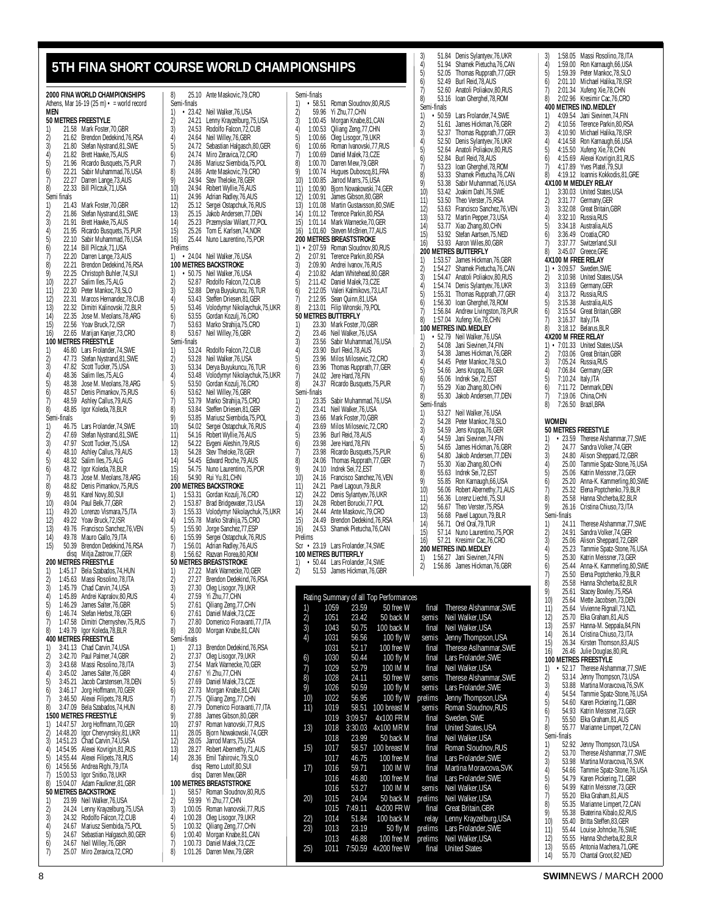# 5TH FINA SHORT COURSE WORLD CHAMPIONSHIPS

**2000 FINA WORLD CHAMPIONSHIPS**
Athens, Mar 16-19 (25 m) • = world record

**MEN**

**50 METRES FREESTYLE**
1) 21.58 Mark Foster,70,GBR
2) 21.62 Brendon Dedekind,76,RSA
3) 21.80 Stefan Nystrand,81,SWE
4) 21.82 Brett Hawke,75,AUS
5) 21.96 Ricardo Busquets,75,PUR
6) 22.21 Sabir Muhammad,76,USA
7) 22.27 Darren Lange,73,AUS
8) 22.33 Bill Pilczuk,71,USA
Semi-finals
1) 21.43 Mark Foster,70,GBR
2) 21.86 Stefan Nystrand,81,SWE
3) 21.91 Brett Hawke,75,AUS
4) 21.95 Ricardo Busquets,75,PUR
5) 22.10 Sabir Muhammad,76,USA
6) 22.14 Bill Pilczuk,71,USA
7) 22.20 Darren Lange,73,AUS
8) 22.21 Brendon Dedekind,76,RSA
9) 22.25 Christoph Buhler,74,SUI
10) 22.27 Salim Iles,75,ALG
11) 22.30 Peter Mankoc,78,SLO
12) 22.31 Marcos Hernandez,78,CUB
13) 22.32 Dimitri Kalinovski,72,BLR
14) 22.35 Jose M. Meolans,78,ARG
15) 22.56 Yoav Bruck,72,ISR
16) 22.65 Marijan Kanjer,73,CRO

**100 METRES FREESTYLE**
1) 46.80 Lars Frolander,74,SWE
2) 47.73 Stefan Nystrand,81,SWE
3) 47.82 Scott Tucker,75,USA
4) 48.36 Salim Iles,75,ALG
5) 48.38 Jose M. Meolans,78,ARG
6) 48.57 Denis Pimankov,75,RUS
7) 48.59 Ashley Callus,79,AUS
8) 48.85 Igor Koleda,78,BLR
Semi-finals
1) 46.75 Lars Frolander,74,SWE
2) 47.69 Stefan Nystrand,81,SWE
3) 47.97 Scott Tucker,75,USA
4) 48.10 Ashley Callus,79,AUS
5) 48.32 Salim Iles,75,ALG
6) 48.72 Igor Koleda,78,BLR
7) 48.73 Jose M. Meolans,78,ARG
8) 48.82 Denis Pimankov,75,RUS
9) 48.91 Karel Novy,80,SUI
10) 49.04 Paul Belk,77,GBR
11) 49.20 Lorenzo Vismara,75,ITA
12) 49.22 Yoav Bruck,72,ISR
13) 49.76 Francisco Sanchez,76,VEN
14) 49.78 Mauro Gallo,79,ITA
15) 50.39 Brendon Dedekind,76,RSA
disq Mitja Zastrow,77,GER

**200 METRES FREESTYLE**
1) 1:45.17 Bela Szabados,74,HUN
2) 1:45.63 Massi Rosolino,78,ITA
3) 1:45.79 Chad Carvin,74,USA
4) 1:45.89 Andrei Kapralov,80,RUS
5) 1:46.29 James Salter,76,GBR
6) 1:46.74 Stefan Herbst,78,GER
7) 1:47.58 Dimitri Chernyshev,75,RUS
8) 1:49.79 Igor Koleda,78,BLR

**400 METRES FREESTYLE**
1) 3:41.13 Chad Carvin,74,USA
2) 3:43.28 Paul Palmer,74,GBR
3) 3:43.68 Massi Rosolino,78,ITA
4) 3:45.02 James Salter,76,GBR
5) 3:45.21 Jacob Carstensen,78,DEN
6) 3:46.17 Jorg Hoffmann,70,GER
7) 3:46.50 Alexei Filipets,78,RUS
8) 3:47.09 Bela Szabados,74,HUN

**1500 METRES FREESTYLE**
1) 14:47.57 Jorg Hoffmann,70,GER
2) 14:48.20 Igor Chervynskiy,81,UKR
3) 14:51.23 Chad Carvin,74,USA
4) 14:54.95 Alexei Kovrigin,81,RUS
5) 14:55.44 Alexei Filipets,78,RUS
6) 14:56.56 Andrea Righi,79,ITA
7) 15:00.53 Igor Snitko,78,UKR
8) 15:04.07 Adam Faulkner,81,GBR

**50 METRES BACKSTROKE**
1) 23.99 Neil Walker,76,USA
2) 24.24 Lenny Krayzelburg,75,USA
3) 24.32 Rodolfo Falcon,72,CUB
4) 24.67 Mariusz Siembida,75,POL
5) 24.67 Sebastian Halgasch,80,GER
6) 24.67 Neil Willey,76,GBR
7) 25.07 Miro Zeravica,72,CRO
8) 25.10 Ante Maskovic,79,CRO
Semi-finals
1) • 23.42 Neil Walker,76,USA
2) 24.21 Lenny Krayzelburg,75,USA
3) 24.53 Rodolfo Falcon,72,CUB
4) 24.64 Neil Willey,76,GBR
5) 24.72 Sebastian Halgasch,80,GER
6) 24.74 Miro Zeravica,72,CRO
7) 24.86 Mariusz Siembida,75,POL
8) 24.86 Ante Maskovic,79,CRO
9) 24.94 Stev Theloke,78,GER
10) 24.94 Robert Wyllie,76,AUS
11) 24.96 Adrian Radley,76,AUS
12) 25.12 Sergei Ostapchuk,76,RUS
13) 25.15 Jakob Andersen,77,DEN
14) 25.23 Przemyslaw Wilant,77,POL
15) 25.26 Tom E. Karlsen,74,NOR
16) 25.44 Nuno Laurentino,75,POR
Prelims
1) • 24.04 Neil Walker,76,USA

**100 METRES BACKSTROKE**
1) • 50.75 Neil Walker,76,USA
2) 52.87 Rodolfo Falcon,72,CUB
3) 52.88 Derya Buyukuncu,76,TUR
4) 53.43 Steffen Driesen,81,GER
5) 53.46 Volodymyr Nikolaychuk,75,UKR
6) 53.55 Gordan Kozulj,76,CRO
7) 53.63 Marko Strahija,75,CRO
8) 53.67 Neil Willey,76,GBR
Semi-finals
1) 53.24 Rodolfo Falcon,72,CUB
2) 53.28 Neil Walker,76,USA
3) 53.34 Derya Buyukuncu,76,TUR
4) 53.48 Volodymyr Nikolaychuk,75,UKR
5) 53.50 Gordan Kozulj,76,CRO
6) 53.62 Neil Willey,76,GBR
7) 53.79 Marko Strahija,75,CRO
8) 53.84 Steffen Driesen,81,GER
9) 53.85 Mariusz Siembida,75,POL
10) 54.02 Sergei Ostapchuk,76,RUS
11) 54.16 Robert Wyllie,76,AUS
12) 54.22 Evgeni Aleshin,79,RUS
13) 54.28 Stev Theloke,78,GER
14) 54.45 Edward Roche,79,AUS
15) 54.75 Nuno Laurentino,75,POR
16) 54.90 Rui Yu,81,CHN

**200 METRES BACKSTROKE**
1) 1:53.31 Gordan Kozulj,76,CRO
2) 1:53.87 Brad Bridgewater,73,USA
3) 1:55.33 Volodymyr Nikolaychuk,75,UKR
4) 1:55.78 Marko Strahija,75,CRO
5) 1:55.90 Jorge Sanchez,77,ESP
6) 1:55.99 Sergei Ostapchuk,76,RUS
7) 1:56.01 Adrian Radley,76,AUS
8) 1:56.62 Razvan Florea,80,ROM

**50 METRES BREASTSTROKE**
1) 27.22 Mark Warnecke,70,GER
2) 27.27 Brendon Dedekind,76,RSA
3) 27.30 Oleg Lisogor,79,UKR
4) 27.59 Yi Zhu,77,CHN
5) 27.61 Qiliang Zeng,77,CHN
6) 27.61 Daniel Malek,73,CZE
7) 27.80 Domenico Fioravanti,77,ITA
8) 28.00 Morgan Knabe,81,CAN
Semi-finals
1) 27.13 Brendon Dedekind,76,RSA
2) 27.37 Oleg Lisogor,79,UKR
3) 27.54 Mark Warnecke,70,GER
4) 27.67 Yi Zhu,77,CHN
5) 27.69 Daniel Malek,73,CZE
6) 27.73 Morgan Knabe,81,CAN
7) 27.75 Qiliang Zeng,77,CHN
8) 27.79 Domenico Fioravanti,77,ITA
9) 27.88 James Gibson,80,GBR
10) 27.97 Roman Ivanovski,77,RUS
11) 28.05 Bjorn Nowakowski,74,GER
12) 28.05 Jarrod Marrs,75,USA
13) 28.27 Robert Abernethy,71,AUS
14) 28.36 Emil Tahirovic,79,SLO
disq Remo Lutolf,80,SUI
disq Darren Mew,GBR

**100 METRES BREASTSTROKE**
1) 58.57 Roman Sloudnov,80,RUS
2) 59.99 Yi Zhu,77,CHN
3) 1:00.05 Roman Ivanovski,77,RUS
4) 1:00.28 Oleg Lisogor,79,UKR
5) 1:00.32 Qiliang Zeng,77,CHN
6) 1:00.40 Morgan Knabe,81,CAN
7) 1:00.73 Daniel Malek,73,CZE
8) 1:01.26 Darren Mew,79,GBR
Semi-finals
1) • 58.51 Roman Sloudnov,80,RUS
2) 59.96 Yi Zhu,77,CHN
3) 1:00.45 Morgan Knabe,81,CAN
4) 1:00.53 Qiliang Zeng,77,CHN
5) 1:00.66 Oleg Lisogor,79,UKR
6) 1:00.66 Roman Ivanovski,77,RUS
7) 1:00.69 Daniel Malek,73,CZE
8) 1:00.70 Darren Mew,79,GBR
9) 1:00.74 Hugues Duboscq,81,FRA
10) 1:00.85 Jarrod Marrs,75,USA
11) 1:00.90 Bjorn Nowakowski,74,GER
12) 1:00.91 James Gibson,80,GBR
13) 1:01.08 Martin Gustavsson,80,SWE
14) 1:01.12 Terence Parkin,80,RSA
15) 1:01.14 Mark Warnecke,70,GER
16) 1:01.60 Steven McBrien,77,AUS

**200 METRES BREASTSTROKE**
1) • 2:07.59 Roman Sloudnov,80,RUS
2) 2:07.91 Terence Parkin,80,RSA
3) 2:09.90 Andrei Ivanov,76,RUS
4) 2:10.82 Adam Whitehead,80,GBR
5) 2:11.42 Daniel Malek,73,CZE
6) 2:12.05 Valeri Kalmikovs,73,LAT
7) 2:12.95 Sean Quinn,81,USA
8) 2:13.01 Filip Wronski,79,POL

**50 METRES BUTTERFLY**
1) 23.30 Mark Foster,70,GBR
2) 23.46 Neil Walker,76,USA
3) 23.56 Sabir Muhammad,76,USA
4) 23.90 Burl Reid,78,AUS
5) 23.96 Milos Milosevic,72,CRO
6) 23.96 Thomas Rupprath,77,GER
7) 24.02 Jere Hard,78,FIN
8) 24.37 Ricardo Busquets,75,PUR
Semi-finals
1) 23.35 Sabir Muhammad,76,USA
2) 23.41 Neil Walker,76,USA
3) 23.66 Mark Foster,70,GBR
4) 23.69 Milos Milosevic,72,CRO
5) 23.96 Burl Reid,78,AUS
6) 23.96 Jere Hard,78,FIN
7) 23.98 Ricardo Busquets,75,PUR
8) 24.06 Thomas Rupprath,77,GER
9) 24.10 Indrek Sei,72,EST
10) 24.16 Francisco Sanchez,76,VEN
11) 24.21 Pavel Lagoun,79,BLR
12) 24.22 Denis Sylantyev,76,UKR
13) 24.28 Robert Borucki,77,POL
14) 24.44 Ante Maskovic,79,CRO
15) 24.49 Brendon Dedekind,76,RSA
16) 24.53 Shamek Pietucha,76,CAN
Prelims
Scr • 23.19 Lars Frolander,74,SWE

**100 METRES BUTTERFLY**
1) • 50.44 Lars Frolander,74,SWE
2) 51.53 James Hickman,76,GBR
3) 51.84 Denis Sylantyev,76,UKR
4) 51.94 Shamek Pietucha,76,CAN
5) 52.05 Thomas Rupprath,77,GER
6) 52.49 Burl Reid,78,AUS
7) 52.60 Anatoli Poliakov,80,RUS
8) 53.16 Ioan Gherghel,78,ROM
Semi-finals
1) • 50.59 Lars Frolander,74,SWE
2) 51.61 James Hickman,76,GBR
3) 52.37 Thomas Rupprath,77,GER
4) 52.50 Denis Sylantyev,76,UKR
5) 52.64 Anatoli Poliakov,80,RUS
6) 52.84 Burl Reid,78,AUS
7) 53.23 Ioan Gherghel,78,ROM
8) 53.33 Shamek Pietucha,76,CAN
9) 53.38 Sabir Muhammad,76,USA
10) 53.42 Joakim Dahl,76,SWE
11) 53.50 Theo Verster,75,RSA
12) 53.63 Francisco Sanchez,76,VEN
13) 53.72 Martin Pepper,73,USA
14) 53.77 Xiao Zhang,80,CHN
15) 53.92 Stefan Aartsen,75,NED
16) 53.93 Aaron Wiles,80,GBR

**200 METRES BUTTERFLY**
1) 1:53.57 James Hickman,76,GBR
2) 1:54.27 Shamek Pietucha,76,CAN
3) 1:54.47 Anatoli Poliakov,80,RUS
4) 1:54.74 Denis Sylantyev,76,UKR
5) 1:55.31 Thomas Rupprath,77,GER
6) 1:56.30 Ioan Gherghel,78,ROM
7) 1:56.84 Andrew Livingston,78,PUR
8) 1:57.04 Xufeng Xie,78,CHN

**100 METRES IND. MEDLEY**
1) • 52.79 Neil Walker,76,USA
2) 54.08 Jani Sievinen,74,FIN
3) 54.38 James Hickman,76,GBR
4) 54.45 Peter Mankoc,78,SLO
5) 54.66 Jens Kruppa,76,GER
6) 55.06 Indrek Sei,72,EST
7) 55.29 Xiao Zhang,80,CHN
8) 55.30 Jakob Andersen,77,DEN
Semi-finals
1) 53.27 Neil Walker,76,USA
2) 54.28 Peter Mankoc,78,SLO
3) 54.59 Jens Kruppa,76,GER
4) 54.59 Jani Sievinen,74,FIN
5) 54.65 James Hickman,76,GBR
6) 54.80 Jakob Andersen,77,DEN
7) 55.30 Xiao Zhang,80,CHN
8) 55.63 Indrek Sei,72,EST
9) 55.85 Ron Karnaugh,66,USA
10) 56.06 Robert Abernethy,71,AUS
11) 56.36 Lorenz Liechti,75,SUI
12) 56.67 Theo Verster,75,RSA
13) 56.68 Pavel Lagoun,79,BLR
14) 56.71 Orel Oral,79,TUR
15) 57.14 Nuno Laurentino,75,POR
16) 57.21 Kresimir Cac,76,CRO

**200 METRES IND. MEDLEY**
1) 1:56.27 Jani Sievinen,74,FIN
2) 1:56.86 James Hickman,76,GBR
3) 1:58.05 Massi Rosolino,78,ITA
4) 1:59.00 Ron Karnaugh,66,USA
5) 1:59.39 Peter Mankoc,78,SLO
6) 2:01.10 Michael Halika,78,ISR
7) 2:01.34 Xufeng Xie,78,CHN
8) 2:02.96 Kresimir Cac,76,CRO

**400 METRES IND. MEDLEY**
1) 4:09.54 Jani Sievinen,74,FIN
2) 4:10.56 Terence Parkin,80,RSA
3) 4:10.90 Michael Halika,78,ISR
4) 4:14.58 Ron Karnaugh,66,USA
5) 4:15.50 Xufeng Xie,78,CHN
6) 4:15.69 Alexei Kovrigin,81,RUS
7) 4:17.89 Yves Platel,79,SUI
8) 4:19.12 Ioannis Kokkodis,81,GRE

**4X100 M MEDLEY RELAY**
1) 3:30.03 United States,USA
2) 3:31.77 Germany,GER
3) 3:32.08 Great Britain,GBR
4) 3:32.10 Russia,RUS
5) 3:34.18 Australia,AUS
6) 3:36.49 Croatia,CRO
7) 3:37.77 Switzerland,SUI
8) 3:45.07 Greece,GRE

**4X100 M FREE RELAY**
1) • 3:09.57 Sweden,SWE
2) 3:10.98 United States,USA
3) 3:13.69 Germany,GER
4) 3:13.72 Russia,RUS
5) 3:15.38 Australia,AUS
6) 3:15.54 Great Britain,GBR
7) 3:16.37 Italy,ITA
8) 3:18.12 Belarus,BLR

**4X200 M FREE RELAY**
1) • 7:01.33 United States,USA
2) 7:03.06 Great Britain,GBR
3) 7:05.24 Russia,RUS
4) 7:06.84 Germany,GER
5) 7:10.24 Italy,ITA
6) 7:11.72 Denmark,DEN
7) 7:19.06 China,CHN
8) 7:26.50 Brazil,BRA

**WOMEN**

**50 METRES FREESTYLE**
1) • 23.59 Therese Alshammar,77,SWE
2) 24.77 Sandra Volker,74,GER
3) 24.80 Alison Sheppard,72,GBR
4) 25.00 Tammie Spatz-Stone,76,USA
5) 25.06 Katrin Meissner,73,GER
6) 25.20 Anna-K. Kammerling,80,SWE
7) 25.32 Elena Poptchenko,79,BLR
8) 25.58 Hanna Shcherba,82,BLR
9) 26.16 Cristina Chiuso,73,ITA
Semi-finals
1) 24.11 Therese Alshammar,77,SWE
2) 24.91 Sandra Volker,74,GER
3) 25.06 Alison Sheppard,72,GBR
4) 25.23 Tammie Spatz-Stone,76,USA
5) 25.30 Katrin Meissner,73,GER
6) 25.44 Anna-K. Kammerling,80,SWE
7) 25.50 Elena Poptchenko,79,BLR
8) 25.58 Hanna Shcherba,82,BLR
9) 25.61 Stacey Bowley,75,RSA
10) 25.64 Mette Jacobsen,73,DEN
11) 25.64 Vivienne Rignall,73,NZL
12) 25.70 Elka Graham,81,AUS
13) 25.97 Hanna-M. Seppala,84,FIN
14) 26.14 Cristina Chiuso,73,ITA
15) 26.34 Kirsten Thomson,83,AUS
16) 26.46 Julie Douglas,80,IRL

**100 METRES FREESTYLE**
1) • 52.17 Therese Alshammar,77,SWE
2) 53.14 Jenny Thompson,73,USA
3) 53.88 Martina Moravcova,76,SVK
4) 54.54 Tammie Spatz-Stone,76,USA
5) 54.60 Karen Pickering,71,GBR
6) 54.93 Katrin Meissner,73,GER
7) 55.50 Elka Graham,81,AUS
8) 55.77 Marianne Limpert,72,CAN
Semi-finals
1) 52.92 Jenny Thompson,73,USA
2) 53.70 Therese Alshammar,77,SWE
3) 53.98 Martina Moravcova,76,SVK
4) 54.66 Tammie Spatz-Stone,76,USA
5) 54.79 Karen Pickering,71,GBR
6) 54.99 Katrin Meissner,73,GER
7) 55.20 Elka Graham,81,AUS
8) 55.35 Marianne Limpert,72,CAN
9) 55.38 Ekaterina Kibalo,82,RUS
10) 55.40 Britta Steffen,83,GER
11) 55.44 Louise Johncke,76,SWE
12) 55.55 Hanna Shcherba,82,BLR
13) 55.65 Antonia Machera,71,GRE
14) 55.70 Chantal Groot,82,NED

**Rating Summary of all Top Performances**

| | | | | | |
|---|---|---|---|---|---|
| 1) | 1059 | 23.59 | 50 free W | final | Therese Alshammar,SWE |
| 2) | 1051 | 23.42 | 50 back M | semis | Neil Walker,USA |
| 3) | 1043 | 50.75 | 100 back M | final | Neil Walker,USA |
| 4) | 1031 | 56.56 | 100 fly W | semis | Jenny Thompson,USA |
| | 1031 | 52.17 | 100 free W | final | Therese Aslhammar,SWE |
| 6) | 1030 | 50.44 | 100 fly M | final | Lars Frolander,SWE |
| 7) | 1029 | 52.79 | 100 IM M | final | Neil Walker,USA |
| 8) | 1028 | 24.11 | 50 free W | semis | Therese Alshammar,SWE |
| 9) | 1026 | 50.59 | 100 fly M | semis | Lars Frolander,SWE |
| 10) | 1022 | 56.95 | 100 fly W | prelims | Jenny Thompson,USA |
| 11) | 1019 | 58.51 | 100 breast M | semis | Roman Sloudnov,RUS |
| | 1019 | 3:09.57 | 4x100 FR M | final | Sweden, SWE |
| 13) | 1018 | 3:30.03 | 4x100 MR M | final | United States,USA |
| | 1018 | 23.99 | 50 back M | final | Neil Walker,USA |
| 15) | 1017 | 58.57 | 100 breast M | final | Roman Sloudnov,RUS |
| | 1017 | 46.75 | 100 free M | final | Lars Frolander,SWE |
| 17) | 1016 | 59.71 | 100 IM W | final | Martina Moravcova,SVK |
| | 1016 | 46.80 | 100 free M | final | Lars Frolander,SWE |
| | 1016 | 53.27 | 100 IM M | semis | Neil Walker,USA |
| 20) | 1015 | 24.04 | 50 back M | prelims | Neil Walker,USA |
| | 1015 | 7:49.11 | 4x200 FR W | final | Great Britain,GBR |
| 22) | 1014 | 51.84 | 100 back M | relay | Lenny Krayzelburg,USA |
| 23) | 1013 | 23.19 | 50 fly M | prelims | Lars Frolander,SWE |
| | 1013 | 46.88 | 100 free M | prelims | Neil Walker,USA |
| 25) | 1011 | 7:50.59 | 4x200 free W | final | United States |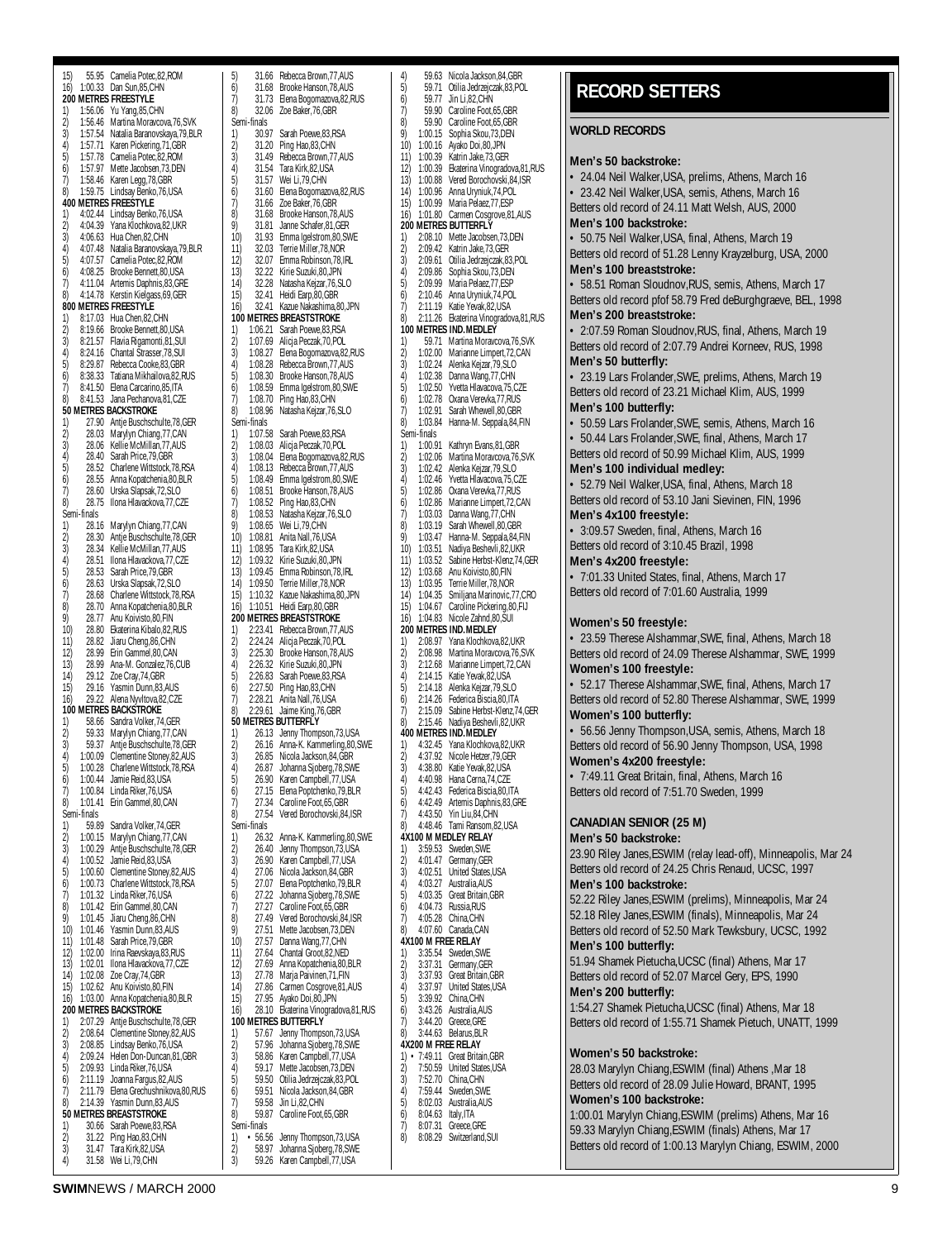15) 55.95 Camelia Potec,82,ROM
16) 1:00.33 Dan Sun,85,CHN

**200 METRES FREESTYLE**

1) 1:56.06 Yu Yang,85,CHN
2) 1:56.46 Martina Moravcova,76,SVK
3) 1:57.54 Natalia Baranovskaya,79,BLR
4) 1:57.71 Karen Pickering,71,GBR
5) 1:57.78 Camelia Potec,82,ROM
6) 1:57.97 Mette Jacobsen,73,DEN
7) 1:58.46 Karen Legg,78,GBR
8) 1:59.75 Lindsay Benko,76,USA

**400 METRES FREESTYLE**

1) 4:02.44 Lindsay Benko,76,USA
2) 4:04.39 Yana Klochkova,82,UKR
3) 4:06.63 Hua Chen,82,CHN
4) 4:07.48 Natalia Baranovskaya,79,BLR
5) 4:07.57 Camelia Potec,82,ROM
6) 4:08.25 Brooke Bennett,80,USA
7) 4:11.04 Artemis Daphnis,83,GRE
8) 4:14.78 Kerstin Kielgass,69,GER

**800 METRES FREESTYLE**

1) 8:17.03 Hua Chen,82,CHN
2) 8:19.66 Brooke Bennett,80,USA
3) 8:21.57 Flavia Rigamonti,81,SUI
4) 8:24.16 Chantal Strasser,78,SUI
5) 8:29.87 Rebecca Cooke,83,GBR
6) 8:38.33 Tatiana Mikhailova,82,RUS
7) 8:41.50 Elena Carcarino,85,ITA
8) 8:41.53 Jana Pechanova,81,CZE

**50 METRES BACKSTROKE**

1) 27.90 Antje Buschschulte,78,GER
2) 28.03 Marylyn Chiang,77,CAN
3) 28.06 Kellie McMillan,77,AUS
4) 28.40 Sarah Price,79,GBR
5) 28.52 Charlene Wittstock,78,RSA
6) 28.55 Anna Kopatchenia,80,BLR
7) 28.60 Urska Slapsak,72,SLO
8) 28.75 Ilona Hlavackova,77,CZE

Semi-finals

1) 28.16 Marylyn Chiang,77,CAN
2) 28.30 Antje Buschschulte,78,GER
3) 28.34 Kellie McMillan,77,AUS
4) 28.51 Ilona Hlavackova,77,CZE
5) 28.53 Sarah Price,79,GBR
6) 28.63 Urska Slapsak,72,SLO
7) 28.68 Charlene Wittstock,78,RSA
8) 28.70 Anna Kopatchenia,80,BLR
9) 28.77 Anu Koivisto,80,FIN
10) 28.80 Ekaterina Kibalo,82,RUS
11) 28.82 Jiaru Cheng,86,CHN
12) 28.99 Erin Gammel,80,CAN
13) 28.99 Ana-M. Gonzalez,76,CUB
14) 29.12 Zoe Cray,74,GBR
15) 29.16 Yasmin Dunn,83,AUS
16) 29.22 Alena Nyvltova,82,CZE

**100 METRES BACKSTROKE**

1) 58.66 Sandra Volker,74,GER
2) 59.33 Marylyn Chiang,77,CAN
3) 59.37 Antje Buschschulte,78,GER
4) 1:00.09 Clementine Stoney,82,AUS
5) 1:00.28 Charlene Wittstock,78,RSA
6) 1:00.44 Jamie Reid,83,USA
7) 1:00.84 Linda Riker,76,USA
8) 1:01.41 Erin Gammel,80,CAN

Semi-finals

1) 59.89 Sandra Volker,74,GER
2) 1:00.15 Marylyn Chiang,77,CAN
3) 1:00.29 Antje Buschschulte,78,GER
4) 1:00.52 Jamie Reid,83,USA
5) 1:00.60 Clementine Stoney,82,AUS
6) 1:00.73 Charlene Wittstock,78,RSA
7) 1:01.32 Linda Riker,76,USA
8) 1:01.42 Erin Gammel,80,CAN
9) 1:01.45 Jiaru Cheng,86,CHN
10) 1:01.46 Yasmin Dunn,83,AUS
11) 1:01.48 Sarah Price,79,GBR
12) 1:02.00 Irina Raevskaya,83,RUS
13) 1:02.01 Ilona Hlavackova,77,CZE
14) 1:02.08 Zoe Cray,74,GBR
15) 1:02.62 Anu Koivisto,80,FIN
16) 1:03.00 Anna Kopatchenia,80,BLR

**200 METRES BACKSTROKE**

1) 2:07.29 Antje Buschschulte,78,GER
2) 2:08.64 Clementine Stoney,82,AUS
3) 2:08.85 Lindsay Benko,76,USA
4) 2:09.24 Helen Don-Duncan,81,GBR
5) 2:09.93 Linda Riker,76,USA
6) 2:11.19 Joanna Fargus,82,AUS
7) 2:11.79 Elena Grechushnikova,80,RUS
8) 2:14.39 Yasmin Dunn,83,AUS

**50 METRES BREASTSTROKE**

1) 30.66 Sarah Poewe,83,RSA
2) 31.22 Ping Hao,83,CHN
3) 31.47 Tara Kirk,82,USA
4) 31.58 Wei Li,79,CHN
5) 31.66 Rebecca Brown,77,AUS
6) 31.68 Brooke Hanson,78,AUS
7) 31.73 Elena Bogomazova,82,RUS
8) 32.06 Zoe Baker,76,GBR

Semi-finals

1) 30.97 Sarah Poewe,83,RSA
2) 31.20 Ping Hao,83,CHN
3) 31.49 Rebecca Brown,77,AUS
4) 31.54 Tara Kirk,82,USA
5) 31.57 Wei Li,79,CHN
6) 31.60 Elena Bogomazova,82,RUS
7) 31.66 Zoe Baker,76,GBR
8) 31.68 Brooke Hanson,78,AUS
9) 31.81 Janne Schafer,81,GER
10) 31.93 Emma Igelstrom,80,SWE
11) 32.03 Terrie Miller,78,NOR
12) 32.07 Emma Robinson,78,IRL
13) 32.22 Kirie Suzuki,80,JPN
14) 32.28 Natasha Kejzar,76,SLO
15) 32.41 Heidi Earp,80,GBR
16) 32.41 Kazue Nakashima,80,JPN

**100 METRES BREASTSTROKE**

1) 1:06.21 Sarah Poewe,83,RSA
2) 1:07.69 Alicja Peczak,70,POL
3) 1:08.27 Elena Bogomazova,82,RUS
4) 1:08.28 Rebecca Brown,77,AUS
5) 1:08.30 Brooke Hanson,78,AUS
6) 1:08.59 Emma Igelstrom,80,SWE
7) 1:08.70 Ping Hao,83,CHN
8) 1:08.96 Natasha Kejzar,76,SLO

Semi-finals

1) 1:07.58 Sarah Poewe,83,RSA
2) 1:08.03 Alicja Peczak,70,POL
3) 1:08.04 Elena Bogomazova,82,RUS
4) 1:08.13 Rebecca Brown,77,AUS
5) 1:08.49 Emma Igelstrom,80,SWE
6) 1:08.51 Brooke Hanson,78,AUS
7) 1:08.52 Ping Hao,83,CHN
8) 1:08.53 Natasha Kejzar,76,SLO
9) 1:08.65 Wei Li,79,CHN
10) 1:08.81 Anita Nall,76,USA
11) 1:08.95 Tara Kirk,82,USA
12) 1:09.32 Kirie Suzuki,80,JPN
13) 1:09.45 Emma Robinson,78,IRL
14) 1:09.50 Terrie Miller,78,NOR
15) 1:10.32 Kazue Nakashima,80,JPN
16) 1:10.51 Heidi Earp,80,GBR

**200 METRES BREASTSTROKE**

1) 2:23.41 Rebecca Brown,77,AUS
2) 2:24.24 Alicja Peczak,70,POL
3) 2:25.30 Brooke Hanson,78,AUS
4) 2:26.32 Kirie Suzuki,80,JPN
5) 2:26.83 Sarah Poewe,83,RSA
6) 2:27.50 Ping Hao,83,CHN
7) 2:28.21 Anita Nall,76,USA
8) 2:29.61 Jaime King,76,GBR

**50 METRES BUTTERFLY**

1) 26.13 Jenny Thompson,73,USA
2) 26.16 Anna-K. Kammerling,80,SWE
3) 26.85 Nicola Jackson,84,GBR
4) 26.87 Johanna Sjoberg,78,SWE
5) 26.90 Karen Campbell,77,USA
6) 27.15 Elena Poptchenko,79,BLR
7) 27.34 Caroline Foot,65,GBR
8) 27.54 Vered Borochovski,84,ISR

Semi-finals

1) 26.32 Anna-K. Kammerling,80,SWE
2) 26.40 Jenny Thompson,73,USA
3) 26.90 Karen Campbell,77,USA
4) 27.06 Nicola Jackson,84,GBR
5) 27.07 Elena Poptchenko,79,BLR
6) 27.22 Johanna Sjoberg,78,SWE
7) 27.27 Caroline Foot,65,GBR
8) 27.49 Vered Borochovski,84,ISR
9) 27.51 Mette Jacobsen,73,DEN
10) 27.57 Danna Wang,77,CHN
11) 27.64 Chantal Groot,82,NED
12) 27.69 Anna Kopatchenia,80,BLR
13) 27.78 Marja Paivinen,71,FIN
14) 27.86 Carmen Cosgrove,81,AUS
15) 27.95 Ayako Doi,80,JPN
16) 28.10 Ekaterina Vinogradova,81,RUS

**100 METRES BUTTERFLY**

1) 57.67 Jenny Thompson,73,USA
2) 57.96 Johanna Sjoberg,78,SWE
3) 58.86 Karen Campbell,77,USA
4) 59.17 Mette Jacobsen,73,DEN
5) 59.50 Otilia Jedrzejczak,83,POL
6) 59.51 Nicola Jackson,84,GBR
7) 59.58 Jin Li,82,CHN
8) 59.87 Caroline Foot,65,GBR

Semi-finals

1) • 56.56 Jenny Thompson,73,USA
2) 58.97 Johanna Sjoberg,78,SWE
3) 59.26 Karen Campbell,77,USA
4) 59.63 Nicola Jackson,84,GBR
5) 59.71 Otilia Jedrzejczak,83,POL
6) 59.77 Jin Li,82,CHN
7) 59.90 Caroline Foot,65,GBR
8) 59.90 Caroline Foot,65,GBR
9) 1:00.15 Sophia Skou,73,DEN
10) 1:00.16 Ayako Doi,80,JPN
11) 1:00.39 Katrin Jake,73,GER
12) 1:00.39 Ekaterina Vinogradova,81,RUS
13) 1:00.88 Vered Borochovski,84,ISR
14) 1:00.96 Anna Uryniuk,74,POL
15) 1:00.99 Maria Pelaez,77,ESP
16) 1:01.80 Carmen Cosgrove,81,AUS

**200 METRES BUTTERFLY**

1) 2:08.10 Mette Jacobsen,73,DEN
2) 2:09.42 Katrin Jake,73,GER
3) 2:09.61 Otilia Jedrzejczak,83,POL
4) 2:09.86 Sophia Skou,73,DEN
5) 2:09.99 Maria Pelaez,77,ESP
6) 2:10.46 Anna Uryniuk,74,POL
7) 2:11.19 Katie Yevak,82,USA
8) 2:11.26 Ekaterina Vinogradova,81,RUS

**100 METRES IND. MEDLEY**

1) 59.71 Martina Moravcova,76,SVK
2) 1:02.00 Marianne Limpert,72,CAN
3) 1:02.24 Alenka Kejzar,79,SLO
4) 1:02.38 Danna Wang,77,CHN
5) 1:02.50 Yvetta Hlavacova,75,CZE
6) 1:02.78 Oxana Verevka,77,RUS
7) 1:02.91 Sarah Whewell,80,GBR
8) 1:03.84 Hanna-M. Seppala,84,FIN

Semi-finals

1) 1:00.91 Kathryn Evans,81,GBR
2) 1:02.06 Martina Moravcova,76,SVK
3) 1:02.42 Alenka Kejzar,79,SLO
4) 1:02.46 Yvetta Hlavacova,75,CZE
5) 1:02.86 Oxana Verevka,77,RUS
6) 1:02.86 Marianne Limpert,72,CAN
7) 1:03.03 Danna Wang,77,CHN
8) 1:03.19 Sarah Whewell,80,GBR
9) 1:03.47 Hanna-M. Seppala,84,FIN
10) 1:03.51 Nadiya Beshevli,82,UKR
11) 1:03.52 Sabine Herbst-Klenz,74,GER
12) 1:03.68 Anu Koivisto,80,FIN
13) 1:03.95 Terrie Miller,78,NOR
14) 1:04.35 Smiljana Marinovic,77,CRO
15) 1:04.67 Caroline Pickering,80,FIJ
16) 1:04.83 Nicole Zahnd,80,SUI

**200 METRES IND. MEDLEY**

1) 2:08.97 Yana Klochkova,82,UKR
2) 2:08.98 Martina Moravcova,76,SVK
3) 2:12.68 Marianne Limpert,72,CAN
4) 2:14.15 Katie Yevak,82,USA
5) 2:14.18 Alenka Kejzar,79,SLO
6) 2:14.26 Federica Biscia,80,ITA
7) 2:15.09 Sabine Herbst-Klenz,74,GER
8) 2:15.46 Nadiya Beshevli,82,UKR

**400 METRES IND. MEDLEY**

1) 4:32.45 Yana Klochkova,82,UKR
2) 4:37.92 Nicole Hetzer,79,GER
3) 4:38.80 Katie Yevak,82,USA
4) 4:40.98 Hana Cerna,74,CZE
5) 4:42.43 Federica Biscia,80,ITA
6) 4:42.49 Artemis Daphnis,83,GRE
7) 4:43.50 Yin Liu,84,CHN
8) 4:48.46 Tami Ransom,82,USA

**4X100 M MEDLEY RELAY**

1) 3:59.53 Sweden,SWE
2) 4:01.47 Germany,GER
3) 4:02.51 United States,USA
4) 4:03.27 Australia,AUS
5) 4:03.35 Great Britain,GBR
6) 4:04.73 Russia,RUS
7) 4:05.28 China,CHN
8) 4:07.60 Canada,CAN

**4X100 M FREE RELAY**

1) 3:35.54 Sweden,SWE
2) 3:37.31 Germany,GER
3) 3:37.93 Great Britain,GBR
4) 3:37.97 United States,USA
5) 3:39.92 China,CHN
6) 3:43.26 Australia,AUS
7) 3:44.20 Greece,GRE
8) 3:44.63 Belarus,BLR

**4X200 M FREE RELAY**

1) • 7:49.11 Great Britain,GBR
2) 7:50.59 United States,USA
3) 7:52.70 China,CHN
4) 7:59.44 Sweden,SWE
5) 8:02.03 Australia,AUS
6) 8:04.63 Italy,ITA
7) 8:07.31 Greece,GRE
8) 8:08.29 Switzerland,SUI

## RECORD SETTERS

### WORLD RECORDS

**Men's 50 backstroke:**
- 24.04 Neil Walker,USA, prelims, Athens, March 16
- 23.42 Neil Walker,USA, semis, Athens, March 16

Betters old record of 24.11 Matt Welsh, AUS, 2000

**Men's 100 backstroke:**
- 50.75 Neil Walker,USA, final, Athens, March 19

Betters old record of 51.28 Lenny Krayzelburg, USA, 2000

**Men's 100 breaststroke:**
- 58.51 Roman Sloudnov,RUS, semis, Athens, March 17

Betters old record pfof 58.79 Fred deBurghgraeve, BEL, 1998

**Men's 200 breaststroke:**
- 2:07.59 Roman Sloudnov,RUS, final, Athens, March 19

Betters old record of 2:07.79 Andrei Korneev, RUS, 1998

**Men's 50 butterfly:**
- 23.19 Lars Frolander,SWE, prelims, Athens, March 19

Betters old record of 23.21 Michael Klim, AUS, 1999

**Men's 100 butterfly:**
- 50.59 Lars Frolander,SWE, semis, Athens, March 16
- 50.44 Lars Frolander,SWE, final, Athens, March 17

Betters old record of 50.99 Michael Klim, AUS, 1999

**Men's 100 individual medley:**
- 52.79 Neil Walker,USA, final, Athens, March 18

Betters old record of 53.10 Jani Sievinen, FIN, 1996

**Men's 4x100 freestyle:**
- 3:09.57 Sweden, final, Athens, March 16

Betters old record of 3:10.45 Brazil, 1998

**Men's 4x200 freestyle:**
- 7:01.33 United States, final, Athens, March 17

Betters old record of 7:01.60 Australia, 1999

**Women's 50 freestyle:**
- 23.59 Therese Alshammar,SWE, final, Athens, March 18

Betters old record of 24.09 Therese Alshammar, SWE, 1999

**Women's 100 freestyle:**
- 52.17 Therese Alshammar,SWE, final, Athens, March 17

Betters old record of 52.80 Therese Alshammar, SWE, 1999

**Women's 100 butterfly:**
- 56.56 Jenny Thompson,USA, semis, Athens, March 18

Betters old record of 56.90 Jenny Thompson, USA, 1998

**Women's 4x200 freestyle:**
- 7:49.11 Great Britain, final, Athens, March 16

Betters old record of 7:51.70 Sweden, 1999

### CANADIAN SENIOR (25 M)

**Men's 50 backstroke:**

23.90 Riley Janes,ESWIM (relay lead-off), Minneapolis, Mar 24

Betters old record of 24.25 Chris Renaud, UCSC, 1997

**Men's 100 backstroke:**

52.22 Riley Janes,ESWIM (prelims), Minneapolis, Mar 24

52.18 Riley Janes,ESWIM (finals), Minneapolis, Mar 24

Betters old record of 52.50 Mark Tewksbury, UCSC, 1992

**Men's 100 butterfly:**

51.94 Shamek Pietucha,UCSC (final) Athens, Mar 17

Betters old record of 52.07 Marcel Gery, EPS, 1990

**Men's 200 butterfly:**

1:54.27 Shamek Pietucha,UCSC (final) Athens, Mar 18

Betters old record of 1:55.71 Shamek Pietuch, UNATT, 1999

**Women's 50 backstroke:**

28.03 Marylyn Chiang,ESWIM (final) Athens ,Mar 18

Betters old record of 28.09 Julie Howard, BRANT, 1995

**Women's 100 backstroke:**

1:00.01 Marylyn Chiang,ESWIM (prelims) Athens, Mar 16

59.33 Marylyn Chiang,ESWIM (finals) Athens, Mar 17

Betters old record of 1:00.13 Marylyn Chiang, ESWIM, 2000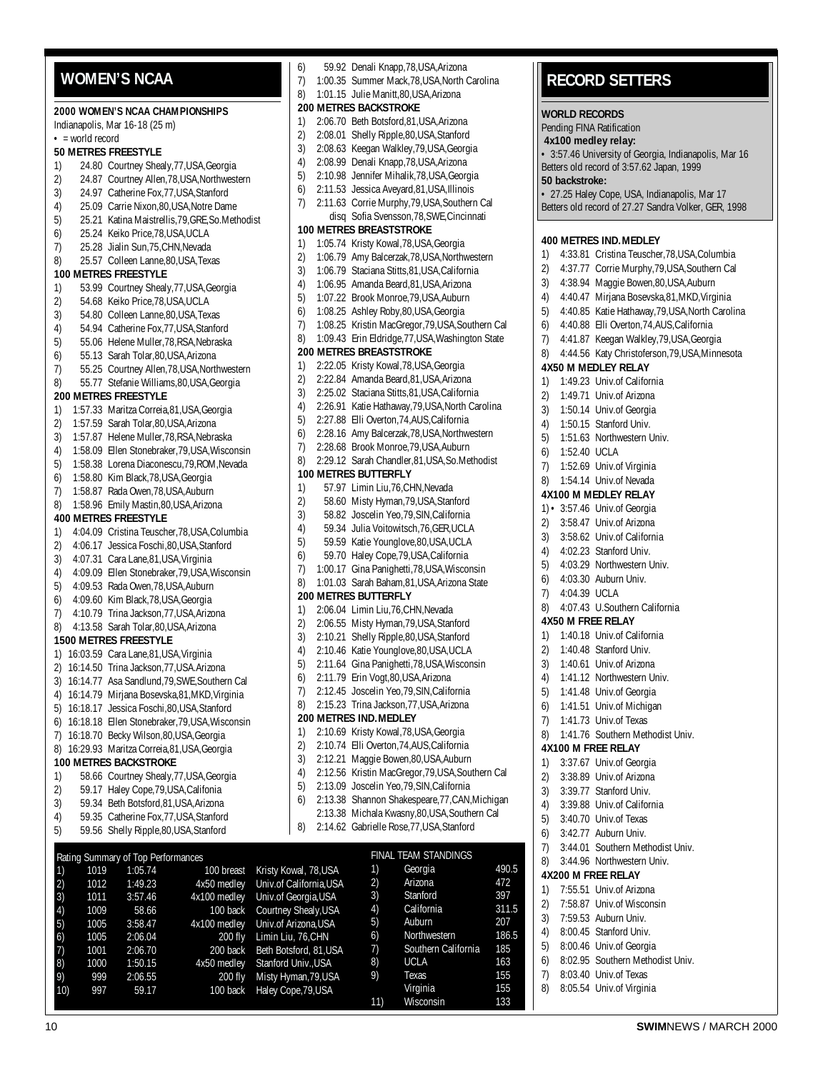## WOMEN'S NCAA

**2000 WOMEN'S NCAA CHAMPIONSHIPS**
Indianapolis, Mar 16-18 (25 m)
• = world record

**50 METRES FREESTYLE**
1) 24.80 Courtney Shealy,77,USA,Georgia
2) 24.87 Courtney Allen,78,USA,Northwestern
3) 24.97 Catherine Fox,77,USA,Stanford
4) 25.09 Carrie Nixon,80,USA,Notre Dame
5) 25.21 Katina Maistrellis,79,GRE,So.Methodist
6) 25.24 Keiko Price,78,USA,UCLA
7) 25.28 Jialin Sun,75,CHN,Nevada
8) 25.57 Colleen Lanne,80,USA,Texas

**100 METRES FREESTYLE**
1) 53.99 Courtney Shealy,77,USA,Georgia
2) 54.68 Keiko Price,78,USA,UCLA
3) 54.80 Colleen Lanne,80,USA,Texas
4) 54.94 Catherine Fox,77,USA,Stanford
5) 55.06 Helene Muller,78,RSA,Nebraska
6) 55.13 Sarah Tolar,80,USA,Arizona
7) 55.25 Courtney Allen,78,USA,Northwestern
8) 55.77 Stefanie Williams,80,USA,Georgia

**200 METRES FREESTYLE**
1) 1:57.33 Maritza Correia,81,USA,Georgia
2) 1:57.59 Sarah Tolar,80,USA,Arizona
3) 1:57.87 Helene Muller,78,RSA,Nebraska
4) 1:58.09 Ellen Stonebraker,79,USA,Wisconsin
5) 1:58.38 Lorena Diaconescu,79,ROM,Nevada
6) 1:58.80 Kim Black,78,USA,Georgia
7) 1:58.87 Rada Owen,78,USA,Auburn
8) 1:58.96 Emily Mastin,80,USA,Arizona

**400 METRES FREESTYLE**
1) 4:04.09 Cristina Teuscher,78,USA,Columbia
2) 4:06.17 Jessica Foschi,80,USA,Stanford
3) 4:07.31 Cara Lane,81,USA,Virginia
4) 4:09.09 Ellen Stonebraker,79,USA,Wisconsin
5) 4:09.53 Rada Owen,78,USA,Auburn
6) 4:09.60 Kim Black,78,USA,Georgia
7) 4:10.79 Trina Jackson,77,USA,Arizona
8) 4:13.58 Sarah Tolar,80,USA,Arizona

**1500 METRES FREESTYLE**
1) 16:03.59 Cara Lane,81,USA,Virginia
2) 16:14.50 Trina Jackson,77,USA.Arizona
3) 16:14.77 Asa Sandlund,79,SWE,Southern Cal
4) 16:14.79 Mirjana Bosevska,81,MKD,Virginia
5) 16:18.17 Jessica Foschi,80,USA,Stanford
6) 16:18.18 Ellen Stonebraker,79,USA,Wisconsin
7) 16:18.70 Becky Wilson,80,USA,Georgia
8) 16:29.93 Maritza Correia,81,USA,Georgia

**100 METRES BACKSTROKE**
1) 58.66 Courtney Shealy,77,USA,Georgia
2) 59.17 Haley Cope,79,USA,Califonia
3) 59.34 Beth Botsford,81,USA,Arizona
4) 59.35 Catherine Fox,77,USA,Stanford
5) 59.56 Shelly Ripple,80,USA,Stanford
6) 59.92 Denali Knapp,78,USA,Arizona
7) 1:00.35 Summer Mack,78,USA,North Carolina
8) 1:01.15 Julie Manitt,80,USA,Arizona

**200 METRES BACKSTROKE**
1) 2:06.70 Beth Botsford,81,USA,Arizona
2) 2:08.01 Shelly Ripple,80,USA,Stanford
3) 2:08.63 Keegan Walkley,79,USA,Georgia
4) 2:08.99 Denali Knapp,78,USA,Arizona
5) 2:10.98 Jennifer Mihalik,78,USA,Georgia
6) 2:11.53 Jessica Aveyard,81,USA,Illinois
7) 2:11.63 Corrie Murphy,79,USA,Southern Cal
disq Sofia Svensson,78,SWE,Cincinnati

**100 METRES BREASTSTROKE**
1) 1:05.74 Kristy Kowal,78,USA,Georgia
2) 1:06.79 Amy Balcerzak,78,USA,Northwestern
3) 1:06.79 Staciana Stitts,81,USA,California
4) 1:06.95 Amanda Beard,81,USA,Arizona
5) 1:07.22 Brook Monroe,79,USA,Auburn
6) 1:08.25 Ashley Roby,80,USA,Georgia
7) 1:08.25 Kristin MacGregor,79,USA,Southern Cal
8) 1:09.43 Erin Eldridge,77,USA,Washington State

**200 METRES BREASTSTROKE**
1) 2:22.05 Kristy Kowal,78,USA,Georgia
2) 2:22.84 Amanda Beard,81,USA,Arizona
3) 2:25.02 Staciana Stitts,81,USA,California
4) 2:26.91 Katie Hathaway,79,USA,North Carolina
5) 2:27.88 Elli Overton,74,AUS,California
6) 2:28.16 Amy Balcerzak,78,USA,Northwestern
7) 2:28.68 Brook Monroe,79,USA,Auburn
8) 2:29.12 Sarah Chandler,81,USA,So.Methodist

**100 METRES BUTTERFLY**
1) 57.97 Limin Liu,76,CHN,Nevada
2) 58.60 Misty Hyman,79,USA,Stanford
3) 58.82 Joscelin Yeo,79,SIN,California
4) 59.34 Julia Voitowitsch,76,GER,UCLA
5) 59.59 Katie Younglove,80,USA,UCLA
6) 59.70 Haley Cope,79,USA,California
7) 1:00.17 Gina Panighetti,78,USA,Wisconsin
8) 1:01.03 Sarah Baham,81,USA,Arizona State

**200 METRES BUTTERFLY**
1) 2:06.04 Limin Liu,76,CHN,Nevada
2) 2:06.55 Misty Hyman,79,USA,Stanford
3) 2:10.21 Shelly Ripple,80,USA,Stanford
4) 2:10.46 Katie Younglove,80,USA,UCLA
5) 2:11.64 Gina Panighetti,78,USA,Wisconsin
6) 2:11.79 Erin Vogt,80,USA,Arizona
7) 2:12.45 Joscelin Yeo,79,SIN,California
8) 2:15.23 Trina Jackson,77,USA,Arizona

**200 METRES IND.MEDLEY**
1) 2:10.69 Kristy Kowal,78,USA,Georgia
2) 2:10.74 Elli Overton,74,AUS,California
3) 2:12.21 Maggie Bowen,80,USA,Auburn
4) 2:12.56 Kristin MacGregor,79,USA,Southern Cal
5) 2:13.09 Joscelin Yeo,79,SIN,California
6) 2:13.38 Shannon Shakespeare,77,CAN,Michigan
2:13.38 Michala Kwasny,80,USA,Southern Cal
8) 2:14.62 Gabrielle Rose,77,USA,Stanford

**400 METRES IND.MEDLEY**
1) 4:33.81 Cristina Teuscher,78,USA,Columbia
2) 4:37.77 Corrie Murphy,79,USA,Southern Cal
3) 4:38.94 Maggie Bowen,80,USA,Auburn
4) 4:40.47 Mirjana Bosevska,81,MKD,Virginia
5) 4:40.85 Katie Hathaway,79,USA,North Carolina
6) 4:40.88 Elli Overton,74,AUS,California
7) 4:41.87 Keegan Walkley,79,USA,Georgia
8) 4:44.56 Katy Christoferson,79,USA,Minnesota

**4X50 M MEDLEY RELAY**
1) 1:49.23 Univ.of California
2) 1:49.71 Univ.of Arizona
3) 1:50.14 Univ.of Georgia
4) 1:50.15 Stanford Univ.
5) 1:51.63 Northwestern Univ.
6) 1:52.40 UCLA
7) 1:52.69 Univ.of Virginia
8) 1:54.14 Univ.of Nevada

**4X100 M MEDLEY RELAY**
1) • 3:57.46 Univ.of Georgia
2) 3:58.47 Univ.of Arizona
3) 3:58.62 Univ.of California
4) 4:02.23 Stanford Univ.
5) 4:03.29 Northwestern Univ.
6) 4:03.30 Auburn Univ.
7) 4:04.39 UCLA
8) 4:07.43 U.Southern California

**4X50 M FREE RELAY**
1) 1:40.18 Univ.of California
2) 1:40.48 Stanford Univ.
3) 1:40.61 Univ.of Arizona
4) 1:41.12 Northwestern Univ.
5) 1:41.48 Univ.of Georgia
6) 1:41.51 Univ.of Michigan
7) 1:41.73 Univ.of Texas
8) 1:41.76 Southern Methodist Univ.

**4X100 M FREE RELAY**
1) 3:37.67 Univ.of Georgia
2) 3:38.89 Univ.of Arizona
3) 3:39.77 Stanford Univ.
4) 3:39.88 Univ.of California
5) 3:40.70 Univ.of Texas
6) 3:42.77 Auburn Univ.
7) 3:44.01 Southern Methodist Univ.
8) 3:44.96 Northwestern Univ.

**4X200 M FREE RELAY**
1) 7:55.51 Univ.of Arizona
2) 7:58.87 Univ.of Wisconsin
3) 7:59.53 Auburn Univ.
4) 8:00.45 Stanford Univ.
5) 8:00.46 Univ.of Georgia
6) 8:02.95 Southern Methodist Univ.
7) 8:03.40 Univ.of Texas
8) 8:05.54 Univ.of Virginia

Rating Summary of Top Performances

| | | | | |
|---|---|---|---|---|
| 1) | 1019 | 1:05.74 | 100 breast | Kristy Kowal, 78,USA |
| 2) | 1012 | 1:49.23 | 4x50 medley | Univ.of California,USA |
| 3) | 1011 | 3:57.46 | 4x100 medley | Univ.of Georgia,USA |
| 4) | 1009 | 58.66 | 100 back | Courtney Shealy,USA |
| 5) | 1005 | 3:58.47 | 4x100 medley | Univ.of Arizona,USA |
| 6) | 1005 | 2:06.04 | 200 fly | Limin Liu, 76,CHN |
| 7) | 1001 | 2:06.70 | 200 back | Beth Botsford, 81,USA |
| 8) | 1000 | 1:50.15 | 4x50 medley | Stanford Univ.,USA |
| 9) | 999 | 2:06.55 | 200 fly | Misty Hyman,79,USA |
| 10) | 997 | 59.17 | 100 back | Haley Cope,79,USA |

FINAL TEAM STANDINGS

| | | |
|---|---|---|
| 1) | Georgia | 490.5 |
| 2) | Arizona | 472 |
| 3) | Stanford | 397 |
| 4) | California | 311.5 |
| 5) | Auburn | 207 |
| 6) | Northwestern | 186.5 |
| 7) | Southern California | 185 |
| 8) | UCLA | 163 |
| 9) | Texas | 155 |
| | Virginia | 155 |
| 11) | Wisconsin | 133 |

## RECORD SETTERS

**WORLD RECORDS**
Pending FINA Ratification

**4x100 medley relay:**
• 3:57.46 University of Georgia, Indianapolis, Mar 16
Betters old record of 3:57.62 Japan, 1999

**50 backstroke:**
• 27.25 Haley Cope, USA, Indianapolis, Mar 17
Betters old record of 27.27 Sandra Volker, GER, 1998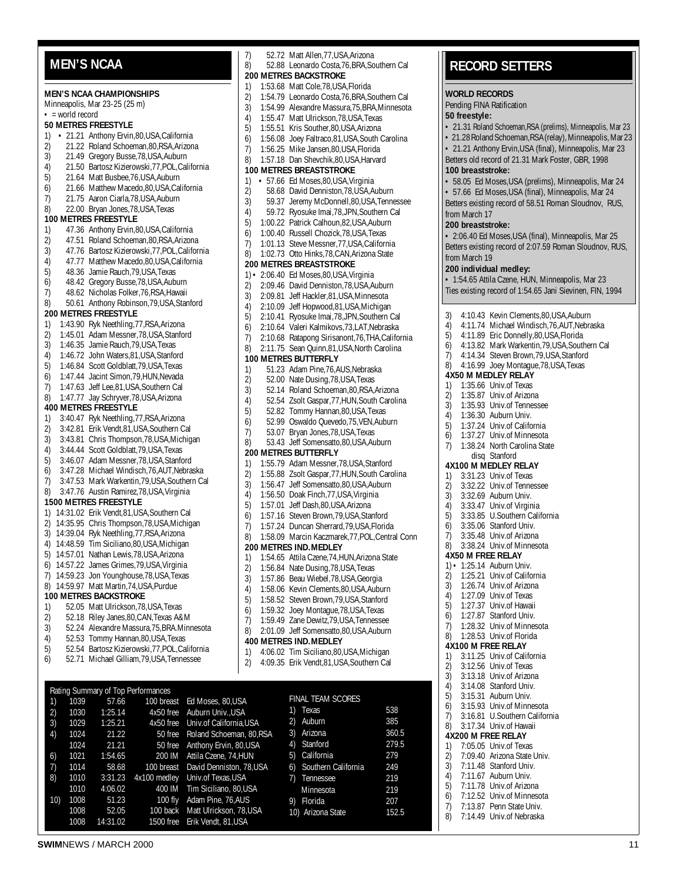## MEN'S NCAA

**MEN'S NCAA CHAMPIONSHIPS**
Minneapolis, Mar 23-25 (25 m)
• = world record

**50 METRES FREESTYLE**
1) • 21.21 Anthony Ervin,80,USA,California
2) 21.22 Roland Schoeman,80,RSA,Arizona
3) 21.49 Gregory Busse,78,USA,Auburn
4) 21.50 Bartosz Kizierowski,77,POL,California
5) 21.64 Matt Busbee,76,USA,Auburn
6) 21.66 Matthew Macedo,80,USA,California
7) 21.75 Aaron Ciarla,78,USA,Auburn
8) 22.00 Bryan Jones,78,USA,Texas

**100 METRES FREESTYLE**
1) 47.36 Anthony Ervin,80,USA,California
2) 47.51 Roland Schoeman,80,RSA,Arizona
3) 47.76 Bartosz Kizierowski,77,POL,California
4) 47.77 Matthew Macedo,80,USA,California
5) 48.36 Jamie Rauch,79,USA,Texas
6) 48.42 Gregory Busse,78,USA,Auburn
7) 48.62 Nicholas Folker,76,RSA,Hawaii
8) 50.61 Anthony Robinson,79,USA,Stanford

**200 METRES FREESTYLE**
1) 1:43.90 Ryk Neethling,77,RSA,Arizona
2) 1:45.01 Adam Messner,78,USA,Stanford
3) 1:46.35 Jamie Rauch,79,USA,Texas
4) 1:46.72 John Waters,81,USA,Stanford
5) 1:46.84 Scott Goldblatt,79,USA,Texas
6) 1:47.44 Jacint Simon,79,HUN,Nevada
7) 1:47.63 Jeff Lee,81,USA,Southern Cal
8) 1:47.77 Jay Schryver,78,USA,Arizona

**400 METRES FREESTYLE**
1) 3:40.47 Ryk Neethling,77,RSA,Arizona
2) 3:42.81 Erik Vendt,81,USA,Southern Cal
3) 3:43.81 Chris Thompson,78,USA,Michigan
4) 3:44.44 Scott Goldblatt,79,USA,Texas
5) 3:46.07 Adam Messner,78,USA,Stanford
6) 3:47.28 Michael Windisch,76,AUT,Nebraska
7) 3:47.53 Mark Warkentin,79,USA,Southern Cal
8) 3:47.76 Austin Ramirez,78,USA,Virginia

**1500 METRES FREESTYLE**
1) 14:31.02 Erik Vendt,81,USA,Southern Cal
2) 14:35.95 Chris Thompson,78,USA,Michigan
3) 14:39.04 Ryk Neethling,77,RSA,Arizona
4) 14:48.59 Tim Siciliano,80,USA,Michigan
5) 14:57.01 Nathan Lewis,78,USA,Arizona
6) 14:57.22 James Grimes,79,USA,Virginia
7) 14:59.23 Jon Younghouse,78,USA,Texas
8) 14:59.97 Matt Martin,74,USA,Purdue

**100 METRES BACKSTROKE**
1) 52.05 Matt Ulrickson,78,USA,Texas
2) 52.18 Riley Janes,80,CAN,Texas A&M
3) 52.24 Alexandre Massura,75,BRA.Minnesota
4) 52.53 Tommy Hannan,80,USA,Texas
5) 52.54 Bartosz Kizierowski,77,POL,California
6) 52.71 Michael Gilliam,79,USA,Tennessee
7) 52.72 Matt Allen,77,USA,Arizona
8) 52.88 Leonardo Costa,76,BRA,Southern Cal

**200 METRES BACKSTROKE**
1) 1:53.68 Matt Cole,78,USA,Florida
2) 1:54.79 Leonardo Costa,76,BRA,Southern Cal
3) 1:54.99 Alexandre Massura,75,BRA,Minnesota
4) 1:55.47 Matt Ulrickson,78,USA,Texas
5) 1:55.51 Kris Souther,80,USA,Arizona
6) 1:56.08 Joey Faltraco,81,USA,South Carolina
7) 1:56.25 Mike Jansen,80,USA,Florida
8) 1:57.18 Dan Shevchik,80,USA,Harvard

**100 METRES BREASTSTROKE**
1) • 57.66 Ed Moses,80,USA,Virginia
2) 58.68 David Denniston,78,USA,Auburn
3) 59.37 Jeremy McDonnell,80,USA,Tennessee
4) 59.72 Ryosuke Imai,78,JPN,Southern Cal
5) 1:00.22 Patrick Calhoun,82,USA,Auburn
6) 1:00.40 Russell Chozick,78,USA,Texas
7) 1:01.13 Steve Messner,77,USA,California
8) 1:02.73 Otto Hinks,78,CAN,Arizona State

**200 METRES BREASTSTROKE**
1) • 2:06.40 Ed Moses,80,USA,Virginia
2) 2:09.46 David Denniston,78,USA,Auburn
3) 2:09.81 Jeff Hackler,81,USA,Minnesota
4) 2:10.09 Jeff Hopwood,81,USA,Michigan
5) 2:10.41 Ryosuke Imai,78,JPN,Southern Cal
6) 2:10.64 Valeri Kalmikovs,73,LAT,Nebraska
7) 2:10.68 Ratapong Sirisanont,76,THA,California
8) 2:11.75 Sean Quinn,81,USA,North Carolina

**100 METRES BUTTERFLY**
1) 51.23 Adam Pine,76,AUS,Nebraska
2) 52.00 Nate Dusing,78,USA,Texas
3) 52.14 Roland Schoeman,80,RSA,Arizona
4) 52.54 Zsolt Gaspar,77,HUN,South Carolina
5) 52.82 Tommy Hannan,80,USA,Texas
6) 52.99 Oswaldo Quevedo,75,VEN,Auburn
7) 53.07 Bryan Jones,78,USA,Texas
8) 53.43 Jeff Somensatto,80,USA,Auburn

**200 METRES BUTTERFLY**
1) 1:55.79 Adam Messner,78,USA,Stanford
2) 1:55.88 Zsolt Gaspar,77,HUN,South Carolina
3) 1:56.47 Jeff Somensatto,80,USA,Auburn
4) 1:56.50 Doak Finch,77,USA,Virginia
5) 1:57.01 Jeff Dash,80,USA,Arizona
6) 1:57.16 Steven Brown,79,USA,Stanford
7) 1:57.24 Duncan Sherrard,79,USA,Florida
8) 1:58.09 Marcin Kaczmarek,77,POL,Central Conn

**200 METRES IND.MEDLEY**
1) 1:54.65 Attila Czene,74,HUN,Arizona State
2) 1:56.84 Nate Dusing,78,USA,Texas
3) 1:57.86 Beau Wiebel,78,USA,Georgia
4) 1:58.06 Kevin Clements,80,USA,Auburn
5) 1:58.52 Steven Brown,79,USA,Stanford
6) 1:59.32 Joey Montague,78,USA,Texas
7) 1:59.49 Zane Dewitz,79,USA,Tennessee
8) 2:01.09 Jeff Somensatto,80,USA,Auburn

**400 METRES IND.MEDLEY**
1) 4:06.02 Tim Siciliano,80,USA,Michigan
2) 4:09.35 Erik Vendt,81,USA,Southern Cal
3) 4:10.43 Kevin Clements,80,USA,Auburn
4) 4:11.74 Michael Windisch,76,AUT,Nebraska
5) 4:11.89 Eric Donnelly,80,USA,Florida
6) 4:13.82 Mark Warkentin,79,USA,Southern Cal
7) 4:14.34 Steven Brown,79,USA,Stanford
8) 4:16.99 Joey Montague,78,USA,Texas

**4X50 M MEDLEY RELAY**
1) 1:35.66 Univ.of Texas
2) 1:35.87 Univ.of Arizona
3) 1:35.93 Univ.of Tennessee
4) 1:36.30 Auburn Univ.
5) 1:37.24 Univ.of California
6) 1:37.27 Univ.of Minnesota
7) 1:38.24 North Carolina State
disq Stanford

**4X100 M MEDLEY RELAY**
1) 3:31.23 Univ.of Texas
2) 3:32.22 Univ.of Tennessee
3) 3:32.69 Auburn Univ.
4) 3:33.47 Univ.of Virginia
5) 3:33.85 U.Southern California
6) 3:35.06 Stanford Univ.
7) 3:35.48 Univ.of Arizona
8) 3:38.24 Univ.of Minnesota

**4X50 M FREE RELAY**
1) • 1:25.14 Auburn Univ.
2) 1:25.21 Univ.of California
3) 1:26.74 Univ.of Arizona
4) 1:27.09 Univ.of Texas
5) 1:27.37 Univ.of Hawaii
6) 1:27.87 Stanford Univ.
7) 1:28.32 Univ.of Minnesota
8) 1:28.53 Univ.of Florida

**4X100 M FREE RELAY**
1) 3:11.25 Univ.of California
2) 3:12.56 Univ.of Texas
3) 3:13.18 Univ.of Arizona
4) 3:14.08 Stanford Univ.
5) 3:15.31 Auburn Univ.
6) 3:15.93 Univ.of Minnesota
7) 3:16.81 U.Southern California
8) 3:17.34 Univ.of Hawaii

**4X200 M FREE RELAY**
1) 7:05.05 Univ.of Texas
2) 7:09.40 Arizona State Univ.
3) 7:11.48 Stanford Univ.
4) 7:11.67 Auburn Univ.
5) 7:11.78 Univ.of Arizona
6) 7:12.52 Univ.of Minnesota
7) 7:13.87 Penn State Univ.
8) 7:14.49 Univ.of Nebraska

Rating Summary of Top Performances

| | | | | |
|---|---|---|---|---|
| 1) | 1039 | 57.66 | 100 breast | Ed Moses, 80,USA |
| 2) | 1030 | 1:25.14 | 4x50 free | Auburn Univ.,USA |
| 3) | 1029 | 1:25.21 | 4x50 free | Univ.of California,USA |
| 4) | 1024 | 21.22 | 50 free | Roland Schoeman, 80,RSA |
| | 1024 | 21.21 | 50 free | Anthony Ervin, 80,USA |
| 6) | 1021 | 1:54.65 | 200 IM | Attila Czene, 74,HUN |
| 7) | 1014 | 58.68 | 100 breast | David Denniston, 78,USA |
| 8) | 1010 | 3:31.23 | 4x100 medley | Univ.of Texas,USA |
| | 1010 | 4:06.02 | 400 IM | Tim Siciliano, 80,USA |
| 10) | 1008 | 51.23 | 100 fly | Adam Pine, 76,AUS |
| | 1008 | 52.05 | 100 back | Matt Ulrickson, 78,USA |
| | 1008 | 14:31.02 | 1500 free | Erik Vendt, 81,USA |

FINAL TEAM SCORES

| | | |
|---|---|---|
| 1) | Texas | 538 |
| 2) | Auburn | 385 |
| 3) | Arizona | 360.5 |
| 4) | Stanford | 279.5 |
| 5) | California | 279 |
| 6) | Southern California | 249 |
| 7) | Tennessee | 219 |
| | Minnesota | 219 |
| 9) | Florida | 207 |
| 10) | Arizona State | 152.5 |

## RECORD SETTERS

**WORLD RECORDS**
Pending FINA Ratification

**50 freestyle:**
• 21.31 Roland Schoeman,RSA (prelims), Minneapolis, Mar 23
• 21.28 Roland Schoeman,RSA (relay), Minneapolis, Mar 23
• 21.21 Anthony Ervin,USA (final), Minneapolis, Mar 23
Betters old record of 21.31 Mark Foster, GBR, 1998

**100 breaststroke:**
• 58.05 Ed Moses,USA (prelims), Minneapolis, Mar 24
• 57.66 Ed Moses,USA (final), Minneapolis, Mar 24
Betters existing record of 58.51 Roman Sloudnov, RUS, from March 17

**200 breaststroke:**
• 2:06.40 Ed Moses,USA (final), Minneapolis, Mar 25
Betters existing record of 2:07.59 Roman Sloudnov, RUS, from March 19

**200 individual medley:**
• 1:54.65 Attila Czene, HUN, Minneapolis, Mar 23
Ties existing record of 1:54.65 Jani Sievinen, FIN, 1994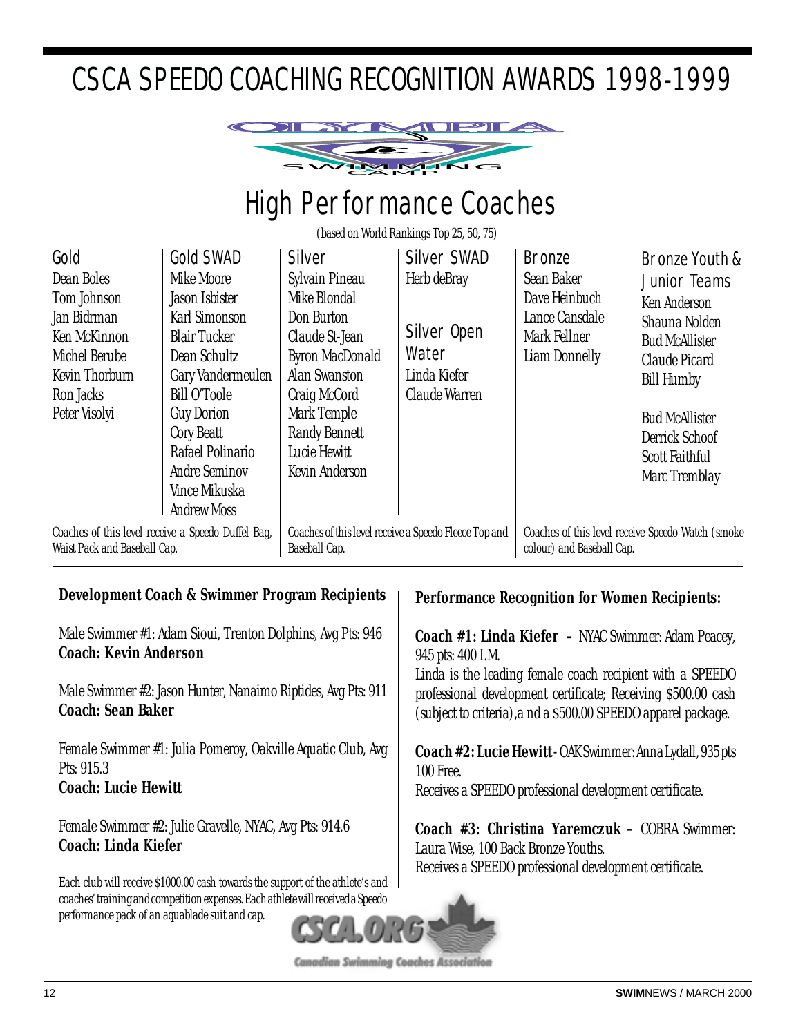# CSCA SPEEDO COACHING RECOGNITION AWARDS 1998-1999

## High Performance Coaches

(based on World Rankings Top 25, 50, 75)

| Gold | Gold SWAD | Silver | Silver SWAD | Bronze | Bronze Youth & Junior Teams |
|---|---|---|---|---|---|
| Dean Boles | Mike Moore | Sylvain Pineau | Herb deBray | Sean Baker | Ken Anderson |
| Tom Johnson | Jason Isbister | Mike Blondal | | Dave Heinbuch | Shauna Nolden |
| Jan Bidrman | Karl Simonson | Don Burton | **Silver Open Water** | Lance Cansdale | Bud McAllister |
| Ken McKinnon | Blair Tucker | Claude St-Jean | Linda Kiefer | Mark Fellner | Claude Picard |
| Michel Berube | Dean Schultz | Byron MacDonald | Claude Warren | Liam Donnelly | Bill Humby |
| Kevin Thorburn | Gary Vandermeulen | Alan Swanston | | | |
| Ron Jacks | Bill O'Toole | Craig McCord | | | Bud McAllister |
| Peter Visolyi | Guy Dorion | Mark Temple | | | Derrick Schoof |
| | Cory Beatt | Randy Bennett | | | Scott Faithful |
| | Rafael Polinario | Lucie Hewitt | | | Marc Tremblay |
| | Andre Seminov | Kevin Anderson | | | |
| | Vince Mikuska | | | | |
| | Andrew Moss | | | | |

Coaches of this level receive a Speedo Duffel Bag, Waist Pack and Baseball Cap. (Gold, Gold SWAD)

Coaches of this level receive a Speedo Fleece Top and Baseball Cap. (Silver, Silver SWAD, Silver Open Water)

Coaches of this level receive Speedo Watch (smoke colour) and Baseball Cap. (Bronze, Bronze Youth & Junior Teams)

### Development Coach & Swimmer Program Recipients

Male Swimmer #1: Adam Sioui, Trenton Dolphins, Avg Pts: 946
**Coach: Kevin Anderson**

Male Swimmer #2: Jason Hunter, Nanaimo Riptides, Avg Pts: 911
**Coach: Sean Baker**

Female Swimmer #1: Julia Pomeroy, Oakville Aquatic Club, Avg Pts: 915.3
**Coach: Lucie Hewitt**

Female Swimmer #2: Julie Gravelle, NYAC, Avg Pts: 914.6
**Coach: Linda Kiefer**

Each club will receive $1000.00 cash towards the support of the athlete's and coaches' training and competition expenses. Each athlete will received a Speedo performance pack of an aquablade suit and cap.

### Performance Recognition for Women Recipients:

**Coach #1: Linda Kiefer –** NYAC Swimmer: Adam Peacey, 945 pts: 400 I.M.
Linda is the leading female coach recipient with a SPEEDO professional development certificate; Receiving $500.00 cash (subject to criteria), a nd a $500.00 SPEEDO apparel package.

**Coach #2: Lucie Hewitt** - OAK Swimmer: Anna Lydall, 935 pts 100 Free.
Receives a SPEEDO professional development certificate.

**Coach #3: Christina Yaremczuk** – COBRA Swimmer: Laura Wise, 100 Back Bronze Youths.
Receives a SPEEDO professional development certificate.

CSCA.ORG
Canadian Swimming Coaches Association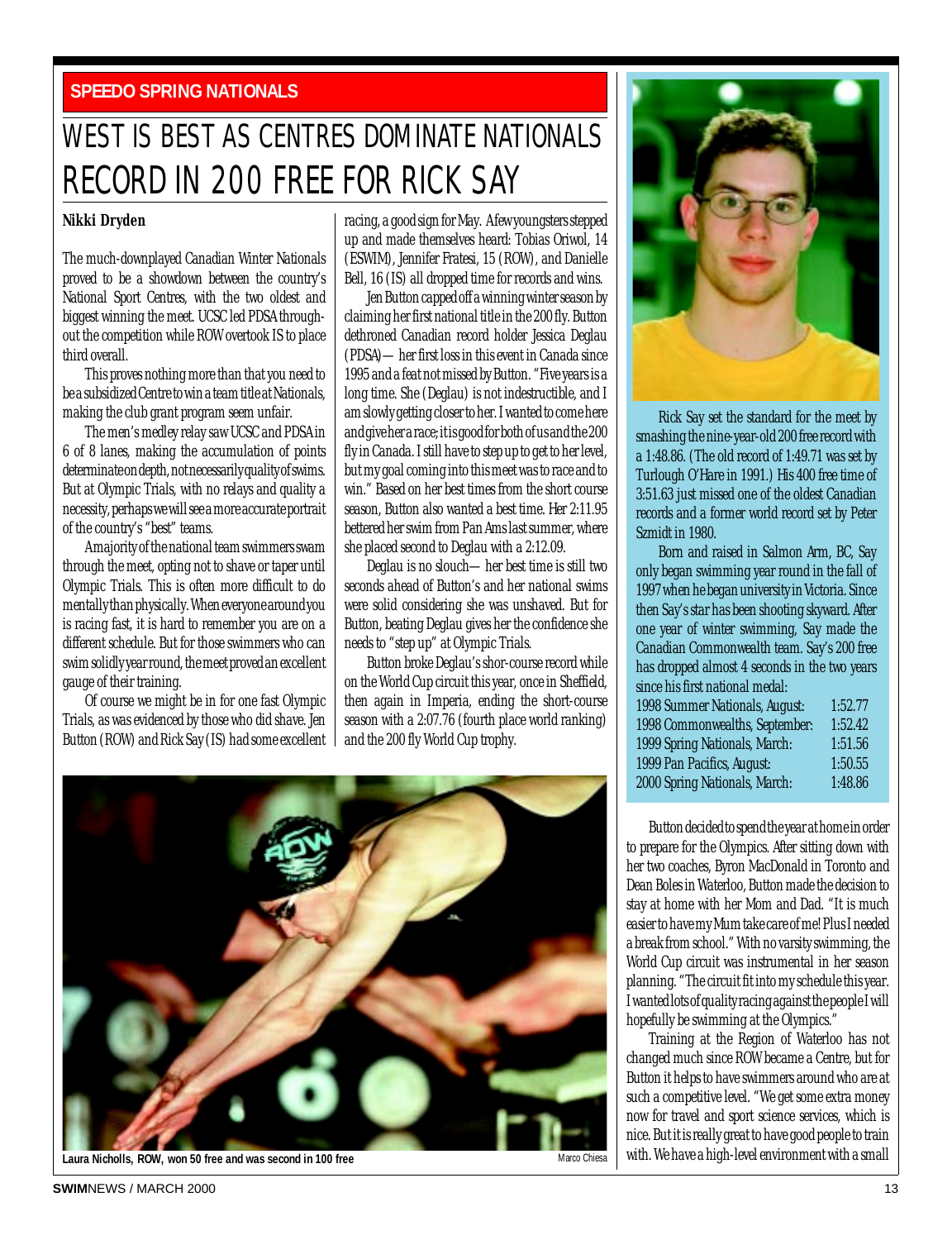SPEEDO SPRING NATIONALS

# WEST IS BEST AS CENTRES DOMINATE NATIONALS

## RECORD IN 200 FREE FOR RICK SAY

**Nikki Dryden**

The much-downplayed Canadian Winter Nationals proved to be a showdown between the country's National Sport Centres, with the two oldest and biggest winning the meet. UCSC led PDSA throughout the competition while ROW overtook IS to place third overall.

This proves nothing more than that you need to be a subsidized Centre to win a team title at Nationals, making the club grant program seem unfair.

The men's medley relay saw UCSC and PDSA in 6 of 8 lanes, making the accumulation of points determinate on depth, not necessarily quality of swims. But at Olympic Trials, with no relays and quality a necessity, perhaps we will see a more accurate portrait of the country's "best" teams.

A majority of the national team swimmers swam through the meet, opting not to shave or taper until Olympic Trials. This is often more difficult to do mentally than physically. When everyone around you is racing fast, it is hard to remember you are on a different schedule. But for those swimmers who can swim solidly year round, the meet proved an excellent gauge of their training.

Of course we might be in for one fast Olympic Trials, as was evidenced by those who did shave. Jen Button (ROW) and Rick Say (IS) had some excellent racing, a good sign for May. A few youngsters stepped up and made themselves heard: Tobias Oriwol, 14 (ESWIM), Jennifer Fratesi, 15 (ROW), and Danielle Bell, 16 (IS) all dropped time for records and wins.

Jen Button capped off a winning winter season by claiming her first national title in the 200 fly. Button dethroned Canadian record holder Jessica Deglau (PDSA)— her first loss in this event in Canada since 1995 and a feat not missed by Button. "Five years is a long time. She (Deglau) is not indestructible, and I am slowly getting closer to her. I wanted to come here and give her a race; it is good for both of us and the 200 fly in Canada. I still have to step up to get to her level, but my goal coming into this meet was to race and to win." Based on her best times from the short course season, Button also wanted a best time. Her 2:11.95 bettered her swim from Pan Ams last summer, where she placed second to Deglau with a 2:12.09.

Deglau is no slouch— her best time is still two seconds ahead of Button's and her national swims were solid considering she was unshaved. But for Button, beating Deglau gives her the confidence she needs to "step up" at Olympic Trials.

Button broke Deglau's shor-course record while on the World Cup circuit this year, once in Sheffield, then again in Imperia, ending the short-course season with a 2:07.76 (fourth place world ranking) and the 200 fly World Cup trophy.

Laura Nicholls, ROW, won 50 free and was second in 100 free — Marco Chiesa

Rick Say set the standard for the meet by smashing the nine-year-old 200 free record with a 1:48.86. (The old record of 1:49.71 was set by Turlough O'Hare in 1991.) His 400 free time of 3:51.63 just missed one of the oldest Canadian records and a former world record set by Peter Szmidt in 1980.

Born and raised in Salmon Arm, BC, Say only began swimming year round in the fall of 1997 when he began university in Victoria. Since then Say's star has been shooting skyward. After one year of winter swimming, Say made the Canadian Commonwealth team. Say's 200 free has dropped almost 4 seconds in the two years since his first national medal:

| | |
|---|---|
| 1998 Summer Nationals, August: | 1:52.77 |
| 1998 Commonwealths, September: | 1:52.42 |
| 1999 Spring Nationals, March: | 1:51.56 |
| 1999 Pan Pacifics, August: | 1:50.55 |
| 2000 Spring Nationals, March: | 1:48.86 |

Button decided to spend the year at home in order to prepare for the Olympics. After sitting down with her two coaches, Byron MacDonald in Toronto and Dean Boles in Waterloo, Button made the decision to stay at home with her Mom and Dad. "It is much easier to have my Mum take care of me! Plus I needed a break from school." With no varsity swimming, the World Cup circuit was instrumental in her season planning. "The circuit fit into my schedule this year. I wanted lots of quality racing against the people I will hopefully be swimming at the Olympics."

Training at the Region of Waterloo has not changed much since ROW became a Centre, but for Button it helps to have swimmers around who are at such a competitive level. "We get some extra money now for travel and sport science services, which is nice. But it is really great to have good people to train with. We have a high-level environment with a small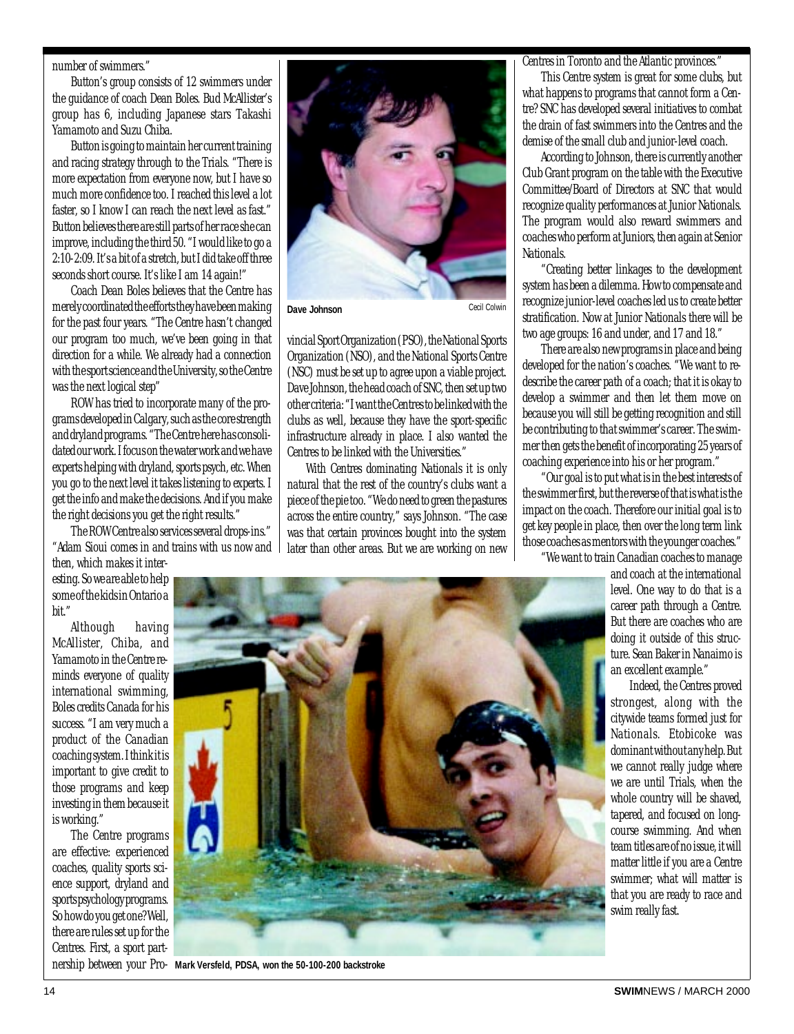number of swimmers."

Button's group consists of 12 swimmers under the guidance of coach Dean Boles. Bud McAllister's group has 6, including Japanese stars Takashi Yamamoto and Suzu Chiba.

Button is going to maintain her current training and racing strategy through to the Trials. "There is more expectation from everyone now, but I have so much more confidence too. I reached this level a lot faster, so I know I can reach the next level as fast." Button believes there are still parts of her race she can improve, including the third 50. "I would like to go a 2:10-2:09. It's a bit of a stretch, but I did take off three seconds short course. It's like I am 14 again!"

Coach Dean Boles believes that the Centre has merely coordinated the efforts they have been making for the past four years. "The Centre hasn't changed our program too much, we've been going in that direction for a while. We already had a connection with the sport science and the University, so the Centre was the next logical step"

ROW has tried to incorporate many of the programs developed in Calgary, such as the core strength and dryland programs. "The Centre here has consolidated our work. I focus on the water work and we have experts helping with dryland, sports psych, etc. When you go to the next level it takes listening to experts. I get the info and make the decisions. And if you make the right decisions you get the right results."

The ROW Centre also services several drops-ins." "Adam Sioui comes in and trains with us now and then, which makes it interesting. So we are able to help some of the kids in Ontario a bit."

Although having McAllister, Chiba, and Yamamoto in the Centre reminds everyone of quality international swimming, Boles credits Canada for his success. "I am very much a product of the Canadian coaching system. I think it is important to give credit to those programs and keep investing in them because it is working."

The Centre programs are effective: experienced coaches, quality sports science support, dryland and sports psychology programs. So how do you get one? Well, there are rules set up for the Centres. First, a sport partnership between your Provincial Sport Organization (PSO), the National Sports Organization (NSO), and the National Sports Centre (NSC) must be set up to agree upon a viable project. Dave Johnson, the head coach of SNC, then set up two other criteria: "I want the Centres to be linked with the clubs as well, because they have the sport-specific infrastructure already in place. I also wanted the Centres to be linked with the Universities."

Dave Johnson — Cecil Colwin

With Centres dominating Nationals it is only natural that the rest of the country's clubs want a piece of the pie too. "We do need to green the pastures across the entire country," says Johnson. "The case was that certain provinces bought into the system later than other areas. But we are working on new Centres in Toronto and the Atlantic provinces."

This Centre system is great for some clubs, but what happens to programs that cannot form a Centre? SNC has developed several initiatives to combat the drain of fast swimmers into the Centres and the demise of the small club and junior-level coach.

According to Johnson, there is currently another Club Grant program on the table with the Executive Committee/Board of Directors at SNC that would recognize quality performances at Junior Nationals. The program would also reward swimmers and coaches who perform at Juniors, then again at Senior Nationals.

"Creating better linkages to the development system has been a dilemma. How to compensate and recognize junior-level coaches led us to create better stratification. Now at Junior Nationals there will be two age groups: 16 and under, and 17 and 18."

There are also new programs in place and being developed for the nation's coaches. "We want to redescribe the career path of a coach; that it is okay to develop a swimmer and then let them move on because you will still be getting recognition and still be contributing to that swimmer's career. The swimmer then gets the benefit of incorporating 25 years of coaching experience into his or her program."

"Our goal is to put what is in the best interests of the swimmer first, but the reverse of that is what is the impact on the coach. Therefore our initial goal is to get key people in place, then over the long term link those coaches as mentors with the younger coaches."

"We want to train Canadian coaches to manage and coach at the international level. One way to do that is a career path through a Centre. But there are coaches who are doing it outside of this structure. Sean Baker in Nanaimo is an excellent example."

Indeed, the Centres proved strongest, along with the citywide teams formed just for Nationals. Etobicoke was dominant without any help. But we cannot really judge where we are until Trials, when the whole country will be shaved, tapered, and focused on long-course swimming. And when team titles are of no issue, it will matter little if you are a Centre swimmer; what will matter is that you are ready to race and swim really fast.

**Mark Versfeld, PDSA, won the 50-100-200 backstroke**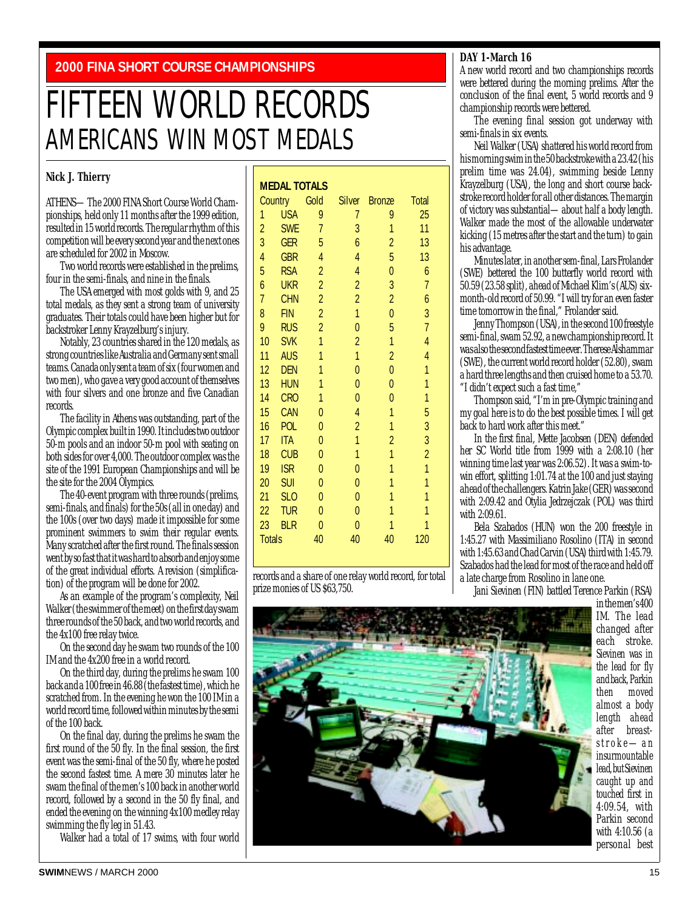**2000 FINA SHORT COURSE CHAMPIONSHIPS**

# FIFTEEN WORLD RECORDS
## AMERICANS WIN MOST MEDALS

**Nick J. Thierry**

ATHENS— The 2000 FINA Short Course World Championships, held only 11 months after the 1999 edition, resulted in 15 world records. The regular rhythm of this competition will be every second year and the next ones are scheduled for 2002 in Moscow.

Two world records were established in the prelims, four in the semi-finals, and nine in the finals.

The USA emerged with most golds with 9, and 25 total medals, as they sent a strong team of university graduates. Their totals could have been higher but for backstroker Lenny Krayzelburg's injury.

Notably, 23 countries shared in the 120 medals, as strong countries like Australia and Germany sent small teams. Canada only sent a team of six (four women and two men), who gave a very good account of themselves with four silvers and one bronze and five Canadian records.

The facility in Athens was outstanding, part of the Olympic complex built in 1990. It includes two outdoor 50-m pools and an indoor 50-m pool with seating on both sides for over 4,000. The outdoor complex was the site of the 1991 European Championships and will be the site for the 2004 Olympics.

The 40-event program with three rounds (prelims, semi-finals, and finals) for the 50s (all in one day) and the 100s (over two days) made it impossible for some prominent swimmers to swim their regular events. Many scratched after the first round. The finals session went by so fast that it was hard to absorb and enjoy some of the great individual efforts. A revision (simplification) of the program will be done for 2002.

As an example of the program's complexity, Neil Walker (the swimmer of the meet) on the first day swam three rounds of the 50 back, and two world records, and the 4x100 free relay twice.

On the second day he swam two rounds of the 100 IM and the 4x200 free in a world record.

On the third day, during the prelims he swam 100 back and a 100 free in 46.88 (the fastest time), which he scratched from. In the evening he won the 100 IM in a world record time, followed within minutes by the semi of the 100 back.

On the final day, during the prelims he swam the first round of the 50 fly. In the final session, the first event was the semi-final of the 50 fly, where he posted the second fastest time. A mere 30 minutes later he swam the final of the men's 100 back in another world record, followed by a second in the 50 fly final, and ended the evening on the winning 4x100 medley relay swimming the fly leg in 51.43.

Walker had a total of 17 swims, with four world records and a share of one relay world record, for total prize monies of US $63,750.

**MEDAL TOTALS**

| | Country | Gold | Silver | Bronze | Total |
|---|---|---|---|---|---|
| 1 | USA | 9 | 7 | 9 | 25 |
| 2 | SWE | 7 | 3 | 1 | 11 |
| 3 | GER | 5 | 6 | 2 | 13 |
| 4 | GBR | 4 | 4 | 5 | 13 |
| 5 | RSA | 2 | 4 | 0 | 6 |
| 6 | UKR | 2 | 2 | 3 | 7 |
| 7 | CHN | 2 | 2 | 2 | 6 |
| 8 | FIN | 2 | 1 | 0 | 3 |
| 9 | RUS | 2 | 0 | 5 | 7 |
| 10 | SVK | 1 | 2 | 1 | 4 |
| 11 | AUS | 1 | 1 | 2 | 4 |
| 12 | DEN | 1 | 0 | 0 | 1 |
| 13 | HUN | 1 | 0 | 0 | 1 |
| 14 | CRO | 1 | 0 | 0 | 1 |
| 15 | CAN | 0 | 4 | 1 | 5 |
| 16 | POL | 0 | 2 | 1 | 3 |
| 17 | ITA | 0 | 1 | 2 | 3 |
| 18 | CUB | 0 | 1 | 1 | 2 |
| 19 | ISR | 0 | 0 | 1 | 1 |
| 20 | SUI | 0 | 0 | 1 | 1 |
| 21 | SLO | 0 | 0 | 1 | 1 |
| 22 | TUR | 0 | 0 | 1 | 1 |
| 23 | BLR | 0 | 0 | 1 | 1 |
| Totals | | 40 | 40 | 40 | 120 |

**DAY 1-March 16**

A new world record and two championships records were bettered during the morning prelims. After the conclusion of the final event, 5 world records and 9 championship records were bettered.

The evening final session got underway with semi-finals in six events.

Neil Walker (USA) shattered his world record from his morning swim in the 50 backstroke with a 23.42 (his prelim time was 24.04), swimming beside Lenny Krayzelburg (USA), the long and short course backstroke record holder for all other distances. The margin of victory was substantial—about half a body length. Walker made the most of the allowable underwater kicking (15 metres after the start and the turn) to gain his advantage.

Minutes later, in another semi-final, Lars Frolander (SWE) bettered the 100 butterfly world record with 50.59 (23.58 split), ahead of Michael Klim's (AUS) six-month-old record of 50.99. "I will try for an even faster time tomorrow in the final," Frolander said.

Jenny Thompson (USA), in the second 100 freestyle semi-final, swam 52.92, a new championship record. It was also the second fastest time ever. Therese Alshammar (SWE), the current world record holder (52.80), swam a hard three lengths and then cruised home to a 53.70. "I didn't expect such a fast time,"

Thompson said, "I'm in pre-Olympic training and my goal here is to do the best possible times. I will get back to hard work after this meet."

In the first final, Mette Jacobsen (DEN) defended her SC World title from 1999 with a 2:08.10 (her winning time last year was 2:06.52). It was a swim-to-win effort, splitting 1:01.74 at the 100 and just staying ahead of the challengers. Katrin Jake (GER) was second with 2:09.42 and Otylia Jedrzejczak (POL) was third with 2:09.61.

Bela Szabados (HUN) won the 200 freestyle in 1:45.27 with Massimiliano Rosolino (ITA) in second with 1:45.63 and Chad Carvin (USA) third with 1:45.79. Szabados had the lead for most of the race and held off a late charge from Rosolino in lane one.

Jani Sievinen (FIN) battled Terence Parkin (RSA) in the men's 400 IM. The lead changed after each stroke. Sievinen was in the lead for fly and back, Parkin then moved almost a body length ahead after breaststroke—an insurmountable lead, but Sievinen caught up and touched first in 4:09.54, with Parkin second with 4:10.56 (a personal best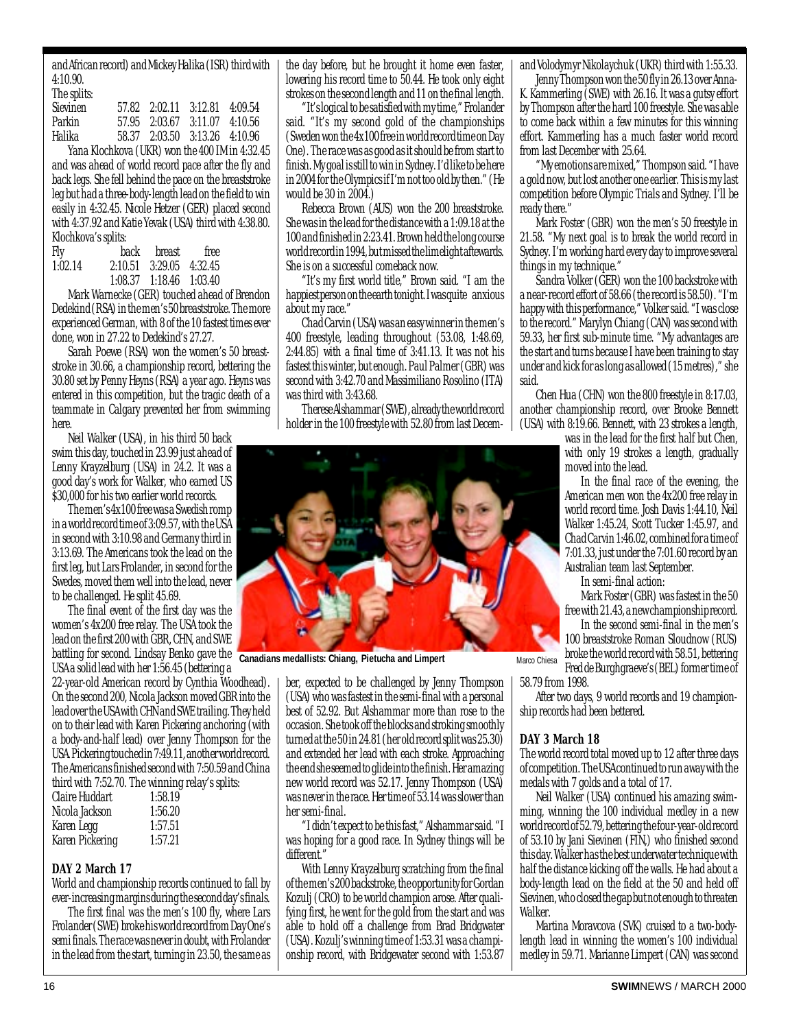and African record) and Mickey Halika (ISR) third with 4:10.90.

The splits:

| | | | | |
|---|---|---|---|---|
| Sievinen | 57.82 | 2:02.11 | 3:12.81 | 4:09.54 |
| Parkin | 57.95 | 2:03.67 | 3:11.07 | 4:10.56 |
| Halika | 58.37 | 2:03.50 | 3:13.26 | 4:10.96 |

Yana Klochkova (UKR) won the 400 IM in 4:32.45 and was ahead of world record pace after the fly and back legs. She fell behind the pace on the breaststroke leg but had a three-body-length lead on the field to win easily in 4:32.45. Nicole Hetzer (GER) placed second with 4:37.92 and Katie Yevak (USA) third with 4:38.80. Klochkova's splits:

| Fly | back | breast | free |
|---|---|---|---|
| 1:02.14 | 2:10.51 | 3:29.05 | 4:32.45 |
| | 1:08.37 | 1:18.46 | 1:03.40 |

Mark Warnecke (GER) touched ahead of Brendon Dedekind (RSA) in the men's 50 breaststroke. The more experienced German, with 8 of the 10 fastest times ever done, won in 27.22 to Dedekind's 27.27.

Sarah Poewe (RSA) won the women's 50 breaststroke in 30.66, a championship record, bettering the 30.80 set by Penny Heyns (RSA) a year ago. Heyns was entered in this competition, but the tragic death of a teammate in Calgary prevented her from swimming here.

Neil Walker (USA), in his third 50 back swim this day, touched in 23.99 just ahead of Lenny Krayzelburg (USA) in 24.2. It was a good day's work for Walker, who earned US $30,000 for his two earlier world records.

The men's 4x100 free was a Swedish romp in a world record time of 3:09.57, with the USA in second with 3:10.98 and Germany third in 3:13.69. The Americans took the lead on the first leg, but Lars Frolander, in second for the Swedes, moved them well into the lead, never to be challenged. He split 45.69.

The final event of the first day was the women's 4x200 free relay. The USA took the lead on the first 200 with GBR, CHN, and SWE battling for second. Lindsay Benko gave the USA a solid lead with her 1:56.45 (bettering a 22-year-old American record by Cynthia Woodhead). On the second 200, Nicola Jackson moved GBR into the lead over the USA with CHN and SWE trailing. They held on to their lead with Karen Pickering anchoring (with a body-and-half lead) over Jenny Thompson for the USA. Pickering touched in 7:49.11, another world record. The Americans finished second with 7:50.59 and China third with 7:52.70. The winning relay's splits:

| | |
|---|---|
| Claire Huddart | 1:58.19 |
| Nicola Jackson | 1:56.20 |
| Karen Legg | 1:57.51 |
| Karen Pickering | 1:57.21 |

## DAY 2 March 17

World and championship records continued to fall by ever-increasing margins during the second day's finals.

The first final was the men's 100 fly, where Lars Frolander (SWE) broke his world record from Day One's semi finals. The race was never in doubt, with Frolander in the lead from the start, turning in 23.50, the same as the day before, but he brought it home even faster, lowering his record time to 50.44. He took only eight strokes on the second length and 11 on the final length.

"It's logical to be satisfied with my time," Frolander said. "It's my second gold of the championships (Sweden won the 4x100 free in world record time on Day One). The race was as good as it should be from start to finish. My goal is still to win in Sydney. I'd like to be here in 2004 for the Olympics if I'm not too old by then." (He would be 30 in 2004.)

Rebecca Brown (AUS) won the 200 breaststroke. She was in the lead for the distance with a 1:09.18 at the 100 and finished in 2:23.41. Brown held the long course world record in 1994, but missed the limelight aftewards. She is on a successful comeback now.

"It's my first world title," Brown said. "I am the happiest person on the earth tonight. I was quite anxious about my race."

Chad Carvin (USA) was an easy winner in the men's 400 freestyle, leading throughout (53.08, 1:48.69, 2:44.85) with a final time of 3:41.13. It was not his fastest this winter, but enough. Paul Palmer (GBR) was second with 3:42.70 and Massimiliano Rosolino (ITA) was third with 3:43.68.

Therese Alshammar (SWE), already the world record holder in the 100 freestyle with 52.80 from last December, expected to be challenged by Jenny Thompson (USA) who was fastest in the semi-final with a personal best of 52.92. But Alshammar more than rose to the occasion. She took off the blocks and stroking smoothly turned at the 50 in 24.81 (her old record split was 25.30) and extended her lead with each stroke. Approaching the end she seemed to glide into the finish. Her amazing new world record was 52.17. Jenny Thompson (USA) was never in the race. Her time of 53.14 was slower than her semi-final.

"I didn't expect to be this fast," Alshammar said. "I was hoping for a good race. In Sydney things will be different."

With Lenny Krayzelburg scratching from the final of the men's 200 backstroke, the opportunity for Gordan Kozulj (CRO) to be world champion arose. After qualifying first, he went for the gold from the start and was able to hold off a challenge from Brad Bridgwater (USA). Kozulj's winning time of 1:53.31 was a championship record, with Bridgewater second with 1:53.87 and Volodymyr Nikolaychuk (UKR) third with 1:55.33.

Canadians medallists: Chiang, Pietucha and Limpert

Marco Chiesa

Jenny Thompson won the 50 fly in 26.13 over Anna-K. Kammerling (SWE) with 26.16. It was a gutsy effort by Thompson after the hard 100 freestyle. She was able to come back within a few minutes for this winning effort. Kammerling has a much faster world record from last December with 25.64.

"My emotions are mixed," Thompson said. "I have a gold now, but lost another one earlier. This is my last competition before Olympic Trials and Sydney. I'll be ready there."

Mark Foster (GBR) won the men's 50 freestyle in 21.58. "My next goal is to break the world record in Sydney. I'm working hard every day to improve several things in my technique."

Sandra Volker (GER) won the 100 backstroke with a near-record effort of 58.66 (the record is 58.50). "I'm happy with this performance," Volker said. "I was close to the record." Marylyn Chiang (CAN) was second with 59.33, her first sub-minute time. "My advantages are the start and turns because I have been training to stay under and kick for as long as allowed (15 metres)," she said.

Chen Hua (CHN) won the 800 freestyle in 8:17.03, another championship record, over Brooke Bennett (USA) with 8:19.66. Bennett, with 23 strokes a length, was in the lead for the first half but Chen, with only 19 strokes a length, gradually moved into the lead.

In the final race of the evening, the American men won the 4x200 free relay in world record time. Josh Davis 1:44.10, Neil Walker 1:45.24, Scott Tucker 1:45.97, and Chad Carvin 1:46.02, combined for a time of 7:01.33, just under the 7:01.60 record by an Australian team last September.

In semi-final action:

Mark Foster (GBR) was fastest in the 50 free with 21.43, a new championship record.

In the second semi-final in the men's 100 breaststroke Roman Sloudnow (RUS) broke the world record with 58.51, bettering Fred de Burghgraeve's (BEL) former time of 58.79 from 1998.

After two days, 9 world records and 19 championship records had been bettered.

## DAY 3 March 18

The world record total moved up to 12 after three days of competition. The USA continued to run away with the medals with 7 golds and a total of 17.

Neil Walker (USA) continued his amazing swimming, winning the 100 individual medley in a new world record of 52.79, bettering the four-year-old record of 53.10 by Jani Sievinen (FIN), who finished second this day. Walker has the best underwater technique with half the distance kicking off the walls. He had about a body-length lead on the field at the 50 and held off Sievinen, who closed the gap but not enough to threaten Walker.

Martina Moravcova (SVK) cruised to a two-body-length lead in winning the women's 100 individual medley in 59.71. Marianne Limpert (CAN) was second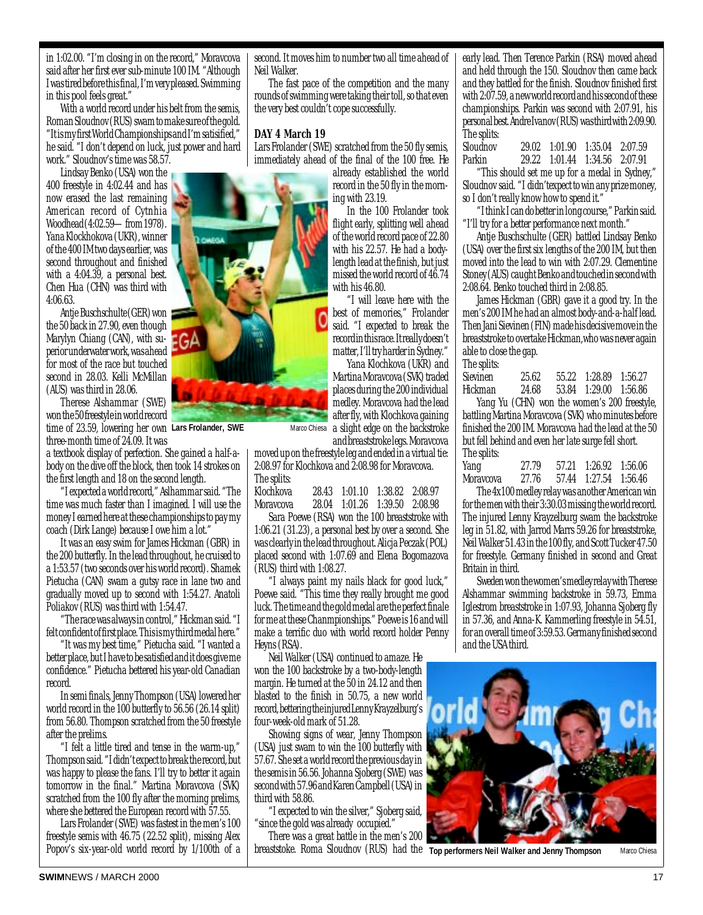in 1:02.00. "I'm closing in on the record," Moravcova said after her first ever sub-minute 100 IM. "Although I was tired before this final, I'm very pleased. Swimming in this pool feels great."

With a world record under his belt from the semis, Roman Sloudnov (RUS) swam to make sure of the gold. "It is my first World Championships and I'm satisified," he said. "I don't depend on luck, just power and hard work." Sloudnov's time was 58.57.

Lindsay Benko (USA) won the 400 freestyle in 4:02.44 and has now erased the last remaining American record of Cytnhia Woodhead (4:02.59— from 1978). Yana Klockhokova (UKR), winner of the 400 IM two days earlier, was second throughout and finished with a 4:04.39, a personal best. Chen Hua (CHN) was third with 4:06.63.

Antje Buschschulte (GER) won the 50 back in 27.90, even though Marylyn Chiang (CAN), with superior underwater work, was ahead for most of the race but touched second in 28.03. Kelli McMillan (AUS) was third in 28.06.

Therese Alshammar (SWE) won the 50 freestyle in world record time of 23.59, lowering her own three-month time of 24.09. It was a textbook display of perfection. She gained a half-a-body on the dive off the block, then took 14 strokes on the first length and 18 on the second length.

Lars Frolander, SWE — Marco Chiesa

"I expected a world record," Aslhammar said. "The time was much faster than I imagined. I will use the money I earned here at these championships to pay my coach (Dirk Lange) because I owe him a lot."

It was an easy swim for James Hickman (GBR) in the 200 butterfly. In the lead throughout, he cruised to a 1:53.57 (two seconds over his world record). Shamek Pietucha (CAN) swam a gutsy race in lane two and gradually moved up to second with 1:54.27. Anatoli Poliakov (RUS) was third with 1:54.47.

"The race was always in control," Hickman said. "I felt confident of first place. This is my third medal here."

"It was my best time," Pietucha said. "I wanted a better place, but I have to be satisfied and it does give me confidence." Pietucha bettered his year-old Canadian record.

In semi finals, Jenny Thompson (USA) lowered her world record in the 100 butterfly to 56.56 (26.14 split) from 56.80. Thompson scratched from the 50 freestyle after the prelims.

"I felt a little tired and tense in the warm-up," Thompson said. "I didn't expect to break the record, but was happy to please the fans. I'll try to better it again tomorrow in the final." Martina Moravcova (SVK) scratched from the 100 fly after the morning prelims, where she bettered the European record with 57.55.

Lars Frolander (SWE) was fastest in the men's 100 freestyle semis with 46.75 (22.52 split), missing Alex Popov's six-year-old world record by 1/100th of a second. It moves him to number two all time ahead of Neil Walker.

The fast pace of the competition and the many rounds of swimming were taking their toll, so that even the very best couldn't cope successfully.

**DAY 4 March 19**

Lars Frolander (SWE) scratched from the 50 fly semis, immediately ahead of the final of the 100 free. He already established the world record in the 50 fly in the morning with 23.19.

In the 100 Frolander took flight early, splitting well ahead of the world record pace of 22.80 with his 22.57. He had a body-length lead at the finish, but just missed the world record of 46.74 with his 46.80.

"I will leave here with the best of memories," Frolander said. "I expected to break the record in this race. It really doesn't matter, I'll try harder in Sydney."

Yana Klochkova (UKR) and Martina Moravcova (SVK) traded places during the 200 individual medley. Moravcova had the lead after fly, with Klochkova gaining a slight edge on the backstroke and breaststroke legs. Moravcova moved up on the freestyle leg and ended in a virtual tie: 2:08.97 for Klochkova and 2:08.98 for Moravcova.

The splits:

| | | | | |
|---|---|---|---|---|
| Klochkova | 28.43 | 1:01.10 | 1:38.82 | 2:08.97 |
| Moravcova | 28.04 | 1:01.26 | 1:39.50 | 2:08.98 |

Sara Poewe (RSA) won the 100 breaststroke with 1:06.21 (31.23), a personal best by over a second. She was clearly in the lead throughout. Alicja Peczak (POL) placed second with 1:07.69 and Elena Bogomazova (RUS) third with 1:08.27.

"I always paint my nails black for good luck," Poewe said. "This time they really brought me good luck. The time and the gold medal are the perfect finale for me at these Chanmpionships." Poewe is 16 and will make a terrific duo with world record holder Penny Heyns (RSA).

Neil Walker (USA) continued to amaze. He won the 100 backstroke by a two-body-length margin. He turned at the 50 in 24.12 and then blasted to the finish in 50.75, a new world record, bettering the injured Lenny Krayzelburg's four-week-old mark of 51.28.

Showing signs of wear, Jenny Thompson (USA) just swam to win the 100 butterfly with 57.67. She set a world record the previous day in the semis in 56.56. Johanna Sjoberg (SWE) was second with 57.96 and Karen Campbell (USA) in third with 58.86.

"I expected to win the silver," Sjoberg said, "since the gold was already occupied."

There was a great battle in the men's 200 breaststoke. Roma Sloudnov (RUS) had the early lead. Then Terence Parkin (RSA) moved ahead and held through the 150. Sloudnov then came back and they battled for the finish. Sloudnov finished first with 2:07.59, a new world record and his second of these championships. Parkin was second with 2:07.91, his personal best. Andre Ivanov (RUS) was third with 2:09.90.

The splits:

| | | | | |
|---|---|---|---|---|
| Sloudnov | 29.02 | 1:01.90 | 1:35.04 | 2:07.59 |
| Parkin | 29.22 | 1:01.44 | 1:34.56 | 2:07.91 |

"This should set me up for a medal in Sydney," Sloudnov said. "I didn't expect to win any prize money, so I don't really know how to spend it."

"I think I can do better in long course," Parkin said. "I'll try for a better performance next month."

Antje Buschschulte (GER) battled Lindsay Benko (USA) over the first six lengths of the 200 IM, but then moved into the lead to win with 2:07.29. Clementine Stoney (AUS) caught Benko and touched in second with 2:08.64. Benko touched third in 2:08.85.

James Hickman (GBR) gave it a good try. In the men's 200 IM he had an almost body-and-a-half lead. Then Jani Sievinen (FIN) made his decisive move in the breaststroke to overtake Hickman, who was never again able to close the gap.

The splits:

| | | | | |
|---|---|---|---|---|
| Sievinen | 25.62 | 55.22 | 1:28.89 | 1:56.27 |
| Hickman | 24.68 | 53.84 | 1:29.00 | 1:56.86 |

Yang Yu (CHN) won the women's 200 freestyle, battling Martina Moravcova (SVK) who minutes before finished the 200 IM. Moravcova had the lead at the 50 but fell behind and even her late surge fell short.

The splits:

| | | | | |
|---|---|---|---|---|
| Yang | 27.79 | 57.21 | 1:26.92 | 1:56.06 |
| Moravcova | 27.76 | 57.44 | 1:27.54 | 1:56.46 |

The 4x100 medley relay was another American win for the men with their 3:30.03 missing the world record. The injured Lenny Krayzelburg swam the backstroke leg in 51.82, with Jarrod Marrs 59.26 for breaststroke, Neil Walker 51.43 in the 100 fly, and Scott Tucker 47.50 for freestyle. Germany finished in second and Great Britain in third.

Sweden won the women's medley relay with Therese Alshammar swimming backstroke in 59.73, Emma Iglestrom breaststroke in 1:07.93, Johanna Sjoberg fly in 57.36, and Anna-K. Kammerling freestyle in 54.51, for an overall time of 3:59.53. Germany finished second and the USA third.

Top performers Neil Walker and Jenny Thompson — Marco Chiesa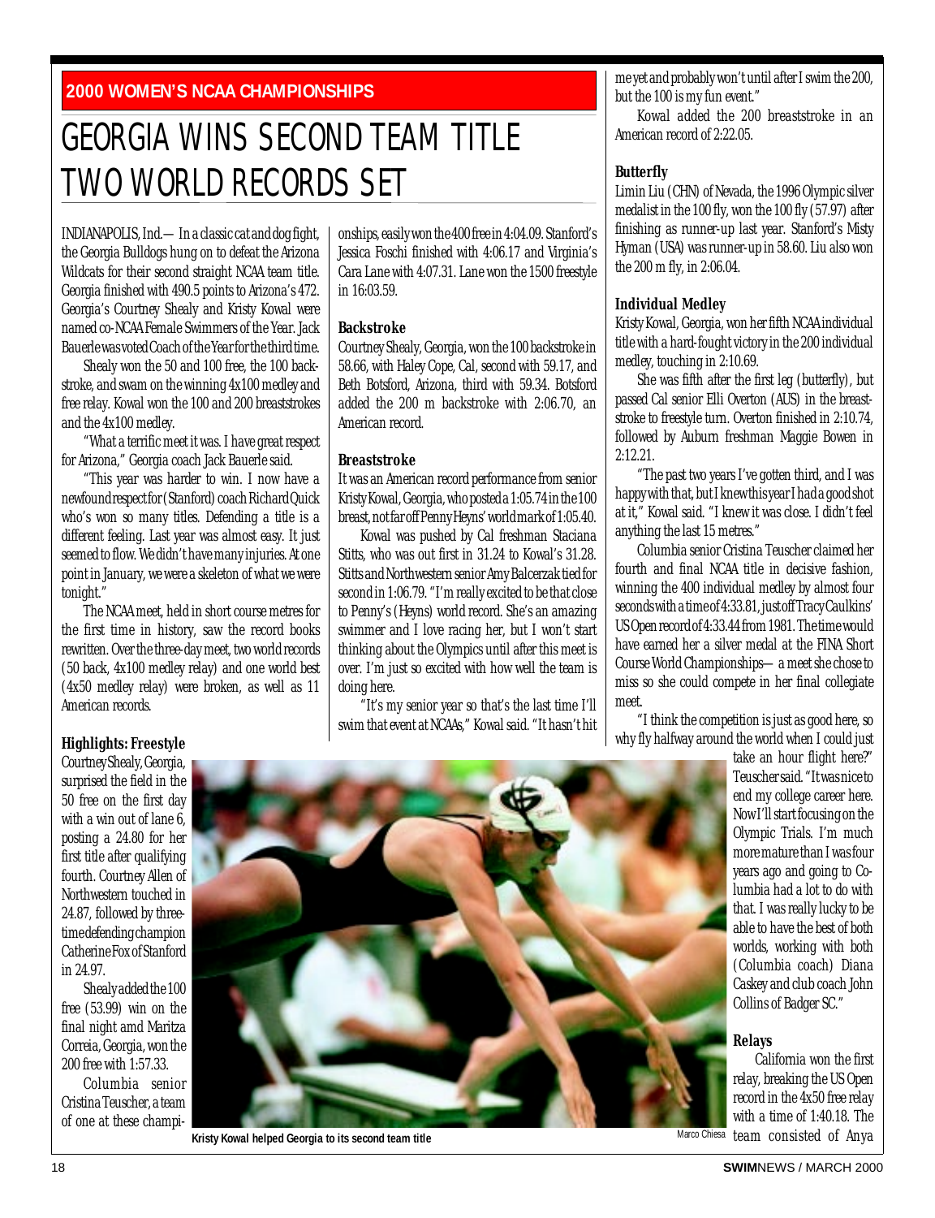**2000 WOMEN'S NCAA CHAMPIONSHIPS**

# GEORGIA WINS SECOND TEAM TITLE TWO WORLD RECORDS SET

INDIANAPOLIS, Ind.— In a classic cat and dog fight, the Georgia Bulldogs hung on to defeat the Arizona Wildcats for their second straight NCAA team title. Georgia finished with 490.5 points to Arizona's 472. Georgia's Courtney Shealy and Kristy Kowal were named co-NCAA Female Swimmers of the Year. Jack Bauerle was voted Coach of the Year for the third time.

Shealy won the 50 and 100 free, the 100 backstroke, and swam on the winning 4x100 medley and free relay. Kowal won the 100 and 200 breaststrokes and the 4x100 medley.

"What a terrific meet it was. I have great respect for Arizona," Georgia coach Jack Bauerle said.

"This year was harder to win. I now have a newfound respect for (Stanford) coach Richard Quick who's won so many titles. Defending a title is a different feeling. Last year was almost easy. It just seemed to flow. We didn't have many injuries. At one point in January, we were a skeleton of what we were tonight."

The NCAA meet, held in short course metres for the first time in history, saw the record books rewritten. Over the three-day meet, two world records (50 back, 4x100 medley relay) and one world best (4x50 medley relay) were broken, as well as 11 American records.

### Highlights: Freestyle

Courtney Shealy, Georgia, surprised the field in the 50 free on the first day with a win out of lane 6, posting a 24.80 for her first title after qualifying fourth. Courtney Allen of Northwestern touched in 24.87, followed by three-time defending champion Catherine Fox of Stanford in 24.97.

Shealy added the 100 free (53.99) win on the final night amd Maritza Correia, Georgia, won the 200 free with 1:57.33.

Columbia senior Cristina Teuscher, a team of one at these championships, easily won the 400 free in 4:04.09. Stanford's Jessica Foschi finished with 4:06.17 and Virginia's Cara Lane with 4:07.31. Lane won the 1500 freestyle in 16:03.59.

### Backstroke

Courtney Shealy, Georgia, won the 100 backstroke in 58.66, with Haley Cope, Cal, second with 59.17, and Beth Botsford, Arizona, third with 59.34. Botsford added the 200 m backstroke with 2:06.70, an American record.

### Breaststroke

It was an American record performance from senior Kristy Kowal, Georgia, who posted a 1:05.74 in the 100 breast, not far off Penny Heyns' world mark of 1:05.40.

Kowal was pushed by Cal freshman Staciana Stitts, who was out first in 31.24 to Kowal's 31.28. Stitts and Northwestern senior Amy Balcerzak tied for second in 1:06.79. "I'm really excited to be that close to Penny's (Heyns) world record. She's an amazing swimmer and I love racing her, but I won't start thinking about the Olympics until after this meet is over. I'm just so excited with how well the team is doing here.

"It's my senior year so that's the last time I'll swim that event at NCAAs," Kowal said. "It hasn't hit me yet and probably won't until after I swim the 200, but the 100 is my fun event."

Kowal added the 200 breaststroke in an American record of 2:22.05.

### Butterfly

Limin Liu (CHN) of Nevada, the 1996 Olympic silver medalist in the 100 fly, won the 100 fly (57.97) after finishing as runner-up last year. Stanford's Misty Hyman (USA) was runner-up in 58.60. Liu also won the 200 m fly, in 2:06.04.

### Individual Medley

Kristy Kowal, Georgia, won her fifth NCAA individual title with a hard-fought victory in the 200 individual medley, touching in 2:10.69.

She was fifth after the first leg (butterfly), but passed Cal senior Elli Overton (AUS) in the breaststroke to freestyle turn. Overton finished in 2:10.74, followed by Auburn freshman Maggie Bowen in 2:12.21.

"The past two years I've gotten third, and I was happy with that, but I knew this year I had a good shot at it," Kowal said. "I knew it was close. I didn't feel anything the last 15 metres."

Columbia senior Cristina Teuscher claimed her fourth and final NCAA title in decisive fashion, winning the 400 individual medley by almost four seconds with a time of 4:33.81, just off Tracy Caulkins' US Open record of 4:33.44 from 1981. The time would have earned her a silver medal at the FINA Short Course World Championships— a meet she chose to miss so she could compete in her final collegiate meet.

"I think the competition is just as good here, so why fly halfway around the world when I could just take an hour flight here?" Teuscher said. "It was nice to end my college career here. Now I'll start focusing on the Olympic Trials. I'm much more mature than I was four years ago and going to Columbia had a lot to do with that. I was really lucky to be able to have the best of both worlds, working with both (Columbia coach) Diana Caskey and club coach John Collins of Badger SC."

Kristy Kowal helped Georgia to its second team title

Marco Chiesa

### Relays

California won the first relay, breaking the US Open record in the 4x50 free relay with a time of 1:40.18. The team consisted of Anya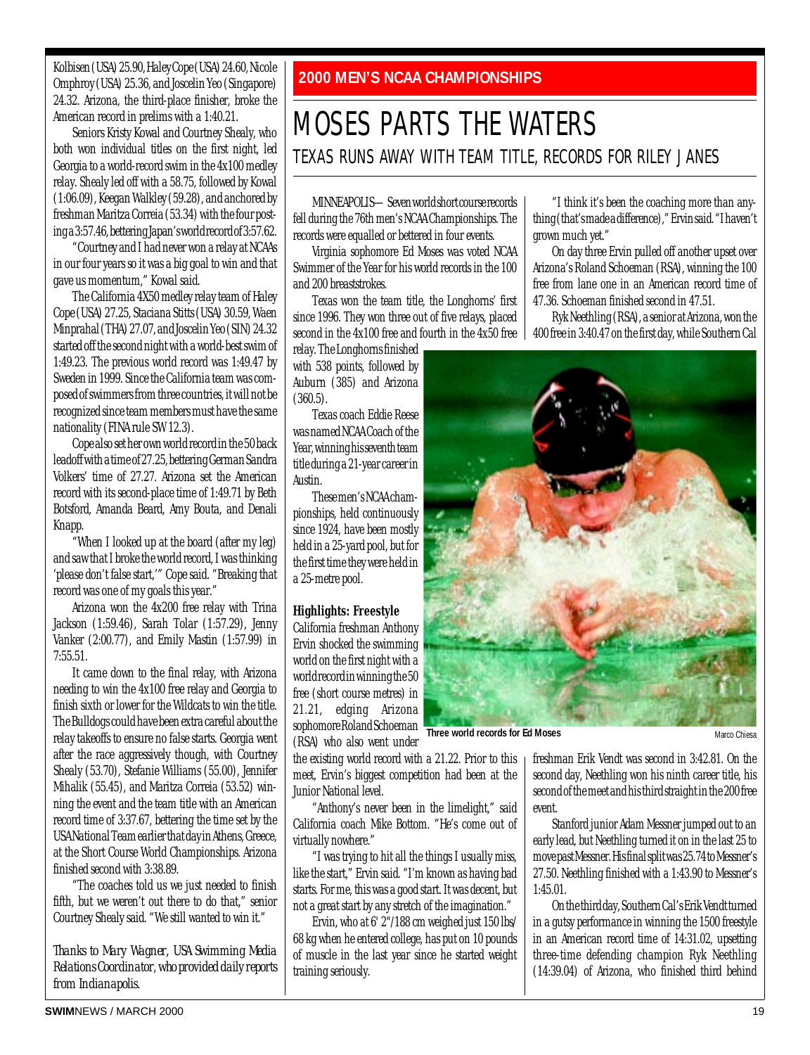Kolbisen (USA) 25.90, Haley Cope (USA) 24.60, Nicole Omphroy (USA) 25.36, and Joscelin Yeo (Singapore) 24.32. Arizona, the third-place finisher, broke the American record in prelims with a 1:40.21.

Seniors Kristy Kowal and Courtney Shealy, who both won individual titles on the first night, led Georgia to a world-record swim in the 4x100 medley relay. Shealy led off with a 58.75, followed by Kowal (1:06.09), Keegan Walkley (59.28), and anchored by freshman Maritza Correia (53.34) with the four posting a 3:57.46, bettering Japan's world record of 3:57.62.

"Courtney and I had never won a relay at NCAAs in our four years so it was a big goal to win and that gave us momentum," Kowal said.

The California 4X50 medley relay team of Haley Cope (USA) 27.25, Staciana Stitts (USA) 30.59, Waen Minprahal (THA) 27.07, and Joscelin Yeo (SIN) 24.32 started off the second night with a world-best swim of 1:49.23. The previous world record was 1:49.47 by Sweden in 1999. Since the California team was composed of swimmers from three countries, it will not be recognized since team members must have the same nationality (FINA rule SW 12.3).

Cope also set her own world record in the 50 back leadoff with a time of 27.25, bettering German Sandra Volkers' time of 27.27. Arizona set the American record with its second-place time of 1:49.71 by Beth Botsford, Amanda Beard, Amy Bouta, and Denali Knapp.

"When I looked up at the board (after my leg) and saw that I broke the world record, I was thinking 'please don't false start,'" Cope said. "Breaking that record was one of my goals this year."

Arizona won the 4x200 free relay with Trina Jackson (1:59.46), Sarah Tolar (1:57.29), Jenny Vanker (2:00.77), and Emily Mastin (1:57.99) in 7:55.51.

It came down to the final relay, with Arizona needing to win the 4x100 free relay and Georgia to finish sixth or lower for the Wildcats to win the title. The Bulldogs could have been extra careful about the relay takeoffs to ensure no false starts. Georgia went after the race aggressively though, with Courtney Shealy (53.70), Stefanie Williams (55.00), Jennifer Mihalik (55.45), and Maritza Correia (53.52) winning the event and the team title with an American record time of 3:37.67, bettering the time set by the USA National Team earlier that day in Athens, Greece, at the Short Course World Championships. Arizona finished second with 3:38.89.

"The coaches told us we just needed to finish fifth, but we weren't out there to do that," senior Courtney Shealy said. "We still wanted to win it."

*Thanks to Mary Wagner, USA Swimming Media Relations Coordinator, who provided daily reports from Indianapolis.*

**2000 MEN'S NCAA CHAMPIONSHIPS**

# MOSES PARTS THE WATERS

## TEXAS RUNS AWAY WITH TEAM TITLE, RECORDS FOR RILEY JANES

MINNEAPOLIS— Seven world short course records fell during the 76th men's NCAA Championships. The records were equalled or bettered in four events.

Virginia sophomore Ed Moses was voted NCAA Swimmer of the Year for his world records in the 100 and 200 breaststrokes.

Texas won the team title, the Longhorns' first since 1996. They won three out of five relays, placed second in the 4x100 free and fourth in the 4x50 free relay. The Longhorns finished with 538 points, followed by Auburn (385) and Arizona (360.5).

Texas coach Eddie Reese was named NCAA Coach of the Year, winning his seventh team title during a 21-year career in Austin.

These men's NCAA championships, held continuously since 1924, have been mostly held in a 25-yard pool, but for the first time they were held in a 25-metre pool.

### Highlights: Freestyle

California freshman Anthony Ervin shocked the swimming world on the first night with a world record in winning the 50 free (short course metres) in 21.21, edging Arizona sophomore Roland Schoeman (RSA) who also went under the existing world record with a 21.22. Prior to this meet, Ervin's biggest competition had been at the Junior National level.

"Anthony's never been in the limelight," said California coach Mike Bottom. "He's come out of virtually nowhere."

"I was trying to hit all the things I usually miss, like the start," Ervin said. "I'm known as having bad starts. For me, this was a good start. It was decent, but not a great start by any stretch of the imagination."

Ervin, who at 6' 2"/188 cm weighed just 150 lbs/68 kg when he entered college, has put on 10 pounds of muscle in the last year since he started weight training seriously.

"I think it's been the coaching more than anything (that's made a difference)," Ervin said. "I haven't grown much yet."

On day three Ervin pulled off another upset over Arizona's Roland Schoeman (RSA), winning the 100 free from lane one in an American record time of 47.36. Schoeman finished second in 47.51.

Ryk Neethling (RSA), a senior at Arizona, won the 400 free in 3:40.47 on the first day, while Southern Cal freshman Erik Vendt was second in 3:42.81. On the second day, Neethling won his ninth career title, his second of the meet and his third straight in the 200 free event.

Stanford junior Adam Messner jumped out to an early lead, but Neethling turned it on in the last 25 to move past Messner. His final split was 25.74 to Messner's 27.50. Neethling finished with a 1:43.90 to Messner's 1:45.01.

On the third day, Southern Cal's Erik Vendt turned in a gutsy performance in winning the 1500 freestyle in an American record time of 14:31.02, upsetting three-time defending champion Ryk Neethling (14:39.04) of Arizona, who finished third behind

Three world records for Ed Moses

Marco Chiesa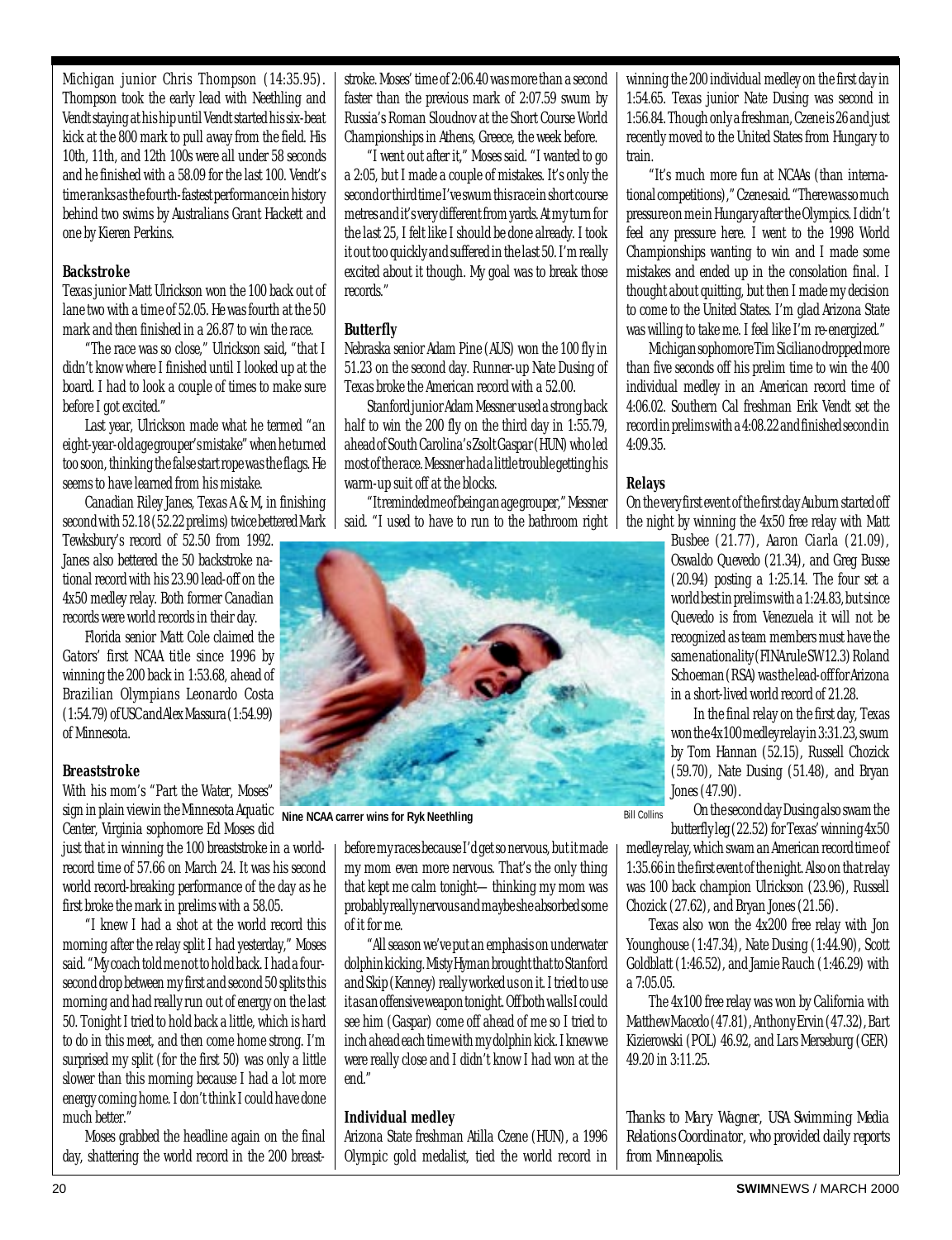Michigan junior Chris Thompson (14:35.95). Thompson took the early lead with Neethling and Vendt staying at his hip until Vendt started his six-beat kick at the 800 mark to pull away from the field. His 10th, 11th, and 12th 100s were all under 58 seconds and he finished with a 58.09 for the last 100. Vendt's time ranks as the fourth-fastest performance in history behind two swims by Australians Grant Hackett and one by Kieren Perkins.

**Backstroke**

Texas junior Matt Ulrickson won the 100 back out of lane two with a time of 52.05. He was fourth at the 50 mark and then finished in a 26.87 to win the race.

"The race was so close," Ulrickson said, "that I didn't know where I finished until I looked up at the board. I had to look a couple of times to make sure before I got excited."

Last year, Ulrickson made what he termed "an eight-year-old age grouper's mistake" when he turned too soon, thinking the false start rope was the flags. He seems to have learned from his mistake.

Canadian Riley Janes, Texas A & M, in finishing second with 52.18 (52.22 prelims) twice bettered Mark Tewksbury's record of 52.50 from 1992. Janes also bettered the 50 backstroke national record with his 23.90 lead-off on the 4x50 medley relay. Both former Canadian records were world records in their day.

Florida senior Matt Cole claimed the Gators' first NCAA title since 1996 by winning the 200 back in 1:53.68, ahead of Brazilian Olympians Leonardo Costa (1:54.79) of USC and Alex Massura (1:54.99) of Minnesota.

**Breaststroke**

With his mom's "Part the Water, Moses" sign in plain view in the Minnesota Aquatic Center, Virginia sophomore Ed Moses did just that in winning the 100 breaststroke in a world-record time of 57.66 on March 24. It was his second world record-breaking performance of the day as he first broke the mark in prelims with a 58.05.

"I knew I had a shot at the world record this morning after the relay split I had yesterday," Moses said. "My coach told me not to hold back. I had a four-second drop between my first and second 50 splits this morning and had really run out of energy on the last 50. Tonight I tried to hold back a little, which is hard to do in this meet, and then come home strong. I'm surprised my split (for the first 50) was only a little slower than this morning because I had a lot more energy coming home. I don't think I could have done much better."

Moses grabbed the headline again on the final day, shattering the world record in the 200 breaststroke. Moses' time of 2:06.40 was more than a second faster than the previous mark of 2:07.59 swum by Russia's Roman Sloudnov at the Short Course World Championships in Athens, Greece, the week before.

"I went out after it," Moses said. "I wanted to go a 2:05, but I made a couple of mistakes. It's only the second or third time I've swum this race in short course metres and it's very different from yards. At my turn for the last 25, I felt like I should be done already. I took it out too quickly and suffered in the last 50. I'm really excited about it though. My goal was to break those records."

**Butterfly**

Nebraska senior Adam Pine (AUS) won the 100 fly in 51.23 on the second day. Runner-up Nate Dusing of Texas broke the American record with a 52.00.

Stanford junior Adam Messner used a strong back half to win the 200 fly on the third day in 1:55.79, ahead of South Carolina's Zsolt Gaspar (HUN) who led most of the race. Messner had a little trouble getting his warm-up suit off at the blocks.

"It reminded me of being an age grouper," Messner said. "I used to have to run to the bathroom right before my races because I'd get so nervous, but it made my mom even more nervous. That's the only thing that kept me calm tonight— thinking my mom was probably really nervous and maybe she absorbed some of it for me.

"All season we've put an emphasis on underwater dolphin kicking. Misty Hyman brought that to Stanford and Skip (Kenney) really worked us on it. I tried to use it as an offensive weapon tonight. Off both walls I could see him (Gaspar) come off ahead of me so I tried to inch ahead each time with my dolphin kick. I knew we were really close and I didn't know I had won at the end."

Nine NCAA carrer wins for Ryk Neethling

Bill Collins

**Individual medley**

Arizona State freshman Atilla Czene (HUN), a 1996 Olympic gold medalist, tied the world record in winning the 200 individual medley on the first day in 1:54.65. Texas junior Nate Dusing was second in 1:56.84. Though only a freshman, Czene is 26 and just recently moved to the United States from Hungary to train.

"It's much more fun at NCAAs (than international competitions)," Czene said. "There was so much pressure on me in Hungary after the Olympics. I didn't feel any pressure here. I went to the 1998 World Championships wanting to win and I made some mistakes and ended up in the consolation final. I thought about quitting, but then I made my decision to come to the United States. I'm glad Arizona State was willing to take me. I feel like I'm re-energized."

Michigan sophomore Tim Siciliano dropped more than five seconds off his prelim time to win the 400 individual medley in an American record time of 4:06.02. Southern Cal freshman Erik Vendt set the record in prelims with a 4:08.22 and finished second in 4:09.35.

**Relays**

On the very first event of the first day Auburn started off the night by winning the 4x50 free relay with Matt Busbee (21.77), Aaron Ciarla (21.09), Oswaldo Quevedo (21.34), and Greg Busse (20.94) posting a 1:25.14. The four set a world best in prelims with a 1:24.83, but since Quevedo is from Venezuela it will not be recognized as team members must have the same nationality (FINA rule SW12.3) Roland Schoeman (RSA) was the lead-off for Arizona in a short-lived world record of 21.28.

In the final relay on the first day, Texas won the 4x100 medley relay in 3:31.23, swum by Tom Hannan (52.15), Russell Chozick (59.70), Nate Dusing (51.48), and Bryan Jones (47.90).

On the second day Dusing also swam the butterfly leg (22.52) for Texas' winning 4x50 medley relay, which swam an American record time of 1:35.66 in the first event of the night. Also on that relay was 100 back champion Ulrickson (23.96), Russell Chozick (27.62), and Bryan Jones (21.56).

Texas also won the 4x200 free relay with Jon Younghouse (1:47.34), Nate Dusing (1:44.90), Scott Goldblatt (1:46.52), and Jamie Rauch (1:46.29) with a 7:05.05.

The 4x100 free relay was won by California with Matthew Macedo (47.81), Anthony Ervin (47.32), Bart Kizierowski (POL) 46.92, and Lars Merseburg (GER) 49.20 in 3:11.25.

*Thanks to Mary Wagner, USA Swimming Media Relations Coordinator, who provided daily reports from Minneapolis.*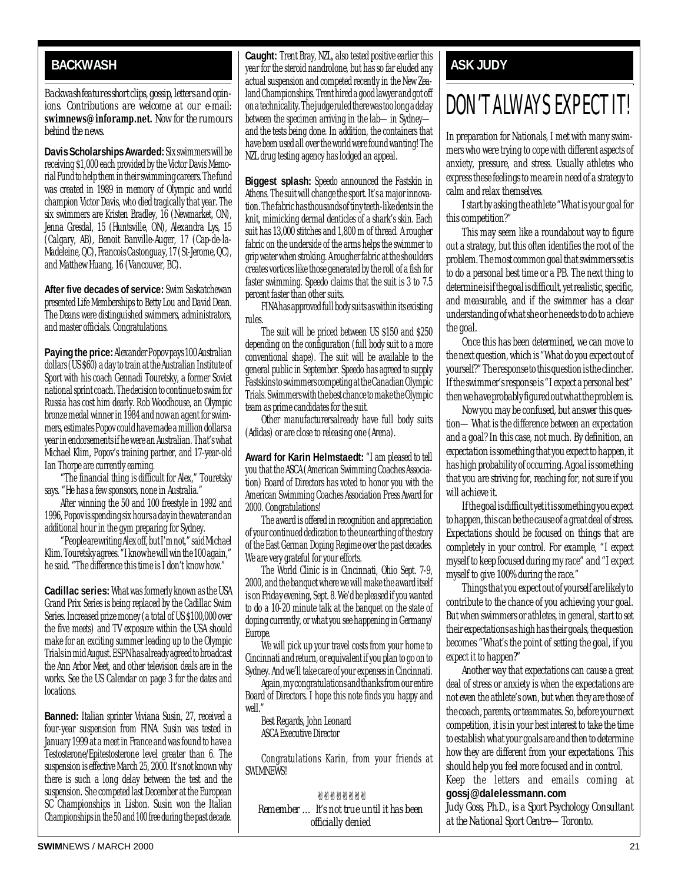## BACKWASH

*Backwash features short clips, gossip, letters and opinions. Contributions are welcome at our e-mail:* **swimnews@inforamp.net.** *Now for the rumours behind the news.*

**Davis Scholarships Awarded:** Six swimmers will be receiving $1,000 each provided by the Victor Davis Memorial Fund to help them in their swimming careers. The fund was created in 1989 in memory of Olympic and world champion Victor Davis, who died tragically that year. The six swimmers are Kristen Bradley, 16 (Newmarket, ON), Jenna Gresdal, 15 (Huntsville, ON), Alexandra Lys, 15 (Calgary, AB), Benoit Banville-Auger, 17 (Cap-de-la-Madeleine, QC), Francois Castonguay, 17 (St-Jerome, QC), and Matthew Huang, 16 (Vancouver, BC).

**After five decades of service:** Swim Saskatchewan presented Life Memberships to Betty Lou and David Dean. The Deans were distinguished swimmers, administrators, and master officials. Congratulations.

**Paying the price:** Alexander Popov pays 100 Australian dollars (US $60) a day to train at the Australian Institute of Sport with his coach Gennadi Touretsky, a former Soviet national sprint coach. The decision to continue to swim for Russia has cost him dearly. Rob Woodhouse, an Olympic bronze medal winner in 1984 and now an agent for swimmers, estimates Popov could have made a million dollars a year in endorsements if he were an Australian. That's what Michael Klim, Popov's training partner, and 17-year-old Ian Thorpe are currently earning.

"The financial thing is difficult for Alex," Touretsky says. "He has a few sponsors, none in Australia."

After winning the 50 and 100 freestyle in 1992 and 1996, Popov is spending six hours a day in the water and an additional hour in the gym preparing for Sydney.

"People are writing Alex off, but I'm not," said Michael Klim. Touretsky agrees. "I know he will win the 100 again," he said. "The difference this time is I don't know how."

**Cadillac series:** What was formerly known as the USA Grand Prix Series is being replaced by the Cadillac Swim Series. Increased prize money (a total of US $100,000 over the five meets) and TV exposure within the USA should make for an exciting summer leading up to the Olympic Trials in mid August. ESPN has already agreed to broadcast the Ann Arbor Meet, and other television deals are in the works. See the US Calendar on page 3 for the dates and locations.

**Banned:** Italian sprinter Viviana Susin, 27, received a four-year suspension from FINA. Susin was tested in January 1999 at a meet in France and was found to have a Testosterone/Epitestosterone level greater than 6. The suspension is effective March 25, 2000. It's not known why there is such a long delay between the test and the suspension. She competed last December at the European SC Championships in Lisbon. Susin won the Italian Championships in the 50 and 100 free during the past decade.

**Caught:** Trent Bray, NZL, also tested positive earlier this year for the steroid nandrolone, but has so far eluded any actual suspension and competed recently in the New Zealand Championships. Trent hired a good lawyer and got off on a technicality. The judge ruled there was too long a delay between the specimen arriving in the lab—in Sydney—and the tests being done. In addition, the containers that have been used all over the world were found wanting! The NZL drug testing agency has lodged an appeal.

**Biggest splash:** Speedo announced the Fastskin in Athens. The suit will change the sport. It's a major innovation. The fabric has thousands of tiny teeth-like dents in the knit, mimicking dermal denticles of a shark's skin. Each suit has 13,000 stitches and 1,800 m of thread. A rougher fabric on the underside of the arms helps the swimmer to grip water when stroking. A rougher fabric at the shoulders creates vortices like those generated by the roll of a fish for faster swimming. Speedo claims that the suit is 3 to 7.5 percent faster than other suits.

FINA has approved full body suits as within its existing rules.

The suit will be priced between US $150 and $250 depending on the configuration (full body suit to a more conventional shape). The suit will be available to the general public in September. Speedo has agreed to supply Fastskins to swimmers competing at the Canadian Olympic Trials. Swimmers with the best chance to make the Olympic team as prime candidates for the suit.

Other manufacturers already have full body suits (Adidas) or are close to releasing one (Arena).

**Award for Karin Helmstaedt:** "I am pleased to tell you that the ASCA (American Swimming Coaches Association) Board of Directors has voted to honor you with the American Swimming Coaches Association Press Award for 2000. Congratulations!

The award is offered in recognition and appreciation of your continued dedication to the unearthing of the story of the East German Doping Regime over the past decades. We are very grateful for your efforts.

The World Clinic is in Cincinnati, Ohio Sept. 7-9, 2000, and the banquet where we will make the award itself is on Friday evening, Sept. 8. We'd be pleased if you wanted to do a 10-20 minute talk at the banquet on the state of doping currently, or what you see happening in Germany/Europe.

We will pick up your travel costs from your home to Cincinnati and return, or equivalent if you plan to go on to Sydney. And we'll take care of your expenses in Cincinnati.

Again, my congratulations and thanks from our entire Board of Directors. I hope this note finds you happy and well."

Best Regards, John Leonard
ASCA Executive Director

*Congratulations Karin, from your friends at SWIMNEWS!*

*Remember … It's not true until it has been officially denied*

## ASK JUDY

# DON'T ALWAYS EXPECT IT!

In preparation for Nationals, I met with many swimmers who were trying to cope with different aspects of anxiety, pressure, and stress. Usually athletes who express these feelings to me are in need of a strategy to calm and relax themselves.

I start by asking the athlete "What is your goal for this competition?"

This may seem like a roundabout way to figure out a strategy, but this often identifies the root of the problem. The most common goal that swimmers set is to do a personal best time or a PB. The next thing to determine is if the goal is difficult, yet realistic, specific, and measurable, and if the swimmer has a clear understanding of what she or he needs to do to achieve the goal.

Once this has been determined, we can move to the next question, which is "What do you expect out of yourself?" The response to this question is the clincher. If the swimmer's response is "I expect a personal best" then we have probably figured out what the problem is.

Now you may be confused, but answer this question— What is the difference between an expectation and a goal? In this case, not much. By definition, an expectation is something that you expect to happen, it has high probability of occurring. A goal is something that you are striving for, reaching for, not sure if you will achieve it.

If the goal is difficult yet it is something you expect to happen, this can be the cause of a great deal of stress. Expectations should be focused on things that are completely in your control. For example, "I expect myself to keep focused during my race" and "I expect myself to give 100% during the race."

Things that you expect out of yourself are likely to contribute to the chance of you achieving your goal. But when swimmers or athletes, in general, start to set their expectations as high has their goals, the question becomes "What's the point of setting the goal, if you expect it to happen?"

Another way that expectations can cause a great deal of stress or anxiety is when the expectations are not even the athlete's own, but when they are those of the coach, parents, or teammates. So, before your next competition, it is in your best interest to take the time to establish what your goals are and then to determine how they are different from your expectations. This should help you feel more focused and in control.

Keep the letters and emails coming at **gossj@dalelessmann.com**

*Judy Goss, Ph.D., is a Sport Psychology Consultant at the National Sport Centre—Toronto.*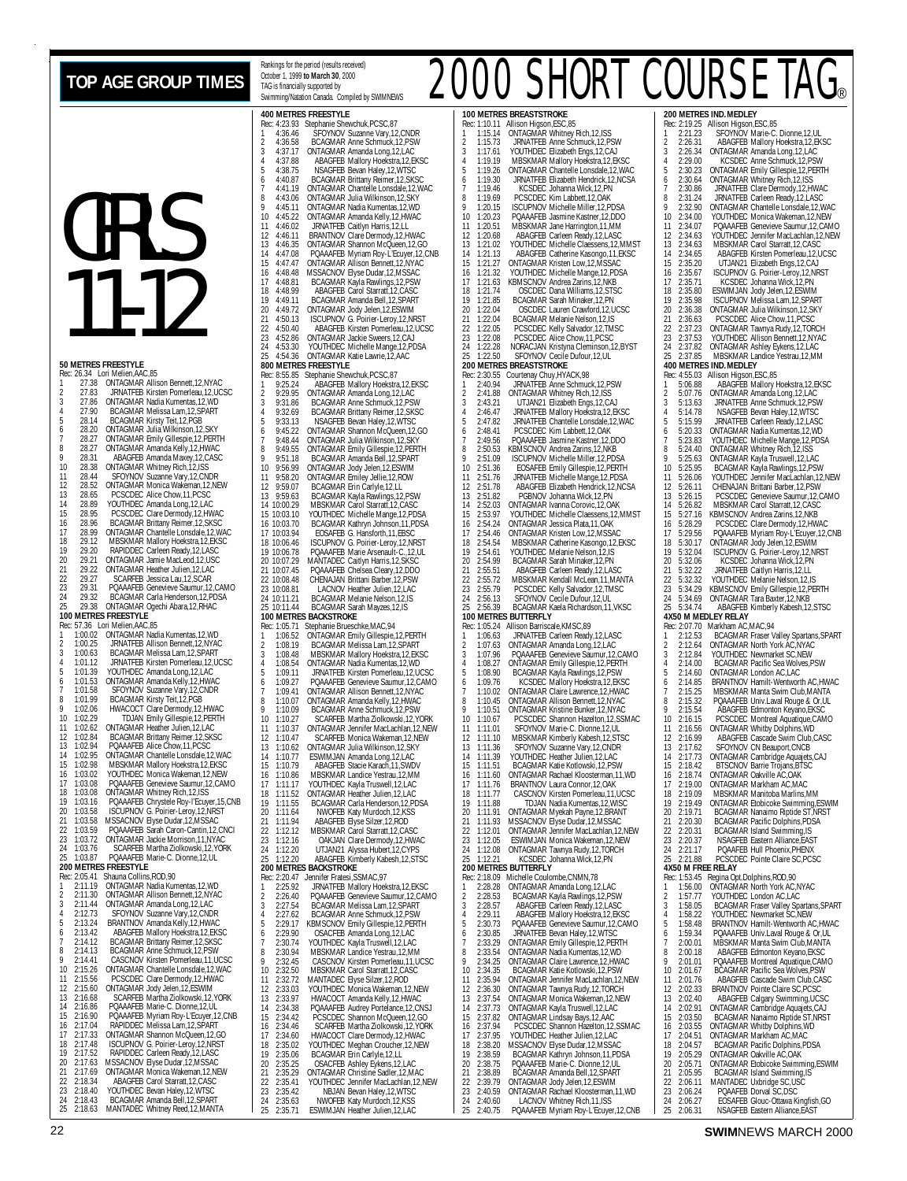# TOP AGE GROUP TIMES

Rankings for the period (results received) October 1, 1999 **to March 30**, 2000
TAG is financially supported by Swimming/Natation Canada. Compiled by SWIMNEWS

# 2000 SHORT COURSE TAG®

# GIRLS 11-12

### 50 METRES FREESTYLE
Rec: 26.34 Lori Melien,AAC,85
1 27.38 ONTAGMAR Allison Bennett,12,NYAC
2 27.83 JRNATFEB Kirsten Pomerleau,12,UCSC
3 27.86 ONTAGMAR Nadia Kumentas,12,WD
4 27.90 BCAGMAR Melissa Lam,12,SPART
5 28.14 BCAGMAR Kirsty Teit,12,PGB
6 28.20 ONTAGMAR Julia Wilkinson,12,SKY
7 28.27 ONTAGMAR Emily Gillespie,12,PERTH
8 28.27 ONTAGMAR Amanda Kelly,12,HWAC
9 28.31 ABAGFEB Amanda Maxey,12,CASC
10 28.38 ONTAGMAR Whitney Rich,12,ISS
11 28.44 SFOYNOV Suzanne Vary,12,CNDR
12 28.52 ONTAGMAR Monica Wakeman,12,NEW
13 28.65 PCSCDEC Alice Chow,11,PCSC
14 28.89 YOUTHDEC Amanda Long,12,LAC
15 28.95 PCSCDEC Clare Dermody,12,HWAC
16 28.96 BCAGMAR Brittany Reimer,12,SKSC
17 28.99 ONTAGMAR Chantelle Lonsdale,12,WAC
18 29.12 MBSKMAR Mallory Hoekstra,12,EKSC
19 29.20 RAPIDDEC Carleen Ready,12,LASC
20 29.21 ONTAGMAR Jamie MacLeod,12,USC
21 29.22 ONTAGMAR Heather Julien,12,LAC
22 29.27 SCAREFEB Jessica Lau,12,SCAR
23 29.31 PQAAAFEB Genevieve Saumur,12,CAMO
24 29.32 BCAGMAR Carla Henderson,12,PDSA
25 29.38 ONTAGMAR Ogechi Abara,12,RHAC

### 100 METRES FREESTYLE
Rec: 57.36 Lori Melien,AAC,85
1 1:00.02 ONTAGMAR Nadia Kumentas,12,WD
2 1:00.25 JRNATFEB Allison Bennett,12,NYAC
3 1:00.63 BCAGMAR Melissa Lam,12,SPART
4 1:01.12 JRNATFEB Kirsten Pomerleau,12,UCSC
5 1:01.39 YOUTHDEC Amanda Long,12,LAC
6 1:01.53 ONTAGMAR Amanda Kelly,12,HWAC
7 1:01.58 SFOYNOV Suzanne Vary,12,CNDR
8 1:01.99 BCAGMAR Kirsty Teit,12,PGB
9 1:02.06 HWACOCT Clare Dermody,12,HWAC
10 1:02.29 TDJAN Emily Gillespie,12,PERTH
11 1:02.62 ONTAGMAR Heather Julien,12,LAC
12 1:02.84 BCAGMAR Brittany Reimer,12,SKSC
13 1:02.94 PQAAAFEB Alice Chow,11,PCSC
14 1:02.95 ONTAGMAR Chantelle Lonsdale,12,WAC
15 1:02.98 MBSKMAR Mallory Hoekstra,12,EKSC
16 1:03.02 YOUTHDEC Monica Wakeman,12,NEW
17 1:03.08 PQAAAFEB Genevieve Saumur,12,CAMO
18 1:03.08 ONTAGMAR Whitney Rich,12,ISS
19 1:03.16 PQAAAFEB Chrystele Roy-L'Ecuyer,15,CNB
20 1:03.58 ISCUPNOV G. Poirier-Leroy,12,NRST
21 1:03.58 MSSACNOV Elyse Dudar,12,MSSAC
22 1:03.59 PQAAAFEB Sarah Caron-Cantin,12,CNCI
23 1:03.72 ONTAGMAR Jackie Morrison,11,NYAC
24 1:03.76 SCAREFEB Martha Ziolkowski,12,YORK
25 1:03.87 PQAAAFEB Marie-C. Dionne,12,UL

### 200 METRES FREESTYLE
Rec: 2:05.41 Shauna Collins,ROD,90
1 2:11.19 ONTAGMAR Nadia Kumentas,12,WD
2 2:11.30 ONTAGMAR Allison Bennett,12,NYAC
3 2:11.44 ONTAGMAR Amanda Long,12,LAC
4 2:12.73 SFOYNOV Suzanne Vary,12,CNDR
5 2:13.24 BRANTNOV Amanda Kelly,12,HWAC
6 2:13.42 ABAGFEB Mallory Hoekstra,12,EKSC
7 2:14.12 BCAGMAR Brittany Reimer,12,SKSC
8 2:14.13 BCAGMAR Anne Schmuck,12,PSW
9 2:14.41 CASCNOV Kirsten Pomerleau,11,UCSC
10 2:15.26 ONTAGMAR Chantelle Lonsdale,12,WAC
11 2:15.56 PCSCDEC Clare Dermody,12,HWAC
12 2:15.60 ONTAGMAR Jody Jelen,12,ESWIM
13 2:16.68 SCAREFEB Martha Ziolkowski,12,YORK
14 2:16.86 PQAAAFEB Marie-C. Dionne,12,UL
15 2:16.90 PQAAAFEB Myriam Roy-L'Ecuyer,12,CNB
16 2:17.04 RAPIDDEC Melissa Lam,12,SPART
17 2:17.33 ONTAGMAR Shannon McQueen,12,GO
18 2:17.48 ISCUPNOV G. Poirier-Leroy,12,NRST
19 2:17.52 RAPIDDEC Carleen Ready,12,LASC
20 2:17.63 MSSACNOV Elyse Dudar,12,MSSAC
21 2:17.69 ONTAGMAR Monica Wakeman,12,NEW
22 2:18.34 ABAGFEB Carol Starratt,12,CASC
23 2:18.40 YOUTHDEC Bevan Haley,12,WTSC
24 2:18.43 BCAGMAR Amanda Bell,12,SPART
25 2:18.63 MANTADEC Whitney Reed,12,MANTA

### 400 METRES FREESTYLE
Rec: 4:23.93 Stephanie Shewchuk,PCSC,87
1 4:36.46 SFOYNOV Suzanne Vary,12,CNDR
2 4:36.58 BCAGMAR Anne Schmuck,12,PSW
3 4:37.17 ONTAGMAR Amanda Long,12,LAC
4 4:37.88 ABAGFEB Mallory Hoekstra,12,EKSC
5 4:38.75 NSAGFEB Bevan Haley,12,WTSC
6 4:40.87 BCAGMAR Brittany Reimer,12,SKSC
7 4:41.19 ONTAGMAR Chantelle Lonsdale,12,WAC
8 4:43.06 ONTAGMAR Julia Wilkinson,12,SKY
9 4:45.11 ONTAGMAR Nadia Kumentas,12,WD
10 4:45.22 ONTAGMAR Amanda Kelly,12,HWAC
11 4:46.02 JRNATFEB Caitlyn Harris,12,LL
12 4:46.11 BRANTNOV Clare Dermody,12,HWAC
13 4:46.35 ONTAGMAR Shannon McQueen,12,GO
14 4:47.08 PQAAAFEB Myriam Roy-L'Ecuyer,12,CNB
15 4:47.47 ONTAGMAR Allison Bennett,12,NYAC
16 4:48.48 MSSACNOV Elyse Dudar,12,MSSAC
17 4:48.81 BCAGMAR Kayla Rawlings,12,PSW
18 4:48.99 ABAGFEB Carol Starratt,12,CASC
19 4:49.11 BCAGMAR Amanda Bell,12,SPART
20 4:49.72 ONTAGMAR Jody Jelen,12,ESWIM
21 4:50.13 ISCUPNOV G. Poirier-Leroy,12,NRST
22 4:50.40 ABAGFEB Kirsten Pomerleau,12,UCSC
23 4:52.86 ONTAGMAR Jackie Sweers,12,CAJ
24 4:53.30 YOUTHDEC Michelle Mange,12,PDSA
25 4:54.36 ONTAGMAR Katie Lawrie,12,AAC

### 800 METRES FREESTYLE
Rec: 8:55.85 Stephanie Shewchuk,PCSC,87
1 9:25.24 ABAGFEB Mallory Hoekstra,12,EKSC
2 9:29.95 ONTAGMAR Amanda Long,12,LAC
3 9:31.86 BCAGMAR Anne Schmuck,12,PSW
4 9:32.69 BCAGMAR Brittany Reimer,12,SKSC
5 9:33.13 NSAGFEB Bevan Haley,12,WTSC
6 9:45.22 ONTAGMAR Shannon McQueen,12,GO
7 9:48.44 ONTAGMAR Julia Wilkinson,12,SKY
8 9:49.55 ONTAGMAR Emily Gillespie,12,PERTH
9 9:51.18 BCAGMAR Amanda Bell,12,SPART
10 9:56.99 ONTAGMAR Jody Jelen,12,ESWIM
11 9:58.20 ONTAGMAR Emiley Jellie,12,ROW
12 9:59.07 BCAGMAR Erin Carlyle,12,LL
13 9:59.63 BCAGMAR Kayla Rawlings,12,PSW
14 10:00.29 MBSKMAR Carol Starratt,12,CASC
15 10:03.10 YOUTHDEC Michelle Mange,12,PDSA
16 10:03.70 BCAGMAR Kathryn Johnson,11,PDSA
17 10:03.94 EOSAFEB G. Hansforth,11,EBSC
18 10:06.46 ISCUPNOV G. Poirier-Leroy,12,NRST
19 10:06.78 PQAAAFEB Marie Arsenault-C.,12,UL
20 10:07.29 MANTADEC Caitlyn Harris,12,SKSC
21 10:07.45 PQAAAFEB Chelsea Cleary,12,DDO
22 10:08.48 CHENAJAN Brittani Barber,12,PSW
23 10:08.81 LACNOV Heather Julien,12,LAC
24 10:11.21 BCAGMAR Melanie Nelson,12,IS
25 10:11.44 BCAGMAR Sarah Mayzes,12,IS

### 100 METRES BACKSTROKE
Rec: 1:05.71 Stephanie Brueschke,MAC,94
1 1:06.52 ONTAGMAR Emily Gillespie,12,PERTH
2 1:08.19 BCAGMAR Melissa Lam,12,SPART
3 1:08.48 MBSKMAR Mallory Hoekstra,12,EKSC
4 1:08.54 ONTAGMAR Nadia Kumentas,12,WD
5 1:09.11 JRNATFEB Kirsten Pomerleau,12,UCSC
6 1:09.27 PQAAAFEB Genevieve Saumur,12,CAMO
7 1:09.41 ONTAGMAR Allison Bennett,12,NYAC
8 1:10.07 ONTAGMAR Amanda Kelly,12,HWAC
9 1:10.09 BCAGMAR Anne Schmuck,12,PSW
10 1:10.27 SCAREFEB Martha Ziolkowski,12,YORK
11 1:10.37 ONTAGMAR Jennifer MacLachlan,12,NEW
12 1:10.47 SCAREFEB Monica Wakeman,12,NEW
13 1:10.62 ONTAGMAR Julia Wilkinson,12,SKY
14 1:10.77 ESWIMJAN Amanda Long,12,LAC
15 1:10.79 ABAGFEB Stacie Karach,11,SWDV
16 1:10.86 MBSKMAR Landice Yestrau,12,MM
17 1:11.17 YOUTHDEC Kayla Truswell,12,LAC
18 1:11.52 ONTAGMAR Heather Julien,12,LAC
19 1:11.55 BCAGMAR Carla Henderson,12,PDSA
20 1:11.64 NWOFEB Katy Murdoch,12,KSS
21 1:11.94 ABAGFEB Elyse Silzer,12,ROD
22 1:12.12 MBSKMAR Carol Starratt,12,CASC
23 1:12.16 OAKJAN Clare Dermody,12,HWAC
24 1:12.20 UTJAN21 Alyssa Hubert,12,CYPS
25 1:12.20 ABAGFEB Kimberly Kabesh,12,STSC

### 200 METRES BACKSTROKE
Rec: 2:20.47 Jennifer Fratesi,SSMAC,97
1 2:25.92 JRNATFEB Mallory Hoekstra,12,EKSC
2 2:26.40 PQAAAFEB Genevieve Saumur,12,CAMO
3 2:27.54 BCAGMAR Melissa Lam,12,SPART
4 2:27.62 BCAGMAR Anne Schmuck,12,PSW
5 2:29.17 KBMSCNOV Emily Gillespie,12,PERTH
6 2:29.90 OSACFEB Amanda Long,12,LAC
7 2:30.74 YOUTHDEC Kayla Truswell,12,LAC
8 2:30.94 MBSKMAR Landice Yestrau,12,MM
9 2:32.45 CASCNOV Kirsten Pomerleau,11,UCSC
10 2:32.50 MBSKMAR Carol Starratt,12,CASC
11 2:32.72 MANTADEC Elyse Silzer,12,ROD
12 2:33.03 YOUTHDEC Monica Wakeman,12,NEW
13 2:33.97 HWACOCT Amanda Kelly,12,HWAC
14 2:34.38 PQAAAFEB Audrey Portelance,12,CNSJ
15 2:34.42 PCSCDEC Shannon McQueen,12,GO
16 2:34.46 SCAREFEB Martha Ziolkowski,12,YORK
17 2:34.60 HWACOCT Clare Dermody,12,HWAC
18 2:35.02 YOUTHDEC Meghan Croucher,12,NEW
19 2:35.06 BCAGMAR Erin Carlyle,12,LL
20 2:35.25 OSACFEB Ashley Eykens,12,LAC
21 2:35.29 ONTAGMAR Christine Sadler,12,MAC
22 2:35.41 YOUTHDEC Jennifer MacLachlan,12,NEW
23 2:35.42 NBJAN Bevan Haley,12,WTSC
24 2:35.63 NWOFEB Katy Murdoch,12,KSS
25 2:35.71 ESWIMJAN Heather Julien,12,LAC

### 100 METRES BREASTSTROKE
Rec: 1:10.11 Allison Higson,ESC,85
1 1:15.14 ONTAGMAR Whitney Rich,12,ISS
2 1:15.73 JRNATFEB Anne Schmuck,12,PSW
3 1:17.61 YOUTHDEC Elizabeth Engs,12,CAJ
4 1:19.19 MBSKMAR Mallory Hoekstra,12,EKSC
5 1:19.26 ONTAGMAR Chantelle Lonsdale,12,WAC
6 1:19.30 JRNATFEB Elizabeth Hendrick,12,NCSA
7 1:19.46 KCSDEC Johanna Wick,12,PN
8 1:19.69 PCSCDEC Kim Labbett,12,OAK
9 1:20.15 ISCUPNOV Michelle Miller,12,PDSA
10 1:20.23 PQAAAFEB Jasmine Kastner,12,DDO
11 1:20.51 MBSKMAR Jane Harrington,11,MM
12 1:20.68 ABAGFEB Carleen Ready,12,LASC
13 1:21.02 YOUTHDEC Michelle Claessens,12,MMST
14 1:21.13 ABAGFEB Catherine Kasongo,11,EKSC
15 1:21.27 ONTAGMAR Kristen Low,12,MSSAC
16 1:21.32 YOUTHDEC Michelle Mange,12,PDSA
17 1:21.63 KBMSCNOV Andrea Zarins,12,NKB
18 1:21.74 OSCDEC Dana Williams,12,STSC
19 1:21.85 BCAGMAR Sarah Minaker,12,PN
20 1:22.04 OSCDEC Lauren Crawford,12,UCSC
21 1:22.04 BCAGMAR Melanie Nelson,12,IS
22 1:22.05 PCSCDEC Kelly Salvador,12,TMSC
23 1:22.08 PCSCDEC Alice Chow,11,PCSC
24 1:22.28 NORACJAN Kristyna Cleminson,12,BYST
25 1:22.50 SFOYNOV Cecile Dufour,12,UL

### 200 METRES BREASTSTROKE
Rec: 2:30.55 Courtenay Chuy,HYACK,98
1 2:40.94 JRNATFEB Anne Schmuck,12,PSW
2 2:41.88 ONTAGMAR Whitney Rich,12,ISS
3 2:43.21 UTJAN21 Elizabeth Engs,12,CAJ
4 2:46.47 JRNATFEB Mallory Hoekstra,12,EKSC
5 2:47.82 JRNATFEB Chantelle Lonsdale,12,WAC
6 2:48.41 PCSCDEC Kim Labbett,12,OAK
7 2:49.56 PQAAAFEB Jasmine Kastner,12,DDO
8 2:50.53 KBMSCNOV Andrea Zarins,12,NKB
9 2:51.09 ISCUPNOV Michelle Miller,12,PDSA
10 2:51.36 EOSAFEB Emily Gillespie,12,PERTH
11 2:51.76 JRNATFEB Michelle Mange,12,PDSA
12 2:51.78 ABAGFEB Elizabeth Hendrick,12,NCSA
13 2:51.82 PGBNOV Johanna Wick,12,PN
14 2:52.03 ONTAGMAR Ivanna Corovic,12,OAK
15 2:53.97 YOUTHDEC Michelle Claessens,12,MMST
16 2:54.24 ONTAGMAR Jessica Plata,11,OAK
17 2:54.46 ONTAGMAR Kristen Low,12,MSSAC
18 2:54.54 MBSKMAR Catherine Kasongo,12,EKSC
19 2:54.61 YOUTHDEC Melanie Nelson,12,IS
20 2:54.99 BCAGMAR Sarah Minaker,12,PN
21 2:55.51 ABAGFEB Carleen Ready,12,LASC
22 2:55.72 MBSKMAR Kendall McLean,11,MANTA
23 2:55.79 PCSCDEC Kelly Salvador,12,TMSC
24 2:56.13 SFOYNOV Cecile Dufour,12,UL
25 2:56.39 BCAGMAR Kaela Richardson,11,VKSC

### 100 METRES BUTTERFLY
Rec: 1:05.24 Allison Barriscale,KMSC,89
1 1:06.63 JRNATFEB Carleen Ready,12,LASC
2 1:07.63 ONTAGMAR Amanda Long,12,LAC
3 1:07.96 PQAAAFEB Genevieve Saumur,12,CAMO
4 1:08.27 ONTAGMAR Emily Gillespie,12,PERTH
5 1:08.90 BCAGMAR Kayla Rawlings,12,PSW
6 1:09.76 KCSDEC Mallory Hoekstra,12,EKSC
7 1:10.02 ONTAGMAR Claire Lawrence,12,HWAC
8 1:10.45 ONTAGMAR Allison Bennett,12,NYAC
9 1:10.51 ONTAGMAR Kristine Bunker,12,NYAC
10 1:10.67 PCSCDEC Shannon Hazelton,12,SSMAC
11 1:11.01 SFOYNOV Marie-C. Dionne,12,UL
12 1:11.10 MBSKMAR Kimberly Kabesh,12,STSC
13 1:11.36 SFOYNOV Suzanne Vary,12,CNDR
14 1:11.39 YOUTHDEC Heather Julien,12,LAC
15 1:11.51 BCAGMAR Katie Kotlowski,12,PSW
16 1:11.60 ONTAGMAR Rachael Kloosterman,11,WD
17 1:11.76 BRANTNOV Laura Connor,12,OAK
18 1:11.77 CASCNOV Kirsten Pomerleau,11,UCSC
19 1:11.88 TDJAN Nadia Kumentas,12,WISC
20 1:11.91 ONTAGMAR Myekah Payne,12,BRANT
21 1:11.93 MSSACNOV Elyse Dudar,12,MSSAC
22 1:12.01 ONTAGMAR Jennifer MacLachlan,12,NEW
23 1:12.05 ESWIMJAN Monica Wakeman,12,NEW
24 1:12.08 ONTAGMAR Tawnya Rudy,12,TORCH
25 1:12.21 KCSDEC Johanna Wick,12,PN

### 200 METRES BUTTERFLY
Rec: 2:18.09 Michelle Coulombe,CNMN,78
1 2:28.28 ONTAGMAR Amanda Long,12,LAC
2 2:28.53 BCAGMAR Kayla Rawlings,12,PSW
3 2:28.57 ABAGFEB Carleen Ready,12,LASC
4 2:29.11 ABAGFEB Mallory Hoekstra,12,EKSC
5 2:30.73 PQAAAFEB Genevieve Saumur,12,CAMO
6 2:30.85 JRNATFEB Bevan Haley,12,WTSC
7 2:33.29 ONTAGMAR Emily Gillespie,12,PERTH
8 2:33.54 ONTAGMAR Nadia Kumentas,12,WD
9 2:34.25 ONTAGMAR Claire Lawrence,12,HWAC
10 2:34.35 BCAGMAR Katie Kotlowski,12,PSW
11 2:35.94 ONTAGMAR Jennifer MacLachlan,12,NEW
12 2:36.30 ONTAGMAR Tawnya Rudy,12,TORCH
13 2:37.54 ONTAGMAR Monica Wakeman,12,NEW
14 2:37.73 ONTAGMAR Kayla Truswell,12,LAC
15 2:37.82 ONTAGMAR Lindsay Bays,12,AAC
16 2:37.94 PCSCDEC Shannon Hazelton,12,SSMAC
17 2:37.95 YOUTHDEC Heather Julien,12,LAC
18 2:38.20 MSSACNOV Elyse Dudar,12,MSSAC
19 2:38.59 BCAGMAR Kathryn Johnson,11,PDSA
20 2:38.75 PQAAAFEB Marie-C. Dionne,12,UL
21 2:38.89 BCAGMAR Amanda Bell,12,SPART
22 2:39.79 ONTAGMAR Jody Jelen,12,ESWIM
23 2:40.59 ONTAGMAR Rachael Kloosterman,11,WD
24 2:40.60 LACNOV Whitney Rich,11,ISS
25 2:40.75 PQAAAFEB Myriam Roy-L'Ecuyer,12,CNB

### 200 METRES IND.MEDLEY
Rec: 2:19.25 Allison Higson,ESC,85
1 2:21.23 SFOYNOV Marie-C. Dionne,12,UL
2 2:26.31 ABAGFEB Mallory Hoekstra,12,EKSC
3 2:26.34 ONTAGMAR Amanda Long,12,LAC
4 2:29.00 KCSDEC Anne Schmuck,12,PSW
5 2:30.23 ONTAGMAR Emily Gillespie,12,PERTH
6 2:30.64 ONTAGMAR Whitney Rich,12,ISS
7 2:30.86 JRNATFEB Clare Dermody,12,HWAC
8 2:31.24 JRNATFEB Carleen Ready,12,LASC
9 2:32.90 ONTAGMAR Chantelle Lonsdale,12,WAC
10 2:34.00 YOUTHDEC Monica Wakeman,12,NEW
11 2:34.07 PQAAAFEB Genevieve Saumur,12,CAMO
12 2:34.63 YOUTHDEC Jennifer MacLachlan,12,NEW
13 2:34.63 MBSKMAR Carol Starratt,12,CASC
14 2:34.65 ABAGFEB Kirsten Pomerleau,12,UCSC
15 2:35.20 UTJAN21 Elizabeth Engs,12,CAJ
16 2:35.67 ISCUPNOV G. Poirier-Leroy,12,NRST
17 2:35.71 KCSDEC Johanna Wick,12,PN
18 2:35.80 ESWIMJAN Jody Jelen,12,ESWIM
19 2:35.98 ISCUPNOV Melissa Lam,12,SPART
20 2:36.38 ONTAGMAR Julia Wilkinson,12,SKY
21 2:36.63 PCSCDEC Alice Chow,11,PCSC
22 2:37.23 ONTAGMAR Tawnya Rudy,12,TORCH
23 2:37.53 YOUTHDEC Allison Bennett,12,NYAC
24 2:37.82 ONTAGMAR Ashley Eykens,12,LAC
25 2:37.85 MBSKMAR Landice Yestrau,12,MM

### 400 METRES IND.MEDLEY
Rec: 4:55.03 Allison Higson,ESC,85
1 5:06.88 ABAGFEB Mallory Hoekstra,12,EKSC
2 5:07.76 ONTAGMAR Amanda Long,12,LAC
3 5:13.63 JRNATFEB Anne Schmuck,12,PSW
4 5:14.78 NSAGFEB Bevan Haley,12,WTSC
5 5:15.99 JRNATFEB Carleen Ready,12,LASC
6 5:20.33 ONTAGMAR Nadia Kumentas,12,WD
7 5:23.83 YOUTHDEC Michelle Mange,12,PDSA
8 5:24.40 ONTAGMAR Whitney Rich,12,ISS
9 5:25.63 ONTAGMAR Kayla Truswell,12,LAC
10 5:25.95 BCAGMAR Kayla Rawlings,12,PSW
11 5:26.06 YOUTHDEC Jennifer MacLachlan,12,NEW
12 5:26.11 CHENAJAN Brittani Barber,12,PSW
13 5:26.15 PCSCDEC Genevieve Saumur,12,CAMO
14 5:26.82 MBSKMAR Carol Starratt,12,CASC
15 5:27.16 KBMSCNOV Andrea Zarins,12,NKB
16 5:28.29 PCSCDEC Clare Dermody,12,HWAC
17 5:29.56 PQAAAFEB Myriam Roy-L'Ecuyer,12,CNB
18 5:30.17 ONTAGMAR Jody Jelen,12,ESWIM
19 5:32.04 ISCUPNOV G. Poirier-Leroy,12,NRST
20 5:32.06 KCSDEC Johanna Wick,12,PN
21 5:32.22 JRNATFEB Caitlyn Harris,12,LL
22 5:32.32 YOUTHDEC Melanie Nelson,12,IS
23 5:34.29 KBMSCNOV Emily Gillespie,12,PERTH
24 5:34.69 ONTAGMAR Tara Baxter,12,NKB
25 5:34.74 ABAGFEB Kimberly Kabesh,12,STSC

### 4X50 M MEDLEY RELAY
Rec: 2:07.70 Markham AC,MAC,94
1 2:12.53 BCAGMAR Fraser Valley Spartans,SPART
2 2:12.64 ONTAGMAR North York AC,NYAC
3 2:12.84 YOUTHDEC Newmarket SC,NEW
4 2:14.00 BCAGMAR Pacific Sea Wolves,PSW
5 2:14.60 ONTAGMAR London AC,LAC
6 2:14.85 BRANTNOV Hamilt-Wentworth AC,HWAC
7 2:15.25 MBSKMAR Manta Swim Club,MANTA
8 2:15.32 PQAAAFEB Univ.Laval Rouge & Or,UL
9 2:15.54 ABAGFEB Edmonton Keyano,EKSC
10 2:16.15 PCSCDEC Montreal Aquatique,CAMO
11 2:16.56 ONTAGMAR Whitby Dolphins,WD
12 2:16.99 ABAGFEB Cascade Swim Club,CASC
13 2:17.62 SFOYNOV CN Beauport,CNCB
14 2:17.73 ONTAGMAR Cambridge Aquajets,CAJ
15 2:18.42 BTSCNOV Barrie Trojans,BTSC
16 2:18.74 ONTAGMAR Oakville AC,OAK
17 2:19.00 ONTAGMAR Markham AC,MAC
18 2:19.09 MBSKMAR Manitoba Marlins,MM
19 2:19.49 ONTAGMAR Etobicoke Swimming,ESWIM
20 2:19.71 BCAGMAR Nanaimo Riptide ST,NRST
21 2:20.30 BCAGMAR Pacific Dolphins,PDSA
22 2:20.31 BCAGMAR Island Swimming,IS
23 2:20.37 NSAGFEB Eastern Alliance,EAST
24 2:21.17 PQAAAFEB Hull Phoenix,PHENX
25 2:21.88 PCSCDEC Pointe Claire SC,PCSC

### 4X50 M FREE RELAY
Rec: 1:53.45 Regina Opt.Dolphins,ROD,90
1 1:56.00 ONTAGMAR North York AC,NYAC
2 1:57.77 YOUTHDEC London AC,LAC
3 1:58.05 BCAGMAR Fraser Valley Spartans,SPART
4 1:58.22 YOUTHDEC Newmarket SC,NEW
5 1:58.48 BRANTNOV Hamilt-Wentworth AC,HWAC
6 1:59.34 PQAAAFEB Univ.Laval Rouge & Or,UL
7 2:00.01 MBSKMAR Manta Swim Club,MANTA
8 2:00.18 ABAGFEB Edmonton Keyano,EKSC
9 2:01.01 PQAAAFEB Montreal Aquatique,CAMO
10 2:01.67 BCAGMAR Pacific Sea Wolves,PSW
11 2:01.76 ABAGFEB Cascade Swim Club,CASC
12 2:02.33 BRANTNOV Pointe Claire SC,PCSC
13 2:02.40 ABAGFEB Calgary Swimming,UCSC
14 2:02.91 ONTAGMAR Cambridge Aquajets,CAJ
15 2:03.50 BCAGMAR Nanaimo Riptide ST,NRST
16 2:03.55 ONTAGMAR Whitby Dolphins,WD
17 2:04.51 ONTAGMAR Markham AC,MAC
18 2:04.57 BCAGMAR Pacific Dolphins,PDSA
19 2:05.29 ONTAGMAR Oakville AC,OAK
20 2:05.71 ONTAGMAR Etobicoke Swimming,ESWIM
21 2:05.95 BCAGMAR Island Swimming,IS
22 2:06.11 MANTADEC Uxbridge SC,USC
23 2:06.24 PQAAAFEB Dorval SC,DSC
24 2:06.27 EOSAFEB Glouc-Ottawa Kingfish,GO
25 2:06.31 NSAGFEB Eastern Alliance,EAST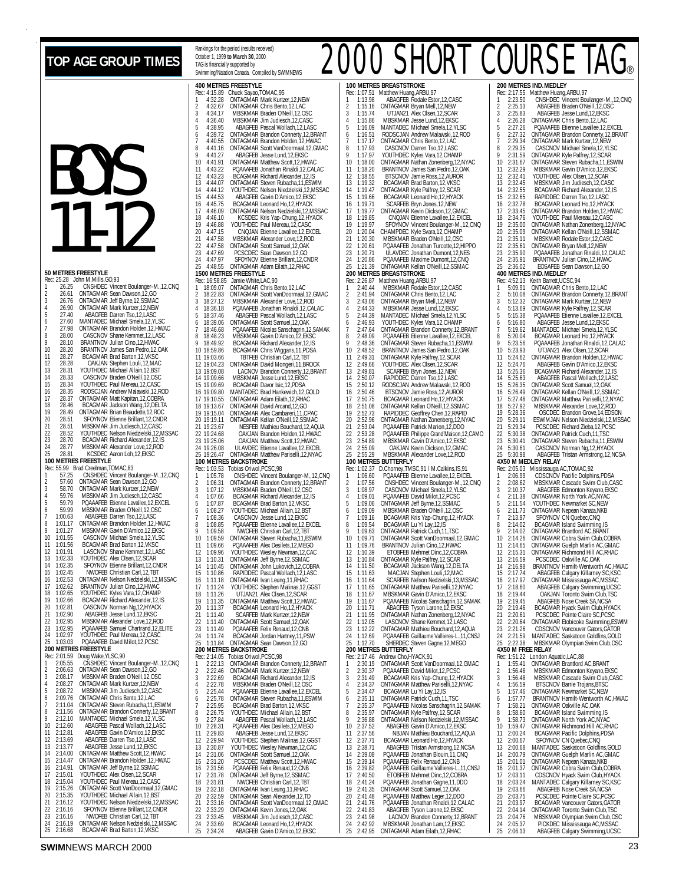# TOP AGE GROUP TIMES

Rankings for the period (results received) October 1, 1999 to **March 30**, 2000
TAG is financially supported by Swimming/Natation Canada. Compiled by SWIMNEWS

# 2000 SHORT COURSE TAG®

# BOYS 11-12

### 50 METRES FREESTYLE
Rec: 25.28 John M.Mills,GO,93
1 26.25 CNSHDEC Vincent Boulanger-M.,12,CNQ
2 26.61 ONTAGMAR Sean Dawson,12,GO
3 26.76 ONTAGMAR Jeff Byrne,12,SSMAC
4 26.90 ONTAGMAR Mark Kurtzer,12,NEW
5 27.40 ABAGFEB Darren Tso,12,LASC
6 27.60 MANTADEC Michael Smela,12,YLSC
7 27.98 ONTAGMAR Brandon Holden,12,HWAC
8 28.00 CASCNOV Shane Kemmet,12,LASC
9 28.10 BRANTNOV Julian Cino,12,HWAC
10 28.20 BRANTNOV James San Pedro,12,OAK
11 28.27 BCAGMAR Brad Barton,12,VKSC
12 28.28 OAKJAN Stephen Louli,12,MAC
13 28.31 YOUTHDEC Michael Allain,12,BST
14 28.33 CASCNOV Braden O'Neill,12,OSC
15 28.34 YOUTHDEC Paul Mereau,12,CASC
16 28.35 RODSCJAN Andrew Malawski,12,ROD
17 28.37 ONTAGMAR Matt Kapitan,12,COBRA
18 28.46 BCAGMAR Jackson Wang,12,DELTA
19 28.49 ONTAGMAR Brian Beaudette,12,ROC
20 28.51 SFOYNOV Etienne Brillant,12,CNDR
21 28.51 MBSKMAR Jim Judiesch,12,CASC
22 28.52 YOUTHDEC Nelson Niedzielski,12,MSSAC
23 28.70 BCAGMAR Richard Alexander,12,IS
24 28.77 MBSKMAR Alexander Love,12,ROD
25 28.81 KCSDEC Aaron Loh,12,EKSC

### 100 METRES FREESTYLE
Rec: 55.99 Brad Creelman,TOMAC,83
1 57.25 CNSHDEC Vincent Boulanger-M.,12,CNQ
2 57.60 ONTAGMAR Sean Dawson,12,GO
3 58.70 ONTAGMAR Mark Kurtzer,12,NEW
4 59.76 MBSKMAR Jim Judiesch,12,CASC
5 59.79 PQAAAFEB Etienne Lavallee,12,EXCEL
6 59.99 MBSKMAR Braden O'Neill,12,OSC
7 1:00.63 ABAGFEB Darren Tso,12,LASC
8 1:01.17 ONTAGMAR Brandon Holden,12,HWAC
9 1:01.27 MBSKMAR Gavin D'Amico,12,EKSC
10 1:01.55 CASCNOV Michael Smela,12,YLSC
11 1:01.56 BCAGMAR Brad Barton,12,VKSC
12 1:01.91 LASCNOV Shane Kemmet,12,LASC
13 1:02.33 YOUTHDEC Alex Olsen,12,SCAR
14 1:02.35 SFOYNOV Etienne Brillant,12,CNDR
15 1:02.45 NWOFEB Christian Carl,12,TBT
16 1:02.53 ONTAGMAR Nelson Nedzielski,12,MSSAC
17 1:02.62 BRANTNOV Julian Cino,12,HWAC
18 1:02.65 YOUTHDEC Kyles Vara,12,CHAMP
19 1:02.66 BCAGMAR Richard Alexander,12,IS
20 1:02.81 CASCNOV Norman Ng,12,HYACK
21 1:02.90 ABAGFEB Jesse Lund,12,EKSC
22 1:02.95 MBSKMAR Alexander Love,12,ROD
23 1:02.95 PQAAAFEB Samuel Chartrand,12,ELITE
24 1:02.97 YOUTHDEC Paul Mereau,12,CASC
25 1:03.03 PQAAAFEB David Milot,12,PCSC

### 200 METRES FREESTYLE
Rec: 2:01.59 Doug Wake,YLSC,90
1 2:05.55 CNSHDEC Vincent Boulanger-M.,12,CNQ
2 2:06.63 ONTAGMAR Sean Dawson,12,GO
3 2:08.17 MBSKMAR Braden O'Neill,12,OSC
4 2:08.27 ONTAGMAR Mark Kurtzer,12,NEW
5 2:08.72 MBSKMAR Jim Judiesch,12,CASC
6 2:09.76 ONTAGMAR Chris Bento,12,LAC
7 2:11.04 ONTAGMAR Steven Rubacha,11,ESWIM
8 2:11.56 ONTAGMAR Brandon Connerty,12,BRANT
9 2:12.10 MANTADEC Michael Smela,12,YLSC
10 2:12.60 ABAGFEB Pascal Wollach,12,LASC
11 2:12.81 ABAGFEB Gavin D'Amico,12,EKSC
12 2:13.69 ABAGFEB Darren Tso,12,LASC
13 2:13.77 ABAGFEB Jesse Lund,12,EKSC
14 2:14.00 ONTAGMAR Matthew Scott,12,HWAC
15 2:14.47 ONTAGMAR Brandon Holden,12,HWAC
16 2:14.91 ONTAGMAR Jeff Byrne,12,SSMAC
17 2:15.01 YOUTHDEC Alex Olsen,12,SCAR
18 2:15.04 YOUTHDEC Paul Mereau,12,CASC
19 2:15.26 ONTAGMAR Scott VanDoormaal,12,GMAC
20 2:15.35 YOUTHDEC Michael Allain,12,BST
21 2:16.12 YOUTHDEC Nelson Niedzielski,12,MSSAC
22 2:16.16 SFOYNOV Etienne Brillant,12,CNDR
23 2:16.16 NWOFEB Christian Carl,12,TBT
24 2:16.19 ONTAGMAR Nelson Nedzielski,12,MSSAC
25 2:16.68 BCAGMAR Brad Barton,12,VKSC

### 400 METRES FREESTYLE
Rec: 4:15.89 Chuck Sayao,TOMAC,95
1 4:32.28 ONTAGMAR Mark Kurtzer,12,NEW
2 4:32.67 ONTAGMAR Chris Bento,12,LAC
3 4:34.17 MBSKMAR Braden O'Neill,12,OSC
4 4:36.40 MBSKMAR Jim Judiesch,12,CASC
5 4:38.95 ABAGFEB Pascal Wollach,12,LASC
6 4:39.72 ONTAGMAR Brandon Connerty,12,BRANT
7 4:40.55 ONTAGMAR Brandon Holden,12,HWAC
8 4:41.16 ONTAGMAR Scott VanDoormaal,12,GMAC
9 4:41.27 ABAGFEB Jesse Lund,12,EKSC
10 4:41.91 ONTAGMAR Matthew Scott,12,HWAC
11 4:43.22 PQAAAFEB Jonathan Rinaldi,12,CALAC
12 4:43.23 BCAGMAR Richard Alexander,12,IS
13 4:44.07 ONTAGMAR Steven Rubacha,11,ESWIM
14 4:44.12 YOUTHDEC Nelson Niedzielski,12,MSSAC
15 4:44.53 ABAGFEB Gavin D'Amico,12,EKSC
16 4:45.75 BCAGMAR Leonard Ho,12,HYACK
17 4:46.09 ONTAGMAR Nelson Nedzielski,12,MSSAC
18 4:46.10 KCSDEC Kris Yap-Chung,12,HYACK
19 4:46.88 YOUTHDEC Paul Mereau,12,CASC
20 4:47.15 CNQJAN Etienne Lavallee,12,EXCEL
21 4:47.58 MBSKMAR Alexander Love,12,ROD
22 4:47.58 ONTAGMAR Scott Samuel,12,OAK
23 4:47.69 PCSCDEC Sean Dawson,12,GO
24 4:47.97 SFOYNOV Etienne Brillant,12,CNDR
25 4:48.55 ONTAGMAR Adam Eilath,12,RHAC

### 1500 METRES FREESTYLE
Rec: 16:58.85 Jamie White,LAC,90
1 18:09.07 ONTAGMAR Chris Bento,12,LAC
2 18:22.83 ONTAGMAR Scott VanDoormaal,12,GMAC
3 18:27.12 MBSKMAR Alexander Love,12,ROD
4 18:36.18 PQAAAFEB Jonathan Rinaldi,12,CALAC
5 18:37.46 ABAGFEB Pascal Wollach,12,LASC
6 18:39.06 ONTAGMAR Scott Samuel,12,OAK
7 18:46.68 PQAAAFEB Nicolas Sanschagrin,12,SAMAK
8 18:48.23 MBSKMAR Gavin D'Amico,12,EKSC
9 18:49.92 BCAGMAR Richard Alexander,12,IS
10 18:59.86 BCAGMAR Chris Wiggans,11,PDSA
11 19:03.66 TBTFEB Christian Carl,12,TBT
12 19:04.23 ONTAGMAR David Mongeri,11,BROCK
13 19:09.08 LACNOV Brandon Connerty,12,BRANT
14 19:09.66 MBSKMAR Jesse Lund,12,EKSC
15 19:09.69 BCAGMAR Davor Isic,12,PDSA
16 19:09.80 MANTADEC Brad Hankewich,12,GOLD
17 19:10.55 ONTAGMAR Adam Eilath,12,RHAC
18 19:13.67 ONTAGMAR David Arcand,12,GO
19 19:15.04 ONTAGMAR Alex Cambareri,11,CPAC
20 19:19.11 ONTAGMAR Kellan O'Neill,12,SSMAC
21 19:23.67 NESFEB Mathieu Bouchard,12,AQUA
22 19:24.68 OAKJAN Brandon Holden,12,HWAC
23 19:25.06 OAKJAN Matthew Scott,12,HWAC
24 19:26.08 ULAVDEC Etienne Lavallee,12,EXCEL
25 19:26.47 ONTAGMAR Matthew Pariselli,12,NYAC

### 100 METRES BACKSTROKE
Rec: 1:03.53 Tobias Oriwol,PCSC,98
1 1:05.78 CNSHDEC Vincent Boulanger-M.,12,CNQ
2 1:06.31 ONTAGMAR Brandon Connerty,12,BRANT
3 1:07.12 MBSKMAR Braden O'Neill,12,OSC
4 1:07.66 BCAGMAR Richard Alexander,12,IS
5 1:07.87 BCAGMAR Brad Barton,12,VKSC
6 1:08.27 YOUTHDEC Michael Allain,12,BST
7 1:08.36 CASCNOV Jesse Lund,12,EKSC
8 1:08.85 PQAAAFEB Etienne Lavallee,12,EXCEL
9 1:09.58 NWOFEB Christian Carl,12,TBT
10 1:09.59 ONTAGMAR Steven Rubacha,11,ESWIM
11 1:09.66 PQAAAFEB Alex Desilets,12,MEGO
12 1:09.96 YOUTHDEC Wesley Newman,12,CAC
13 1:10.31 ONTAGMAR Jeff Byrne,12,SSMAC
14 1:10.45 ONTAGMAR John Lukovich,12,COBRA
15 1:10.86 RAPIDDEC Pascal Wollach,12,LASC
16 1:11.18 ONTAGMAR Ivan Leung,11,RHAC
17 1:11.24 YOUTHDEC Stephen Malinas,12,GGST
18 1:11.26 UTJAN21 Alex Olsen,12,SCAR
19 1:11.35 ONTAGMAR Matthew Scott,12,HWAC
20 1:11.37 BCAGMAR Leonard Ho,12,HYACK
21 1:11.40 SCARFEB Mark Kurtzer,12,NEW
22 1:11.40 ONTAGMAR Scott Samuel,12,OAK
23 1:11.49 PQAAAFEB Felix Renaud,12,CNB
24 1:11.74 BCAGMAR Jordan Hartney,11,PSW
25 1:11.84 ONTAGMAR Sean Dawson,12,GO

### 200 METRES BACKSTROKE
Rec: 2:14.05 Tobias Oriwol,PCSC,98
1 2:22.13 ONTAGMAR Brandon Connerty,12,BRANT
2 2:22.46 ONTAGMAR Mark Kurtzer,12,NEW
3 2:22.69 BCAGMAR Richard Alexander,12,IS
4 2:22.78 MBSKMAR Braden O'Neill,12,OSC
5 2:25.44 PQAAAFEB Etienne Lavallee,12,EXCEL
6 2:25.78 ONTAGMAR Steven Rubacha,11,ESWIM
7 2:25.95 BCAGMAR Brad Barton,12,VKSC
8 2:26.75 YOUTHDEC Michael Allain,12,BST
9 2:27.84 ABAGFEB Pascal Wollach,12,LASC
10 2:28.31 PQAAAFEB Alex Desilets,12,MEGO
11 2:29.83 ABAGFEB Jesse Lund,12,EKSC
12 2:29.94 YOUTHDEC Stephen Malinas,12,GGST
13 2:30.87 YOUTHDEC Wesley Newman,12,CAC
14 2:31.06 ONTAGMAR Scott Samuel,12,OAK
15 2:31.20 PCSCDEC Matthew Scott,12,HWAC
16 2:31.56 PQAAAFEB Felix Renaud,12,CNB
17 2:31.78 ONTAGMAR Jeff Byrne,12,SSMAC
18 2:31.81 NWOFEB Christian Carl,12,TBT
19 2:32.18 ONTAGMAR Ivan Leung,11,RHAC
20 2:32.59 ONTAGMAR Sean Alexander,12,TD
21 2:33.16 ONTAGMAR Scott VanDoormaal,12,GMAC
22 2:33.29 ONTAGMAR Kevin Jones,12,OAK
23 2:33.45 MBSKMAR Jim Judiesch,12,CASC
24 2:33.69 BCAGMAR Leonard Ho,12,HYACK
25 2:34.24 ABAGFEB Gavin D'Amico,12,EKSC

### 100 METRES BREASTSTROKE
Rec: 1:07.51 Matthew Huang,ARBU,97
1 1:13.98 ABAGFEB Rodale Estor,12,CASC
2 1:15.16 ONTAGMAR Bryan Mell,12,NEW
3 1:15.74 UTJAN21 Alex Olsen,12,SCAR
4 1:15.86 MBSKMAR Jesse Lund,12,EKSC
5 1:16.09 MANTADEC Michael Smela,12,YLSC
6 1:16.51 RODSCJAN Andrew Malawski,12,ROD
7 1:17.17 ONTAGMAR Chris Bento,12,LAC
8 1:17.93 CASCNOV Darren Tso,12,LASC
9 1:17.97 YOUTHDEC Kyles Vara,12,CHAMP
10 1:18.00 ONTAGMAR Nathan Zonenberg,12,NYAC
11 1:18.20 BRANTNOV James San Pedro,12,OAK
12 1:18.55 BTSCNOV Jamie Ross,12,AUROR
13 1:19.32 BCAGMAR Brad Barton,12,VKSC
14 1:19.47 ONTAGMAR Kyle Palfrey,12,SCAR
15 1:19.66 BCAGMAR Leonard Ho,12,HYACK
16 1:19.71 SCARFEB Bryn Jones,12,NEW
17 1:19.77 ONTAGMAR Kevin Dickson,12,GMAC
18 1:19.85 CNQJAN Etienne Lavallee,12,EXCEL
19 1:19.97 SFOYNOV Vincent Boulanger-M.,12,CNQ
20 1:20.04 CHAMPDEC Kyle Svara,12,CHAMP
21 1:20.30 MBSKMAR Braden O'Neill,12,OSC
22 1:20.61 PQAAAFEB Jonathan Turcotte,12,HIPPO
23 1:20.71 ULAVDEC Jonathan Dumont,12,NES
24 1:20.86 PQAAAFEB Maxime Dumont,12,CNQ
25 1:21.39 ONTAGMAR Kellan O'Neill,12,SSMAC

### 200 METRES BREASTSTROKE
Rec: 2:26.87 Matthew Huang,ARBU,97
1 2:40.44 MBSKMAR Rodale Estor,12,CASC
2 2:41.94 ONTAGMAR Chris Bento,12,LAC
3 2:43.06 ONTAGMAR Bryan Mell,12,NEW
4 2:44.33 MBSKMAR Jesse Lund,12,EKSC
5 2:44.39 MANTADEC Michael Smela,12,YLSC
6 2:46.93 YOUTHDEC Kyles Vara,12,CHAMP
7 2:47.64 ONTAGMAR Brandon Connerty,12,BRANT
8 2:48.09 PQAAAFEB Etienne Lavallee,12,EXCEL
9 2:48.36 ONTAGMAR Steven Rubacha,11,ESWIM
10 2:48.52 BRANTNOV James San Pedro,12,OAK
11 2:49.31 ONTAGMAR Kyle Palfrey,12,SCAR
12 2:49.66 YOUTHDEC Alex Olsen,12,SCAR
13 2:49.81 SCARFEB Bryn Jones,12,NEW
14 2:50.07 RAPIDDEC Darren Tso,12,LASC
15 2:50.12 RODSCJAN Andrew Malawski,12,ROD
16 2:50.46 BTSCNOV Jamie Ross,12,AUROR
17 2:50.75 BCAGMAR Leonard Ho,12,HYACK
18 2:51.08 ONTAGMAR Kellan O'Neill,12,SSMAC
19 2:52.73 RAPIDDEC Geoffrey Chen,12,RAPID
20 2:52.96 ONTAGMAR Nathan Zonenberg,12,NYAC
21 2:53.04 PQAAAFEB Patrick Marion,12,DDO
22 2:53.28 PQAAAFEB Philippe Grand'Maison,12,CAMO
23 2:54.89 MBSKMAR Gavin D'Amico,12,EKSC
24 2:55.09 OAKJAN Kevin Dickson,12,GMAC
25 2:55.29 MBSKMAR Alexander Love,12,ROD

### 100 METRES BUTTERFLY
Rec: 1:02.37 D.Chorney,TMSC,91 / M.Calkins,IS,91
1 1:06.60 PQAAAFEB Etienne Lavallee,12,EXCEL
2 1:07.56 CNSHDEC Vincent Boulanger-M.,12,CNQ
3 1:08.97 CASCNOV Michael Smela,12,YLSC
4 1:09.01 PQAAAFEB David Milot,12,PCSC
5 1:09.06 ONTAGMAR Jeff Byrne,12,SSMAC
6 1:09.09 MBSKMAR Braden O'Neill,12,OSC
7 1:09.16 BCAGMAR Kris Yap-Chung,12,HYACK
8 1:09.54 BCAGMAR Lu Yi Lay,12,IS
9 1:09.63 ONTAGMAR Patrick Cuch,11,TSC
10 1:09.71 ONTAGMAR Scott VanDoormaal,12,GMAC
11 1:09.76 BRANTNOV Julian Cino,12,HWAC
12 1:10.39 ETOBFEB Mehmet Dinc,12,COBRA
13 1:10.84 ONTAGMAR Kyle Palfrey,12,SCAR
14 1:11.50 BCAGMAR Jackson Wang,12,DELTA
15 1:11.63 MACJAN Stephen Louli,12,MAC
16 1:11.64 SCARFEB Nelson Nedzielski,13,MSSAC
17 1:11.65 ONTAGMAR Matthew Pariselli,12,NYAC
18 1:11.67 MBSKMAR Gavin D'Amico,12,EKSC
19 1:11.67 PQAAAFEB Nicolas Sanschagrin,12,SAMAK
20 1:11.71 ABAGFEB Tyson Larone,12,EKSC
21 1:11.95 ONTAGMAR Nathan Zonenberg,12,NYAC
22 1:12.05 LASCNOV Shane Kemmet,12,LASC
23 1:12.22 ONTAGMAR Mathieu Bouchard,12,AQUA
24 1:12.69 PQAAAFEB Guillaume Vallieres-L.,11,CNSJ
25 1:12.70 SHERDEC Steven Gagne,12,MEGO

### 200 METRES BUTTERFLY
Rec: 2:17.46 Andrew Cho,HYACK,91
1 2:30.19 ONTAGMAR Scott VanDoormaal,12,GMAC
2 2:30.37 PQAAAFEB David Milot,12,PCSC
3 2:31.49 BCAGMAR Kris Yap-Chung,12,HYACK
4 2:34.37 ONTAGMAR Matthew Pariselli,12,NYAC
5 2:34.47 BCAGMAR Lu Yi Lay,12,IS
6 2:35.11 ONTAGMAR Patrick Cuch,11,TSC
7 2:35.37 PQAAAFEB Nicolas Sanschagrin,12,SAMAK
8 2:35.97 ONTAGMAR Kyle Palfrey,12,SCAR
9 2:36.88 ONTAGMAR Nelson Nedzielski,12,MSSAC
10 2:37.52 ABAGFEB Gavin D'Amico,12,EKSC
11 2:37.56 NBJAN Mathieu Bouchard,12,AQUA
12 2:37.71 BCAGMAR Leonard Ho,12,HYACK
13 2:38.71 ABAGFEB Tristan Armstrong,12,NCSA
14 2:39.08 PQAAAFEB Jonathan Blouin,11,CNQ
15 2:39.14 PQAAAFEB Felix Renaud,12,CNB
16 2:39.82 PQAAAFEB Guillaume Vallieres-L.,11,CNSJ
17 2:40.50 ETOBFEB Mehmet Dinc,12,COBRA
18 2:41.24 PQAAAFEB Jonathan Gagne,11,DDO
19 2:41.35 ONTAGMAR Scott Samuel,12,OAK
20 2:41.48 PQAAAFEB Matthew Leger,12,DDO
21 2:41.76 PQAAAFEB Jonathan Rinaldi,12,CALAC
22 2:41.83 ABAGFEB Tyson Larone,12,EKSC
23 2:41.98 LACNOV Brandon Connerty,12,BRANT
24 2:42.92 MBSKMAR Jonathan Lam,12,EKSC
25 2:42.95 ONTAGMAR Adam Eilath,12,RHAC

### 200 METRES IND.MEDLEY
Rec: 2:17.55 Matthew Huang,ARBU,97
1 2:23.50 CNSHDEC Vincent Boulanger-M.,12,CNQ
2 2:25.13 ABAGFEB Braden O'Neill,12,OSC
3 2:25.83 ABAGFEB Jesse Lund,12,EKSC
4 2:26.28 ONTAGMAR Chris Bento,12,LAC
5 2:27.26 PQAAAFEB Etienne Lavallee,12,EXCEL
6 2:27.32 ONTAGMAR Brandon Connerty,12,BRANT
7 2:29.34 ONTAGMAR Mark Kurtzer,12,NEW
8 2:29.35 CASCNOV Michael Smela,12,YLSC
9 2:31.59 ONTAGMAR Kyle Palfrey,12,SCAR
10 2:31.67 ONTAGMAR Steven Rubacha,11,ESWIM
11 2:32.29 MBSKMAR Gavin D'Amico,12,EKSC
12 2:32.41 YOUTHDEC Alex Olsen,12,SCAR
13 2:32.45 MBSKMAR Jim Judiesch,12,CASC
14 2:32.55 BCAGMAR Richard Alexander,12,IS
15 2:32.65 RAPIDDEC Darren Tso,12,LASC
16 2:32.78 BCAGMAR Leonard Ho,12,HYACK
17 2:33.45 ONTAGMAR Brandon Holden,12,HWAC
18 2:34.76 YOUTHDEC Paul Mereau,12,CASC
19 2:35.00 ONTAGMAR Nathan Zonenberg,12,NYAC
20 2:35.09 ONTAGMAR Kellan O'Neill,12,SSMAC
21 2:35.11 MBSKMAR Rodale Estor,12,CASC
22 2:35.61 ONTAGMAR Bryan Mell,12,NEW
23 2:35.90 PQAAAFEB Jonathan Rinaldi,12,CALAC
24 2:35.91 BRANTNOV Julian Cino,12,HWAC
25 2:36.02 EOSAFEB Sean Dawson,12,GO

### 400 METRES IND.MEDLEY
Rec: 4:52.13 Keith Barrett,UCSC,94
1 5:09.91 ONTAGMAR Chris Bento,12,LAC
2 5:10.08 ONTAGMAR Brandon Connerty,12,BRANT
3 5:12.32 ONTAGMAR Mark Kurtzer,12,NEW
4 5:13.69 ONTAGMAR Kyle Palfrey,12,SCAR
5 5:15.38 PQAAAFEB Etienne Lavallee,12,EXCEL
6 5:16.80 ABAGFEB Jesse Lund,12,EKSC
7 5:19.62 MANTADEC Michael Smela,12,YLSC
8 5:20.04 BCAGMAR Leonard Ho,12,HYACK
9 5:23.56 PQAAAFEB Jonathan Rinaldi,12,CALAC
10 5:23.93 UTJAN21 Alex Olsen,12,SCAR
11 5:24.62 ONTAGMAR Brandon Holden,12,HWAC
12 5:24.76 ABAGFEB Gavin D'Amico,12,EKSC
13 5:25.36 BCAGMAR Richard Alexander,12,IS
14 5:25.63 ABAGFEB Pascal Wollach,12,LASC
15 5:26.35 ONTAGMAR Scott Samuel,12,OAK
16 5:26.49 ONTAGMAR Kellan O'Neill,12,SSMAC
17 5:27.48 ONTAGMAR Matthew Pariselli,12,NYAC
18 5:27.92 MBSKMAR Alexander Love,12,ROD
19 5:28.36 OSCDEC Brandon Grove,14,EDSON
20 5:29.11 ESWIMJAN Nelson Niedzielski,12,MSSAC
21 5:29.34 PCSCDEC Richard Zieba,12,PCSC
22 5:30.38 ONTAGMAR Patrick Cuch,11,TSC
23 5:30.41 ONTAGMAR Steven Rubacha,11,ESWIM
24 5:30.61 CASCNOV Norman Ng,12,HYACK
25 5:30.98 ABAGFEB Tristan Armstrong,12,NCSA

### 4X50 M MEDLEY RELAY
Rec: 2:05.03 Mississauga AC,TOMAC,92
1 2:06.99 CDSCNOV Pacific Dolphins,PDSA
2 2:08.62 MBSKMAR Cascade Swim Club,CASC
3 2:10.37 ABAGFEB Edmonton Keyano,EKSC
4 2:11.38 ONTAGMAR North York AC,NYAC
5 2:11.54 YOUTHDEC Newmarket SC,NEW
6 2:11.73 ONTAGMAR Nepean Kanata,NKB
7 2:13.97 SFOYNOV CN Quebec,CNQ
8 2:14.02 BCAGMAR Island Swimming,IS
9 2:14.02 ONTAGMAR Bradford AC,BRANT
10 2:14.26 ONTAGMAR Cobra Swim Club,COBRA
11 2:14.65 ONTAGMAR Guelph Marlin AC,GMAC
12 2:15.31 ONTAGMAR Richmond Hill AC,RHAC
13 2:16.59 PCSCDEC Oakville AC,OAK
14 2:16.98 BRANTNOV Hamilt-Wentworth AC,HWAC
15 2:17.74 ABAGFEB Calgary Killarney SC,KSC
16 2:17.97 ONTAGMAR Mississauga AC,MSSAC
17 2:18.60 ABAGFEB Calgary Swimming,UCSC
18 2:19.44 OAKJAN Toronto Swim Club,TSC
19 2:19.45 ABAGFEB Nose Creek SA,NCSA
20 2:19.46 BCAGMAR Hyack Swim Club,HYACK
21 2:20.61 PCSCDEC Pointe Claire SC,PCSC
22 2:20.64 ONTAGMAR Etobicoke Swimming,ESWIM
23 2:21.26 CDSCNOV Vancouver Gators,GATOR
24 2:21.59 MANTADEC Saskatoon Goldfins,GOLD
25 2:22.38 MBSKMAR Olympian Swim Club,OSC

### 4X50 M FREE RELAY
Rec: 1:51.22 London Aquatic,LAC,88
1 1:55.41 ONTAGMAR Brantford AC,BRANT
2 1:56.46 MBSKMAR Edmonton Keyano,EKSC
3 1:56.48 MBSKMAR Cascade Swim Club,CASC
4 1:56.59 BTSCNOV Barrie Trojans,BTSC
5 1:57.46 ONTAGMAR Newmarket SC,NEW
6 1:57.77 BRANTNOV Hamilt-Wentworth AC,HWAC
7 1:58.21 ONTAGMAR Oakville AC,OAK
8 1:58.60 BCAGMAR Island Swimming,IS
9 1:58.73 ONTAGMAR North York AC,NYAC
10 1:59.47 ONTAGMAR Richmond Hill AC,RHAC
11 2:00.24 BCAGMAR Pacific Dolphins,PDSA
12 2:00.67 SFOYNOV CN Quebec,CNQ
13 2:00.68 MANTADEC Saskatoon Goldfins,GOLD
14 2:00.79 ONTAGMAR Guelph Marlin AC,GMAC
15 2:01.01 ONTAGMAR Nepean Kanata,NKB
16 2:01.37 ONTAGMAR Cobra Swim Club,COBRA
17 2:03.11 CDSCNOV Hyack Swim Club,HYACK
18 2:03.24 MANTADEC Calgary Killarney SC,KSC
19 2:03.66 ABAGFEB Nose Creek SA,NCSA
20 2:03.75 PCSCDEC Pointe Claire SC,PCSC
21 2:03.97 BCAGMAR Vancouver Gators,GATOR
22 2:04.14 ONTAGMAR Toronto Swim Club,TSC
23 2:04.76 MBSKMAR Olympian Swim Club,OSC
24 2:05.37 PICKDEC Mississauga AC,MSSAC
25 2:06.13 ABAGFEB Calgary Swimming,UCSC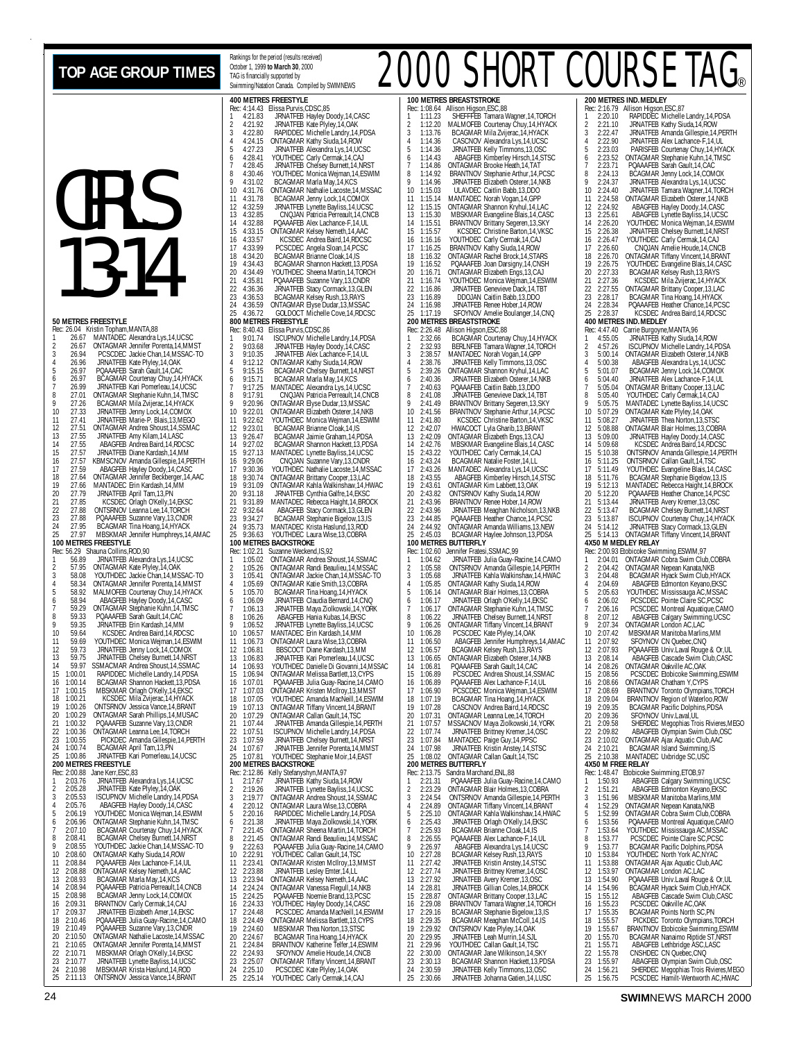# TOP AGE GROUP TIMES

Rankings for the period (results received) October 1, 1999 to **March 30**, 2000
TAG is financially supported by Swimming/Natation Canada. Compiled by SWIMNEWS

# 2000 SHORT COURSE TAG®

# GIRLS 13-14

### 50 METRES FREESTYLE

Rec: 26.04 Kristin Topham,MANTA,88

1 26.67 MANTADEC Alexandra Lys,14,UCSC
2 26.67 ONTAGMAR Jennifer Porenta,14,MMST
3 26.94 PCSCDEC Jackie Chan,14,MSSAC-TO
4 26.96 JRNATFEB Kate Plyley,14,OAK
5 26.97 PQAAAFEB Sarah Gault,14,CAC
6 26.97 BCAGMAR Courtenay Chuy,14,HYACK
7 26.99 JRNATFEB Kari Pomerleau,14,UCSC
8 27.01 ONTAGMAR Stephanie Kuhn,14,TMSC
9 27.26 BCAGMAR Mila Zvijerac,14,HYACK
10 27.33 JRNATFEB Jenny Lock,14,COMOX
11 27.41 JRNATFEB Marie-P. Blais,13,MEGO
12 27.51 ONTAGMAR Andrea Shoust,14,SSMAC
13 27.55 JRNATFEB Amy Kilam,14,LASC
14 27.55 ABAGFEB Andrea Baird,14,RDCSC
15 27.57 JRNATFEB Diane Kardash,14,MM
16 27.57 KBMSCNOV Amanda Gillespie,14,PERTH
17 27.59 ABAGFEB Hayley Doody,14,CASC
18 27.64 ONTAGMAR Jennifer Beckberger,14,AAC
19 27.66 MANTADEC Erin Kardash,14,MM
20 27.79 JRNATFEB April Tam,13,PN
21 27.85 KCSDEC Orlagh O'Kelly,14,EKSC
22 27.88 ONTSRNOV Leanna Lee,14,TORCH
23 27.88 PQAAAFEB Suzanne Vary,13,CNDR
24 27.95 BCAGMAR Tina Hoang,14,HYACK
25 27.97 MBSKMAR Jennifer Humphreys,14,AMAC

### 100 METRES FREESTYLE

Rec: 56.29 Shauna Collins,ROD,90

1 56.89 JRNATFEB Alexandra Lys,14,UCSC
2 57.95 ONTAGMAR Kate Plyley,14,OAK
3 58.08 YOUTHDEC Jackie Chan,14,MSSAC-TO
4 58.34 ONTAGMAR Jennifer Porenta,14,MMST
5 58.92 MALMOFEB Courtenay Chuy,14,HYACK
6 58.94 ABAGFEB Hayley Doody,14,CASC
7 59.29 ONTAGMAR Stephanie Kuhn,14,TMSC
8 59.33 PQAAAFEB Sarah Gault,14,CAC
9 59.35 JRNATFEB Erin Kardash,14,MM
10 59.64 KCSDEC Andrea Baird,14,RDCSC
11 59.69 YOUTHDEC Monica Wejman,14,ESWIM
12 59.73 JRNATFEB Jenny Lock,14,COMOX
13 59.75 JRNATFEB Chelsey Burnett,14,NRST
14 59.97 SSMACMAR Andrea Shoust,14,SSMAC
15 1:00.01 RAPIDDEC Michelle Landry,14,PDSA
16 1:00.14 BCAGMAR Shannon Hackett,13,PDSA
17 1:00.15 MBSKMAR Orlagh O'Kelly,14,EKSC
18 1:00.21 KCSDEC Mila Zvijerac,14,HYACK
19 1:00.26 ONTSRNOV Jessica Vance,14,BRANT
20 1:00.29 ONTAGMAR Sarah Phillips,14,MUSAC
21 1:00.32 PQAAAFEB Suzanne Vary,13,CNDR
22 1:00.36 ONTAGMAR Leanna Lee,14,TORCH
23 1:00.55 PICKDEC Amanda Gillespie,14,PERTH
24 1:00.74 BCAGMAR April Tam,13,PN
25 1:00.86 JRNATFEB Kari Pomerleau,14,UCSC

### 200 METRES FREESTYLE

Rec: 2:00.88 Jane Kerr,ESC,83

1 2:03.76 JRNATFEB Alexandra Lys,14,UCSC
2 2:05.28 JRNATFEB Kate Plyley,14,OAK
3 2:05.53 ISCUPNOV Michelle Landry,14,PDSA
4 2:05.76 ABAGFEB Hayley Doody,14,CASC
5 2:06.19 YOUTHDEC Monica Wejman,14,ESWIM
6 2:06.96 ONTAGMAR Stephanie Kuhn,14,TMSC
7 2:07.10 BCAGMAR Courtenay Chuy,14,HYACK
8 2:08.41 BCAGMAR Chelsey Burnett,14,NRST
9 2:08.55 YOUTHDEC Jackie Chan,14,MSSAC-TO
10 2:08.60 ONTAGMAR Kathy Siuda,14,ROW
11 2:08.84 PQAAAFEB Alex Lachance-F,14,UL
12 2:08.88 ONTAGMAR Kelsey Nemeth,14,AAC
13 2:08.93 BCAGMAR Marla May,14,KCS
14 2:08.94 PQAAAFEB Patricia Perreault,14,CNCB
15 2:08.98 BCAGMAR Jenny Lock,14,COMOX
16 2:09.31 BRANTNOV Carly Cermak,14,CAJ
17 2:09.37 JRNATFEB Elizabeth Amer,14,EKSC
18 2:10.46 PQAAAFEB Julia Guay-Racine,14,CAMO
19 2:10.49 PQAAAFEB Suzanne Vary,13,CNDR
20 2:10.50 ONTAGMAR Nathalie Lacoste,14,MSSAC
21 2:10.65 ONTAGMAR Jennifer Porenta,14,MMST
22 2:10.71 MBSKMAR Orlagh O'Kelly,14,EKSC
23 2:10.77 JRNATFEB Lynette Bayliss,14,UCSC
24 2:10.98 MBSKMAR Krista Haslund,14,ROD
25 2:11.13 ONTSRNOV Jessica Vance,14,BRANT

### 400 METRES FREESTYLE

Rec: 4:14.43 Elissa Purvis,CDSC,85

1 4:21.83 JRNATFEB Hayley Doody,14,CASC
2 4:21.92 JRNATFEB Kate Plyley,14,OAK
3 4:22.80 RAPIDDEC Michelle Landry,14,PDSA
4 4:24.15 ONTAGMAR Kathy Siuda,14,ROW
5 4:27.23 JRNATFEB Alexandra Lys,14,UCSC
6 4:28.41 YOUTHDEC Carly Cermak,14,CAJ
7 4:28.45 JRNATFEB Chelsey Burnett,14,NRST
8 4:30.46 YOUTHDEC Monica Wejman,14,ESWIM
9 4:31.02 BCAGMAR Marla May,14,KCS
10 4:31.76 ONTAGMAR Nathalie Lacoste,14,MSSAC
11 4:31.78 BCAGMAR Jenny Lock,14,COMOX
12 4:32.59 JRNATFEB Lynette Bayliss,14,UCSC
13 4:32.85 CNQJAN Patricia Perreault,14,CNCB
14 4:32.88 PQAAAFEB Alex Lachance-F,14,UL
15 4:33.15 ONTAGMAR Kelsey Nemeth,14,AAC
16 4:33.57 KCSDEC Andrea Baird,14,RDCSC
17 4:33.99 PCSCDEC Angela Sloan,14,PCSC
18 4:34.20 BCAGMAR Brianne Cloak,14,IS
19 4:34.43 BCAGMAR Shannon Hackett,13,PDSA
20 4:34.49 YOUTHDEC Sheena Martin,14,TORCH
21 4:35.81 PQAAAFEB Suzanne Vary,13,CNDR
22 4:36.36 JRNATFEB Stacy Cormack,13,GLEN
23 4:36.53 BCAGMAR Kelsey Rush,13,RAYS
24 4:36.59 ONTAGMAR Elyse Dudar,13,MSSAC
25 4:36.72 GOLDOCT Michelle Cove,14,RDCSC

### 800 METRES FREESTYLE

Rec: 8:40.43 Elissa Purvis,CDSC,86

1 9:01.74 ISCUPNOV Michelle Landry,14,PDSA
2 9:03.68 JRNATFEB Hayley Doody,14,CASC
3 9:10.35 JRNATFEB Alex Lachance-F,14,UL
4 9:12.12 ONTAGMAR Kathy Siuda,14,ROW
5 9:15.15 BCAGMAR Chelsey Burnett,14,NRST
6 9:15.71 BCAGMAR Marla May,14,KCS
7 9:17.25 MANTADEC Alexandra Lys,14,UCSC
8 9:17.91 CNQJAN Patricia Perreault,14,CNCB
9 9:20.96 ONTAGMAR Elyse Dudar,13,MSSAC
10 9:22.01 ONTAGMAR Elizabeth Osterer,14,NKB
11 9:22.62 YOUTHDEC Monica Wejman,14,ESWIM
12 9:23.01 BCAGMAR Brianne Cloak,14,IS
13 9:26.47 BCAGMAR Jaimie Graham,14,PDSA
14 9:27.02 BCAGMAR Shannon Hackett,13,PDSA
15 9:27.13 MANTADEC Lynette Bayliss,14,UCSC
16 9:29.06 CNQJAN Suzanne Vary,13,CNDR
17 9:30.36 YOUTHDEC Nathalie Lacoste,14,MSSAC
18 9:30.74 ONTAGMAR Brittany Cooper,13,LAC
19 9:31.09 ONTAGMAR Kahla Walkinshaw,14,HWAC
20 9:31.18 JRNATFEB Cynthia Galfre,14,EKSC
21 9:31.89 MANTADEC Rebecca Haight,14,BROCK
22 9:32.64 ABAGFEB Stacy Cormack,13,GLEN
23 9:34.27 BCAGMAR Stephanie Bigelow,13,IS
24 9:35.73 MANTADEC Krista Haslund,13,ROD
25 9:36.63 YOUTHDEC Laura Wise,13,COBRA

### 100 METRES BACKSTROKE

Rec: 1:02.21 Suzanne Weckend,IS,92

1 1:05.02 ONTAGMAR Andrea Shoust,14,SSMAC
2 1:05.26 ONTAGMAR Randi Beaulieu,14,MSSAC
3 1:05.41 ONTAGMAR Jackie Chan,14,MSSAC-TO
4 1:05.69 ONTAGMAR Katie Smith,13,COBRA
5 1:05.70 BCAGMAR Tina Hoang,14,HYACK
6 1:06.09 JRNATFEB Claudia Bernard,14,CNQ
7 1:06.13 JRNATFEB Maya Ziolkowski,14,YORK
8 1:06.26 ABAGFEB Hania Kubas,14,EKSC
9 1:06.52 JRNATFEB Lynette Bayliss,14,UCSC
10 1:06.57 MANTADEC Erin Kardash,14,MM
11 1:06.73 ONTAGMAR Laura Wise,13,COBRA
12 1:06.81 BBSCOCT Diane Kardash,13,MM
13 1:06.83 JRNATFEB Kari Pomerleau,14,UCSC
14 1:06.93 YOUTHDEC Danielle Di Giovanni,14,MSSAC
15 1:06.94 ONTAGMAR Melissa Bartlett,13,CYPS
16 1:07.01 PQAAAFEB Julia Guay-Racine,14,CAMO
17 1:07.03 ONTAGMAR Kristen McIlroy,13,MMST
18 1:07.05 YOUTHDEC Amanda MacNeill,14,ESWIM
19 1:07.13 ONTAGMAR Tiffany Vincent,14,BRANT
20 1:07.29 ONTAGMAR Callan Gault,14,TSC
21 1:07.44 JRNATFEB Amanda Gillespie,14,PERTH
22 1:07.51 ISCUPNOV Michelle Landry,14,PDSA
23 1:07.59 JRNATFEB Chelsey Burnett,14,NRST
24 1:07.67 JRNATFEB Jennifer Porenta,14,MMST
25 1:07.81 YOUTHDEC Stephanie Moir,14,EAST

### 200 METRES BACKSTROKE

Rec: 2:12.86 Kelly Stefanyshyn,MANTA,97

1 2:17.67 JRNATFEB Kathy Siuda,14,ROW
2 2:19.26 JRNATFEB Lynette Bayliss,14,UCSC
3 2:19.77 ONTAGMAR Andrea Shoust,14,SSMAC
4 2:20.12 ONTAGMAR Laura Wise,13,COBRA
5 2:20.16 RAPIDDEC Michelle Landry,14,PDSA
6 2:21.38 JRNATFEB Maya Ziolkowski,14,YORK
7 2:21.45 ONTAGMAR Sheena Martin,14,TORCH
8 2:21.45 ONTAGMAR Randi Beaulieu,14,MSSAC
9 2:22.63 PQAAAFEB Julia Guay-Racine,14,CAMO
10 2:22.91 YOUTHDEC Callan Gault,14,TSC
11 2:23.41 ONTAGMAR Kristen McIlroy,13,MMST
12 2:23.88 JRNATFEB Lesley Emter,14,LL
13 2:23.94 ONTAGMAR Kelsey Nemeth,14,AAC
14 2:24.24 ONTAGMAR Vanessa Flegull,14,NKB
15 2:24.25 PQAAAFEB Noemie Brand,13,PCSC
16 2:24.33 YOUTHDEC Hayley Doody,14,CASC
17 2:24.48 PCSCDEC Amanda MacNeill,14,ESWIM
18 2:24.49 ONTAGMAR Melissa Bartlett,13,CYPS
19 2:24.60 MBSKMAR Thea Norton,13,STSC
20 2:24.67 BCAGMAR Tina Hoang,14,HYACK
21 2:24.84 BRANTNOV Katherine Telfer,14,ESWIM
22 2:24.93 SFOYNOV Amelie Houde,14,CNCB
23 2:25.07 ONTAGMAR Tiffany Vincent,14,BRANT
24 2:25.10 PCSCDEC Kate Plyley,14,OAK
25 2:25.14 YOUTHDEC Carly Cermak,14,CAJ

### 100 METRES BREASTSTROKE

Rec: 1:08.64 Allison Higson,ESC,88

1 1:11.23 SHEFFEB Tamara Wagner,14,TORCH
2 1:12.20 MALMOFEB Courtenay Chuy,14,HYACK
3 1:13.76 BCAGMAR Mila Zvijerac,14,HYACK
4 1:14.36 CASCNOV Alexandra Lys,14,UCSC
5 1:14.36 JRNATFEB Kelly Timmons,13,OSC
6 1:14.43 ABAGFEB Kimberley Hirsch,14,STSC
7 1:14.86 ONTAGMAR Brooke Heath,14,TAT
8 1:14.92 BRANTNOV Stephanie Arthur,14,PCSC
9 1:14.96 JRNATFEB Elizabeth Osterer,14,NKB
10 1:15.03 ULAVDEC Caitlin Babb,13,DDO
11 1:15.14 MANTADEC Norah Vogan,14,GPP
12 1:15.15 ONTAGMAR Shannon Kryhul,14,LAC
13 1:15.30 MBSKMAR Evangeline Blais,14,CASC
14 1:15.51 BRANTNOV Brittany Segeren,13,SKY
15 1:15.57 KCSDEC Christine Barton,14,VKSC
16 1:16.16 YOUTHDEC Carly Cermak,14,CAJ
17 1:16.25 BRANTNOV Kathy Siuda,14,ROW
18 1:16.32 ONTAGMAR Rachel Brock,14,STARS
19 1:16.52 PQAAAFEB Joan Darsigny,14,CNSH
20 1:16.71 ONTAGMAR Elizabeth Engs,13,CAJ
21 1:16.74 YOUTHDEC Monica Wejman,14,ESWIM
22 1:16.86 JRNATFEB Genevieve Dack,14,TBT
23 1:16.89 DDOJAN Caitlin Babb,13,DDO
24 1:16.98 JRNATFEB Renee Hober,14,ROW
25 1:17.19 SFOYNOV Amelie Boulanger,14,CNQ

### 200 METRES BREASTSTROKE

Rec: 2:26.48 Allison Higson,ESC,88

1 2:32.66 BCAGMAR Courtenay Chuy,14,HYACK
2 2:32.93 BERLNFEB Tamara Wagner,14,TORCH
3 2:38.57 MANTADEC Norah Vogan,14,GPP
4 2:38.76 JRNATFEB Kelly Timmons,13,OSC
5 2:39.26 ONTAGMAR Shannon Kryhul,14,LAC
6 2:40.36 JRNATFEB Elizabeth Osterer,14,NKB
7 2:40.63 PQAAAFEB Caitlin Babb,13,DDO
8 2:41.08 JRNATFEB Genevieve Dack,14,TBT
9 2:41.49 BRANTNOV Brittany Segeren,13,SKY
10 2:41.56 BRANTNOV Stephanie Arthur,14,PCSC
11 2:41.80 KCSDEC Christine Barton,14,VKSC
12 2:42.07 HWACOCT Lyla Gharib,13,BRANT
13 2:42.09 ONTAGMAR Elizabeth Engs,13,CAJ
14 2:42.76 MBSKMAR Evangeline Blais,14,CASC
15 2:43.22 YOUTHDEC Carly Cermak,14,CAJ
16 2:43.24 BCAGMAR Natalie Foster,14,LL
17 2:43.26 MANTADEC Alexandra Lys,14,UCSC
18 2:43.55 ABAGFEB Kimberley Hirsch,14,STSC
19 2:43.61 ONTAGMAR Kim Labbett,13,OAK
20 2:43.82 ONTSRNOV Kathy Siuda,14,ROW
21 2:43.96 BRANTNOV Renee Hober,14,ROW
22 2:43.96 JRNATFEB Meaghan Nicholson,13,NKB
23 2:44.85 PQAAAFEB Heather Chance,14,PCSC
24 2:44.92 ONTAGMAR Amanda Williams,13,NEW
25 2:45.03 BCAGMAR Haylee Johnson,13,PDSA

### 100 METRES BUTTERFLY

Rec: 1:02.60 Jennifer Fratesi,SSMAC,99

1 1:04.62 JRNATFEB Julia Guay-Racine,14,CAMO
2 1:05.58 ONTSRNOV Amanda Gillespie,14,PERTH
3 1:05.68 JRNATFEB Kahla Walkinshaw,14,HWAC
4 1:05.85 ONTAGMAR Kathy Siuda,14,ROW
5 1:06.14 ONTAGMAR Blair Holmes,13,COBRA
6 1:06.17 JRNATFEB Orlagh O'Kelly,14,EKSC
7 1:06.17 ONTAGMAR Stephanie Kuhn,14,TMSC
8 1:06.22 JRNATFEB Chelsey Burnett,14,NRST
9 1:06.26 ONTAGMAR Tiffany Vincent,14,BRANT
10 1:06.28 PCSCDEC Kate Plyley,14,OAK
11 1:06.50 ABAGFEB Jennifer Humphreys,14,AMAC
12 1:06.57 BCAGMAR Kelsey Rush,13,RAYS
13 1:06.65 ONTAGMAR Elizabeth Osterer,14,NKB
14 1:06.81 PQAAAFEB Sarah Gault,14,CAC
15 1:06.89 PCSCDEC Andrea Shoust,14,SSMAC
16 1:06.89 PQAAAFEB Alex Lachance-F,14,UL
17 1:06.90 PCSCDEC Monica Wejman,14,ESWIM
18 1:07.19 BCAGMAR Tina Hoang,14,HYACK
19 1:07.28 CASCNOV Andrea Baird,14,RDCSC
20 1:07.31 ONTAGMAR Leanna Lee,14,TORCH
21 1:07.57 MSSACNOV Maya Ziolkowski,14,YORK
22 1:07.74 JRNATFEB Brittney Kremer,14,OSC
23 1:07.84 MANTADEC Paige Guy,14,PPSC
24 1:07.98 JRNATFEB Kristin Anstey,14,STSC
25 1:08.02 ONTAGMAR Callan Gault,14,TSC

### 200 METRES BUTTERFLY

Rec: 2:13.75 Sandra Marchand,ENL,88

1 2:21.31 PQAAAFEB Julia Guay-Racine,14,CAMO
2 2:23.29 ONTAGMAR Blair Holmes,13,COBRA
3 2:24.54 ONTSRNOV Amanda Gillespie,14,PERTH
4 2:24.89 ONTAGMAR Tiffany Vincent,14,BRANT
5 2:25.10 ONTAGMAR Kahla Walkinshaw,14,HWAC
6 2:25.43 JRNATFEB Orlagh O'Kelly,14,EKSC
7 2:25.93 BCAGMAR Brianne Cloak,14,IS
8 2:26.55 PQAAAFEB Alex Lachance-F,14,UL
9 2:26.97 ABAGFEB Alexandra Lys,14,UCSC
10 2:27.28 BCAGMAR Kelsey Rush,13,RAYS
11 2:27.42 JRNATFEB Kristin Anstey,14,STSC
12 2:27.74 JRNATFEB Brittney Kremer,14,OSC
13 2:27.92 JRNATFEB Avery Kremer,13,OSC
14 2:28.81 JRNATFEB Gillian Coles,14,BROCK
15 2:28.87 ONTAGMAR Brittany Cooper,13,LAC
16 2:29.08 BRANTNOV Tamara Wagner,14,TORCH
17 2:29.16 BCAGMAR Stephanie Bigelow,13,IS
18 2:29.35 BCAGMAR Meaghan McColl,14,IS
19 2:29.92 ONTSRNOV Kate Plyley,14,OAK
20 2:29.95 JRNATFEB Leah Murrin,14,SJL
21 2:29.96 YOUTHDEC Callan Gault,14,TSC
22 2:30.00 ONTAGMAR Jane Wilkinson,14,SKY
23 2:30.13 BCAGMAR Shannon Hackett,13,PDSA
24 2:30.59 JRNATFEB Kelly Timmons,13,OSC
25 2:30.66 JRNATFEB Johanna Gatien,14,LUSC

### 200 METRES IND. MEDLEY

Rec: 2:16.79 Allison Higson,ESC,87

1 2:20.10 RAPIDDEC Michelle Landry,14,PDSA
2 2:21.10 JRNATFEB Kathy Siuda,14,ROW
3 2:22.47 JRNATFEB Amanda Gillespie,14,PERTH
4 2:22.90 JRNATFEB Alex Lachance-F,14,UL
5 2:23.03 PARISFEB Courtenay Chuy,14,HYACK
6 2:23.52 ONTAGMAR Stephanie Kuhn,14,TMSC
7 2:23.71 PQAAAFEB Sarah Gault,14,CAC
8 2:24.13 BCAGMAR Jenny Lock,14,COMOX
9 2:24.37 JRNATFEB Alexandra Lys,14,UCSC
10 2:24.40 JRNATFEB Tamara Wagner,14,TORCH
11 2:24.58 ONTAGMAR Elizabeth Osterer,14,NKB
12 2:24.92 ABAGFEB Hayley Doody,14,CASC
13 2:25.61 ABAGFEB Lynette Bayliss,14,UCSC
14 2:26.20 YOUTHDEC Monica Wejman,14,ESWIM
15 2:26.38 JRNATFEB Chelsey Burnett,14,NRST
16 2:26.47 YOUTHDEC Carly Cermak,14,CAJ
17 2:26.60 CNQJAN Amelie Houde,14,CNCB
18 2:26.70 ONTAGMAR Tiffany Vincent,14,BRANT
19 2:26.75 YOUTHDEC Evangeline Blais,14,CASC
20 2:27.33 BCAGMAR Kelsey Rush,13,RAYS
21 2:27.36 KCSDEC Mila Zvijerac,14,HYACK
22 2:27.55 ONTAGMAR Brittany Cooper,13,LAC
23 2:28.17 BCAGMAR Tina Hoang,14,HYACK
24 2:28.34 PQAAAFEB Heather Chance,14,PCSC
25 2:28.37 KCSDEC Andrea Baird,14,RDCSC

### 400 METRES IND. MEDLEY

Rec: 4:47.40 Carrie Burgoyne,MANTA,96

1 4:55.05 JRNATFEB Kathy Siuda,14,ROW
2 4:57.26 ISCUPNOV Michelle Landry,14,PDSA
3 5:00.14 ONTAGMAR Elizabeth Osterer,14,NKB
4 5:00.38 ABAGFEB Alexandra Lys,14,UCSC
5 5:01.07 BCAGMAR Jenny Lock,14,COMOX
6 5:04.40 JRNATFEB Alex Lachance-F,14,UL
7 5:05.04 ONTAGMAR Brittany Cooper,13,LAC
8 5:05.40 YOUTHDEC Carly Cermak,14,CAJ
9 5:05.75 MANTADEC Lynette Bayliss,14,UCSC
10 5:07.29 ONTAGMAR Kate Plyley,14,OAK
11 5:08.27 JRNATFEB Thea Norton,13,STSC
12 5:08.88 ONTAGMAR Blair Holmes,13,COBRA
13 5:09.00 JRNATFEB Hayley Doody,14,CASC
14 5:09.68 KCSDEC Andrea Baird,14,RDCSC
15 5:10.38 ONTSRNOV Amanda Gillespie,14,PERTH
16 5:11.25 ONTSRNOV Callan Gault,14,TSC
17 5:11.49 YOUTHDEC Evangeline Blais,14,CASC
18 5:11.76 BCAGMAR Stephanie Bigelow,13,IS
19 5:12.13 MANTADEC Rebecca Haight,14,BROCK
20 5:12.20 PQAAAFEB Heather Chance,14,PCSC
21 5:13.44 JRNATFEB Avery Kremer,13,OSC
22 5:13.47 BCAGMAR Chelsey Burnett,14,NRST
23 5:13.87 ISCUPNOV Courtenay Chuy,14,HYACK
24 5:14.12 JRNATFEB Stacy Cormack,13,GLEN
25 5:14.13 ONTAGMAR Tiffany Vincent,14,BRANT

### 4X50 M MEDLEY RELAY

Rec: 2:00.93 Etobicoke Swimming,ESWIM,97

1 2:04.01 ONTAGMAR Cobra Swim Club,COBRA
2 2:04.42 ONTAGMAR Nepean Kanata,NKB
3 2:04.48 BCAGMAR Hyack Swim Club,HYACK
4 2:04.69 ABAGFEB Edmonton Keyano,EKSC
5 2:05.63 YOUTHDEC Mississauga AC,MSSAC
6 2:06.02 PCSCDEC Pointe Claire SC,PCSC
7 2:06.16 PCSCDEC Montreal Aquatique,CAMO
8 2:07.12 ABAGFEB Calgary Swimming,UCSC
9 2:07.34 ONTAGMAR London AC,LAC
10 2:07.42 MBSKMAR Manitoba Marlins,MM
11 2:07.92 SFOYNOV CN Quebec,CNQ
12 2:07.93 PQAAAFEB Univ.Laval Rouge & Or,UL
13 2:08.14 ABAGFEB Cascade Swim Club,CASC
14 2:08.26 ONTAGMAR Oakville AC,OAK
15 2:08.56 PCSCDEC Etobicoke Swimming,ESWIM
16 2:08.66 ONTAGMAR Chatham Y,CYPS
17 2:08.69 BRANTNOV Toronto Olympians,TORCH
18 2:09.04 BRANTNOV Region of Waterloo,ROW
19 2:09.35 BCAGMAR Pacific Dolphins,PDSA
20 2:09.36 SFOYNOV Univ.Laval,UL
21 2:09.58 SHERDEC Megophias Trois Rivieres,MEGO
22 2:09.82 ABAGFEB Olympian Swim Club,OSC
23 2:10.02 ONTAGMAR Ajax Aquatic Club,AAC
24 2:10.21 BCAGMAR Island Swimming,IS
25 2:10.38 MANTADEC Uxbridge SC,USC

### 4X50 M FREE RELAY

Rec: 1:48.47 Etobicoke Swimming,ETOB,97

1 1:50.93 ABAGFEB Calgary Swimming,UCSC
2 1:51.21 ABAGFEB Edmonton Keyano,EKSC
3 1:51.96 MBSKMAR Manitoba Marlins,MM
4 1:52.29 ONTAGMAR Nepean Kanata,NKB
5 1:52.99 ONTAGMAR Cobra Swim Club,COBRA
6 1:53.56 PQAAAFEB Montreal Aquatique,CAMO
7 1:53.64 YOUTHDEC Mississauga AC,MSSAC
8 1:53.77 PCSCDEC Pointe Claire SC,PCSC
9 1:53.77 BCAGMAR Pacific Dolphins,PDSA
10 1:53.84 YOUTHDEC North York AC,NYAC
11 1:53.88 ONTAGMAR Ajax Aquatic Club,AAC
12 1:53.97 ONTAGMAR London AC,LAC
13 1:54.90 PQAAAFEB Univ.Laval Rouge & Or,UL
14 1:54.96 BCAGMAR Hyack Swim Club,HYACK
15 1:55.12 ABAGFEB Cascade Swim Club,CASC
16 1:55.23 PCSCDEC Oakville AC,OAK
17 1:55.35 BCAGMAR Points North SC,PN
18 1:55.57 PICKDEC Toronto Olympians,TORCH
19 1:55.67 BRANTNOV Etobicoke Swimming,ESWIM
20 1:55.70 BCAGMAR Nanaimo Riptide ST,NRST
21 1:55.71 ABAGFEB Lethbridge ASC,LASC
22 1:55.78 CNSHDEC CN Quebec,CNQ
23 1:55.97 ABAGFEB Olympian Swim Club,OSC
24 1:56.21 SHERDEC Megophias Trois Rivieres,MEGO
25 1:56.75 PCSCDEC Hamilt-Wentworth AC,HWAC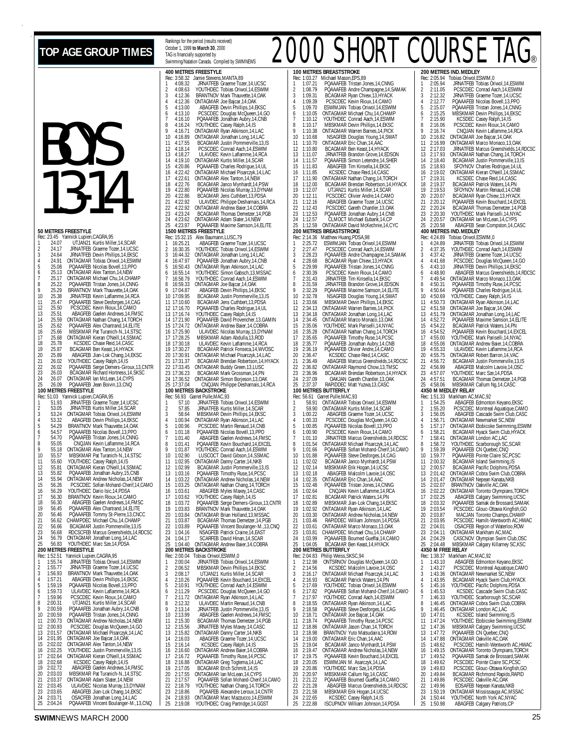# TOP AGE GROUP TIMES

Rankings for the period (results received) October 1, 1999 **to March 30**, 2000
TAG is financially supported by Swimming/Natation Canada. Compiled by SWIMNEWS

# 2000 SHORT COURSE TAG®

# BOYS 13-14

### 50 METRES FREESTYLE

Rec: 23.45 Yannick Lupien,CAGRA,95

1 24.07 UTJAN21 Kurtis Miller,14,SCAR
2 24.17 JRNATFEB Graeme Tozer,14,UCSC
3 24.64 JRNATFEB Devin Phillips,14,EKSC
4 24.91 ONTAGMAR Tobias Oriwol,14,ESWIM
5 25.08 PQAAAFEB Nicolas Bovell,13,PPO
6 25.13 ONTAGMAR Alex Tanton,14,NEW
7 25.17 ONTAGMAR Michael Chu,14,CHAMP
8 25.22 PQAAAFEB Tristan Jones,14,CNNG
9 25.29 BRANTNOV Mark Thauvette,14,OAK
10 25.38 JRNATFEB Kevin Laflamme,14,RCA
11 25.47 PQAAAFEB Steve Desforges,14,CAG
12 25.50 PCSCDEC Kevin Rioux,14,CAMO
13 25.51 ABAGFEB Gaelen Andrews,14,FMSC
14 25.59 ONTAGMAR Nathan Chang,14,TORCH
15 25.62 PQAAAFEB Alex Chartrand,14,ELITE
16 25.66 MBSKMAR Pat Turanich-N.,14,STSC
17 25.68 ONTAGMAR Kieran O'Neill,14,SSMAC
18 25.78 KCSDEC Chase Reid,14,CASC
19 25.87 BCAGMAR Ben Keast,14,HYACK
20 25.89 ABAGFEB Jian-Lok Chang,14,EKSC
21 26.02 YOUTHDEC Casey Ralph,14,IS
22 26.02 PQAAAFEB Serge Demers-Giroux,13,CNTR
23 26.03 BCAGMAR Richard Hortness,14,SKSC
24 26.07 ONTAGMAR Ian McLean,14,CYPS
25 26.09 PQAAAFEB Jean Boivin,13,CNQ

### 100 METRES FREESTYLE

Rec: 51.03 Yannick Lupien,CAGRA,95

1 51.93 JRNATFEB Graeme Tozer,14,UCSC
2 53.05 JRNATFEB Kurtis Miller,14,SCAR
3 53.24 ONTAGMAR Tobias Oriwol,14,ESWIM
4 53.32 ABAGFEB Devin Phillips,14,EKSC
5 54.29 BRANTNOV Mark Thauvette,14,OAK
6 54.57 PQAAAFEB Nicolas Bovell,13,PPO
7 54.70 PQAAAFEB Tristan Jones,14,CNNG
8 55.05 CNQJAN Kevin Laflamme,14,RCA
9 55.18 ONTAGMAR Alex Tanton,14,NEW
10 55.57 MBSKMAR Pat Turanich-N.,14,STSC
11 55.60 YOUTHDEC Casey Ralph,14,IS
12 55.81 ONTAGMAR Kieran O'Neill,14,SSMAC
13 55.82 PQAAAFEB Jonathan Aubry,15,CNB
14 55.94 ONTAGMAR Andrew Nicholas,14,NEW
15 56.26 PCSCDEC Sofian Mohand-Cherif,14,CAMO
16 56.29 YOUTHDEC Dario Isic,14,PDSA
17 56.30 BRANTNOV Kevin Rioux,14,CAMO
18 56.30 ABAGFEB Gaelen Andrews,14,FMSC
19 56.45 PQAAAFEB Alex Chartrand,14,ELITE
20 56.46 PQAAAFEB Tommy St-Pierre,13,CNCC
21 56.62 CHAMPDEC Michael Chu,14,CHAMP
22 56.66 BCAGMAR Justin Pommerville,13,IS
23 56.68 RDCSCFEB Marcus Greenshields,14,RDCSC
24 56.79 ONTAGMAR Jonathan Long,14,LAC
25 56.83 YOUTHDEC Marc Sze,14,PDSA

### 200 METRES FREESTYLE

Rec: 1:52.51 Yannick Lupien,CAGRA,95

1 1:55.74 JRNATFEB Tobias Oriwol,14,ESWIM
2 1:55.77 JRNATFEB Graeme Tozer,14,UCSC
3 1:56.93 BRANTNOV Mark Thauvette,14,OAK
4 1:57.21 ABAGFEB Devin Phillips,14,EKSC
5 1:59.19 PQAAAFEB Nicolas Bovell,13,PPO
6 1:59.73 ULAVDEC Kevin Laflamme,14,RCA
7 1:59.96 PCSCDEC Kevin Rioux,14,CAMO
8 2:00.31 UTJAN21 Kurtis Miller,14,SCAR
9 2:00.59 PQAAAFEB Jonathan Aubry,14,CNB
10 2:00.59 PQAAAFEB Tristan Jones,14,CNNG
11 2:00.73 ONTAGMAR Andrew Nicholas,14,NEW
12 2:00.93 PCSCDEC Douglas McQueen,14,GO
13 2:01.57 ONTAGMAR Michael Pisarczyk,14,LAC
14 2:01.95 ONTAGMAR Joe Bajcar,14,OAK
15 2:02.02 ONTAGMAR Alex Tanton,14,NEW
16 2:02.25 YOUTHDEC Justin Pommerville,13,IS
17 2:02.64 ONTAGMAR Kieran O'Neill,14,SSMAC
18 2:02.68 KCSDEC Casey Ralph,14,IS
19 2:02.72 ABAGFEB Gaelen Andrews,14,FMSC
20 2:03.03 MBSKMAR Pat Turanich-N.,14,STSC
21 2:03.37 ONTAGMAR Adam Slater,14,NEW
22 2:03.45 ULAVDEC Nicolas Murray,13,DYNAM
23 2:03.65 ABAGFEB Jian-Lok Chang,14,EKSC
24 2:03.71 OSACFEB Jonathan Long,14,LAC
25 2:04.24 PQAAAFEB Vincent Boulanger-M.,13,CNQ

### 400 METRES FREESTYLE

Rec: 3:58.32 Jamie Stevens,MANTA,89

1 4:08.32 JRNATFEB Graeme Tozer,14,UCSC
2 4:08.63 YOUTHDEC Tobias Oriwol,14,ESWIM
3 4:12.36 BRANTNOV Mark Thauvette,14,OAK
4 4:12.36 ONTAGMAR Joe Bajcar,14,OAK
5 4:13.00 ABAGFEB Devin Phillips,14,EKSC
6 4:13.10 PCSCDEC Douglas McQueen,14,GO
7 4:16.10 PQAAAFEB Jonathan Aubry,14,CNB
8 4:16.24 YOUTHDEC Casey Ralph,14,IS
9 4:16.71 ONTAGMAR Ryan Atkinson,14,LAC
10 4:16.89 ONTAGMAR Jonathan Long,14,LAC
11 4:17.55 BCAGMAR Justin Pommerville,13,IS
12 4:18.14 PCSCDEC Conrad Aach,14,ESWIM
13 4:18.27 ULAVDEC Kevin Laflamme,14,RCA
14 4:19.10 ONTAGMAR Kurtis Miller,14,SCAR
15 4:20.86 PQAAAFEB Charles Rodrigue,14,UL
16 4:22.42 ONTAGMAR Michael Pisarczyk,14,LAC
17 4:22.61 ONTAGMAR Alex Tanton,14,NEW
18 4:22.76 BCAGMAR Janco Myndardt,14,PSW
19 4:22.80 PQAAAFEB Nicolas Murray,13,DYNAM
20 4:22.86 BCAGMAR Jens Cuthbert,13,PDSA
21 4:22.92 ULAVDEC Philippe Desharnais,14,RCA
22 4:22.92 ONTAGMAR Andrew Baier,14,COBRA
23 4:23.24 BCAGMAR Thomas Demetzer,14,PGB
24 4:23.62 ONTAGMAR Adam Slater,14,NEW
25 4:23.97 PQAAAFEB Maxime Samson,14,ELITE

### 1500 METRES FREESTYLE

Rec: 15:32.15 Alex Baumann,LUSC,79

1 16:25.21 ABAGFEB Graeme Tozer,14,UCSC
2 16:30.35 YOUTHDEC Tobias Oriwol,14,ESWIM
3 16:44.32 ONTAGMAR Jonathan Long,14,LAC
4 16:47.97 PQAAAFEB Jonathan Aubry,14,CNB
5 16:50.43 ONTAGMAR Ryan Atkinson,14,LAC
6 16:55.14 YOUTHDEC Simon Gabsch,13,MSSAC
7 16:58.79 YOUTHDEC Conrad Aach,14,ESWIM
8 16:59.33 ONTAGMAR Joe Bajcar,14,OAK
9 17:04.87 ABAGFEB Devin Phillips,14,EKSC
10 17:09.95 BCAGMAR Justin Pommerville,13,IS
11 17:10.60 BCAGMAR Jens Cuthbert,13,PDSA
12 17:16.70 PQAAAFEB Charles Rodrigue,14,UL
13 17:16.74 YOUTHDEC Casey Ralph,14,IS
14 17:21.90 PQAAAFEB David Provencher,13,GAMIN
15 17:24.72 ONTAGMAR Andrew Baier,14,COBRA
16 17:25.90 ULAVDEC Nicolas Murray,13,DYNAM
17 17:28.25 MBSKMAR Adam Abdulla,13,ROD
18 17:30.18 ULAVDEC Kevin Laflamme,14,RCA
19 17:30.27 BCAGMAR Patrick Fonseca,14,WVOSC
20 17:30.91 ONTAGMAR Michael Pisarczyk,14,LAC
21 17:31.37 BCAGMAR Brendan Robertson,14,HYACK
22 17:33.45 ONTAGMAR Buddy Green,13,LUSC
23 17:36.23 BCAGMAR Mark Grossman,14,PN
24 17:36.52 ONTAGMAR Simon Borjeson,13,OAK
25 17:37.04 CNQJAN Philippe Desharnais,14,RCA

### 100 METRES BACKSTROKE

Rec: 56.93 Garret Pulle,MAC,93

1 57.10 JRNATFEB Tobias Oriwol,14,ESWIM
2 57.85 JRNATFEB Kurtis Miller,14,SCAR
3 58.64 MBSKMAR Devin Phillips,14,EKSC
4 1:00.94 ONTAGMAR Ryan Atkinson,14,LAC
5 1:00.96 PCSCDEC Martin Renaud,14,CNB
6 1:01.18 PQAAAFEB Nicolas Bovell,13,PPO
7 1:01.40 ABAGFEB Gaelen Andrews,14,FMSC
8 1:01.41 PQAAAFEB Kevin Bouchard,14,EXCEL
9 1:01.87 YOUTHDEC Conrad Aach,14,ESWIM
10 1:02.90 LUSCOCT David Gibson,14,SSMAC
11 1:02.95 ONTAGMAR Danny Carter,14,NKB
12 1:02.99 BCAGMAR Justin Pommerville,13,IS
13 1:03.16 PQAAAFEB Timothy Ruse,14,PCSC
14 1:03.22 ONTAGMAR Andrew Nicholas,14,NEW
15 1:03.25 ONTAGMAR Nathan Chang,14,TORCH
16 1:03.61 ABAGFEB Myles Maxey,14,CASC
17 1:03.62 YOUTHDEC Casey Ralph,14,IS
18 1:03.72 PQAAAFEB Serge Demers-Giroux,13,CNTR
19 1:03.83 BRANTNOV Mark Thauvette,14,OAK
20 1:03.84 ONTAGMAR Brian Holland,13,MSSAC
21 1:03.87 BCAGMAR Thomas Demetzer,14,PGB
22 1:03.89 PQAAAFEB Vincent Boulanger-M.,13,CNQ
23 1:04.16 NSAGFEB Patrick Craine,14,EAST
24 1:04.17 SCARFEB David Hinan,14,SCAR
25 1:04.40 ONTAGMAR Andrew Baier,14,COBRA

### 200 METRES BACKSTROKE

Rec: 2:00.04 Tobias Oriwol,ESWIM,0

1 2:00.04 JRNATFEB Tobias Oriwol,14,ESWIM
2 2:06.52 MBSKMAR Devin Phillips,14,EKSC
3 2:08.17 UTJAN21 Kurtis Miller,14,SCAR
4 2:10.26 PQAAAFEB Kevin Bouchard,14,EXCEL
5 2:10.91 YOUTHDEC Conrad Aach,14,ESWIM
6 2:11.29 PCSCDEC Douglas McQueen,14,GO
7 2:11.72 ONTAGMAR Ryan Atkinson,14,LAC
8 2:12.32 ULAVDEC Martin Renaud,14,CNB
9 2:13.14 JRNATFEB Justin Pommerville,13,IS
10 2:13.99 ABAGFEB Gaelen Andrews,14,FMSC
11 2:15.30 BCAGMAR Thomas Demetzer,14,PGB
12 2:15.56 JRNATFEB Myles Maxey,14,CASC
13 2:15.82 ONTAGMAR Danny Carter,14,NKB
14 2:16.03 ABAGFEB Graeme Tozer,14,UCSC
15 2:16.14 KCSDEC Casey Ralph,14,IS
16 2:16.60 ONTAGMAR Andrew Baier,14,COBRA
17 2:16.72 PQAAAFEB Timothy Ruse,14,PCSC
18 2:16.88 ONTAGMAR Greg Togtema,14,LAC
19 2:17.05 BCAGMAR Erich Schmitt,14,IS
20 2:17.55 ONTAGMAR Ian McLean,14,CYPS
21 2:17.57 PQAAAFEB Sofian Mohand-Cherif,14,CAMO
22 2:18.79 YOUTHDEC Nathan Chang,14,TORCH
23 2:18.86 PQAAAFEB Alexandre Leroux,14,CNTR
24 2:18.93 ONTAGMAR Marc Mazzucco,14,ESWIM
25 2:19.08 YOUTHDEC Craig Partridge,14,GGST

### 100 METRES BREASTSTROKE

Rec: 1:03.27 Michael Mason,EPS,89

1 1:07.21 PQAAAFEB Tristan Jones,14,CNNG
2 1:08.79 PQAAAFEB Andre Champagne,14,SAMAK
3 1:09.31 BCAGMAR Ryan Chiew,13,HYACK
4 1:09.39 PCSCDEC Kevin Rioux,14,CAMO
5 1:09.70 ESWIMJAN Tobias Oriwol,14,ESWIM
6 1:10.05 ONTAGMAR Michael Chu,14,CHAMP
7 1:10.12 YOUTHDEC Conrad Aach,14,ESWIM
8 1:10.17 MBSKMAR Devin Phillips,14,EKSC
9 1:10.38 ONTAGMAR Warren Barnes,14,PICK
10 1:10.68 NSAGFEB Douglas Young,14,SWAT
11 1:10.70 ONTAGMAR Eric Chan,14,AAC
12 1:10.80 BCAGMAR Ben Keast,14,HYACK
13 1:11.07 JRNATFEB Brandon Grove,14,EDSON
14 1:11.57 PQAAAFEB Simon Letendre,14,SHER
15 1:11.83 ABAGFEB Tim Kinsella,14,EKSC
16 1:11.85 KCSDEC Chase Reid,14,CASC
17 1:11.90 ONTAGMAR Nathan Chang,14,TORCH
18 1:12.00 BCAGMAR Brendan Robertson,14,HYACK
19 1:12.07 UTJAN21 Kurtis Miller,14,SCAR
20 1:12.11 PCSCDEC Olivier Andre,14,CAMO
21 1:12.16 ABAGFEB Graeme Tozer,14,UCSC
22 1:12.43 PCSCDEC Gareth Chantler,13,OAK
23 1:12.53 PQAAAFEB Jonathan Aubry,14,CNB
24 1:12.57 CLMOCT Michael Eubank,14,CP
25 1:12.59 ONTAGMAR David McKechnie,14,CYC

### 200 METRES BREASTSTROKE

Rec: 2:14.36 Matthew Huang,PDSA,98

1 2:25.72 ESWIMJAN Tobias Oriwol,14,ESWIM
2 2:27.47 PCSCDEC Conrad Aach,14,ESWIM
3 2:28.23 PQAAAFEB Andre Champagne,14,SAMAK
4 2:28.68 BCAGMAR Ryan Chiew,13,HYACK
5 2:29.99 PQAAAFEB Tristan Jones,14,CNNG
6 2:30.39 PCSCDEC Kevin Rioux,14,CAMO
7 2:31.43 JRNATFEB Tim Kinsella,14,EKSC
8 2:31.59 JRNATFEB Brandon Grove,14,EDSON
9 2:32.29 PQAAAFEB Maxime Samson,14,ELITE
10 2:32.78 NSAGFEB Douglas Young,14,SWAT
11 2:33.66 MBSKMAR Devin Phillips,14,EKSC
12 2:34.13 ONTAGMAR Warren Barnes,14,PICK
13 2:34.18 ONTAGMAR Jonathan Long,14,LAC
14 2:34.45 ONTAGMAR Marco Monaco,13,OAK
15 2:35.06 YOUTHDEC Mark Pariselli,14,NYAC
16 2:35.28 ONTAGMAR Nathan Chang,14,TORCH
17 2:35.65 PQAAAFEB Timothy Ruse,14,PCSC
18 2:35.77 PQAAAFEB Jonathan Aubry,14,CNB
19 2:36.19 PQAAAFEB Olivier Andre,14,CAMO
20 2:36.47 KCSDEC Chase Reid,14,CASC
21 2:36.49 ABAGFEB Marcus Greenshields,14,RDCSC
22 2:36.82 ONTAGMAR Raymond Chow,13,TMSC
23 2:36.96 BCAGMAR Brendan Robertson,14,HYACK
24 2:37.09 OAKJAN Gareth Chantler,13,OAK
25 2:37.37 RAPIDDEC Matt Yuzwa,13,CASC

### 100 METRES BUTTERFLY

Rec: 56.61 Garrett Pulle,MAC,93

1 58.91 ONTAGMAR Tobias Oriwol,14,ESWIM
2 59.90 ONTAGMAR Kurtis Miller,14,SCAR
3 1:00.22 ABAGFEB Graeme Tozer,14,UCSC
4 1:00.33 PCSCDEC Douglas McQueen,14,GO
5 1:00.85 PQAAAFEB Nicolas Bovell,13,PPO
6 1:00.90 PCSCDEC Kevin Rioux,14,CAMO
7 1:01.10 JRNATFEB Marcus Greenshields,14,RDCSC
8 1:01.54 ONTAGMAR Michael Pisarczyk,14,LAC
9 1:01.66 PQAAAFEB Sofian Mohand-Cherif,14,CAMO
10 1:01.88 PQAAAFEB Steve Desforges,14,CAG
11 1:02.02 BCAGMAR Janco Myndardt,14,PSW
12 1:02.14 MBSKMAR Erik Hogan,14,UCSC
13 1:02.18 ABAGFEB Malcolm Lavoie,14,OSC
14 1:02.35 ONTAGMAR Eric Chan,14,AAC
15 1:02.48 PQAAAFEB Tristan Jones,14,CNNG
16 1:02.64 CNQJAN Kevin Laflamme,14,RCA
17 1:02.81 BCAGMAR Patrick Waters,14,PN
18 1:02.89 MBSKMAR Jian-Lok Chang,14,EKSC
19 1:02.92 ONTAGMAR Ryan Atkinson,14,LAC
20 1:03.30 ONTAGMAR Andrew Nicholas,14,NEW
21 1:03.46 RAPIDDEC William Johnson,14,PDSA
22 1:03.61 ONTAGMAR Marco Monaco,13,OAK
23 1:03.81 CHAMPDEC Michael Chu,14,CHAMP
24 1:03.99 PQAAAFEB Boumed Gueffai,14,CAMO
25 1:04.05 BCAGMAR Ben Keast,14,HYACK

### 200 METRES BUTTERFLY

Rec: 2:04.83 Philip Weiss,SKSC,94

1 2:12.98 ONTSRNOV Douglas McQueen,14,GO
2 2:14.56 KCSDEC Malcolm Lavoie,14,OSC
3 2:16.17 ONTAGMAR Michael Pisarczyk,14,LAC
4 2:16.93 BCAGMAR Patrick Waters,14,PN
5 2:17.69 YOUTHDEC Tobias Oriwol,14,ESWIM
6 2:17.82 PQAAAFEB Sofian Mohand-Cherif,14,CAMO
7 2:17.97 YOUTHDEC Conrad Aach,14,ESWIM
8 2:18.55 ONTAGMAR Ryan Atkinson,14,LAC
9 2:18.58 PQAAAFEB Steve Desforges,14,CAG
10 2:18.71 ONTAGMAR Joe Bajcar,14,OAK
11 2:18.74 PQAAAFEB Timothy Ruse,14,PCSC
12 2:18.86 ONTAGMAR Jason Chan,14,TORCH
13 2:18.98 BRANTNOV Yuto Matsudaira,14,ROW
14 2:19.00 ONTAGMAR Eric Chan,14,AAC
15 2:19.04 BCAGMAR Janco Mynhardt,14,PSW
16 2:19.47 ONTAGMAR Andrew Nicholas,14,NEW
17 2:19.75 PQAAAFEB Kevin Bouchard,14,EXCEL
18 2:20.05 ESWIMJAN M. Asarczyk,14,LAC
19 2:20.86 YOUTHDEC Marc Sze,14,PDSA
20 2:20.97 MBSKMAR Callum Ng,14,CASC
21 2:21.22 PQAAAFEB Boumed Gueffai,14,CAMO
22 2:21.28 ABAGFEB Marcus Greenshields,14,RDCSC
23 2:21.58 MBSKMAR Erik Hogan,14,UCSC
24 2:22.65 KCSDEC Casey Ralph,14,IS
25 2:22.88 ISCUPNOV William Johnson,14,PDSA

### 200 METRES IND. MEDLEY

Rec: 2:05.94 Tobias Oriwol,ESWIM,0

1 2:05.94 JRNATFEB Tobias Oriwol,14,ESWIM
2 2:11.05 PCSCDEC Conrad Aach,14,ESWIM
3 2:12.32 JRNATFEB Graeme Tozer,14,UCSC
4 2:12.77 PQAAAFEB Nicolas Bovell,13,PPO
5 2:15.07 PQAAAFEB Tristan Jones,14,CNNG
6 2:15.25 MBSKMAR Devin Phillips,14,EKSC
7 2:15.90 KCSDEC Casey Ralph,14,IS
8 2:16.06 PCSCDEC Kevin Rioux,14,CAMO
9 2:16.74 CNQJAN Kevin Laflamme,14,RCA
10 2:16.82 ONTAGMAR Joe Bajcar,14,OAK
11 2:16.99 ONTAGMAR Marco Monaco,13,OAK
12 2:17.03 JRNATFEB Marcus Greenshields,14,RDCSC
13 2:17.93 ONTAGMAR Nathan Chang,14,TORCH
14 2:18.40 BCAGMAR Justin Pommerville,13,IS
15 2:18.93 SFOYNOV Charles Rodrigue,14,UL
16 2:19.02 ONTAGMAR Kieran O'Neill,14,SSMAC
17 2:19.31 KCSDEC Chase Reid,14,CASC
18 2:19.37 BCAGMAR Patrick Waters,14,PN
19 2:19.53 SFOYNOV Martin Renaud,14,CNB
20 2:20.07 BCAGMAR Ryan Chiew,13,HYACK
21 2:20.12 PQAAAFEB Kevin Bouchard,14,EXCEL
22 2:20.24 BCAGMAR Thomas Demetzer,14,PGB
23 2:20.30 YOUTHDEC Mark Pariselli,14,NYAC
24 2:20.57 ONTAGMAR Ian McLean,14,CYPS
25 2:20.58 ABAGFEB Sean Compston,14,CASC

### 400 METRES IND. MEDLEY

Rec: 4:24.89 Tobias Oriwol,ESWIM,0

1 4:24.89 JRNATFEB Tobias Oriwol,14,ESWIM
2 4:37.35 YOUTHDEC Conrad Aach,14,ESWIM
3 4:37.42 JRNATFEB Graeme Tozer,14,UCSC
4 4:41.68 PCSCDEC Douglas McQueen,14,GO
5 4:43.10 JRNATFEB Devin Phillips,14,EKSC
6 4:48.90 ABAGFEB Marcus Greenshields,14,RDCSC
7 4:49.54 ONTAGMAR Marco Monaco,13,OAK
8 4:50.31 PQAAAFEB Timothy Ruse,14,PCSC
9 4:50.64 PQAAAFEB Charles Rodrigue,14,UL
10 4:50.69 YOUTHDEC Casey Ralph,14,IS
11 4:50.73 ONTAGMAR Ryan Atkinson,14,LAC
12 4:51.59 ONTAGMAR Joe Bajcar,14,OAK
13 4:51.79 ONTAGMAR Jonathan Long,14,LAC
14 4:52.72 PQAAAFEB Maxime Samson,14,ELITE
15 4:54.22 BCAGMAR Patrick Waters,14,PN
16 4:54.52 PQAAAFEB Kevin Bouchard,14,EXCEL
17 4:55.00 YOUTHDEC Mark Pariselli,14,NYAC
18 4:55.06 ONTAGMAR Andrew Baier,14,COBRA
19 4:55.33 ULAVDEC Kevin Laflamme,14,RCA
20 4:55.75 ONTAGMAR Robert Barron,14,VAC
21 4:56.72 BCAGMAR Justin Pommerville,13,IS
22 4:56.99 ABAGFEB Malcolm Lavoie,14,OSC
23 4:57.07 YOUTHDEC Marc Sze,14,PDSA
24 4:57.51 BCAGMAR Thomas Demetzer,14,PGB
25 4:58.06 MBSKMAR Callum Ng,14,CASC

### 4X50 M MEDLEY RELAY

Rec: 1:51.33 Markham AC,MAC,92

1 1:54.25 ABAGFEB Edmonton Keyano,EKSC
2 1:55.20 PCSCDEC Montreal Aquatique,CAMO
3 1:56.05 ABAGFEB Cascade Swim Club,CASC
4 1:56.71 ONTAGMAR Newmarket SC,NEW
5 1:57.17 ONTAGMAR Etobicoke Swimming,ESWIM
6 1:58.21 BCAGMAR Hyack Swim Club,HYACK
7 1:58.41 ONTAGMAR London AC,LAC
8 1:58.72 YOUTHDEC Scarborough SC,SCAR
9 1:59.39 PQAAAFEB CN Quebec,CNQ
10 1:59.77 PQAAAFEB Pointe Claire SC,PCSC
11 2:00.32 BCAGMAR Island Swimming,IS
12 2:00.57 BCAGMAR Pacific Dolphins,PDSA
13 2:01.42 ONTAGMAR Cobra Swim Club,COBRA
14 2:01.47 ONTAGMAR Nepean Kanata,NKB
15 2:02.07 BRANTNOV Oakville AC,OAK
16 2:02.22 ONTAGMAR Toronto Olympians,TORCH
17 2:02.25 ABAGFEB Calgary Swimming,UCSC
18 2:03.32 PQAAAFEB Samak de Brossard,SAMAK
19 2:03.54 PCSCDEC Glouc-Ottawa Kingfish,GO
20 2:03.87 MACJAN Toronto Champs,CHAMP
21 2:03.95 PCSCDEC Hamilt-Wentworth AC,HWAC
22 2:04.01 OSACFEB Region of Waterloo,ROW
23 2:04.11 ONTAGMAR Markham AC,MAC
24 2:04.29 CASCNOV Olympian Swim Club,OSC
25 2:04.48 MBSKMAR Calgary Killarney SC,KSC

### 4X50 M FREE RELAY

Rec: 1:38.37 Markham AC,MAC,92

1 1:43.10 ABAGFEB Edmonton Keyano,EKSC
2 1:43.27 PCSCDEC Montreal Aquatique,CAMO
3 1:43.36 ONTAGMAR Newmarket SC,NEW
4 1:43.95 BCAGMAR Hyack Swim Club,HYACK
5 1:45.16 YOUTHDEC Pacific Dolphins,PDSA
6 1:45.53 KCSDEC Cascade Swim Club,CASC
7 1:46.33 YOUTHDEC Scarborough SC,SCAR
8 1:46.45 ONTAGMAR Cobra Swim Club,COBRA
9 1:46.45 ONTAGMAR London AC,LAC
10 1:47.01 KCSDEC Island Swimming,IS
11 1:47.24 YOUTHDEC Etobicoke Swimming,ESWIM
12 1:47.36 MBSKMAR Calgary Swimming,UCSC
13 1:47.72 PQAAAFEB CN Quebec,CNQ
14 1:47.88 ONTAGMAR Oakville AC,OAK
15 1:48.62 PCSCDEC Hamilt-Wentworth AC,HWAC
16 1:49.15 ONTAGMAR Toronto Olympians,TORCH
17 1:49.52 PQAAAFEB Samak de Brossard,SAMAK
18 1:49.62 PCSCDEC Pointe Claire SC,PCSC
19 1:49.83 PCSCDEC Glouc-Ottawa Kingfish,GO
20 1:49.84 BCAGMAR Richmond Rapids,RAPID
21 1:49.86 PCSCDEC Oakville AC,OAK
22 1:49.96 EOSAFEB Nepean Kanata,NKB
23 1:50.19 ONTAGMAR Mississauga AC,MSSAC
24 1:50.44 YOUTHDEC North York AC,NYAC
25 1:50.98 ABAGFEB Calgary Patriots,CP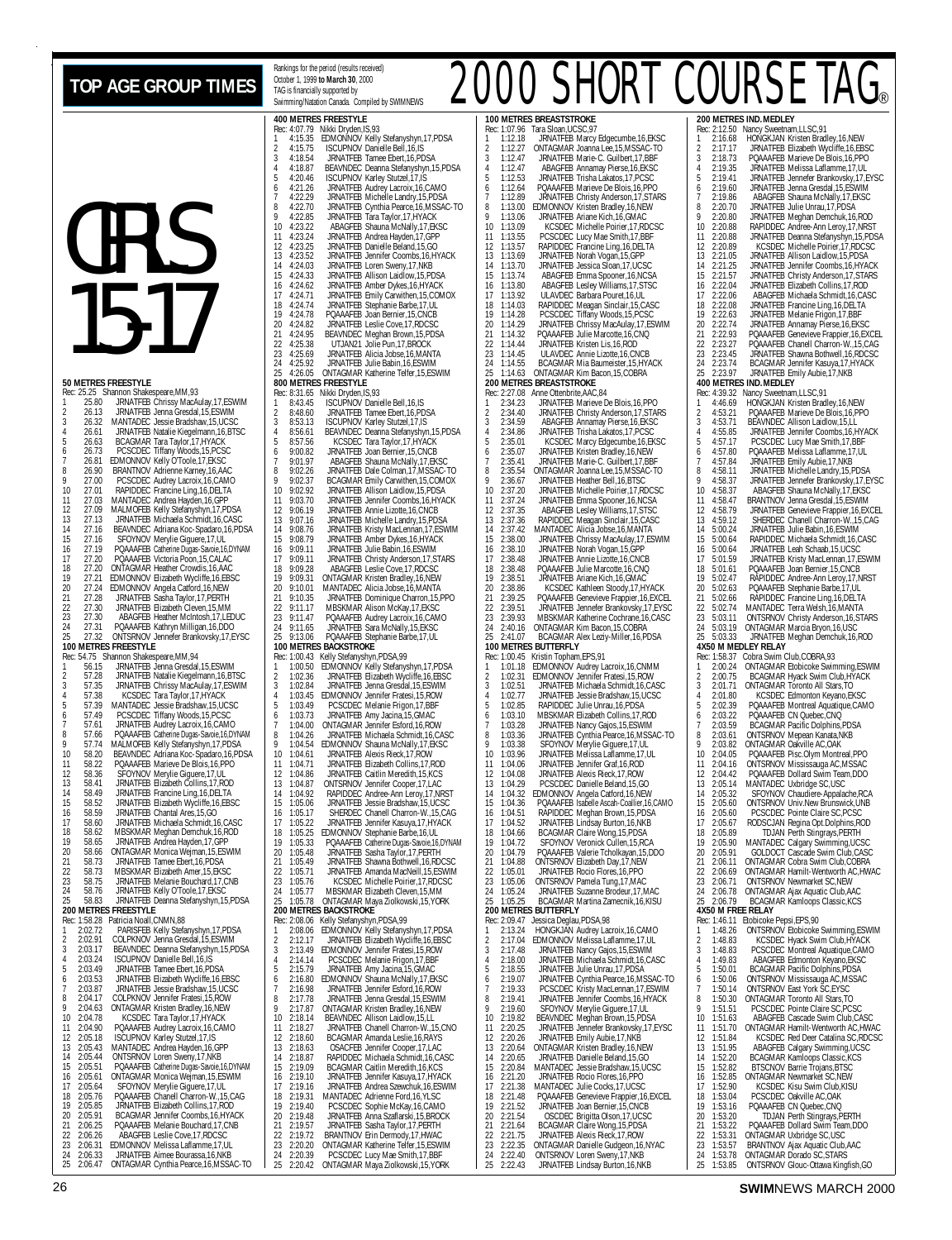# TOP AGE GROUP TIMES

Rankings for the period (results received) October 1, 1999 to **March 30**, 2000
TAG is financially supported by Swimming/Natation Canada. Compiled by SWIMNEWS

# 2000 SHORT COURSE TAG®

# GIRLS 15-17

### 50 METRES FREESTYLE
Rec: 25.25 Shannon Shakespeare,MM,93
1 25.80 JRNATFEB Chrissy MacAulay,17,ESWIM
2 26.13 JRNATFEB Jenna Gresdal,15,ESWIM
3 26.32 MANTADEC Jessie Bradshaw,15,UCSC
4 26.61 JRNATFEB Natalie Kiegelmann,16,BTSC
5 26.63 BCAGMAR Tara Taylor,17,HYACK
6 26.73 PCSCDEC Tiffany Woods,15,PCSC
7 26.81 EDMONNOV Kelly O'Toole,17,EKSC
8 26.90 BRANTNOV Adrienne Karney,16,AAC
9 27.00 PCSCDEC Audrey Lacroix,16,CAMO
10 27.01 RAPIDDEC Francine Ling,16,DELTA
11 27.03 MANTADEC Andrea Hayden,16,GPP
12 27.09 MALMOFEB Kelly Stefanyshyn,17,PDSA
13 27.13 JRNATFEB Michaela Schmidt,16,CASC
14 27.16 BEAVNDEC Adriana Koc-Spadaro,16,PDSA
15 27.16 SFOYNOV Merylie Giguere,17,UL
16 27.19 PQAAAFEB Catherine Dugas-Savoie,16,DYNAM
17 27.20 PQAAAFEB Victoria Poon,15,CALAC
18 27.20 ONTAGMAR Heather Crowdis,16,AAC
19 27.21 EDMONNOV Elizabeth Wycliffe,16,EBSC
20 27.24 EDMONNOV Angela Catford,16,NEW
21 27.28 JRNATFEB Sasha Taylor,17,PERTH
22 27.30 JRNATFEB Elizabeth Cleven,15,MM
23 27.30 ABAGFEB Heather McIntosh,17,LEDUC
24 27.31 PQAAAFEB Kathryn Milligan,16,DDO
25 27.32 ONTSRNOV Jennefer Brankovsky,17,EYSC

### 100 METRES FREESTYLE
Rec: 54.75 Shannon Shakespeare,MM,94
1 56.15 JRNATFEB Jenna Gresdal,15,ESWIM
2 57.28 JRNATFEB Natalie Kiegelmann,16,BTSC
3 57.35 JRNATFEB Chrissy MacAulay,17,ESWIM
4 57.38 KCSDEC Tara Taylor,17,HYACK
5 57.39 MANTADEC Jessie Bradshaw,15,UCSC
6 57.49 PCSCDEC Tiffany Woods,15,PCSC
7 57.61 JRNATFEB Audrey Lacroix,16,CAMO
8 57.66 PQAAAFEB Catherine Dugas-Savoie,16,DYNAM
9 57.74 MALMOFEB Kelly Stefanyshyn,17,PDSA
10 58.20 BEAVNDEC Adriana Koc-Spadaro,16,PDSA
11 58.22 PQAAAFEB Marieve De Blois,16,PPO
12 58.36 SFOYNOV Merylie Giguere,17,UL
13 58.41 JRNATFEB Elizabeth Collins,17,ROD
14 58.49 JRNATFEB Francine Ling,16,DELTA
15 58.52 JRNATFEB Elizabeth Wycliffe,16,EBSC
16 58.59 JRNATFEB Chantal Ares,15,GO
17 58.60 JRNATFEB Michaela Schmidt,16,CASC
18 58.62 MBSKMAR Meghan Demchuk,16,ROD
19 58.65 JRNATFEB Andrea Hayden,17,GPP
20 58.66 ONTAGMAR Monica Wejman,15,ESWIM
21 58.73 JRNATFEB Tamee Ebert,16,PDSA
22 58.73 MBSKMAR Elizabeth Amer,15,EKSC
23 58.75 JRNATFEB Melanie Bouchard,17,CNB
24 58.76 JRNATFEB Kelly O'Toole,17,EKSC
25 58.83 JRNATFEB Deanna Stefanyshyn,15,PDSA

### 200 METRES FREESTYLE
Rec: 1:58.28 Patricia Noall,CNMN,88
1 2:02.72 PARISFEB Kelly Stefanyshyn,17,PDSA
2 2:02.91 COLPKNOV Jenna Gresdal,15,ESWIM
3 2:03.17 BEAVNDEC Deanna Stefanyshyn,15,PDSA
4 2:03.24 ISCUPNOV Danielle Bell,16,IS
5 2:03.49 JRNATFEB Tamee Ebert,16,PDSA
6 2:03.53 JRNATFEB Elizabeth Wycliffe,16,EBSC
7 2:03.87 JRNATFEB Jessie Bradshaw,15,UCSC
8 2:04.17 COLPKNOV Jennifer Fratesi,15,ROW
9 2:04.63 ONTAGMAR Kristen Bradley,16,NEW
10 2:04.78 KCSDEC Tara Taylor,17,HYACK
11 2:04.90 PQAAAFEB Audrey Lacroix,16,CAMO
12 2:05.18 ISCUPNOV Karley Stutzel,17,IS
13 2:05.43 MANTADEC Andrea Hayden,16,GPP
14 2:05.44 ONTSRNOV Loren Sweny,17,NKB
15 2:05.51 PQAAAFEB Catherine Dugas-Savoie,16,DYNAM
16 2:05.61 ONTAGMAR Monica Wejman,15,ESWIM
17 2:05.64 SFOYNOV Merylie Giguere,17,UL
18 2:05.76 PQAAAFEB Chanell Charron-W.,15,CAG
19 2:05.85 JRNATFEB Elizabeth Collins,17,ROD
20 2:05.91 BCAGMAR Jennifer Coombs,16,HYACK
21 2:06.25 PQAAAFEB Melanie Bouchard,17,CNB
22 2:06.26 ABAGFEB Leslie Cove,17,RDCSC
23 2:06.31 EDMONNOV Melissa Laflamme,17,UL
24 2:06.33 JRNATFEB Aimee Bourassa,16,NKB
25 2:06.47 ONTAGMAR Cynthia Pearce,16,MSSAC-TO

### 400 METRES FREESTYLE
Rec: 4:07.79 Nikki Dryden,IS,93
1 4:15.35 EDMONNOV Kelly Stefanyshyn,17,PDSA
2 4:15.75 ISCUPNOV Danielle Bell,16,IS
3 4:18.54 JRNATFEB Tamee Ebert,16,PDSA
4 4:18.87 BEAVNDEC Deanna Stefanyshyn,15,PDSA
5 4:20.46 ISCUPNOV Karley Stutzel,17,IS
6 4:21.26 JRNATFEB Audrey Lacroix,16,CAMO
7 4:22.29 JRNATFEB Michelle Landry,15,PDSA
8 4:22.70 JRNATFEB Cynthia Pearce,16,MSSAC-TO
9 4:22.85 JRNATFEB Tara Taylor,17,HYACK
10 4:23.22 ABAGFEB Shauna McNally,17,EKSC
11 4:23.24 JRNATFEB Andrea Hayden,17,GPP
12 4:23.25 JRNATFEB Danielle Beland,15,GO
13 4:23.52 JRNATFEB Jennifer Coombs,16,HYACK
14 4:24.03 JRNATFEB Loren Sweny,17,NKB
15 4:24.33 JRNATFEB Allison Laidlow,15,PDSA
16 4:24.62 JRNATFEB Amber Dykes,16,HYACK
17 4:24.71 JRNATFEB Emily Carwithen,15,COMOX
18 4:24.74 JRNATFEB Stephanie Barbe,17,UL
19 4:24.78 PQAAAFEB Joan Bernier,15,CNCB
20 4:24.82 JRNATFEB Leslie Cove,17,RDCSC
21 4:24.95 BEAVNDEC Meghan Brown,15,PDSA
22 4:25.38 UTJAN21 Jolie Pun,17,BROCK
23 4:25.69 JRNATFEB Alicia Jobse,16,MANTA
24 4:25.92 JRNATFEB Julie Babin,16,ESWIM
25 4:26.05 ONTAGMAR Katherine Telfer,15,ESWIM

### 800 METRES FREESTYLE
Rec: 8:31.65 Nikki Dryden,IS,93
1 8:43.45 ISCUPNOV Danielle Bell,16,IS
2 8:48.60 JRNATFEB Tamee Ebert,16,PDSA
3 8:53.13 ISCUPNOV Karley Stutzel,17,IS
4 8:56.61 BEAVNDEC Deanna Stefanyshyn,15,PDSA
5 8:57.56 KCSDEC Tara Taylor,17,HYACK
6 9:00.82 JRNATFEB Joan Bernier,15,CNCB
7 9:01.97 ABAGFEB Shauna McNally,17,EKSC
8 9:02.26 JRNATFEB Dale Colman,17,MSSAC-TO
9 9:02.37 BCAGMAR Emily Carwithen,15,COMOX
10 9:02.92 JRNATFEB Allison Laidlow,15,PDSA
11 9:03.70 JRNATFEB Jennifer Coombs,16,HYACK
12 9:06.19 JRNATFEB Annie Lizotte,16,CNCB
13 9:07.16 JRNATFEB Michelle Landry,15,PDSA
14 9:08.76 JRNATFEB Kristy MacLennan,17,ESWIM
15 9:08.79 JRNATFEB Amber Dykes,16,HYACK
16 9:09.11 JRNATFEB Julie Babin,16,ESWIM
17 9:09.11 JRNATFEB Christy Anderson,17,STARS
18 9:09.28 ABAGFEB Leslie Cove,17,RDCSC
19 9:09.31 ONTAGMAR Kristen Bradley,16,NEW
20 9:10.01 MANTADEC Alicia Jobse,16,MANTA
21 9:10.35 JRNATFEB Dominique Charron,15,PPO
22 9:11.17 MBSKMAR Alison McKay,17,EKSC
23 9:11.47 PQAAAFEB Audrey Lacroix,16,CAMO
24 9:11.65 JRNATFEB Sara McNally,15,EKSC
25 9:13.06 PQAAAFEB Stephanie Barbe,17,UL

### 100 METRES BACKSTROKE
Rec: 1:00.43 Kelly Stefanyshyn,PDSA,99
1 1:00.50 EDMONNOV Kelly Stefanyshyn,17,PDSA
2 1:02.36 JRNATFEB Elizabeth Wycliffe,16,EBSC
3 1:02.84 JRNATFEB Jenna Gresdal,15,ESWIM
4 1:03.45 EDMONNOV Jennifer Fratesi,15,ROW
5 1:03.49 PCSCDEC Melanie Frigon,17,BBF
6 1:03.73 JRNATFEB Amy Jacina,15,GMAC
7 1:04.00 ONTAGMAR Jennifer Esford,16,ROW
8 1:04.26 JRNATFEB Michaela Schmidt,16,CASC
9 1:04.54 EDMONNOV Shauna McNally,17,EKSC
10 1:04.61 JRNATFEB Alexis Rieck,17,ROW
11 1:04.71 JRNATFEB Elizabeth Collins,17,ROD
12 1:04.86 JRNATFEB Caitlin Meredith,15,KCS
13 1:04.87 ONTSRNOV Jennifer Cooper,17,LAC
14 1:04.92 RAPIDDEC Andree-Ann Leroy,17,NRST
15 1:05.06 JRNATFEB Jessie Bradshaw,15,UCSC
16 1:05.17 SHERDEC Chanell Charron-W.,15,CAG
17 1:05.22 JRNATFEB Jennifer Kasuya,17,HYACK
18 1:05.25 EDMONNOV Stephanie Barbe,16,UL
19 1:05.33 PQAAAFEB Catherine Dugas-Savoie,16,DYNAM
20 1:05.48 JRNATFEB Sasha Taylor,17,PERTH
21 1:05.49 JRNATFEB Shawna Bothwell,16,RDCSC
22 1:05.71 JRNATFEB Amanda MacNeill,15,ESWIM
23 1:05.76 KCSDEC Michelle Poirier,17,RDCSC
24 1:05.77 MBSKMAR Elizabeth Cleven,15,MM
25 1:05.78 ONTAGMAR Maya Ziolkowski,15,YORK

### 200 METRES BACKSTROKE
Rec: 2:08.06 Kelly Stefanyshyn,PDSA,99
1 2:08.06 EDMONNOV Kelly Stefanyshyn,17,PDSA
2 2:12.17 JRNATFEB Elizabeth Wycliffe,16,EBSC
3 2:13.49 EDMONNOV Jennifer Fratesi,15,ROW
4 2:14.14 PCSCDEC Melanie Frigon,17,BBF
5 2:15.79 JRNATFEB Amy Jacina,15,GMAC
6 2:16.80 EDMONNOV Shauna McNally,17,EKSC
7 2:16.98 JRNATFEB Jennifer Esford,16,ROW
8 2:17.78 JRNATFEB Jenna Gresdal,15,ESWIM
9 2:17.87 ONTAGMAR Kristen Bradley,16,NEW
10 2:18.14 BEAVNDEC Allison Laidlow,15,LL
11 2:18.27 JRNATFEB Chanell Charron-W.,15,CNO
12 2:18.60 BCAGMAR Amanda Leslie,16,RAYS
13 2:18.63 OSACFEB Jennifer Cooper,17,LAC
14 2:18.87 RAPIDDEC Michaela Schmidt,16,CASC
15 2:19.09 BCAGMAR Caitlin Meredith,15,KCS
16 2:19.10 JRNATFEB Jennifer Kasuya,17,HYACK
17 2:19.16 JRNATFEB Andrea Szewchuk,16,ESWIM
18 2:19.31 MANTADEC Adrienne Ford,16,YLSC
19 2:19.40 PCSCDEC Sophie McKay,16,CAMO
20 2:19.48 JRNATFEB Anna Szaflarski,15,BROCK
21 2:19.57 JRNATFEB Sasha Taylor,17,PERTH
22 2:19.72 BRANTNOV Erin Dermody,17,HWAC
23 2:20.20 ONTAGMAR Katherine Telfer,15,ESWIM
24 2:20.39 PCSCDEC Lucy Mae Smith,17,BBF
25 2:20.42 ONTAGMAR Maya Ziolkowski,15,YORK

### 100 METRES BREASTSTROKE
Rec: 1:07.96 Tara Sloan,UCSC,97
1 1:12.18 JRNATFEB Nancy Edgecumbe,16,EKSC
2 1:12.27 ONTAGMAR Joanna Lee,15,MSSAC-TO
3 1:12.47 JRNATFEB Marie-C. Guilbert,17,BBF
4 1:12.47 ABAGFEB Annamay Pierse,16,EKSC
5 1:12.53 JRNATFEB Trisha Lakatos,17,PCSC
6 1:12.64 PQAAAFEB Marieve De Blois,16,PPO
7 1:12.89 JRNATFEB Christy Anderson,17,STARS
8 1:13.00 EDMONNOV Kristen Bradley,16,NEW
9 1:13.06 JRNATFEB Ariane Kich,16,GMAC
10 1:13.09 KCSDEC Michelle Poirier,17,RDCSC
11 1:13.55 PCSCDEC Lucy Mae Smith,17,BBF
12 1:13.57 RAPIDDEC Francine Ling,16,DELTA
13 1:13.69 JRNATFEB Norah Vogan,15,GPP
14 1:13.70 JRNATFEB Jessica Sloan,17,UCSC
15 1:13.74 ABAGFEB Emma Spooner,16,NCSA
16 1:13.80 ABAGFEB Lesley Williams,17,STSC
17 1:13.92 ULAVDEC Barbara Pouret,16,UL
18 1:14.03 RAPIDDEC Meagan Sinclair,15,CASC
19 1:14.28 PCSCDEC Tiffany Woods,15,PCSC
20 1:14.29 JRNATFEB Chrissy MacAulay,17,ESWIM
21 1:14.32 PQAAAFEB Julie Marcotte,16,CNQ
22 1:14.44 JRNATFEB Kristen Lis,16,ROD
23 1:14.45 ULAVDEC Annie Lizotte,16,CNCB
24 1:14.55 BCAGMAR Mia Baumeister,15,HYACK
25 1:14.63 ONTAGMAR Kim Bacon,15,COBRA

### 200 METRES BREASTSTROKE
Rec: 2:27.03 Anne Ottenbrite,AAC,84
1 2:34.23 JRNATFEB Marieve De Blois,16,PPO
2 2:34.40 JRNATFEB Christy Anderson,17,STARS
3 2:34.59 ABAGFEB Annamay Pierse,16,EKSC
4 2:34.86 JRNATFEB Trisha Lakatos,17,PCSC
5 2:35.01 KCSDEC Marcy Edgecumbe,16,EKSC
6 2:35.07 JRNATFEB Kristen Bradley,16,NEW
7 2:35.41 JRNATFEB Marie-C. Guilbert,17,BBF
8 2:35.54 ONTAGMAR Joanna Lee,15,MSSAC-TO
9 2:36.67 JRNATFEB Heather Bell,16,BTSC
10 2:37.20 JRNATFEB Michelle Poirier,17,RDCSC
11 2:37.24 JRNATFEB Emma Spooner,16,NCSA
12 2:37.35 ABAGFEB Lesley Williams,17,STSC
13 2:37.36 RAPIDDEC Meagan Sinclair,15,CASC
14 2:37.42 MANTADEC Alicia Jobse,16,MANTA
15 2:38.00 JRNATFEB Chrissy MacAulay,17,ESWIM
16 2:38.10 JRNATFEB Norah Vogan,15,GPP
17 2:38.48 JRNATFEB Annie Lizotte,16,CNCB
18 2:38.48 PQAAAFEB Julie Marcotte,16,CNQ
19 2:38.51 JRNATFEB Ariane Kich,16,GMAC
20 2:38.86 KCSDEC Kathleen Stoody,17,HYACK
21 2:39.25 PQAAAFEB Genevieve Frappier,16,EXCEL
22 2:39.51 JRNATFEB Jennefer Brankovsky,17,EYSC
23 2:39.93 MBSKMAR Katherine Cochrane,16,CASC
24 2:40.16 ONTAGMAR Kim Bacon,15,COBRA
25 2:41.07 BCAGMAR Alex Lezly-Miller,16,PDSA

### 100 METRES BUTTERFLY
Rec: 1:00.45 Kristin Topham,EPS,91
1 1:01.18 EDMONNOV Audrey Lacroix,16,CNMM
2 1:02.31 EDMONNOV Jennifer Fratesi,15,ROW
3 1:02.51 JRNATFEB Michaela Schmidt,16,CASC
4 1:02.77 JRNATFEB Jessie Bradshaw,15,UCSC
5 1:02.85 RAPIDDEC Julie Unrau,16,PDSA
6 1:03.10 MBSKMAR Elizabeth Collins,17,ROD
7 1:03.28 JRNATFEB Nancy Gajos,15,ESWIM
8 1:03.36 JRNATFEB Cynthia Pearce,16,MSSAC-TO
9 1:03.38 SFOYNOV Merylie Giguere,17,UL
10 1:03.96 JRNATFEB Melissa Laflamme,17,UL
11 1:04.06 JRNATFEB Jennifer Graf,16,ROD
12 1:04.08 JRNATFEB Alexis Rieck,17,ROW
13 1:04.29 PCSCDEC Danielle Beland,15,GO
14 1:04.32 EDMONNOV Angela Catford,16,NEW
15 1:04.36 PQAAAFEB Isabelle Ascah-Coallier,16,CAMO
16 1:04.51 RAPIDDEC Meghan Brown,15,PDSA
17 1:04.52 JRNATFEB Lindsay Burton,16,NKB
18 1:04.66 BCAGMAR Claire Wong,15,PDSA
19 1:04.72 SFOYNOV Veronick Cullen,15,RCA
20 1:04.79 PQAAAFEB Valerie Tcholkayan,15,DDO
21 1:04.88 ONTSRNOV Elizabeth Day,17,NEW
22 1:05.01 JRNATFEB Rocio Flores,16,PPO
23 1:05.06 ONTSRNOV Pamela Tung,17,MAC
24 1:05.24 JRNATFEB Suzanne Brodeur,17,MAC
25 1:05.25 BCAGMAR Martina Zamecnik,16,KISU

### 200 METRES BUTTERFLY
Rec: 2:09.47 Jessica Deglau,PDSA,98
1 2:13.24 HONGKJAN Audrey Lacroix,16,CAMO
2 2:17.04 EDMONNOV Melissa Laflamme,17,UL
3 2:17.48 JRNATFEB Nancy Gajos,15,ESWIM
4 2:18.00 JRNATFEB Michaela Schmidt,16,CASC
5 2:18.55 JRNATFEB Julie Unrau,17,PDSA
6 2:19.07 JRNATFEB Cynthia Pearce,16,MSSAC-TO
7 2:19.33 PCSCDEC Kristy MacLennan,17,ESWIM
8 2:19.41 JRNATFEB Jennifer Coombs,16,HYACK
9 2:19.60 SFOYNOV Merylie Giguere,17,UL
10 2:19.80 BEAVNDEC Meghan Brown,15,PDSA
11 2:20.25 JRNATFEB Jennefer Brankovsky,17,EYSC
12 2:20.26 JRNATFEB Emily Aubie,17,NKB
13 2:20.64 ONTAGMAR Kristen Bradley,16,NEW
14 2:20.65 JRNATFEB Danielle Beland,15,GO
15 2:20.84 MANTADEC Jessie Bradshaw,15,UCSC
16 2:21.20 JRNATFEB Rocio Flores,16,PPO
17 2:21.38 MANTADEC Julie Cocks,17,UCSC
18 2:21.48 PQAAAFEB Genevieve Frappier,16,EXCEL
19 2:21.52 JRNATFEB Joan Bernier,15,CNCB
20 2:21.54 OSCDEC Brigitta Olson,17,UCSC
21 2:21.64 BCAGMAR Claire Wong,15,PDSA
22 2:21.75 JRNATFEB Alexis Rieck,17,ROW
23 2:22.35 ONTAGMAR Danielle Gudgeon,16,NYAC
24 2:22.40 ONTSRNOV Loren Sweny,17,NKB
25 2:22.43 JRNATFEB Lindsay Burton,16,NKB

### 200 METRES IND. MEDLEY
Rec: 2:12.50 Nancy Sweetnam,LLSC,91
1 2:16.68 HONGKJAN Kristen Bradley,16,NEW
2 2:17.17 JRNATFEB Elizabeth Wycliffe,16,EBSC
3 2:18.73 PQAAAFEB Marieve De Blois,16,PPO
4 2:19.35 JRNATFEB Melissa Laflamme,17,UL
5 2:19.41 JRNATFEB Jennefer Brankovsky,17,EYSC
6 2:19.60 JRNATFEB Jenna Gresdal,15,ESWIM
7 2:19.86 ABAGFEB Shauna McNally,17,EKSC
8 2:20.70 JRNATFEB Julie Unrau,17,PDSA
9 2:20.80 JRNATFEB Meghan Demchuk,16,ROD
10 2:20.88 RAPIDDEC Andree-Ann Leroy,17,NRST
11 2:20.88 JRNATFEB Deanna Stefanyshyn,15,PDSA
12 2:20.89 KCSDEC Michelle Poirier,17,RDCSC
13 2:21.05 JRNATFEB Allison Laidlow,15,PDSA
14 2:21.25 JRNATFEB Jennifer Coombs,16,HYACK
15 2:21.57 JRNATFEB Christy Anderson,17,STARS
16 2:22.04 JRNATFEB Elizabeth Collins,17,ROD
17 2:22.06 ABAGFEB Michaela Schmidt,16,CASC
18 2:22.08 JRNATFEB Francine Ling,16,DELTA
19 2:22.63 JRNATFEB Melanie Frigon,17,BBF
20 2:22.74 JRNATFEB Annamay Pierse,16,EKSC
21 2:22.93 PQAAAFEB Genevieve Frappier,16,EXCEL
22 2:23.27 PQAAAFEB Chanell Charron-W.,15,CAG
23 2:23.45 JRNATFEB Shawna Bothwell,16,RDCSC
24 2:23.74 BCAGMAR Jennifer Kasuya,17,HYACK
25 2:23.97 JRNATFEB Emily Aubie,17,NKB

### 400 METRES IND. MEDLEY
Rec: 4:39.32 Nancy Sweetnam,LLSC,91
1 4:46.69 HONGKJAN Kristen Bradley,16,NEW
2 4:53.21 PQAAAFEB Marieve De Blois,16,PPO
3 4:53.71 BEAVNDEC Allison Laidlow,15,LL
4 4:55.85 JRNATFEB Jennifer Coombs,16,HYACK
5 4:57.17 PCSCDEC Lucy Mae Smith,17,BBF
6 4:57.80 PQAAAFEB Melissa Laflamme,17,UL
7 4:57.84 JRNATFEB Emily Aubie,17,NKB
8 4:58.11 JRNATFEB Michelle Landry,15,PDSA
9 4:58.37 JRNATFEB Jennefer Brankovsky,17,EYSC
10 4:58.37 ABAGFEB Shauna McNally,17,EKSC
11 4:58.47 BRANTNOV Jenna Gresdal,15,ESWIM
12 4:58.79 JRNATFEB Genevieve Frappier,16,EXCEL
13 4:59.12 SHERDEC Chanell Charron-W.,15,CAG
14 5:00.24 JRNATFEB Julie Babin,16,ESWIM
15 5:00.64 RAPIDDEC Michaela Schmidt,16,CASC
16 5:00.64 JRNATFEB Leah Schaab,15,UCSC
17 5:01.59 JRNATFEB Kristy MacLennan,17,ESWIM
18 5:01.61 PQAAAFEB Joan Bernier,15,CNCB
19 5:02.47 RAPIDDEC Andree-Ann Leroy,17,NRST
20 5:02.63 PQAAAFEB Stephanie Barbe,17,UL
21 5:02.66 RAPIDDEC Francine Ling,16,DELTA
22 5:02.74 MANTADEC Terra Welsh,16,MANTA
23 5:03.11 ONTSRNOV Christy Anderson,16,STARS
24 5:03.19 ONTAGMAR Marcia Bryon,16,USC
25 5:03.33 JRNATFEB Meghan Demchuk,16,ROD

### 4X50 M MEDLEY RELAY
Rec: 1:58.37 Cobra Swim Club,COBRA,93
1 2:00.24 ONTAGMAR Etobicoke Swimming,ESWIM
2 2:00.75 BCAGMAR Hyack Swim Club,HYACK
3 2:01.71 ONTAGMAR Toronto All Stars,TO
4 2:01.80 KCSDEC Edmonton Keyano,EKSC
5 2:02.39 PQAAAFEB Montreal Aquatique,CAMO
6 2:03.22 PQAAAFEB CN Quebec,CNQ
7 2:03.59 BCAGMAR Pacific Dolphins,PDSA
8 2:03.61 ONTSRNOV Mepean Kanata,NKB
9 2:03.82 ONTAGMAR Oakville AC,OAK
10 2:04.05 PQAAAFEB Pisc.Olym Montreal,PPO
11 2:04.16 ONTSRNOV Mississauga AC,MSSAC
12 2:04.42 PQAAAFEB Dollard Swim Team,DDO
13 2:05.14 MANTADEC Uxbridge SC,USC
14 2:05.32 SFOYNOV Chaudiere-Appalache,RCA
15 2:05.60 ONTSRNOV Univ.New Brunswick,UNB
16 2:05.60 PCSCDEC Pointe Claire SC,PCSC
17 2:05.67 RODSCJAN Regina Opt.Dolphins,ROD
18 2:05.89 TDJAN Perth Stingrays,PERTH
19 2:05.90 MANTADEC Calgary Swimming,UCSC
20 2:05.91 GOLDOCT Cascade Swim Club,CASC
21 2:06.11 ONTAGMAR Cobra Swim Club,COBRA
22 2:06.69 ONTAGMAR Hamilt-Wentworth AC,HWAC
23 2:06.71 ONTSRNOV Newmarket SC,NEW
24 2:06.78 ONTAGMAR Ajax Aquatic Club,AAC
25 2:06.79 BCAGMAR Kamloops Classic,KCS

### 4X50 M FREE RELAY
Rec: 1:46.11 Etobicoke Pepsi,EPS,90
1 1:48.26 ONTSRNOV Etobicoke Swimming,ESWIM
2 1:48.83 KCSDEC Hyack Swim Club,HYACK
3 1:48.83 PCSCDEC Montreal Aquatique,CAMO
4 1:49.83 ABAGFEB Edmonton Keyano,EKSC
5 1:50.01 BCAGMAR Pacific Dolphins,PDSA
6 1:50.06 ONTSRNOV Mississauga AC,MSSAC
7 1:50.14 ONTSRNOV East York SC,EYSC
8 1:50.30 ONTAGMAR Toronto All Stars,TO
9 1:51.51 PCSCDEC Pointe Claire SC,PCSC
10 1:51.63 ABAGFEB Cascade Swim Club,CASC
11 1:51.70 ONTAGMAR Hamilt-Wentworth AC,HWAC
12 1:51.84 KCSDEC Red Deer Catalina SC,RDCSC
13 1:51.95 ABAGFEB Calgary Swimming,UCSC
14 1:52.20 BCAGMAR Kamloops Classic,KCS
15 1:52.82 BTSCNOV Barrie Trojans,BTSC
16 1:52.85 ONTAGMAR Newmarket SC,NEW
17 1:52.90 KCSDEC Kisu Swim Club,KISU
18 1:53.04 PCSCDEC Oakville AC,OAK
19 1:53.16 PQAAAFEB CN Quebec,CNQ
20 1:53.20 TDJAN Perth Stingrays,PERTH
21 1:53.22 PQAAAFEB Dollard Swim Team,DDO
22 1:53.31 ONTAGMAR Uxbridge SC,USC
23 1:53.57 BRANTNOV Ajax Aquatic Club,AAC
24 1:53.78 ONTAGMAR Dorado SC,STARS
25 1:53.85 ONTSRNOV Glouc-Ottawa Kingfish,GO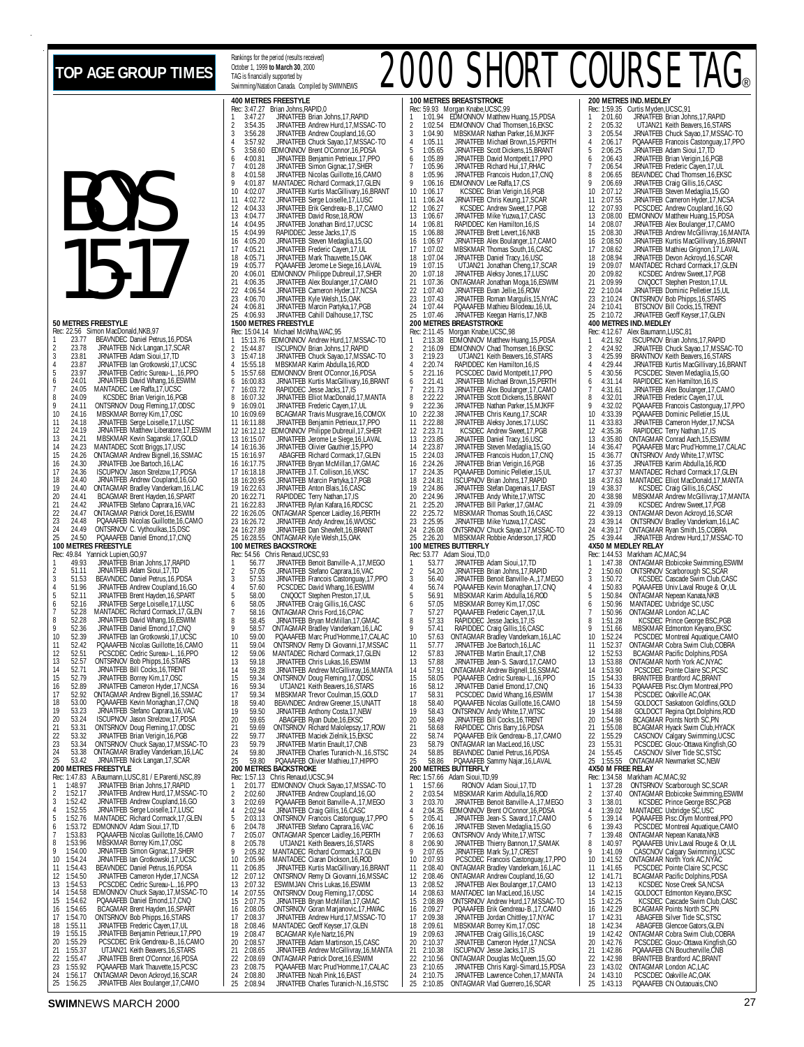# TOP AGE GROUP TIMES

Rankings for the period (results received) October 1, 1999 **to March 30**, 2000
TAG is financially supported by Swimming/Natation Canada. Compiled by SWIMNEWS

# 2000 SHORT COURSE TAG®

## BOYS 15-17

### 50 METRES FREESTYLE
Rec: 22.56 Simon MacDonald,NKB,97

1 23.77 BEAVNDEC Daniel Petrus,16,PDSA
2 23.78 JRNATFEB Nick Langan,17,SCAR
3 23.81 JRNATFEB Adam Sioui,17,TD
4 23.87 JRNATFEB Ian Grotkowski,17,UCSC
5 23.97 JRNATFEB Cedric Sureau-L.,16,PPO
6 24.01 JRNATFEB David Whang,16,ESWIM
7 24.05 MANTADEC Lee Raffa,17,UCSC
8 24.09 KCSDEC Brian Verigin,16,PGB
9 24.11 ONTSRNOV Doug Fleming,17,ODSC
10 24.16 MBSKMAR Borrey Kim,17,OSC
11 24.18 JRNATFEB Serge Loiselle,17,LUSC
12 24.19 JRNATFEB Matthew Liberatore,17,ESWIM
13 24.21 MBSKMAR Kevin Saganski,17,GOLD
14 24.23 MANTADEC Scott Briggs,17,USC
15 24.26 ONTAGMAR Andrew Bignell,16,SSMAC
16 24.30 JRNATFEB Joe Bartoch,16,LAC
17 24.36 ISCUPNOV Jason Strelzow,17,PDSA
18 24.40 JRNATFEB Andrew Coupland,16,GO
19 24.40 ONTAGMAR Bradley Vanderkam,16,LAC
20 24.41 BCAGMAR Brent Hayden,16,SPART
21 24.42 JRNATFEB Stefano Caprara,16,VAC
22 24.47 ONTAGMAR Patrick Doret,16,ESWIM
23 24.48 PQAAAFEB Nicolas Guillotte,16,CAMO
24 24.49 ONTSRNOV C. Vythoulkas,15,DSC
25 24.50 PQAAAFEB Daniel Emond,17,CNQ

### 100 METRES FREESTYLE
Rec: 49.84 Yannick Lupien,GO,97

1 49.93 JRNATFEB Brian Johns,17,RAPID
2 51.11 JRNATFEB Adam Sioui,17,TD
3 51.53 BEAVNDEC Daniel Petrus,16,PDSA
4 51.96 JRNATFEB Andrew Coupland,16,GO
5 52.11 JRNATFEB Brent Hayden,16,SPART
6 52.16 JRNATFEB Serge Loiselle,17,LUSC
7 52.28 MANTADEC Richard Cormack,17,GLEN
8 52.28 JRNATFEB David Whang,16,ESWIM
9 52.36 JRNATFEB Daniel Emond,17,CNQ
10 52.39 JRNATFEB Ian Grotkowski,17,UCSC
11 52.42 PQAAAFEB Nicolas Guillotte,16,CAMO
12 52.51 PCSCDEC Cedric Sureau-L.,16,PPO
13 52.57 ONTSRNOV Bob Phipps,16,STARS
14 52.71 JRNATFEB Bill Cocks,16,TRENT
15 52.79 JRNATFEB Borrey Kim,17,OSC
16 52.89 JRNATFEB Cameron Hyder,17,NCSA
17 52.92 ONTAGMAR Andrew Bignell,16,SSMAC
18 53.00 PQAAAFEB Kevin Monaghan,17,CNQ
19 53.23 JRNATFEB Stefano Caprara,16,VAC
20 53.24 ISCUPNOV Jason Strelzow,17,PDSA
21 53.31 ONTSRNOV Doug Fleming,17,ODSC
22 53.32 JRNATFEB Brian Verigin,16,PGB
23 53.34 ONTSRNOV Chuck Sayao,17,MSSAC-TO
24 53.38 ONTAGMAR Bradley Vanderkam,16,LAC
25 53.42 JRNATFEB Nick Langan,17,SCAR

### 200 METRES FREESTYLE
Rec: 1:47.83 A.Baumann,LUSC,81 / E.Parenti,NSC,89

1 1:48.97 JRNATFEB Brian Johns,17,RAPID
2 1:52.17 JRNATFEB Andrew Hurd,17,MSSAC-TO
3 1:52.42 JRNATFEB Andrew Coupland,16,GO
4 1:52.55 JRNATFEB Serge Loiselle,17,LUSC
5 1:52.76 MANTADEC Richard Cormack,17,GLEN
6 1:53.72 EDMONNOV Adam Sioui,17,TD
7 1:53.83 PQAAAFEB Nicolas Guillotte,16,CAMO
8 1:53.96 MBSKMAR Borrey Kim,17,OSC
9 1:54.00 JRNATFEB Simon Gignac,17,SHER
10 1:54.24 JRNATFEB Ian Grotkowski,17,UCSC
11 1:54.43 BEAVNDEC Daniel Petrus,16,PDSA
12 1:54.50 JRNATFEB Cameron Hyder,17,NCSA
13 1:54.53 PCSCDEC Cedric Sureau-L.,16,PPO
14 1:54.58 EDMONNOV Chuck Sayao,17,MSSAC-TO
15 1:54.62 PQAAAFEB Daniel Emond,17,CNQ
16 1:54.65 BCAGMAR Brent Hayden,16,SPART
17 1:54.70 ONTSRNOV Bob Phipps,16,STARS
18 1:55.11 JRNATFEB Frederic Cayen,17,UL
19 1:55.15 JRNATFEB Benjamin Petrieux,17,PPO
20 1:55.29 PCSCDEC Erik Gendreau-B.,16,CAMO
21 1:55.37 UTJAN21 Keith Beavers,16,STARS
22 1:55.47 JRNATFEB Brent O'Connor,16,PDSA
23 1:55.92 PQAAAFEB Mark Thauvette,15,OAK
24 1:56.17 ONTAGMAR Devon Ackroyd,16,SCAR
25 1:56.25 JRNATFEB Alex Boulanger,17,CAMO

### 400 METRES FREESTYLE
Rec: 3:47.27 Brian Johns,RAPID,0

1 3:47.27 JRNATFEB Brian Johns,17,RAPID
2 3:54.35 JRNATFEB Andrew Hurd,17,MSSAC-TO
3 3:56.28 JRNATFEB Andrew Coupland,16,GO
4 3:57.92 JRNATFEB Chuck Sayao,17,MSSAC-TO
5 3:58.60 EDMONNOV Brent O'Connor,16,PDSA
6 4:00.81 JRNATFEB Benjamin Petrieux,17,PPO
7 4:01.28 JRNATFEB Simon Gignac,17,SHER
8 4:01.58 JRNATFEB Nicolas Guillotte,16,CAMO
9 4:01.87 MANTADEC Richard Cormack,17,GLEN
10 4:02.07 JRNATFEB Kurtis MacGillivary,16,BRANT
11 4:02.72 JRNATFEB Serge Loiselle,17,LUSC
12 4:04.33 JRNATFEB Erik Gendreau-B.,17,CAMO
13 4:04.77 JRNATFEB David Rose,18,ROW
14 4:04.95 JRNATFEB Jonathan Bird,17,UCSC
15 4:04.99 RAPIDDEC Jesse Jacks,17,IS
16 4:05.20 JRNATFEB Steven Medaglia,15,GO
17 4:05.21 JRNATFEB Frederic Cayen,17,UL
18 4:05.71 JRNATFEB Mark Thauvette,15,OAK
19 4:05.77 PQAAAFEB Jerome Le Siege,16,LAVAL
20 4:06.01 EDMONNOV Philippe Dubreuil,17,SHER
21 4:06.35 JRNATFEB Alex Boulanger,17,CAMO
22 4:06.54 JRNATFEB Cameron Hyder,17,NCSA
23 4:06.70 JRNATFEB Kyle Welsh,15,OAK
24 4:06.81 JRNATFEB Marcin Partyka,17,PGB
25 4:06.93 JRNATFEB Cahill Dalhouse,17,TSC

### 1500 METRES FREESTYLE
Rec: 15:04.14 Michael McWha,WAC,95

1 15:13.76 EDMONNOV Andrew Hurd,17,MSSAC-TO
2 15:44.87 ISCUPNOV Brian Johns,17,RAPID
3 15:47.18 JRNATFEB Chuck Sayao,17,MSSAC-TO
4 15:55.18 MBSKMAR Karim Abdulla,16,ROD
5 15:57.68 EDMONNOV Brent O'Connor,16,PDSA
6 16:00.83 JRNATFEB Kurtis MacGillivary,16,BRANT
7 16:03.72 RAPIDDEC Jesse Jacks,17,IS
8 16:07.32 JRNATFEB Elliot MacDonald,17,MANTA
9 16:09.01 JRNATFEB Frederic Cayen,17,UL
10 16:09.69 BCAGMAR Travis Musgrave,16,COMOX
11 16:11.88 JRNATFEB Benjamin Petrieux,17,PPO
12 16:12.12 EDMONNOV Philippe Dubreuil,17,SHER
13 16:15.07 JRNATFEB Jerome Le Siege,16,LAVAL
14 16:16.36 JRNATFEB Olivier Gauthier,15,PPO
15 16:16.97 ABAGFEB Richard Cormack,17,GLEN
16 16:17.75 JRNATFEB Bryan McMillan,17,GMAC
17 16:18.18 JRNATFEB J.T. Collison,16,VKSC
18 16:20.95 JRNATFEB Marcin Partyka,17,PGB
19 16:22.63 JRNATFEB Anton Blais,16,CASC
20 16:22.71 RAPIDDEC Terry Nathan,17,IS
21 16:22.83 JRNATFEB Rylan Kafara,16,RDCSC
22 16:26.05 ONTAGMAR Spencer Laidley,16,PERTH
23 16:26.72 JRNATFEB Andy Andrew,16,WVOSC
24 16:27.89 JRNATFEB Dan Shewfelt,16,BRANT
25 16:28.55 ONTAGMAR Kyle Welsh,15,OAK

### 100 METRES BACKSTROKE
Rec: 54.56 Chris Renaud,UCSC,93

1 56.77 JRNATFEB Benoit Banville-A.,17,MEGO
2 57.05 JRNATFEB Stefano Caprara,16,VAC
3 57.53 JRNATFEB Francois Castonguay,17,PPO
4 57.60 PCSCDEC David Whang,16,ESWIM
5 58.00 CNQOCT Stephen Preston,17,UL
6 58.05 JRNATFEB Craig Gillis,16,CASC
7 58.16 ONTAGMAR Chris Ford,16,CPAC
8 58.45 JRNATFEB Bryan McMillan,17,GMAC
9 58.57 ONTAGMAR Bradley Vanderkam,16,LAC
10 59.00 PQAAAFEB Marc Prud'Homme,17,CALAC
11 59.04 ONTSRNOV Remy Di Giovanni,17,MSSAC
12 59.06 MANTADEC Richard Cormack,17,GLEN
13 59.18 JRNATFEB Chris Lukas,16,ESWIM
14 59.28 JRNATFEB Andrew McGillivray,16,MANTA
15 59.34 ONTSRNOV Doug Fleming,17,ODSC
16 59.34 UTJAN21 Keith Beavers,16,STARS
17 59.34 MBSKMAR Trevor Coulman,15,GOLD
18 59.40 BEAVNDEC Andrew Greener,15,UNATT
19 59.50 JRNATFEB Anthony Costa,17,NEW
20 59.65 ABAGFEB Ryan Dube,16,EKSC
21 59.69 ONTSRNOV Richard Malolepszy,17,ROW
22 59.77 JRNATFEB Maciek Zielnik,15,EKSC
23 59.79 JRNATFEB Martin Enault,17,CNB
24 59.80 JRNATFEB Charles Turanich-N.,16,STSC
25 59.80 PQAAAFEB Olivier Mathieu,17,HIPPO

### 200 METRES BACKSTROKE
Rec: 1:57.13 Chris Renaud,UCSC,94

1 2:01.77 EDMONNOV Chuck Sayao,17,MSSAC-TO
2 2:02.60 JRNATFEB Andrew Coupland,16,GO
3 2:02.69 PQAAAFEB Benoit Banville-A.,17,MEGO
4 2:02.94 JRNATFEB Craig Gillis,16,CASC
5 2:03.13 ONTSRNOV Francois Castonguay,17,PPO
6 2:04.78 JRNATFEB Stefano Caprara,16,VAC
7 2:05.07 ONTAGMAR Spencer Laidley,16,PERTH
8 2:05.78 UTJAN21 Keith Beavers,16,STARS
9 2:05.82 MANTADEC Richard Cormack,17,GLEN
10 2:05.96 MANTADEC Ciaran Dickson,16,ROD
11 2:06.85 JRNATFEB Kurtis MacGillivary,16,BRANT
12 2:07.12 ONTSRNOV Remy Di Giovanni,16,MSSAC
13 2:07.32 ESWIMJAN Chris Lukas,16,ESWIM
14 2:07.55 ONTSRNOV Doug Fleming,17,ODSC
15 2:07.75 JRNATFEB Bryan McMillan,17,GMAC
16 2:08.05 ONTSRNOV Goran Marjanovic,17,HWAC
17 2:08.37 JRNATFEB Andrew Hurd,17,MSSAC-TO
18 2:08.46 MANTADEC Geoff Keyser,17,GLEN
19 2:08.47 BCAGMAR Kyle Nartz,16,PN
20 2:08.57 JRNATFEB Adam Martinson,15,CASC
21 2:08.65 JRNATFEB Andrew McGillivray,16,MANTA
22 2:08.69 ONTAGMAR Patrick Doret,16,ESWIM
23 2:08.75 PQAAAFEB Marc Prud'Homme,17,CALAC
24 2:08.80 JRNATFEB Noah Pink,16,EAST
25 2:08.94 JRNATFEB Charles Turanich-N.,16,STSC

### 100 METRES BREASTSTROKE
Rec: 59.93 Morgan Knabe,UCSC,99

1 1:01.94 EDMONNOV Matthew Huang,15,PDSA
2 1:02.54 EDMONNOV Chad Thomsen,16,EKSC
3 1:04.90 MBSKMAR Nathan Parker,16,MJKFF
4 1:05.11 JRNATFEB Michael Brown,15,PERTH
5 1:05.65 JRNATFEB Scott Dickens,15,BRANT
6 1:05.89 JRNATFEB David Montpetit,17,PPO
7 1:05.96 JRNATFEB Richard Hui,17,RHAC
8 1:05.96 JRNATFEB Francois Hudon,17,CNQ
9 1:06.16 EDMONNOV Lee Raffa,17,CS
10 1:06.17 KCSDEC Brian Verigin,16,PGB
11 1:06.24 JRNATFEB Chris Keung,17,SCAR
12 1:06.27 KCSDEC Andrew Sweet,17,PGB
13 1:06.67 JRNATFEB Mike Yuzwa,17,CASC
14 1:06.81 RAPIDDEC Ken Hamilton,16,IS
15 1:06.88 JRNATFEB Brett Levert,16,NKB
16 1:06.97 JRNATFEB Alex Boulanger,17,CAMO
17 1:07.02 MBSKMAR Thomas South,16,CASC
18 1:07.04 JRNATFEB Daniel Tracy,16,USC
19 1:07.15 UTJAN21 Jonathan Cheng,17,SCAR
20 1:07.18 JRNATFEB Aleksy Jones,17,LUSC
21 1:07.36 ONTAGMAR Jonathan Moga,16,ESWIM
22 1:07.40 JRNATFEB Evan Jellie,16,ROW
23 1:07.43 JRNATFEB Roman Margulis,15,NYAC
24 1:07.44 PQAAAFEB Mathieu Bilodeau,16,UL
25 1:07.46 JRNATFEB Keegan Harris,17,NKB

### 200 METRES BREASTSTROKE
Rec: 2:11.45 Morgan Knabe,UCSC,98

1 2:13.38 EDMONNOV Matthew Huang,15,PDSA
2 2:16.09 EDMONNOV Chad Thomsen,16,EKSC
3 2:19.23 UTJAN21 Keith Beavers,16,STARS
4 2:20.74 RAPIDDEC Ken Hamilton,16,IS
5 2:21.16 PCSCDEC David Montpetit,17,PPO
6 2:21.41 JRNATFEB Michael Brown,15,PERTH
7 2:21.73 JRNATFEB Alex Boulanger,17,CAMO
8 2:22.22 JRNATFEB Scott Dickens,15,BRANT
9 2:22.36 JRNATFEB Nathan Parker,15,MJKFF
10 2:22.38 JRNATFEB Chris Keung,17,SCAR
11 2:22.88 JRNATFEB Aleksy Jones,17,LUSC
12 2:23.71 KCSDEC Andrew Sweet,17,PGB
13 2:23.85 JRNATFEB Daniel Tracy,16,USC
14 2:23.87 JRNATFEB Steven Medaglia,15,GO
15 2:24.03 JRNATFEB Francois Hudon,17,CNQ
16 2:24.26 JRNATFEB Brian Verigin,16,PGB
17 2:24.35 PQAAAFEB Dominic Pelletier,15,UL
18 2:24.81 ISCUPNOV Brian Johns,17,RAPID
19 2:24.86 JRNATFEB Stefan Dagenais,17,EAST
20 2:24.96 ONTSRNOV Andy White,17,WTSC
21 2:25.20 JRNATFEB Bill Parker,17,GMAC
22 2:25.72 MBSKMAR Thomas South,16,CASC
23 2:25.95 JRNATFEB Mike Yuzwa,17,CASC
24 2:26.08 ONTSRNOV Chuck Sayao,17,MSSAC-TO
25 2:26.20 MBSKMAR Robbie Anderson,17,ROD

### 100 METRES BUTTERFLY
Rec: 53.77 Adam Sioui,TD,0

1 53.77 JRNATFEB Adam Sioui,17,TD
2 54.20 JRNATFEB Brian Johns,17,RAPID
3 56.40 JRNATFEB Benoit Banville-A.,17,MEGO
4 56.74 PQAAAFEB Kevin Monaghan,17,CNQ
5 56.91 MBSKMAR Karim Abdulla,16,ROD
6 57.05 MBSKMAR Borrey Kim,17,OSC
7 57.27 PQAAAFEB Frederic Cayen,17,UL
8 57.33 RAPIDDEC Jesse Jacks,17,IS
9 57.41 RAPIDDEC Craig Gillis,16,CASC
10 57.63 ONTAGMAR Bradley Vanderkam,16,LAC
11 57.77 JRNATFEB Joe Bartoch,16,LAC
12 57.83 JRNATFEB Martin Enault,17,CNB
13 57.88 JRNATFEB Jean-S. Savard,17,CAMO
14 57.91 ONTAGMAR Andrew Bignell,16,SSMAC
15 58.05 PQAAAFEB Cedric Sureau-L.,16,PPO
16 58.12 JRNATFEB Daniel Emond,17,CNQ
17 58.31 PCSCDEC David Whang,16,ESWIM
18 58.40 PQAAAFEB Nicolas Guillotte,16,CAMO
19 58.43 ONTSRNOV Andy White,17,WTSC
20 58.49 JRNATFEB Bill Cocks,16,TRENT
21 58.68 RAPIDDEC Chris Barry,16,PDSA
22 58.74 PQAAAFEB Erik Gendreau-B.,17,CAMO
23 58.79 ONTAGMAR Ian MacLeod,16,USC
24 58.85 BEAVNDEC Daniel Petrus,16,PDSA
25 58.86 PQAAAFEB Sammy Najar,16,LAVAL

### 200 METRES BUTTERFLY
Rec: 1:57.66 Adam Sioui,TD,99

1 1:57.66 RIONOV Adam Sioui,17,TD
2 2:03.54 MBSKMAR Karim Abdulla,16,ROD
3 2:03.70 JRNATFEB Benoit Banville-A.,17,MEGO
4 2:04.35 EDMONNOV Brent O'Connor,16,PDSA
5 2:05.41 JRNATFEB Jean-S. Savard,17,CAMO
6 2:06.16 JRNATFEB Steven Medaglia,15,GO
7 2:06.63 ONTSRNOV Andy White,17,WTSC
8 2:06.90 JRNATFEB Thierry Bannon,17,SAMAK
9 2:07.65 JRNATFEB Mark Sy,17,CREST
10 2:07.93 PCSCDEC Francois Castonguay,17,PPO
11 2:08.40 ONTAGMAR Bradley Vanderkam,16,LAC
12 2:08.46 ONTAGMAR Andrew Coupland,16,GO
13 2:08.52 JRNATFEB Alex Boulanger,17,CAMO
14 2:08.63 MANTADEC Ian MacLeod,16,USC
15 2:08.89 ONTSRNOV Andrew Hurd,17,MSSAC-TO
16 2:09.27 PQAAAFEB Erik Gendreau-B.,17,CAMO
17 2:09.38 JRNATFEB Jordan Chittley,17,NYAC
18 2:09.61 MBSKMAR Borrey Kim,17,OSC
19 2:09.63 JRNATFEB Craig Gillis,16,CASC
20 2:10.37 JRNATFEB Cameron Hyder,17,NCSA
21 2:10.38 ISCUPNOV Jesse Jacks,17,IS
22 2:10.56 ONTAGMAR Douglas McQueen,15,GO
23 2:10.65 JRNATFEB Chris Kargl-Simard,15,PDSA
24 2:10.75 JRNATFEB Lawrence Cohen,17,MANTA
25 2:10.85 ONTAGMAR Vlad Guerrero,16,SCAR

### 200 METRES IND. MEDLEY
Rec: 1:59.35 Curtis Myden,UCSC,91

1 2:01.60 JRNATFEB Brian Johns,17,RAPID
2 2:05.32 UTJAN21 Keith Beavers,16,STARS
3 2:05.54 JRNATFEB Chuck Sayao,17,MSSAC-TO
4 2:06.17 PQAAAFEB Francois Castonguay,17,PPO
5 2:06.25 JRNATFEB Adam Sioui,17,TD
6 2:06.43 JRNATFEB Brian Verigin,16,PGB
7 2:06.54 JRNATFEB Frederic Cayen,17,UL
8 2:06.65 BEAVNDEC Chad Thomsen,16,EKSC
9 2:06.69 JRNATFEB Craig Gillis,16,CASC
10 2:07.12 JRNATFEB Steven Medaglia,15,GO
11 2:07.55 JRNATFEB Cameron Hyder,17,NCSA
12 2:07.93 PCSCDEC Andrew Coupland,16,GO
13 2:08.00 EDMONNOV Matthew Huang,15,PDSA
14 2:08.07 JRNATFEB Alex Boulanger,17,CAMO
15 2:08.30 JRNATFEB Andrew McGillivray,16,MANTA
16 2:08.50 JRNATFEB Kurtis MacGillivary,16,BRANT
17 2:08.62 JRNATFEB Mathieu Grignon,17,LAVAL
18 2:08.94 JRNATFEB Devon Ackroyd,16,SCAR
19 2:09.07 MANTADEC Richard Cormack,17,GLEN
20 2:09.82 KCSDEC Andrew Sweet,17,PGB
21 2:09.99 CNQOCT Stephen Preston,17,UL
22 2:10.04 JRNATFEB Dominic Pelletier,15,UL
23 2:10.24 ONTSRNOV Bob Phipps,16,STARS
24 2:10.41 BTSCNOV Bill Cocks,15,TRENT
25 2:10.72 JRNATFEB Geoff Keyser,17,GLEN

### 400 METRES IND. MEDLEY
Rec: 4:12.67 Alex Baumann,LUSC,81

1 4:21.92 ISCUPNOV Brian Johns,17,RAPID
2 4:24.92 JRNATFEB Chuck Sayao,17,MSSAC-TO
3 4:25.99 BRANTNOV Keith Beavers,16,STARS
4 4:29.44 JRNATFEB Kurtis MacGillivary,16,BRANT
5 4:30.56 PCSCDEC Steven Medaglia,15,GO
6 4:31.14 RAPIDDEC Ken Hamilton,16,IS
7 4:31.61 JRNATFEB Alex Boulanger,17,CAMO
8 4:32.01 JRNATFEB Frederic Cayen,17,UL
9 4:32.02 PQAAAFEB Francois Castonguay,17,PPO
10 4:33.39 PQAAAFEB Dominic Pelletier,15,UL
11 4:33.83 JRNATFEB Cameron Hyder,17,NCSA
12 4:35.36 RAPIDDEC Terry Nathan,17,IS
13 4:35.80 ONTAGMAR Conrad Aach,15,ESWIM
14 4:36.47 PQAAAFEB Marc Prud'Homme,17,CALAC
15 4:36.77 ONTSRNOV Andy White,17,WTSC
16 4:37.35 JRNATFEB Karim Abdulla,16,ROD
17 4:37.37 MANTADEC Richard Cormack,17,GLEN
18 4:37.63 MANTADEC Elliot MacDonald,17,MANTA
19 4:38.37 KCSDEC Craig Gillis,16,CASC
20 4:38.98 MBSKMAR Andrew McGillivray,17,MANTA
21 4:39.09 KCSDEC Andrew Sweet,17,PGB
22 4:39.13 ONTAGMAR Devon Ackroyd,16,SCAR
23 4:39.14 ONTSRNOV Bradley Vanderkam,16,LAC
24 4:39.17 ONTAGMAR Ryan Smith,15,COBRA
25 4:39.44 JRNATFEB Andrew Hurd,17,MSSAC-TO

### 4X50 M MEDLEY RELAY
Rec: 1:44.53 Markham AC,MAC,94

1 1:47.38 ONTAGMAR Etobicoke Swimming,ESWIM
2 1:50.60 ONTSRNOV Scarborough SC,SCAR
3 1:50.72 KCSDEC Cascade Swim Club,CASC
4 1:50.83 PQAAAFEB Univ.Laval Rouge & Or,UL
5 1:50.84 ONTAGMAR Nepean Kanata,NKB
6 1:50.96 MANTADEC Uxbridge SC,USC
7 1:50.96 ONTAGMAR London AC,LAC
8 1:51.28 KCSDEC Prince George BSC,PGB
9 1:51.66 MBSKMAR Edmonton Keyano,EKSC
10 1:52.24 PCSCDEC Montreal Aquatique,CAMO
11 1:52.37 ONTAGMAR Cobra Swim Club,COBRA
12 1:52.53 BCAGMAR Pacific Dolphins,PDSA
13 1:53.88 ONTAGMAR North York AC,NYAC
14 1:53.90 PCSCDEC Pointe Claire SC,PCSC
15 1:54.33 BRANTNOV Brantford AC,BRANT
16 1:54.33 PQAAAFEB Pisc.Olym Montreal,PPO
17 1:54.38 PCSCDEC Oakville AC,OAK
18 1:54.59 GOLDOCT Saskatoon Goldfins,GOLD
19 1:54.88 GOLDOCT Regina Opt.Dolphins,ROD
20 1:54.98 BCAGMAR Points North SC,PN
21 1:55.08 BCAGMAR Hyack Swim Club,HYACK
22 1:55.29 CASCNOV Calgary Swimming,UCSC
23 1:55.31 PCSCDEC Glouc-Ottawa Kingfish,GO
24 1:55.45 CASCNOV Silver Tide SC,STSC
25 1:55.55 ONTAGMAR Newmarket SC,NEW

### 4X50 M FREE RELAY
Rec: 1:34.58 Markham AC,MAC,92

1 1:37.28 ONTSRNOV Scarborough SC,SCAR
2 1:37.40 ONTAGMAR Etobicoke Swimming,ESWIM
3 1:38.01 KCSDEC Prince George BSC,PGB
4 1:39.02 MANTADEC Uxbridge SC,USC
5 1:39.14 PQAAAFEB Pisc.Olym Montreal,PPO
6 1:39.43 PCSCDEC Montreal Aquatique,CAMO
7 1:39.48 ONTAGMAR Nepean Kanata,NKB
8 1:40.97 PQAAAFEB Univ.Laval Rouge & Or,UL
9 1:41.09 CASCNOV Calgary Swimming,UCSC
10 1:41.52 ONTAGMAR North York AC,NYAC
11 1:41.65 PCSCDEC Pointe Claire SC,PCSC
12 1:41.71 BCAGMAR Pacific Dolphins,PDSA
13 1:42.13 KCSDEC Nose Creek SA,NCSA
14 1:42.15 GOLDOCT Edmonton Keyano,EKSC
15 1:42.25 KCSDEC Cascade Swim Club,CASC
16 1:42.29 BCAGMAR Points North SC,PN
17 1:42.31 ABAGFEB Silver Tide SC,STSC
18 1:42.34 ABAGFEB Glencoe Gators,GLEN
19 1:42.42 ONTAGMAR Cobra Swim Club,COBRA
20 1:42.76 PCSCDEC Glouc-Ottawa Kingfish,GO
21 1:42.86 PQAAAFEB CN Boucherville,CNB
22 1:42.98 BRANTNOV Brantford AC,BRANT
23 1:43.02 ONTAGMAR London AC,LAC
24 1:43.10 PCSCDEC Oakville AC,OAK
25 1:43.13 PQAAAFEB CN Outaouais,CNO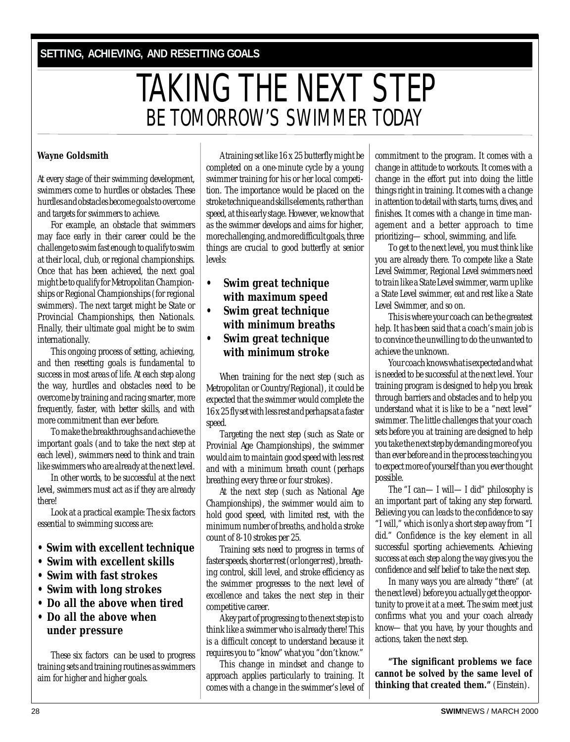SETTING, ACHIEVING, AND RESETTING GOALS

# TAKING THE NEXT STEP

## BE TOMORROW'S SWIMMER TODAY

**Wayne Goldsmith**

At every stage of their swimming development, swimmers come to hurdles or obstacles. These hurdles and obstacles become goals to overcome and targets for swimmers to achieve.

For example, an obstacle that swimmers may face early in their career could be the challenge to swim fast enough to qualify to swim at their local, club, or regional championships. Once that has been achieved, the next goal might be to qualify for Metropolitan Championships or Regional Championships (for regional swimmers). The next target might be State or Provincial Championships, then Nationals. Finally, their ultimate goal might be to swim internationally.

This ongoing process of setting, achieving, and then resetting goals is fundamental to success in most areas of life. At each step along the way, hurdles and obstacles need to be overcome by training and racing smarter, more frequently, faster, with better skills, and with more commitment than ever before.

To make the breakthroughs and achieve the important goals (and to take the next step at each level), swimmers need to think and train like swimmers who are already at the next level.

In other words, to be successful at the next level, swimmers must act as if they are already there!

Look at a practical example: The six factors essential to swimming success are:

- **Swim with excellent technique**
- **Swim with excellent skills**
- **Swim with fast strokes**
- **Swim with long strokes**
- **Do all the above when tired**
- **Do all the above when under pressure**

These six factors can be used to progress training sets and training routines as swimmers aim for higher and higher goals.

A training set like 16 x 25 butterfly might be completed on a one-minute cycle by a young swimmer training for his or her local competition. The importance would be placed on the stroke technique and skills elements, rather than speed, at this early stage. However, we know that as the swimmer develops and aims for higher, more challenging, and more difficult goals, three things are crucial to good butterfly at senior levels:

- **Swim great technique with maximum speed**
- **Swim great technique with minimum breaths**
- **Swim great technique with minimum stroke**

When training for the next step (such as Metropolitan or Country/Regional), it could be expected that the swimmer would complete the 16 x 25 fly set with less rest and perhaps at a faster speed.

Targeting the next step (such as State or Provinial Age Championships), the swimmer would aim to maintain good speed with less rest and with a minimum breath count (perhaps breathing every three or four strokes).

At the next step (such as National Age Championships), the swimmer would aim to hold good speed, with limited rest, with the minimum number of breaths, and hold a stroke count of 8-10 strokes per 25.

Training sets need to progress in terms of faster speeds, shorter rest (or longer rest), breathing control, skill level, and stroke efficiency as the swimmer progresses to the next level of excellence and takes the next step in their competitive career.

A key part of progressing to the next step is to think like a swimmer who is already there! This is a difficult concept to understand because it requires you to "know" what you "don't know."

This change in mindset and change to approach applies particularly to training. It comes with a change in the swimmer's level of commitment to the program. It comes with a change in attitude to workouts. It comes with a change in the effort put into doing the little things right in training. It comes with a change in attention to detail with starts, turns, dives, and finishes. It comes with a change in time management and a better approach to time prioritizing— school, swimming, and life.

To get to the next level, you must think like you are already there. To compete like a State Level Swimmer, Regional Level swimmers need to train like a State Level swimmer, warm up like a State Level swimmer, eat and rest like a State Level Swimmer, and so on.

This is where your coach can be the greatest help. It has been said that a coach's main job is to convince the unwilling to do the unwanted to achieve the unknown.

Your coach knows what is expected and what is needed to be successful at the next level. Your training program is designed to help you break through barriers and obstacles and to help you understand what it is like to be a "next level" swimmer. The little challenges that your coach sets before you at training are designed to help you take the next step by demanding more of you than ever before and in the process teaching you to expect more of yourself than you ever thought possible.

The "I can— I will— I did" philosophy is an important part of taking any step forward. Believing you can leads to the confidence to say "I will," which is only a short step away from "I did." Confidence is the key element in all successful sporting achievements. Achieving success at each step along the way gives you the confidence and self belief to take the next step.

In many ways you are already "there" (at the next level) before you actually get the opportunity to prove it at a meet. The swim meet just confirms what you and your coach already know— that you have, by your thoughts and actions, taken the next step.

**"The significant problems we face cannot be solved by the same level of thinking that created them."** (Einstein).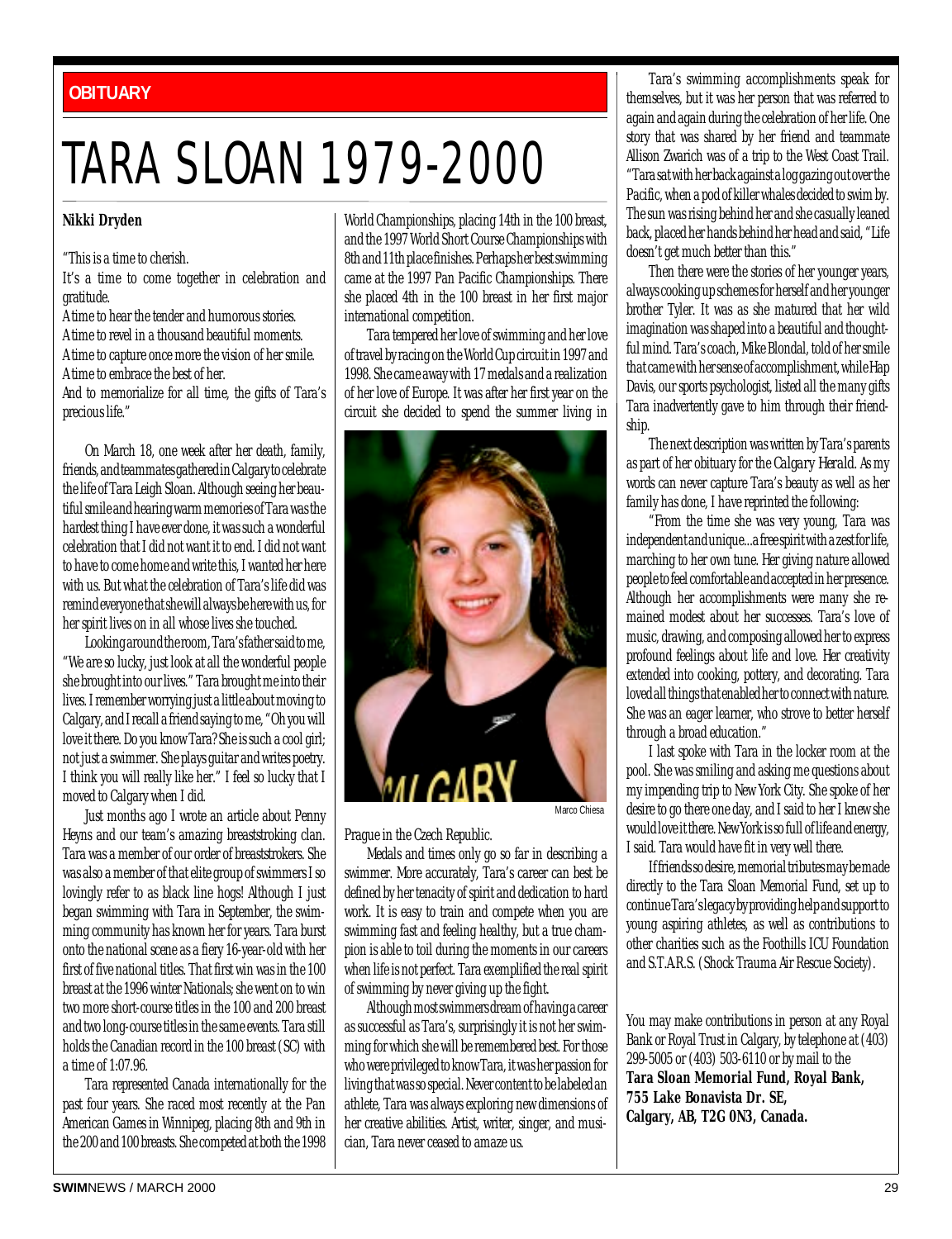OBITUARY

# TARA SLOAN 1979-2000

**Nikki Dryden**

"This is a time to cherish.
It's a time to come together in celebration and gratitude.
A time to hear the tender and humorous stories.
A time to revel in a thousand beautiful moments.
A time to capture once more the vision of her smile.
A time to embrace the best of her.
And to memorialize for all time, the gifts of Tara's precious life."

On March 18, one week after her death, family, friends, and teammates gathered in Calgary to celebrate the life of Tara Leigh Sloan. Although seeing her beautiful smile and hearing warm memories of Tara was the hardest thing I have ever done, it was such a wonderful celebration that I did not want it to end. I did not want to have to come home and write this, I wanted her here with us. But what the celebration of Tara's life did was remind everyone that she will always be here with us, for her spirit lives on in all whose lives she touched.

Looking around the room, Tara's father said to me, "We are so lucky, just look at all the wonderful people she brought into our lives." Tara brought me into their lives. I remember worrying just a little about moving to Calgary, and I recall a friend saying to me, "Oh you will love it there. Do you know Tara? She is such a cool girl; not just a swimmer. She plays guitar and writes poetry. I think you will really like her." I feel so lucky that I moved to Calgary when I did.

Just months ago I wrote an article about Penny Heyns and our team's amazing breaststroking clan. Tara was a member of our order of breaststrokers. She was also a member of that elite group of swimmers I so lovingly refer to as black line hogs! Although I just began swimming with Tara in September, the swimming community has known her for years. Tara burst onto the national scene as a fiery 16-year-old with her first of five national titles. That first win was in the 100 breast at the 1996 winter Nationals; she went on to win two more short-course titles in the 100 and 200 breast and two long-course titles in the same events. Tara still holds the Canadian record in the 100 breast (SC) with a time of 1:07.96.

Tara represented Canada internationally for the past four years. She raced most recently at the Pan American Games in Winnipeg, placing 8th and 9th in the 200 and 100 breasts. She competed at both the 1998 World Championships, placing 14th in the 100 breast, and the 1997 World Short Course Championships with 8th and 11th place finishes. Perhaps her best swimming came at the 1997 Pan Pacific Championships. There she placed 4th in the 100 breast in her first major international competition.

Tara tempered her love of swimming and her love of travel by racing on the World Cup circuit in 1997 and 1998. She came away with 17 medals and a realization of her love of Europe. It was after her first year on the circuit she decided to spend the summer living in Prague in the Czech Republic.

Marco Chiesa

Medals and times only go so far in describing a swimmer. More accurately, Tara's career can best be defined by her tenacity of spirit and dedication to hard work. It is easy to train and compete when you are swimming fast and feeling healthy, but a true champion is able to toil during the moments in our careers when life is not perfect. Tara exemplified the real spirit of swimming by never giving up the fight.

Although most swimmers dream of having a career as successful as Tara's, surprisingly it is not her swimming for which she will be remembered best. For those who were privileged to know Tara, it was her passion for living that was so special. Never content to be labeled an athlete, Tara was always exploring new dimensions of her creative abilities. Artist, writer, singer, and musician, Tara never ceased to amaze us.

Tara's swimming accomplishments speak for themselves, but it was her person that was referred to again and again during the celebration of her life. One story that was shared by her friend and teammate Allison Zwarich was of a trip to the West Coast Trail. "Tara sat with her back against a log gazing out over the Pacific, when a pod of killer whales decided to swim by. The sun was rising behind her and she casually leaned back, placed her hands behind her head and said, "Life doesn't get much better than this."

Then there were the stories of her younger years, always cooking up schemes for herself and her younger brother Tyler. It was as she matured that her wild imagination was shaped into a beautiful and thoughtful mind. Tara's coach, Mike Blondal, told of her smile that came with her sense of accomplishment, while Hap Davis, our sports psychologist, listed all the many gifts Tara inadvertently gave to him through their friendship.

The next description was written by Tara's parents as part of her obituary for the *Calgary Herald*. As my words can never capture Tara's beauty as well as her family has done, I have reprinted the following:

"From the time she was very young, Tara was independent and unique...a free spirit with a zest for life, marching to her own tune. Her giving nature allowed people to feel comfortable and accepted in her presence. Although her accomplishments were many she remained modest about her successes. Tara's love of music, drawing, and composing allowed her to express profound feelings about life and love. Her creativity extended into cooking, pottery, and decorating. Tara loved all things that enabled her to connect with nature. She was an eager learner, who strove to better herself through a broad education."

I last spoke with Tara in the locker room at the pool. She was smiling and asking me questions about my impending trip to New York City. She spoke of her desire to go there one day, and I said to her I knew she would love it there. New York is so full of life and energy, I said. Tara would have fit in very well there.

If friends so desire, memorial tributes may be made directly to the Tara Sloan Memorial Fund, set up to continue Tara's legacy by providing help and support to young aspiring athletes, as well as contributions to other charities such as the Foothills ICU Foundation and S.T.A.R.S. (Shock Trauma Air Rescue Society).

You may make contributions in person at any Royal Bank or Royal Trust in Calgary, by telephone at (403) 299-5005 or (403) 503-6110 or by mail to the **Tara Sloan Memorial Fund, Royal Bank, 755 Lake Bonavista Dr. SE, Calgary, AB, T2G 0N3, Canada.**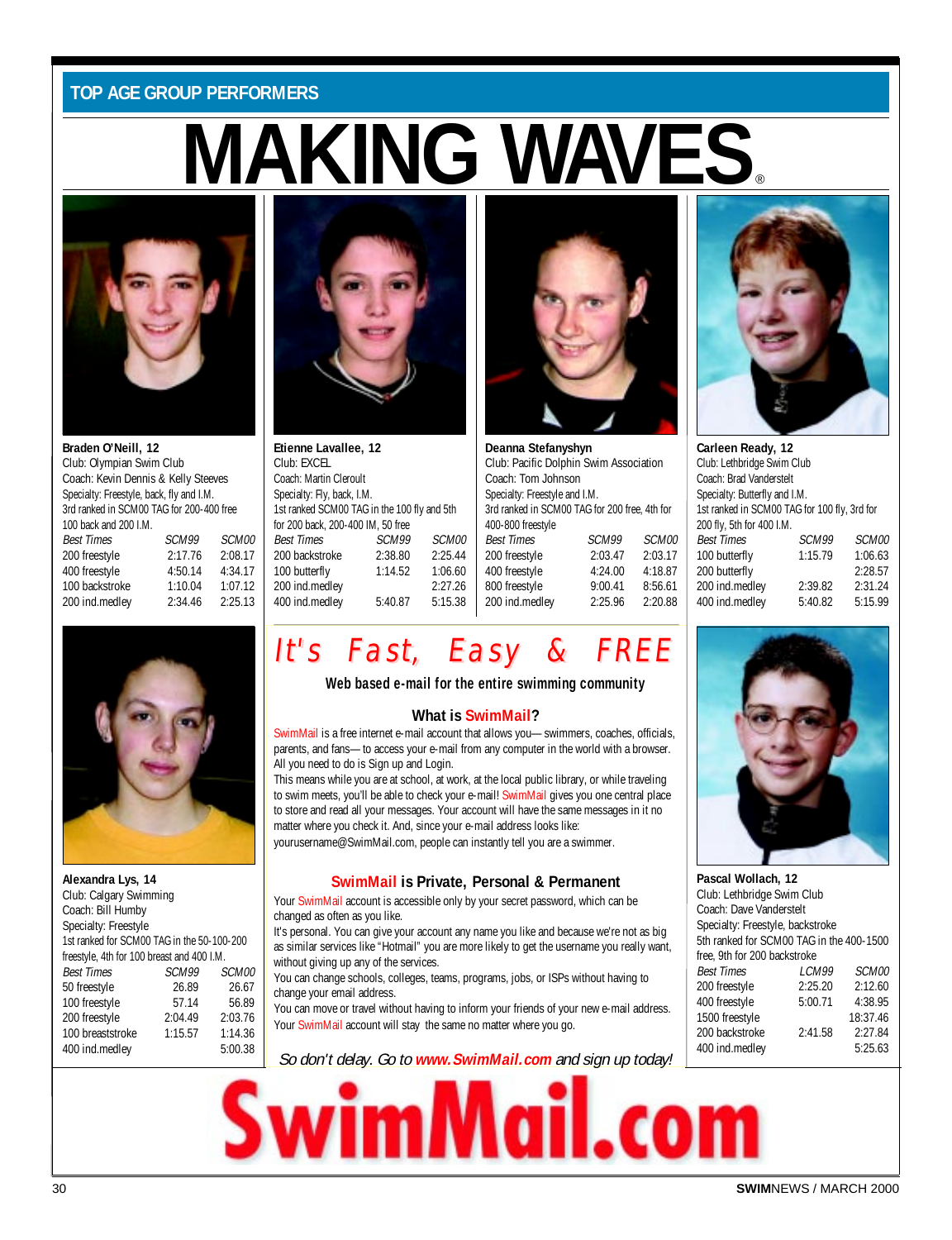TOP AGE GROUP PERFORMERS

# MAKING WAVES®

**Braden O'Neill, 12**
Club: Olympian Swim Club
Coach: Kevin Dennis & Kelly Steeves
Specialty: Freestyle, back, fly and I.M.
3rd ranked in SCM00 TAG for 200-400 free 100 back and 200 I.M.

| *Best Times* | *SCM99* | *SCM00* |
|---|---|---|
| 200 freestyle | 2:17.76 | 2:08.17 |
| 400 freestyle | 4:50.14 | 4:34.17 |
| 100 backstroke | 1:10.04 | 1:07.12 |
| 200 ind.medley | 2:34.46 | 2:25.13 |

**Etienne Lavallee, 12**
Club: EXCEL
Coach: Martin Cleroult
Specialty: Fly, back, I.M.
1st ranked SCM00 TAG in the 100 fly and 5th for 200 back, 200-400 IM, 50 free

| *Best Times* | *SCM99* | *SCM00* |
|---|---|---|
| 200 backstroke | 2:38.80 | 2:25.44 |
| 100 butterfly | 1:14.52 | 1:06.60 |
| 200 ind.medley | | 2:27.26 |
| 400 ind.medley | 5:40.87 | 5:15.38 |

**Deanna Stefanyshyn**
Club: Pacific Dolphin Swim Association
Coach: Tom Johnson
Specialty: Freestyle and I.M.
3rd ranked in SCM00 TAG for 200 free, 4th for 400-800 freestyle

| *Best Times* | *SCM99* | *SCM00* |
|---|---|---|
| 200 freestyle | 2:03.47 | 2:03.17 |
| 400 freestyle | 4:24.00 | 4:18.87 |
| 800 freestyle | 9:00.41 | 8:56.61 |
| 200 ind.medley | 2:25.96 | 2:20.88 |

**Carleen Ready, 12**
Club: Lethbridge Swim Club
Coach: Brad Vanderstelt
Specialty: Butterfly and I.M.
1st ranked in SCM00 TAG for 100 fly, 3rd for 200 fly, 5th for 400 I.M.

| *Best Times* | *SCM99* | *SCM00* |
|---|---|---|
| 100 butterfly | 1:15.79 | 1:06.63 |
| 200 butterfly | | 2:28.57 |
| 200 ind.medley | 2:39.82 | 2:31.24 |
| 400 ind.medley | 5:40.82 | 5:15.99 |

**Alexandra Lys, 14**
Club: Calgary Swimming
Coach: Bill Humby
Specialty: Freestyle
1st ranked for SCM00 TAG in the 50-100-200 freestyle, 4th for 100 breast and 400 I.M.

| *Best Times* | *SCM99* | *SCM00* |
|---|---|---|
| 50 freestyle | 26.89 | 26.67 |
| 100 freestyle | 57.14 | 56.89 |
| 200 freestyle | 2:04.49 | 2:03.76 |
| 100 breaststroke | 1:15.57 | 1:14.36 |
| 400 ind.medley | | 5:00.38 |

**Pascal Wollach, 12**
Club: Lethbridge Swim Club
Coach: Dave Vanderstelt
Specialty: Freestyle, backstroke
5th ranked for SCM00 TAG in the 400-1500 free, 9th for 200 backstroke

| *Best Times* | *LCM99* | *SCM00* |
|---|---|---|
| 200 freestyle | 2:25.20 | 2:12.60 |
| 400 freestyle | 5:00.71 | 4:38.95 |
| 1500 freestyle | | 18:37.46 |
| 200 backstroke | 2:41.58 | 2:27.84 |
| 400 ind.medley | | 5:25.63 |

## *It's Fast, Easy & FREE*

**Web based e-mail for the entire swimming community**

### What is SwimMail?

SwimMail is a free internet e-mail account that allows you— swimmers, coaches, officials, parents, and fans— to access your e-mail from any computer in the world with a browser. All you need to do is Sign up and Login.

This means while you are at school, at work, at the local public library, or while traveling to swim meets, you'll be able to check your e-mail! SwimMail gives you one central place to store and read all your messages. Your account will have the same messages in it no matter where you check it. And, since your e-mail address looks like: yourusername@SwimMail.com, people can instantly tell you are a swimmer.

### SwimMail is Private, Personal & Permanent

Your SwimMail account is accessible only by your secret password, which can be changed as often as you like.

It's personal. You can give your account any name you like and because we're not as big as similar services like "Hotmail" you are more likely to get the username you really want, without giving up any of the services.

You can change schools, colleges, teams, programs, jobs, or ISPs without having to change your email address.

You can move or travel without having to inform your friends of your new e-mail address. Your SwimMail account will stay the same no matter where you go.

*So don't delay. Go to **www.SwimMail.com** and sign up today!*

# SwimMail.com